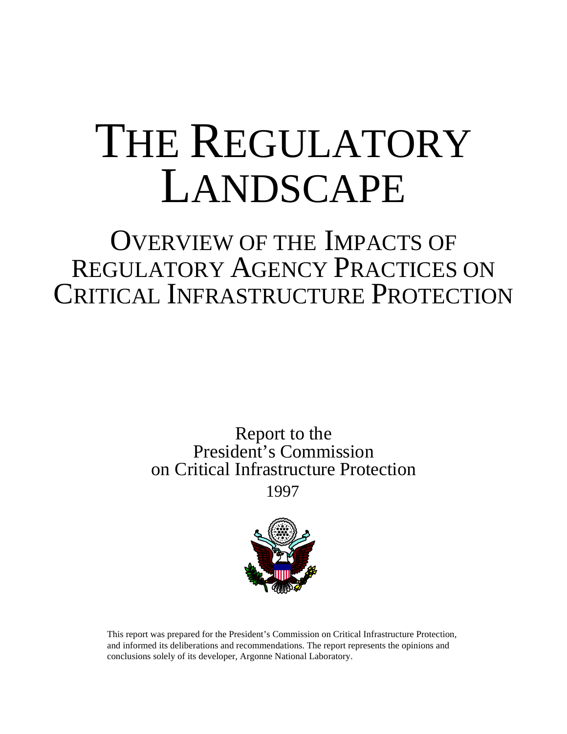# THE REGULATORY LANDSCAPE

## OVERVIEW OF THE IMPACTS OF REGULATORY AGENCY PRACTICES ON CRITICAL INFRASTRUCTURE PROTECTION

Report to the
President's Commission
on Critical Infrastructure Protection

1997

This report was prepared for the President's Commission on Critical Infrastructure Protection, and informed its deliberations and recommendations. The report represents the opinions and conclusions solely of its developer, Argonne National Laboratory.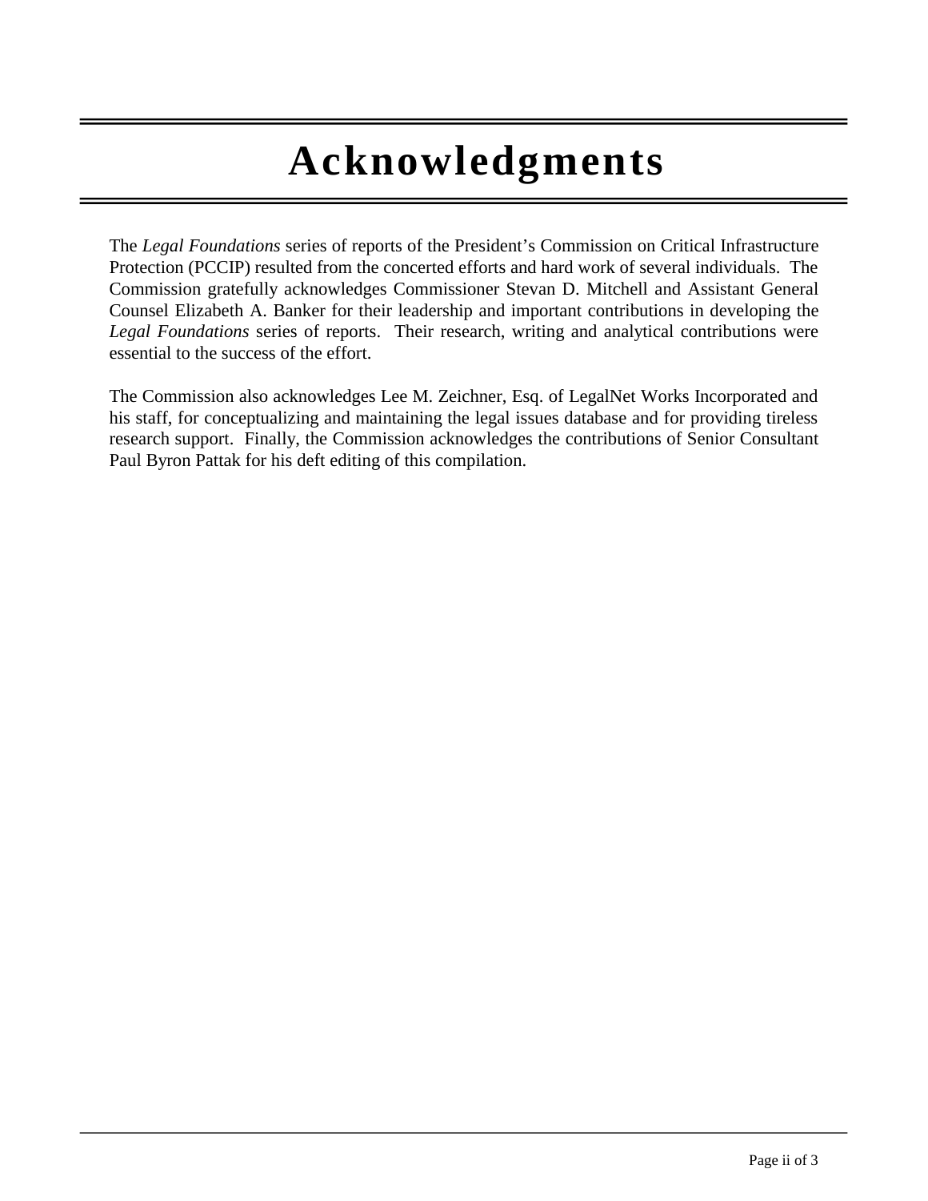# Acknowledgments

The *Legal Foundations* series of reports of the President's Commission on Critical Infrastructure Protection (PCCIP) resulted from the concerted efforts and hard work of several individuals. The Commission gratefully acknowledges Commissioner Stevan D. Mitchell and Assistant General Counsel Elizabeth A. Banker for their leadership and important contributions in developing the *Legal Foundations* series of reports. Their research, writing and analytical contributions were essential to the success of the effort.

The Commission also acknowledges Lee M. Zeichner, Esq. of LegalNet Works Incorporated and his staff, for conceptualizing and maintaining the legal issues database and for providing tireless research support. Finally, the Commission acknowledges the contributions of Senior Consultant Paul Byron Pattak for his deft editing of this compilation.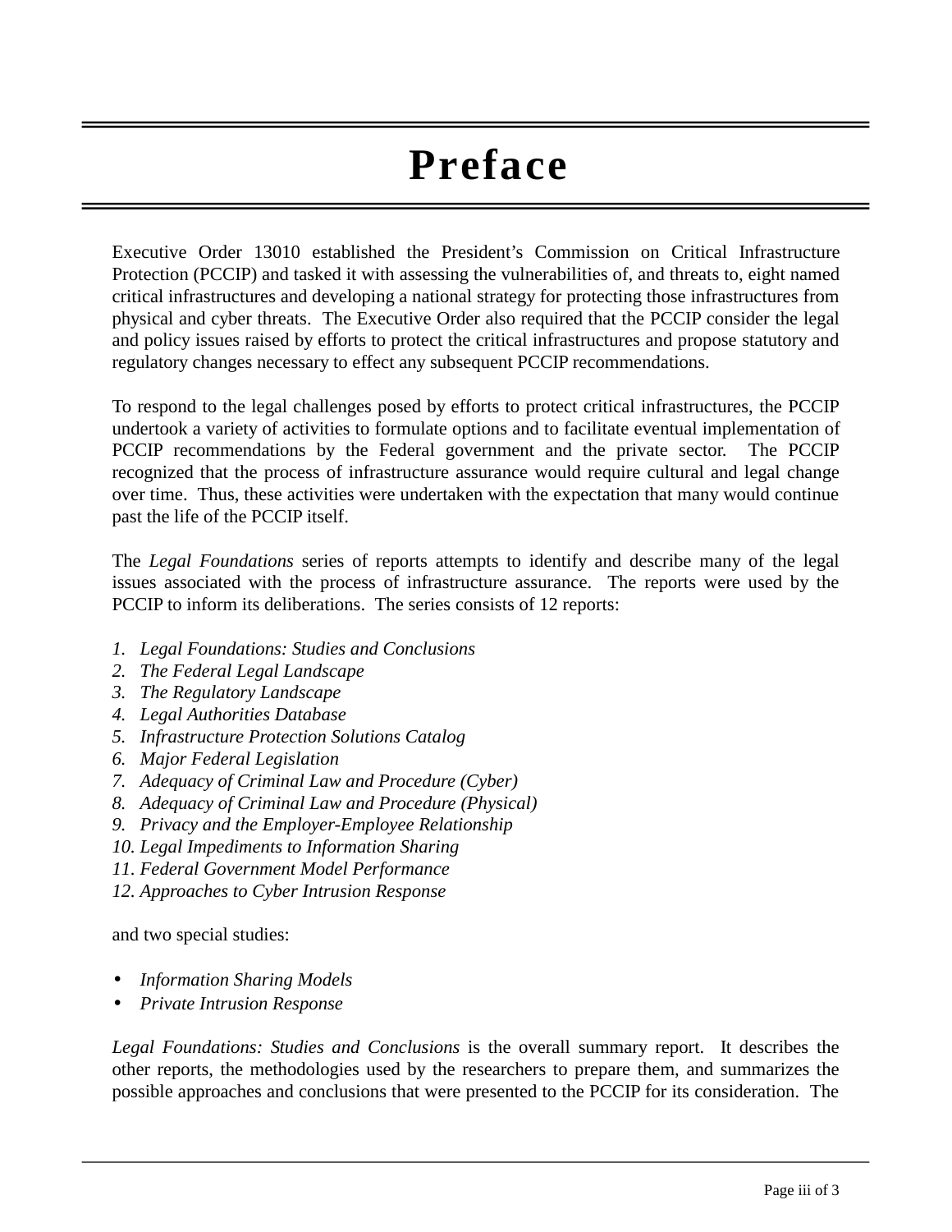# Preface

Executive Order 13010 established the President's Commission on Critical Infrastructure Protection (PCCIP) and tasked it with assessing the vulnerabilities of, and threats to, eight named critical infrastructures and developing a national strategy for protecting those infrastructures from physical and cyber threats. The Executive Order also required that the PCCIP consider the legal and policy issues raised by efforts to protect the critical infrastructures and propose statutory and regulatory changes necessary to effect any subsequent PCCIP recommendations.

To respond to the legal challenges posed by efforts to protect critical infrastructures, the PCCIP undertook a variety of activities to formulate options and to facilitate eventual implementation of PCCIP recommendations by the Federal government and the private sector. The PCCIP recognized that the process of infrastructure assurance would require cultural and legal change over time. Thus, these activities were undertaken with the expectation that many would continue past the life of the PCCIP itself.

The *Legal Foundations* series of reports attempts to identify and describe many of the legal issues associated with the process of infrastructure assurance. The reports were used by the PCCIP to inform its deliberations. The series consists of 12 reports:

1. *Legal Foundations: Studies and Conclusions*
2. *The Federal Legal Landscape*
3. *The Regulatory Landscape*
4. *Legal Authorities Database*
5. *Infrastructure Protection Solutions Catalog*
6. *Major Federal Legislation*
7. *Adequacy of Criminal Law and Procedure (Cyber)*
8. *Adequacy of Criminal Law and Procedure (Physical)*
9. *Privacy and the Employer-Employee Relationship*
10. *Legal Impediments to Information Sharing*
11. *Federal Government Model Performance*
12. *Approaches to Cyber Intrusion Response*

and two special studies:

- *Information Sharing Models*
- *Private Intrusion Response*

*Legal Foundations: Studies and Conclusions* is the overall summary report. It describes the other reports, the methodologies used by the researchers to prepare them, and summarizes the possible approaches and conclusions that were presented to the PCCIP for its consideration. The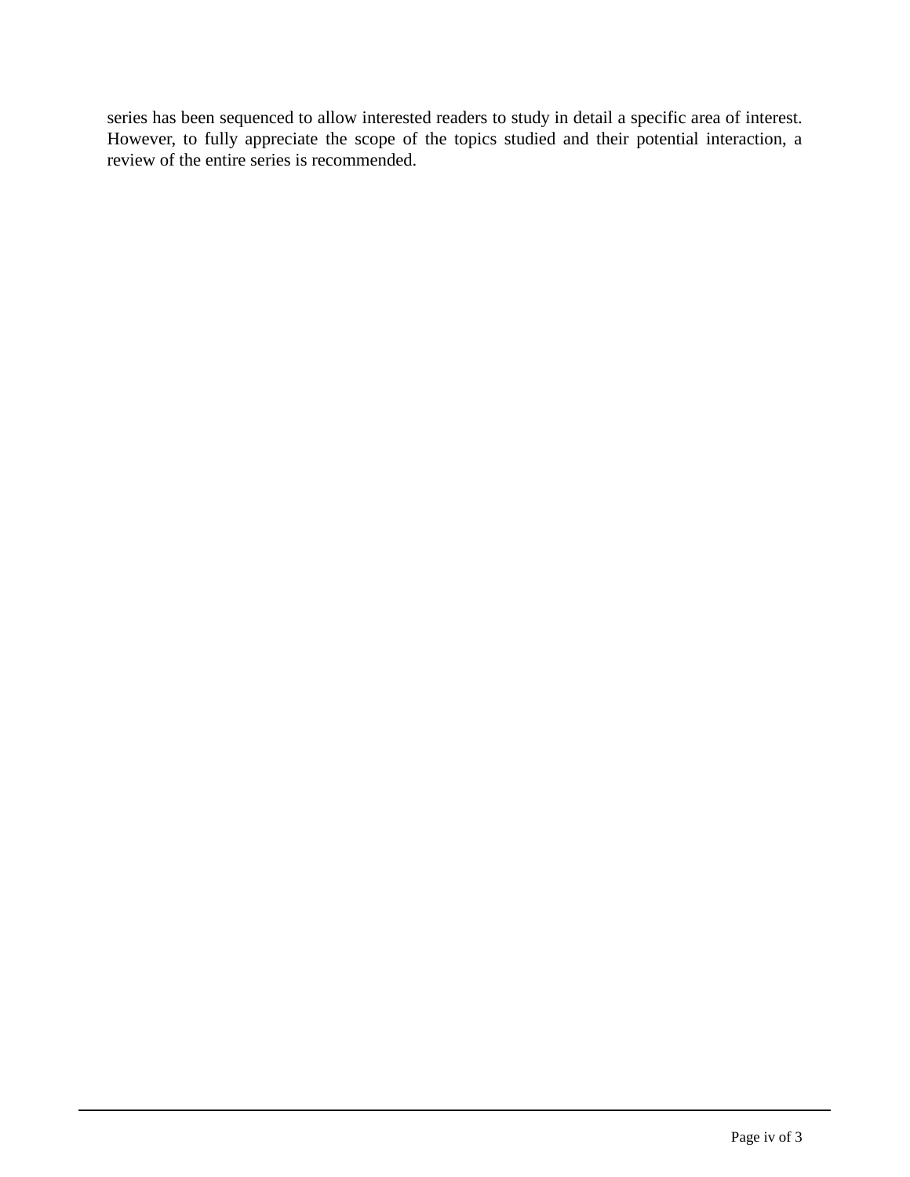series has been sequenced to allow interested readers to study in detail a specific area of interest. However, to fully appreciate the scope of the topics studied and their potential interaction, a review of the entire series is recommended.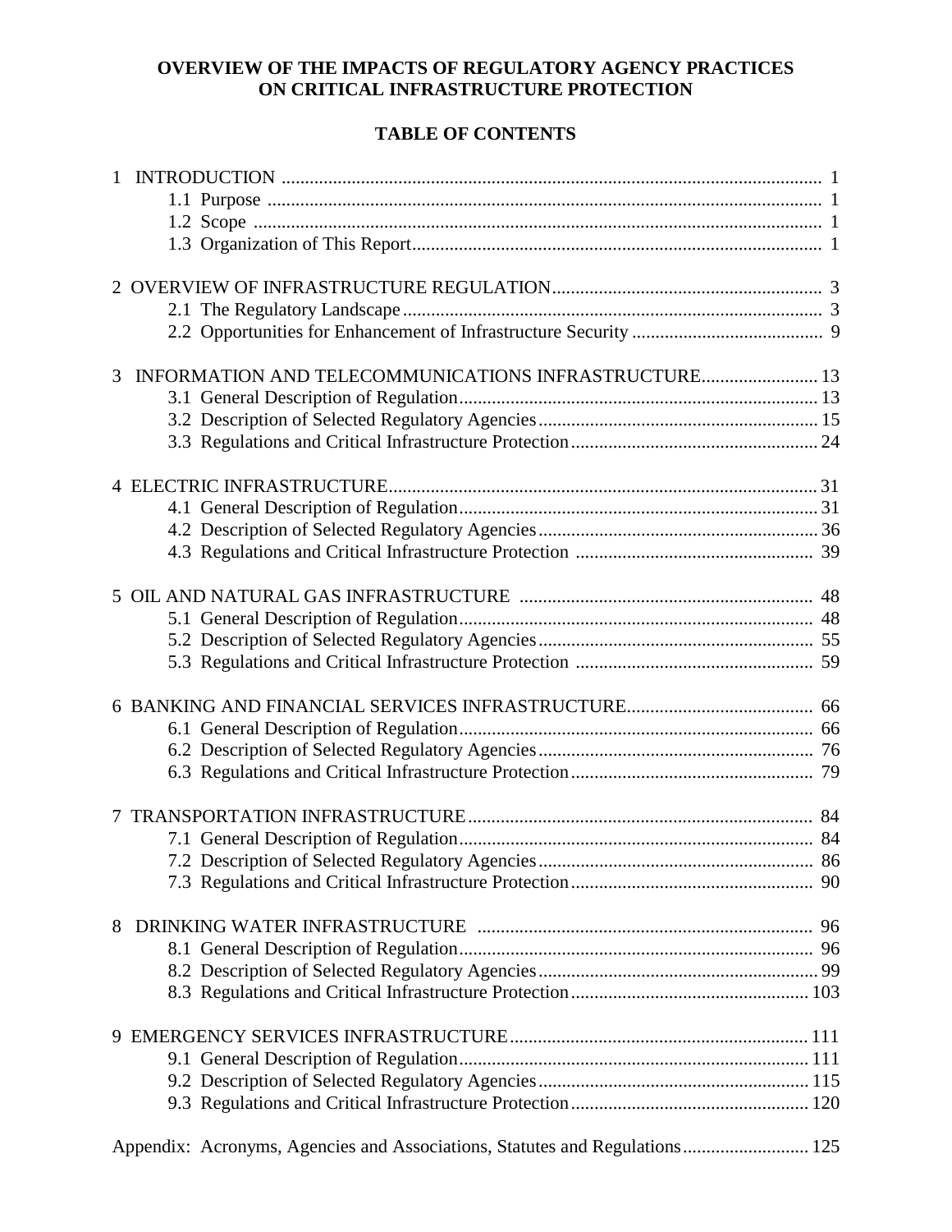# OVERVIEW OF THE IMPACTS OF REGULATORY AGENCY PRACTICES ON CRITICAL INFRASTRUCTURE PROTECTION

## TABLE OF CONTENTS

1 INTRODUCTION .................................................................................................................. 1
- 1.1 Purpose ....................................................................................................................... 1
- 1.2 Scope .......................................................................................................................... 1
- 1.3 Organization of This Report...................................................................................... 1

2 OVERVIEW OF INFRASTRUCTURE REGULATION......................................................... 3
- 2.1 The Regulatory Landscape ......................................................................................... 3
- 2.2 Opportunities for Enhancement of Infrastructure Security ......................................... 9

3 INFORMATION AND TELECOMMUNICATIONS INFRASTRUCTURE......................... 13
- 3.1 General Description of Regulation............................................................................ 13
- 3.2 Description of Selected Regulatory Agencies............................................................ 15
- 3.3 Regulations and Critical Infrastructure Protection..................................................... 24

4 ELECTRIC INFRASTRUCTURE.......................................................................................... 31
- 4.1 General Description of Regulation............................................................................ 31
- 4.2 Description of Selected Regulatory Agencies............................................................ 36
- 4.3 Regulations and Critical Infrastructure Protection ................................................... 39

5 OIL AND NATURAL GAS INFRASTRUCTURE .............................................................. 48
- 5.1 General Description of Regulation............................................................................ 48
- 5.2 Description of Selected Regulatory Agencies............................................................ 55
- 5.3 Regulations and Critical Infrastructure Protection ................................................... 59

6 BANKING AND FINANCIAL SERVICES INFRASTRUCTURE........................................ 66
- 6.1 General Description of Regulation............................................................................ 66
- 6.2 Description of Selected Regulatory Agencies............................................................ 76
- 6.3 Regulations and Critical Infrastructure Protection.................................................... 79

7 TRANSPORTATION INFRASTRUCTURE.......................................................................... 84
- 7.1 General Description of Regulation............................................................................ 84
- 7.2 Description of Selected Regulatory Agencies............................................................ 86
- 7.3 Regulations and Critical Infrastructure Protection.................................................... 90

8 DRINKING WATER INFRASTRUCTURE ........................................................................ 96
- 8.1 General Description of Regulation............................................................................ 96
- 8.2 Description of Selected Regulatory Agencies............................................................ 99
- 8.3 Regulations and Critical Infrastructure Protection.................................................... 103

9 EMERGENCY SERVICES INFRASTRUCTURE................................................................ 111
- 9.1 General Description of Regulation............................................................................ 111
- 9.2 Description of Selected Regulatory Agencies............................................................ 115
- 9.3 Regulations and Critical Infrastructure Protection.................................................... 120

Appendix: Acronyms, Agencies and Associations, Statutes and Regulations........................... 125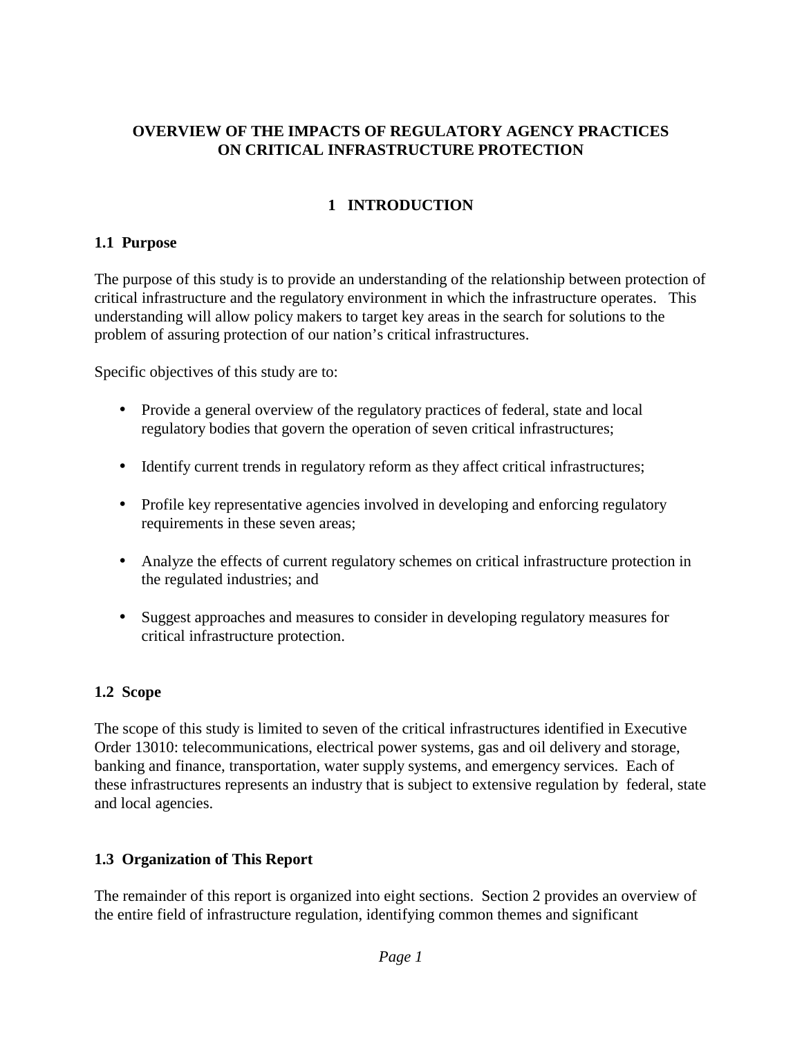# OVERVIEW OF THE IMPACTS OF REGULATORY AGENCY PRACTICES ON CRITICAL INFRASTRUCTURE PROTECTION

## 1 INTRODUCTION

### 1.1 Purpose

The purpose of this study is to provide an understanding of the relationship between protection of critical infrastructure and the regulatory environment in which the infrastructure operates. This understanding will allow policy makers to target key areas in the search for solutions to the problem of assuring protection of our nation's critical infrastructures.

Specific objectives of this study are to:

- Provide a general overview of the regulatory practices of federal, state and local regulatory bodies that govern the operation of seven critical infrastructures;
- Identify current trends in regulatory reform as they affect critical infrastructures;
- Profile key representative agencies involved in developing and enforcing regulatory requirements in these seven areas;
- Analyze the effects of current regulatory schemes on critical infrastructure protection in the regulated industries; and
- Suggest approaches and measures to consider in developing regulatory measures for critical infrastructure protection.

### 1.2 Scope

The scope of this study is limited to seven of the critical infrastructures identified in Executive Order 13010: telecommunications, electrical power systems, gas and oil delivery and storage, banking and finance, transportation, water supply systems, and emergency services. Each of these infrastructures represents an industry that is subject to extensive regulation by federal, state and local agencies.

### 1.3 Organization of This Report

The remainder of this report is organized into eight sections. Section 2 provides an overview of the entire field of infrastructure regulation, identifying common themes and significant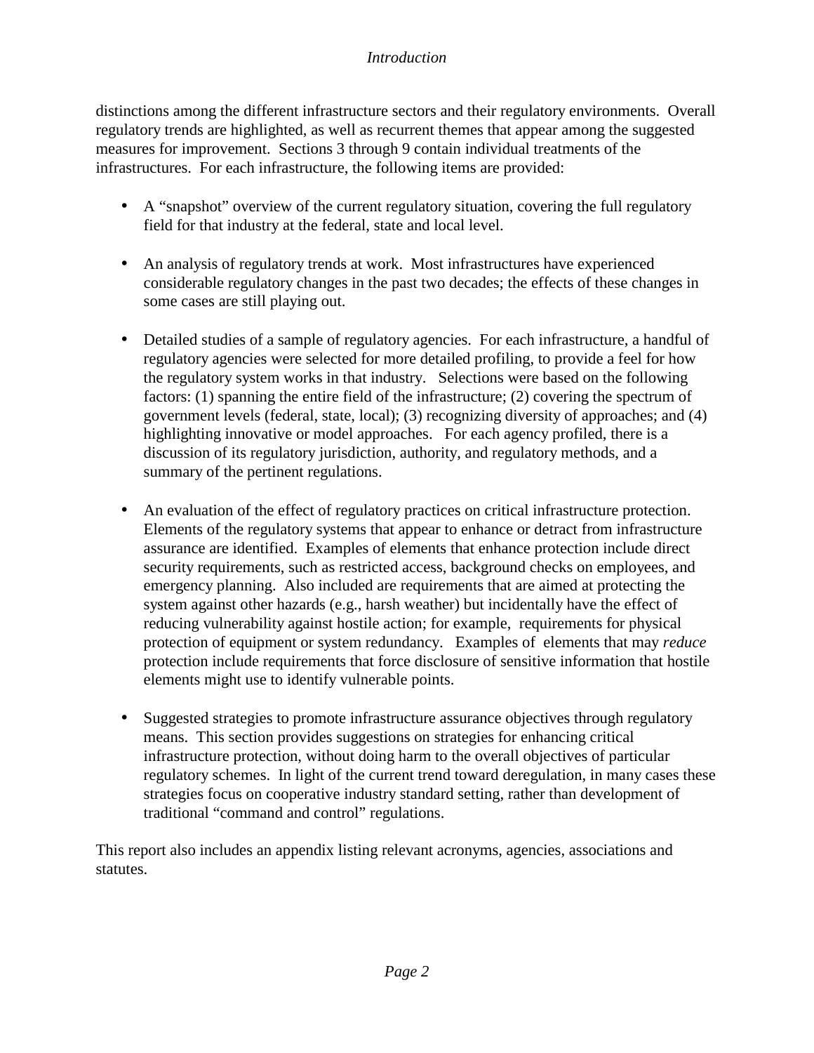distinctions among the different infrastructure sectors and their regulatory environments. Overall regulatory trends are highlighted, as well as recurrent themes that appear among the suggested measures for improvement. Sections 3 through 9 contain individual treatments of the infrastructures. For each infrastructure, the following items are provided:

- A "snapshot" overview of the current regulatory situation, covering the full regulatory field for that industry at the federal, state and local level.

- An analysis of regulatory trends at work. Most infrastructures have experienced considerable regulatory changes in the past two decades; the effects of these changes in some cases are still playing out.

- Detailed studies of a sample of regulatory agencies. For each infrastructure, a handful of regulatory agencies were selected for more detailed profiling, to provide a feel for how the regulatory system works in that industry. Selections were based on the following factors: (1) spanning the entire field of the infrastructure; (2) covering the spectrum of government levels (federal, state, local); (3) recognizing diversity of approaches; and (4) highlighting innovative or model approaches. For each agency profiled, there is a discussion of its regulatory jurisdiction, authority, and regulatory methods, and a summary of the pertinent regulations.

- An evaluation of the effect of regulatory practices on critical infrastructure protection. Elements of the regulatory systems that appear to enhance or detract from infrastructure assurance are identified. Examples of elements that enhance protection include direct security requirements, such as restricted access, background checks on employees, and emergency planning. Also included are requirements that are aimed at protecting the system against other hazards (e.g., harsh weather) but incidentally have the effect of reducing vulnerability against hostile action; for example, requirements for physical protection of equipment or system redundancy. Examples of elements that may *reduce* protection include requirements that force disclosure of sensitive information that hostile elements might use to identify vulnerable points.

- Suggested strategies to promote infrastructure assurance objectives through regulatory means. This section provides suggestions on strategies for enhancing critical infrastructure protection, without doing harm to the overall objectives of particular regulatory schemes. In light of the current trend toward deregulation, in many cases these strategies focus on cooperative industry standard setting, rather than development of traditional "command and control" regulations.

This report also includes an appendix listing relevant acronyms, agencies, associations and statutes.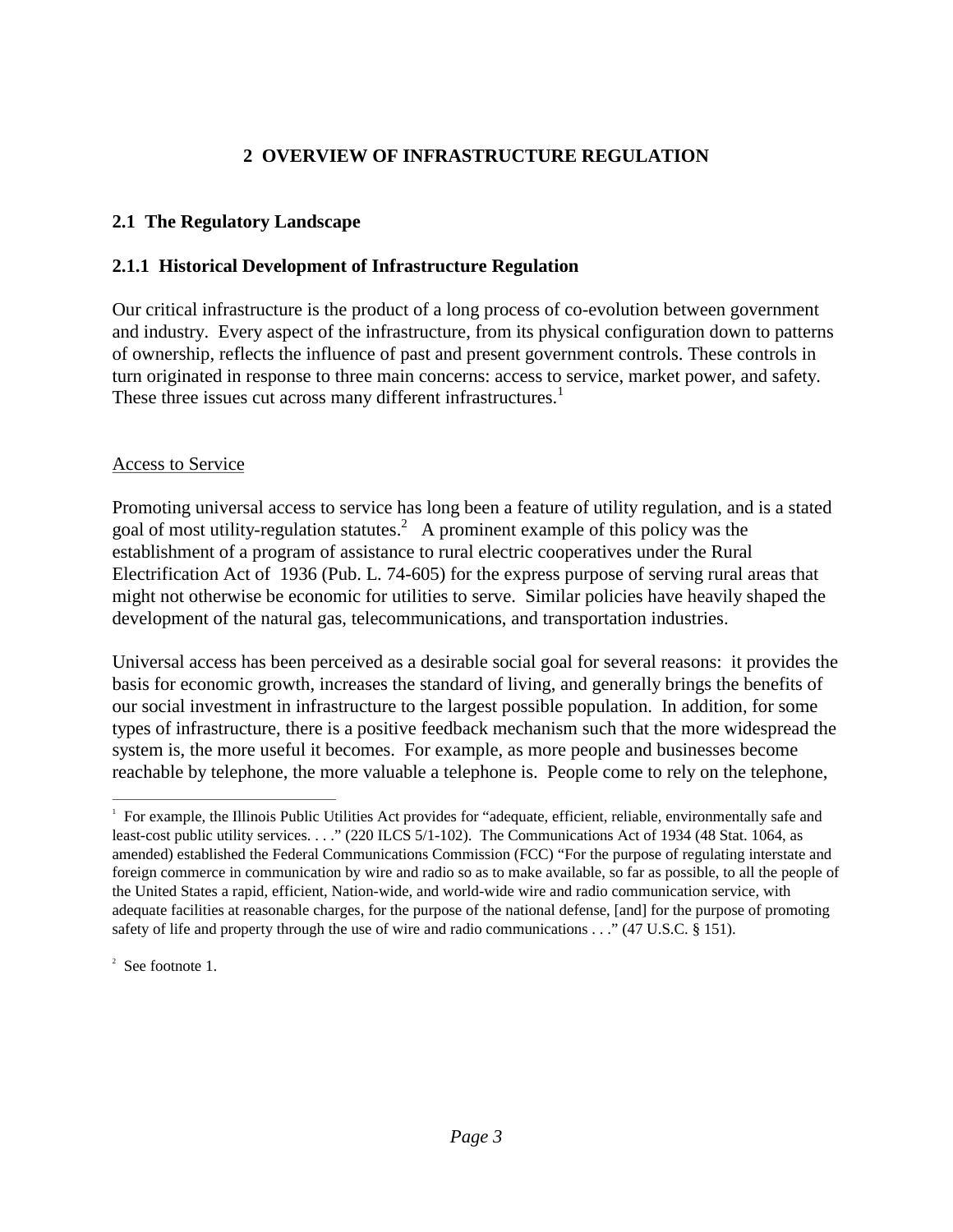# 2 OVERVIEW OF INFRASTRUCTURE REGULATION

## 2.1 The Regulatory Landscape

### 2.1.1 Historical Development of Infrastructure Regulation

Our critical infrastructure is the product of a long process of co-evolution between government and industry. Every aspect of the infrastructure, from its physical configuration down to patterns of ownership, reflects the influence of past and present government controls. These controls in turn originated in response to three main concerns: access to service, market power, and safety. These three issues cut across many different infrastructures.[1]

Access to Service

Promoting universal access to service has long been a feature of utility regulation, and is a stated goal of most utility-regulation statutes.[2] A prominent example of this policy was the establishment of a program of assistance to rural electric cooperatives under the Rural Electrification Act of 1936 (Pub. L. 74-605) for the express purpose of serving rural areas that might not otherwise be economic for utilities to serve. Similar policies have heavily shaped the development of the natural gas, telecommunications, and transportation industries.

Universal access has been perceived as a desirable social goal for several reasons: it provides the basis for economic growth, increases the standard of living, and generally brings the benefits of our social investment in infrastructure to the largest possible population. In addition, for some types of infrastructure, there is a positive feedback mechanism such that the more widespread the system is, the more useful it becomes. For example, as more people and businesses become reachable by telephone, the more valuable a telephone is. People come to rely on the telephone,

---

[1] For example, the Illinois Public Utilities Act provides for "adequate, efficient, reliable, environmentally safe and least-cost public utility services. . . ." (220 ILCS 5/1-102). The Communications Act of 1934 (48 Stat. 1064, as amended) established the Federal Communications Commission (FCC) "For the purpose of regulating interstate and foreign commerce in communication by wire and radio so as to make available, so far as possible, to all the people of the United States a rapid, efficient, Nation-wide, and world-wide wire and radio communication service, with adequate facilities at reasonable charges, for the purpose of the national defense, [and] for the purpose of promoting safety of life and property through the use of wire and radio communications . . ." (47 U.S.C. § 151).

[2] See footnote 1.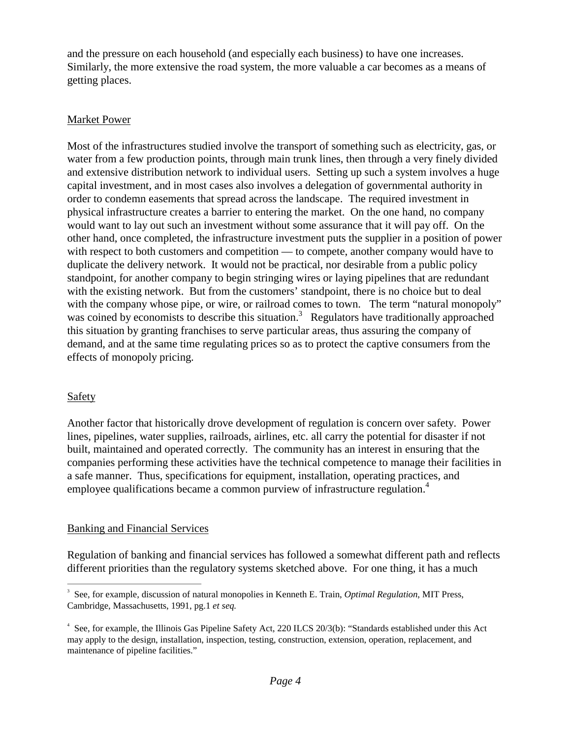and the pressure on each household (and especially each business) to have one increases. Similarly, the more extensive the road system, the more valuable a car becomes as a means of getting places.

## Market Power

Most of the infrastructures studied involve the transport of something such as electricity, gas, or water from a few production points, through main trunk lines, then through a very finely divided and extensive distribution network to individual users. Setting up such a system involves a huge capital investment, and in most cases also involves a delegation of governmental authority in order to condemn easements that spread across the landscape. The required investment in physical infrastructure creates a barrier to entering the market. On the one hand, no company would want to lay out such an investment without some assurance that it will pay off. On the other hand, once completed, the infrastructure investment puts the supplier in a position of power with respect to both customers and competition — to compete, another company would have to duplicate the delivery network. It would not be practical, nor desirable from a public policy standpoint, for another company to begin stringing wires or laying pipelines that are redundant with the existing network. But from the customers' standpoint, there is no choice but to deal with the company whose pipe, or wire, or railroad comes to town. The term "natural monopoly" was coined by economists to describe this situation.[3] Regulators have traditionally approached this situation by granting franchises to serve particular areas, thus assuring the company of demand, and at the same time regulating prices so as to protect the captive consumers from the effects of monopoly pricing.

## Safety

Another factor that historically drove development of regulation is concern over safety. Power lines, pipelines, water supplies, railroads, airlines, etc. all carry the potential for disaster if not built, maintained and operated correctly. The community has an interest in ensuring that the companies performing these activities have the technical competence to manage their facilities in a safe manner. Thus, specifications for equipment, installation, operating practices, and employee qualifications became a common purview of infrastructure regulation.[4]

## Banking and Financial Services

Regulation of banking and financial services has followed a somewhat different path and reflects different priorities than the regulatory systems sketched above. For one thing, it has a much

---

[3] See, for example, discussion of natural monopolies in Kenneth E. Train, *Optimal Regulation*, MIT Press, Cambridge, Massachusetts, 1991, pg.1 *et seq.*

[4] See, for example, the Illinois Gas Pipeline Safety Act, 220 ILCS 20/3(b): "Standards established under this Act may apply to the design, installation, inspection, testing, construction, extension, operation, replacement, and maintenance of pipeline facilities."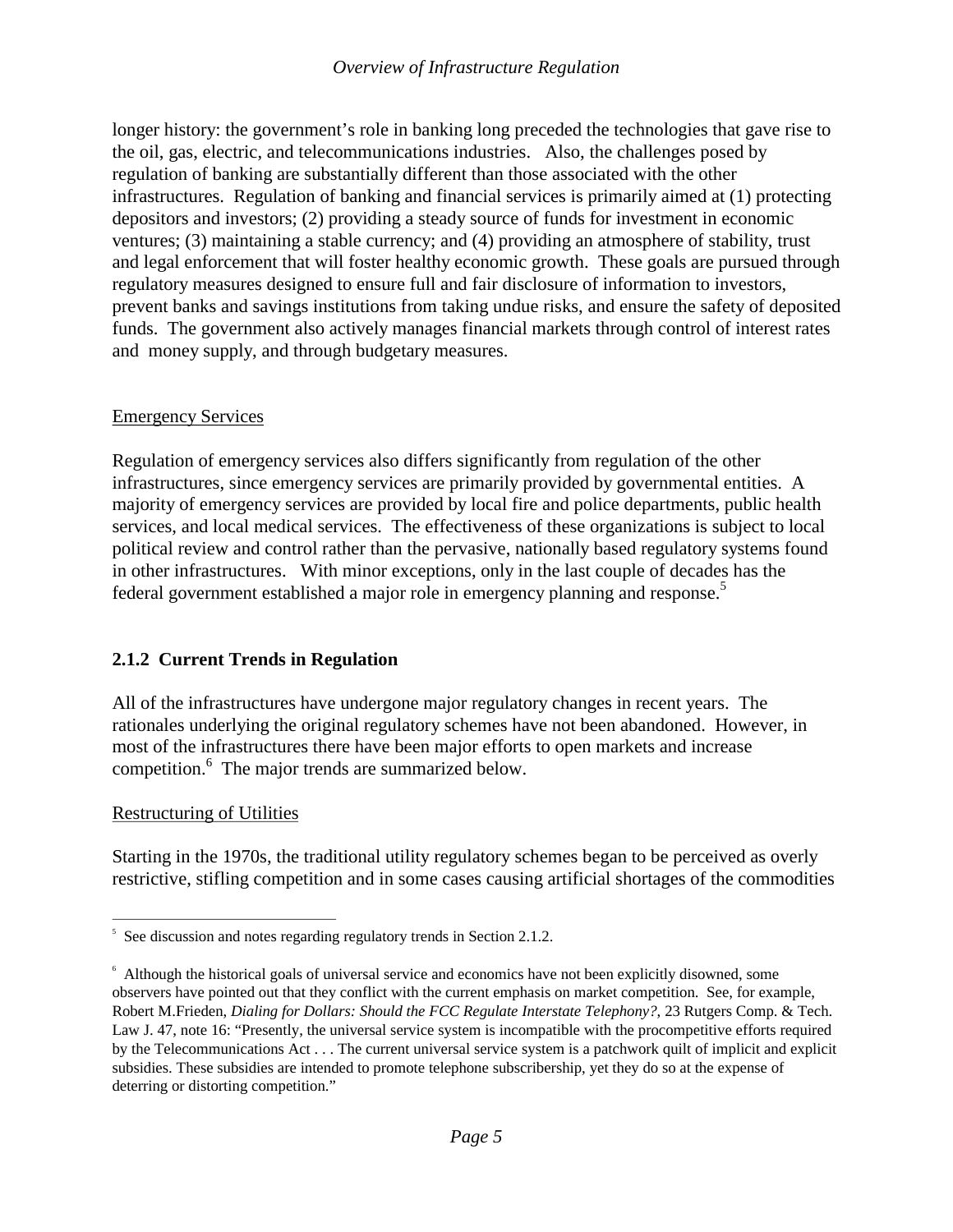longer history: the government's role in banking long preceded the technologies that gave rise to the oil, gas, electric, and telecommunications industries. Also, the challenges posed by regulation of banking are substantially different than those associated with the other infrastructures. Regulation of banking and financial services is primarily aimed at (1) protecting depositors and investors; (2) providing a steady source of funds for investment in economic ventures; (3) maintaining a stable currency; and (4) providing an atmosphere of stability, trust and legal enforcement that will foster healthy economic growth. These goals are pursued through regulatory measures designed to ensure full and fair disclosure of information to investors, prevent banks and savings institutions from taking undue risks, and ensure the safety of deposited funds. The government also actively manages financial markets through control of interest rates and money supply, and through budgetary measures.

<u>Emergency Services</u>

Regulation of emergency services also differs significantly from regulation of the other infrastructures, since emergency services are primarily provided by governmental entities. A majority of emergency services are provided by local fire and police departments, public health services, and local medical services. The effectiveness of these organizations is subject to local political review and control rather than the pervasive, nationally based regulatory systems found in other infrastructures. With minor exceptions, only in the last couple of decades has the federal government established a major role in emergency planning and response.[5]

### 2.1.2 Current Trends in Regulation

All of the infrastructures have undergone major regulatory changes in recent years. The rationales underlying the original regulatory schemes have not been abandoned. However, in most of the infrastructures there have been major efforts to open markets and increase competition.[6] The major trends are summarized below.

<u>Restructuring of Utilities</u>

Starting in the 1970s, the traditional utility regulatory schemes began to be perceived as overly restrictive, stifling competition and in some cases causing artificial shortages of the commodities

---

[5] See discussion and notes regarding regulatory trends in Section 2.1.2.

[6] Although the historical goals of universal service and economics have not been explicitly disowned, some observers have pointed out that they conflict with the current emphasis on market competition. See, for example, Robert M.Frieden, *Dialing for Dollars: Should the FCC Regulate Interstate Telephony?*, 23 Rutgers Comp. & Tech. Law J. 47, note 16: "Presently, the universal service system is incompatible with the procompetitive efforts required by the Telecommunications Act . . . The current universal service system is a patchwork quilt of implicit and explicit subsidies. These subsidies are intended to promote telephone subscribership, yet they do so at the expense of deterring or distorting competition."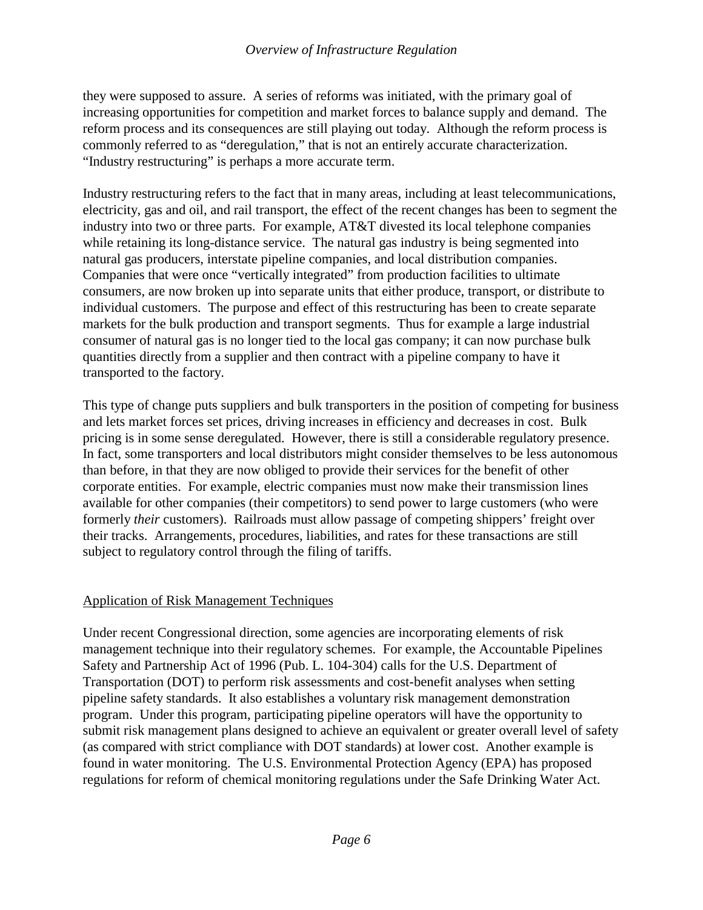they were supposed to assure. A series of reforms was initiated, with the primary goal of increasing opportunities for competition and market forces to balance supply and demand. The reform process and its consequences are still playing out today. Although the reform process is commonly referred to as "deregulation," that is not an entirely accurate characterization. "Industry restructuring" is perhaps a more accurate term.

Industry restructuring refers to the fact that in many areas, including at least telecommunications, electricity, gas and oil, and rail transport, the effect of the recent changes has been to segment the industry into two or three parts. For example, AT&T divested its local telephone companies while retaining its long-distance service. The natural gas industry is being segmented into natural gas producers, interstate pipeline companies, and local distribution companies. Companies that were once "vertically integrated" from production facilities to ultimate consumers, are now broken up into separate units that either produce, transport, or distribute to individual customers. The purpose and effect of this restructuring has been to create separate markets for the bulk production and transport segments. Thus for example a large industrial consumer of natural gas is no longer tied to the local gas company; it can now purchase bulk quantities directly from a supplier and then contract with a pipeline company to have it transported to the factory.

This type of change puts suppliers and bulk transporters in the position of competing for business and lets market forces set prices, driving increases in efficiency and decreases in cost. Bulk pricing is in some sense deregulated. However, there is still a considerable regulatory presence. In fact, some transporters and local distributors might consider themselves to be less autonomous than before, in that they are now obliged to provide their services for the benefit of other corporate entities. For example, electric companies must now make their transmission lines available for other companies (their competitors) to send power to large customers (who were formerly *their* customers). Railroads must allow passage of competing shippers' freight over their tracks. Arrangements, procedures, liabilities, and rates for these transactions are still subject to regulatory control through the filing of tariffs.

## Application of Risk Management Techniques

Under recent Congressional direction, some agencies are incorporating elements of risk management technique into their regulatory schemes. For example, the Accountable Pipelines Safety and Partnership Act of 1996 (Pub. L. 104-304) calls for the U.S. Department of Transportation (DOT) to perform risk assessments and cost-benefit analyses when setting pipeline safety standards. It also establishes a voluntary risk management demonstration program. Under this program, participating pipeline operators will have the opportunity to submit risk management plans designed to achieve an equivalent or greater overall level of safety (as compared with strict compliance with DOT standards) at lower cost. Another example is found in water monitoring. The U.S. Environmental Protection Agency (EPA) has proposed regulations for reform of chemical monitoring regulations under the Safe Drinking Water Act.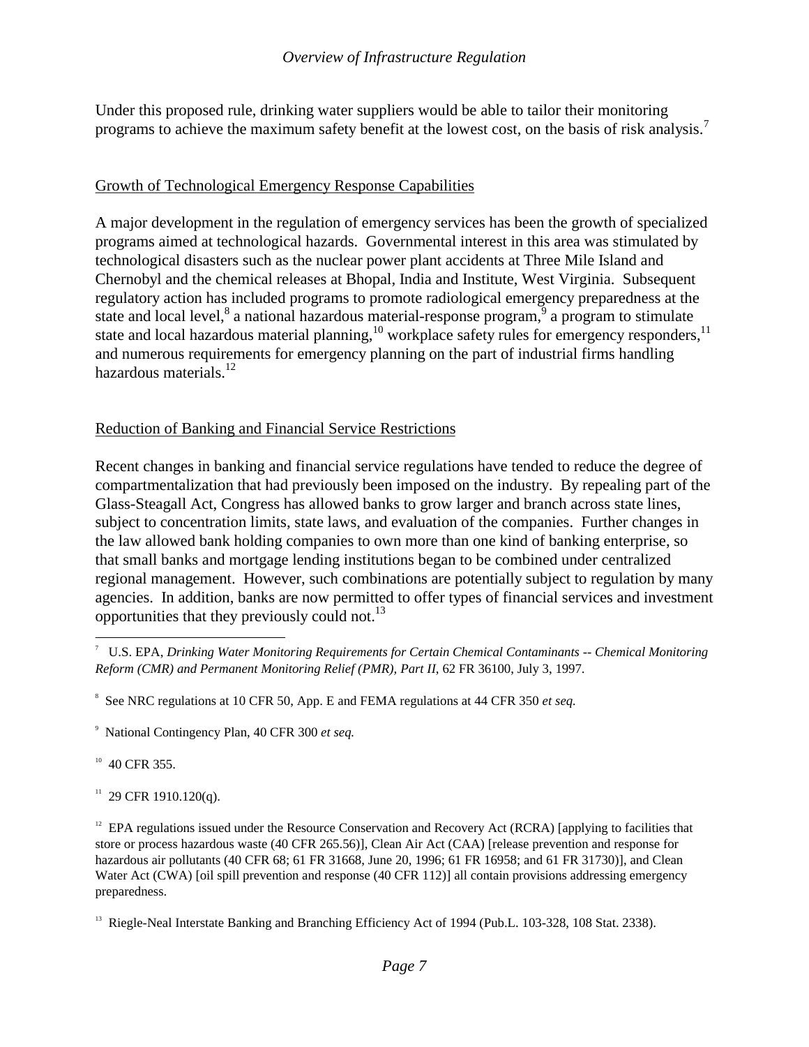Under this proposed rule, drinking water suppliers would be able to tailor their monitoring programs to achieve the maximum safety benefit at the lowest cost, on the basis of risk analysis.[7]

## Growth of Technological Emergency Response Capabilities

A major development in the regulation of emergency services has been the growth of specialized programs aimed at technological hazards. Governmental interest in this area was stimulated by technological disasters such as the nuclear power plant accidents at Three Mile Island and Chernobyl and the chemical releases at Bhopal, India and Institute, West Virginia. Subsequent regulatory action has included programs to promote radiological emergency preparedness at the state and local level,[8] a national hazardous material-response program,[9] a program to stimulate state and local hazardous material planning,[10] workplace safety rules for emergency responders,[11] and numerous requirements for emergency planning on the part of industrial firms handling hazardous materials.[12]

## Reduction of Banking and Financial Service Restrictions

Recent changes in banking and financial service regulations have tended to reduce the degree of compartmentalization that had previously been imposed on the industry. By repealing part of the Glass-Steagall Act, Congress has allowed banks to grow larger and branch across state lines, subject to concentration limits, state laws, and evaluation of the companies. Further changes in the law allowed bank holding companies to own more than one kind of banking enterprise, so that small banks and mortgage lending institutions began to be combined under centralized regional management. However, such combinations are potentially subject to regulation by many agencies. In addition, banks are now permitted to offer types of financial services and investment opportunities that they previously could not.[13]

---

[7] U.S. EPA, *Drinking Water Monitoring Requirements for Certain Chemical Contaminants -- Chemical Monitoring Reform (CMR) and Permanent Monitoring Relief (PMR), Part II*, 62 FR 36100, July 3, 1997.

[8] See NRC regulations at 10 CFR 50, App. E and FEMA regulations at 44 CFR 350 *et seq.*

[9] National Contingency Plan, 40 CFR 300 *et seq.*

[10] 40 CFR 355.

[11] 29 CFR 1910.120(q).

[12] EPA regulations issued under the Resource Conservation and Recovery Act (RCRA) [applying to facilities that store or process hazardous waste (40 CFR 265.56)], Clean Air Act (CAA) [release prevention and response for hazardous air pollutants (40 CFR 68; 61 FR 31668, June 20, 1996; 61 FR 16958; and 61 FR 31730)], and Clean Water Act (CWA) [oil spill prevention and response (40 CFR 112)] all contain provisions addressing emergency preparedness.

[13] Riegle-Neal Interstate Banking and Branching Efficiency Act of 1994 (Pub.L. 103-328, 108 Stat. 2338).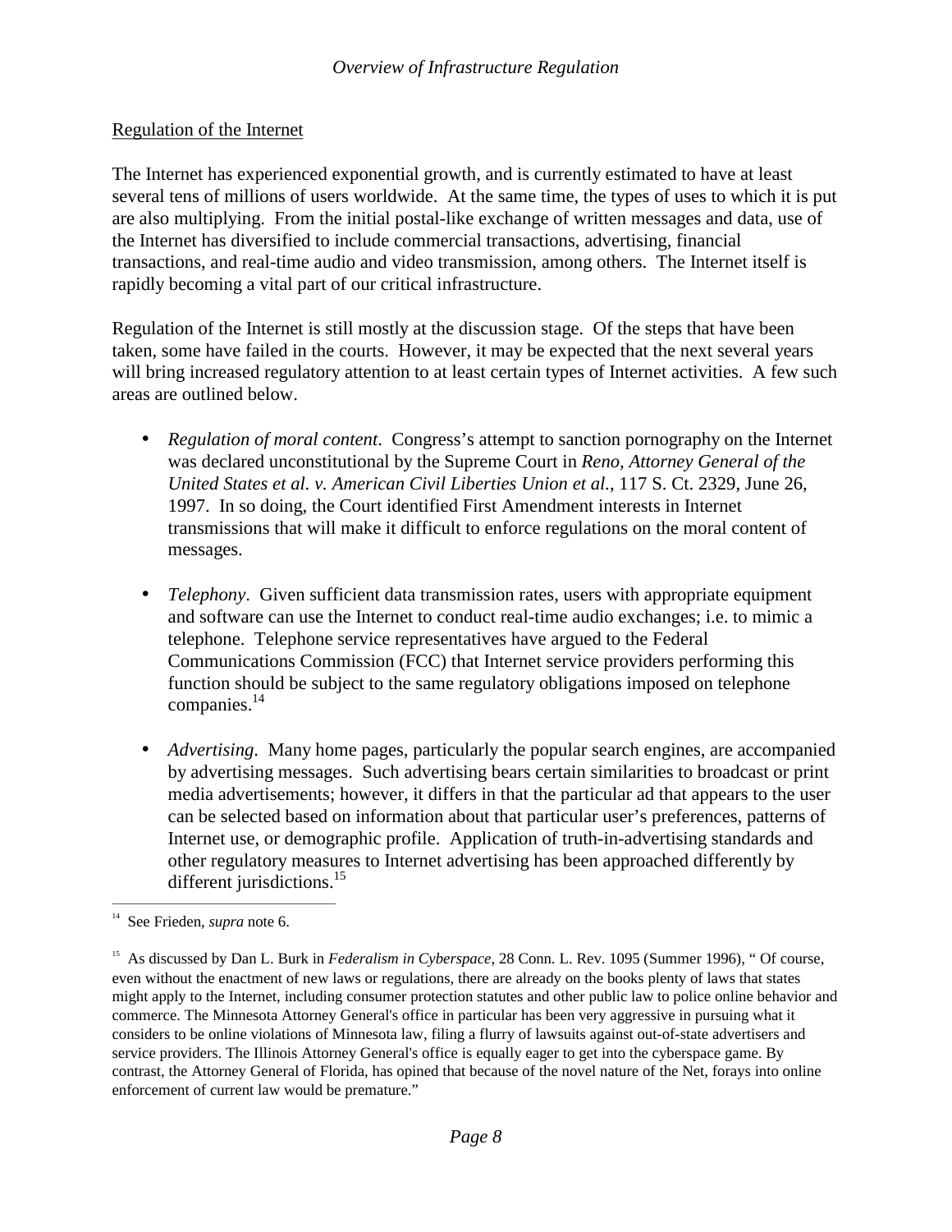Regulation of the Internet

The Internet has experienced exponential growth, and is currently estimated to have at least several tens of millions of users worldwide. At the same time, the types of uses to which it is put are also multiplying. From the initial postal-like exchange of written messages and data, use of the Internet has diversified to include commercial transactions, advertising, financial transactions, and real-time audio and video transmission, among others. The Internet itself is rapidly becoming a vital part of our critical infrastructure.

Regulation of the Internet is still mostly at the discussion stage. Of the steps that have been taken, some have failed in the courts. However, it may be expected that the next several years will bring increased regulatory attention to at least certain types of Internet activities. A few such areas are outlined below.

- *Regulation of moral content*. Congress's attempt to sanction pornography on the Internet was declared unconstitutional by the Supreme Court in *Reno, Attorney General of the United States et al. v. American Civil Liberties Union et al.*, 117 S. Ct. 2329, June 26, 1997. In so doing, the Court identified First Amendment interests in Internet transmissions that will make it difficult to enforce regulations on the moral content of messages.

- *Telephony*. Given sufficient data transmission rates, users with appropriate equipment and software can use the Internet to conduct real-time audio exchanges; i.e. to mimic a telephone. Telephone service representatives have argued to the Federal Communications Commission (FCC) that Internet service providers performing this function should be subject to the same regulatory obligations imposed on telephone companies.[14]

- *Advertising*. Many home pages, particularly the popular search engines, are accompanied by advertising messages. Such advertising bears certain similarities to broadcast or print media advertisements; however, it differs in that the particular ad that appears to the user can be selected based on information about that particular user's preferences, patterns of Internet use, or demographic profile. Application of truth-in-advertising standards and other regulatory measures to Internet advertising has been approached differently by different jurisdictions.[15]

---

[14] See Frieden, *supra* note 6.

[15] As discussed by Dan L. Burk in *Federalism in Cyberspace*, 28 Conn. L. Rev. 1095 (Summer 1996), " Of course, even without the enactment of new laws or regulations, there are already on the books plenty of laws that states might apply to the Internet, including consumer protection statutes and other public law to police online behavior and commerce. The Minnesota Attorney General's office in particular has been very aggressive in pursuing what it considers to be online violations of Minnesota law, filing a flurry of lawsuits against out-of-state advertisers and service providers. The Illinois Attorney General's office is equally eager to get into the cyberspace game. By contrast, the Attorney General of Florida, has opined that because of the novel nature of the Net, forays into online enforcement of current law would be premature."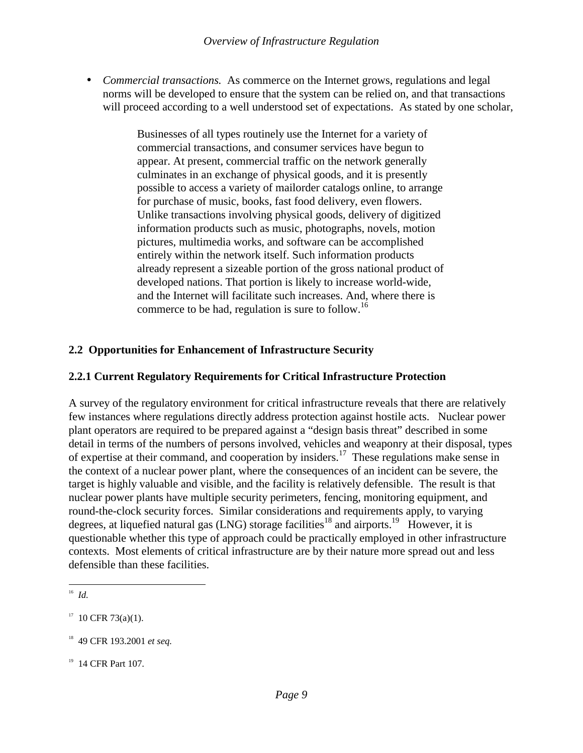- *Commercial transactions.* As commerce on the Internet grows, regulations and legal norms will be developed to ensure that the system can be relied on, and that transactions will proceed according to a well understood set of expectations. As stated by one scholar,

> Businesses of all types routinely use the Internet for a variety of commercial transactions, and consumer services have begun to appear. At present, commercial traffic on the network generally culminates in an exchange of physical goods, and it is presently possible to access a variety of mailorder catalogs online, to arrange for purchase of music, books, fast food delivery, even flowers. Unlike transactions involving physical goods, delivery of digitized information products such as music, photographs, novels, motion pictures, multimedia works, and software can be accomplished entirely within the network itself. Such information products already represent a sizeable portion of the gross national product of developed nations. That portion is likely to increase world-wide, and the Internet will facilitate such increases. And, where there is commerce to be had, regulation is sure to follow.[16]

## 2.2 Opportunities for Enhancement of Infrastructure Security

### 2.2.1 Current Regulatory Requirements for Critical Infrastructure Protection

A survey of the regulatory environment for critical infrastructure reveals that there are relatively few instances where regulations directly address protection against hostile acts. Nuclear power plant operators are required to be prepared against a "design basis threat" described in some detail in terms of the numbers of persons involved, vehicles and weaponry at their disposal, types of expertise at their command, and cooperation by insiders.[17] These regulations make sense in the context of a nuclear power plant, where the consequences of an incident can be severe, the target is highly valuable and visible, and the facility is relatively defensible. The result is that nuclear power plants have multiple security perimeters, fencing, monitoring equipment, and round-the-clock security forces. Similar considerations and requirements apply, to varying degrees, at liquefied natural gas (LNG) storage facilities[18] and airports.[19] However, it is questionable whether this type of approach could be practically employed in other infrastructure contexts. Most elements of critical infrastructure are by their nature more spread out and less defensible than these facilities.

---

[16] *Id.*

[17] 10 CFR 73(a)(1).

[18] 49 CFR 193.2001 *et seq.*

[19] 14 CFR Part 107.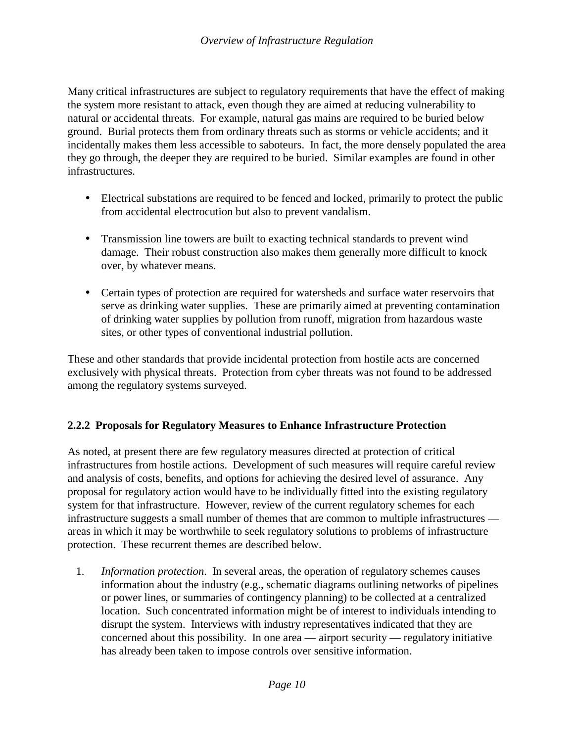Many critical infrastructures are subject to regulatory requirements that have the effect of making the system more resistant to attack, even though they are aimed at reducing vulnerability to natural or accidental threats. For example, natural gas mains are required to be buried below ground. Burial protects them from ordinary threats such as storms or vehicle accidents; and it incidentally makes them less accessible to saboteurs. In fact, the more densely populated the area they go through, the deeper they are required to be buried. Similar examples are found in other infrastructures.

- Electrical substations are required to be fenced and locked, primarily to protect the public from accidental electrocution but also to prevent vandalism.

- Transmission line towers are built to exacting technical standards to prevent wind damage. Their robust construction also makes them generally more difficult to knock over, by whatever means.

- Certain types of protection are required for watersheds and surface water reservoirs that serve as drinking water supplies. These are primarily aimed at preventing contamination of drinking water supplies by pollution from runoff, migration from hazardous waste sites, or other types of conventional industrial pollution.

These and other standards that provide incidental protection from hostile acts are concerned exclusively with physical threats. Protection from cyber threats was not found to be addressed among the regulatory systems surveyed.

### 2.2.2 Proposals for Regulatory Measures to Enhance Infrastructure Protection

As noted, at present there are few regulatory measures directed at protection of critical infrastructures from hostile actions. Development of such measures will require careful review and analysis of costs, benefits, and options for achieving the desired level of assurance. Any proposal for regulatory action would have to be individually fitted into the existing regulatory system for that infrastructure. However, review of the current regulatory schemes for each infrastructure suggests a small number of themes that are common to multiple infrastructures — areas in which it may be worthwhile to seek regulatory solutions to problems of infrastructure protection. These recurrent themes are described below.

1. *Information protection*. In several areas, the operation of regulatory schemes causes information about the industry (e.g., schematic diagrams outlining networks of pipelines or power lines, or summaries of contingency planning) to be collected at a centralized location. Such concentrated information might be of interest to individuals intending to disrupt the system. Interviews with industry representatives indicated that they are concerned about this possibility. In one area — airport security — regulatory initiative has already been taken to impose controls over sensitive information.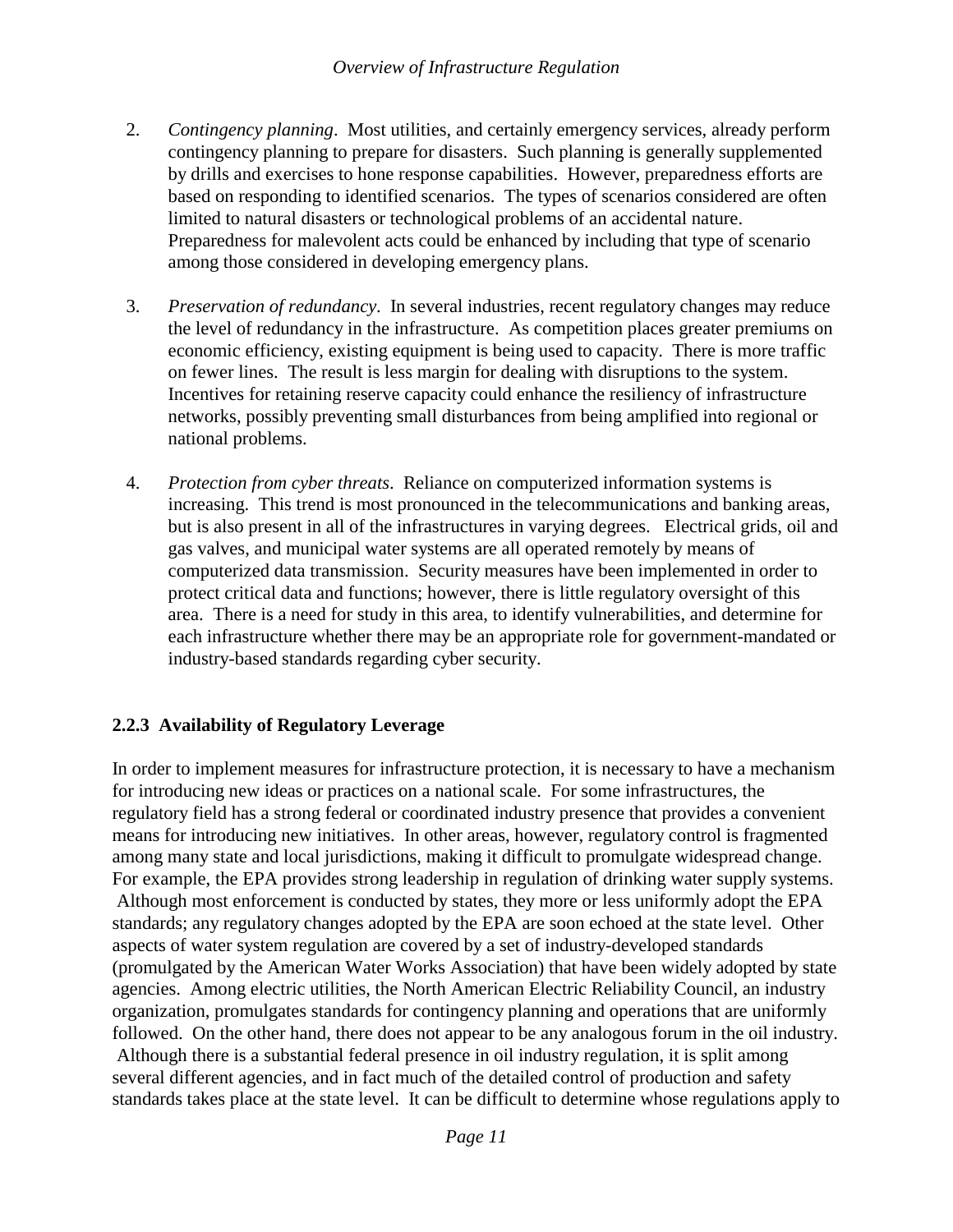2. *Contingency planning*. Most utilities, and certainly emergency services, already perform contingency planning to prepare for disasters. Such planning is generally supplemented by drills and exercises to hone response capabilities. However, preparedness efforts are based on responding to identified scenarios. The types of scenarios considered are often limited to natural disasters or technological problems of an accidental nature. Preparedness for malevolent acts could be enhanced by including that type of scenario among those considered in developing emergency plans.

3. *Preservation of redundancy*. In several industries, recent regulatory changes may reduce the level of redundancy in the infrastructure. As competition places greater premiums on economic efficiency, existing equipment is being used to capacity. There is more traffic on fewer lines. The result is less margin for dealing with disruptions to the system. Incentives for retaining reserve capacity could enhance the resiliency of infrastructure networks, possibly preventing small disturbances from being amplified into regional or national problems.

4. *Protection from cyber threats*. Reliance on computerized information systems is increasing. This trend is most pronounced in the telecommunications and banking areas, but is also present in all of the infrastructures in varying degrees. Electrical grids, oil and gas valves, and municipal water systems are all operated remotely by means of computerized data transmission. Security measures have been implemented in order to protect critical data and functions; however, there is little regulatory oversight of this area. There is a need for study in this area, to identify vulnerabilities, and determine for each infrastructure whether there may be an appropriate role for government-mandated or industry-based standards regarding cyber security.

### 2.2.3 Availability of Regulatory Leverage

In order to implement measures for infrastructure protection, it is necessary to have a mechanism for introducing new ideas or practices on a national scale. For some infrastructures, the regulatory field has a strong federal or coordinated industry presence that provides a convenient means for introducing new initiatives. In other areas, however, regulatory control is fragmented among many state and local jurisdictions, making it difficult to promulgate widespread change. For example, the EPA provides strong leadership in regulation of drinking water supply systems. Although most enforcement is conducted by states, they more or less uniformly adopt the EPA standards; any regulatory changes adopted by the EPA are soon echoed at the state level. Other aspects of water system regulation are covered by a set of industry-developed standards (promulgated by the American Water Works Association) that have been widely adopted by state agencies. Among electric utilities, the North American Electric Reliability Council, an industry organization, promulgates standards for contingency planning and operations that are uniformly followed. On the other hand, there does not appear to be any analogous forum in the oil industry. Although there is a substantial federal presence in oil industry regulation, it is split among several different agencies, and in fact much of the detailed control of production and safety standards takes place at the state level. It can be difficult to determine whose regulations apply to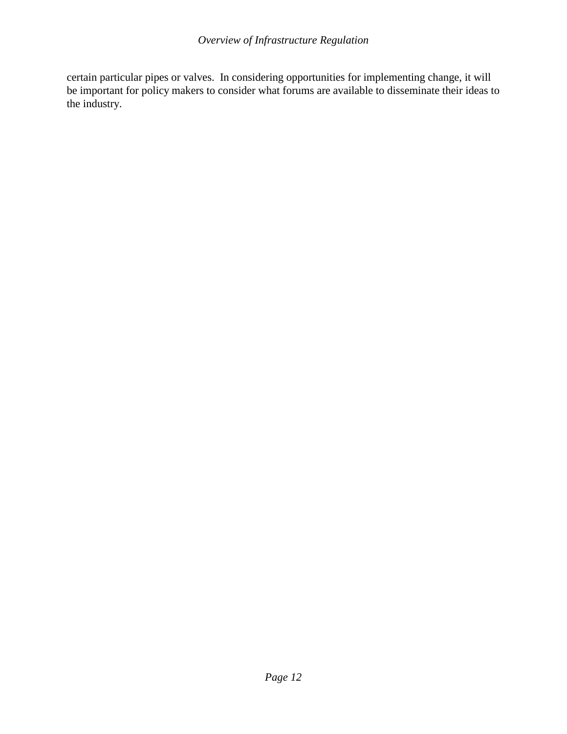certain particular pipes or valves.  In considering opportunities for implementing change, it will be important for policy makers to consider what forums are available to disseminate their ideas to the industry.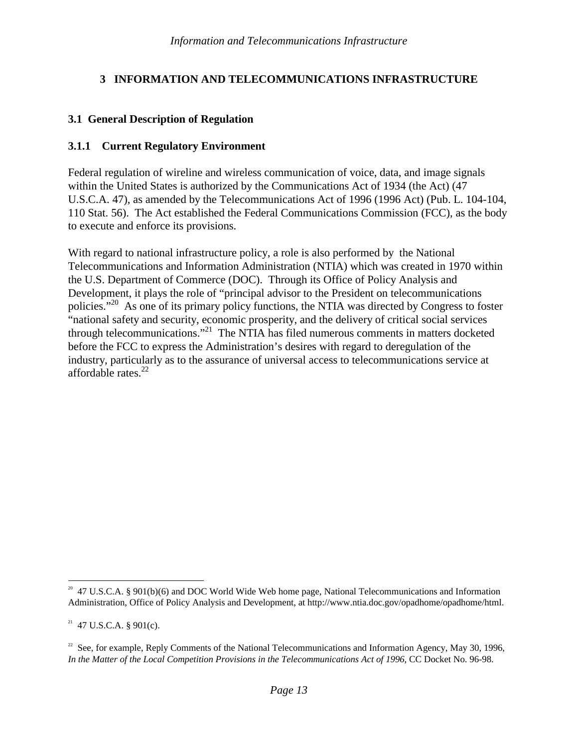# 3 INFORMATION AND TELECOMMUNICATIONS INFRASTRUCTURE

## 3.1 General Description of Regulation

### 3.1.1 Current Regulatory Environment

Federal regulation of wireline and wireless communication of voice, data, and image signals within the United States is authorized by the Communications Act of 1934 (the Act) (47 U.S.C.A. 47), as amended by the Telecommunications Act of 1996 (1996 Act) (Pub. L. 104-104, 110 Stat. 56). The Act established the Federal Communications Commission (FCC), as the body to execute and enforce its provisions.

With regard to national infrastructure policy, a role is also performed by the National Telecommunications and Information Administration (NTIA) which was created in 1970 within the U.S. Department of Commerce (DOC). Through its Office of Policy Analysis and Development, it plays the role of "principal advisor to the President on telecommunications policies."[20] As one of its primary policy functions, the NTIA was directed by Congress to foster "national safety and security, economic prosperity, and the delivery of critical social services through telecommunications."[21] The NTIA has filed numerous comments in matters docketed before the FCC to express the Administration's desires with regard to deregulation of the industry, particularly as to the assurance of universal access to telecommunications service at affordable rates.[22]

---

[20] 47 U.S.C.A. § 901(b)(6) and DOC World Wide Web home page, National Telecommunications and Information Administration, Office of Policy Analysis and Development, at http://www.ntia.doc.gov/opadhome/opadhome/html.

[21] 47 U.S.C.A. § 901(c).

[22] See, for example, Reply Comments of the National Telecommunications and Information Agency, May 30, 1996, *In the Matter of the Local Competition Provisions in the Telecommunications Act of 1996*, CC Docket No. 96-98.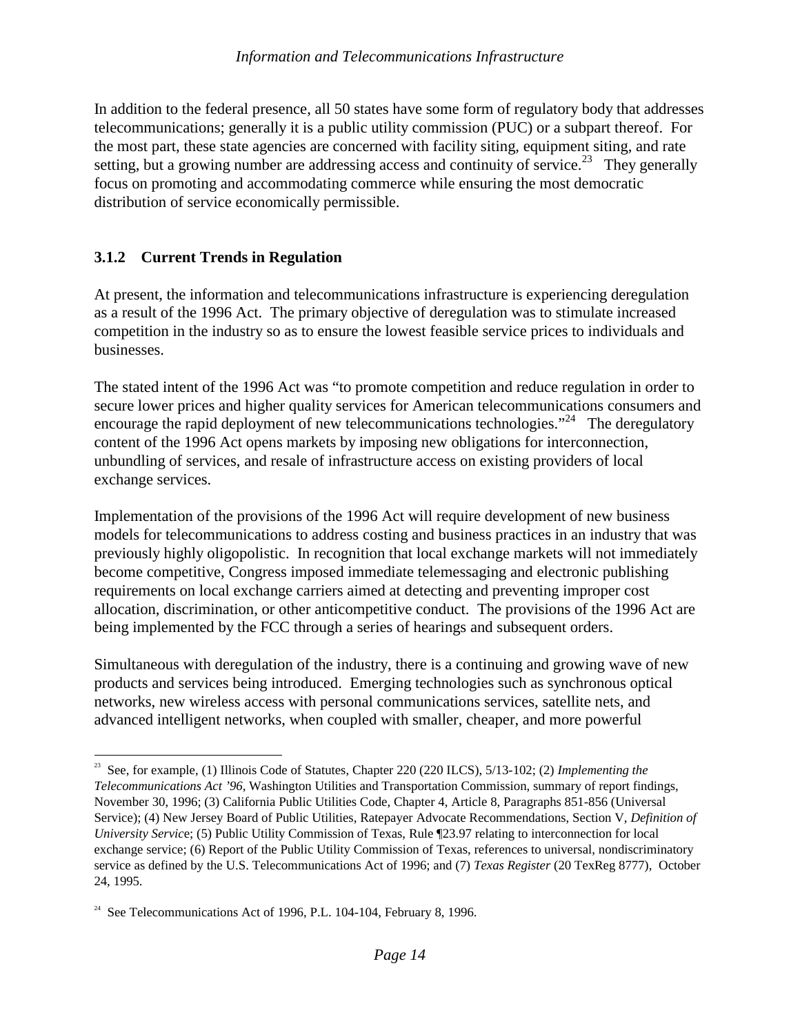In addition to the federal presence, all 50 states have some form of regulatory body that addresses telecommunications; generally it is a public utility commission (PUC) or a subpart thereof. For the most part, these state agencies are concerned with facility siting, equipment siting, and rate setting, but a growing number are addressing access and continuity of service.[23] They generally focus on promoting and accommodating commerce while ensuring the most democratic distribution of service economically permissible.

### 3.1.2 Current Trends in Regulation

At present, the information and telecommunications infrastructure is experiencing deregulation as a result of the 1996 Act. The primary objective of deregulation was to stimulate increased competition in the industry so as to ensure the lowest feasible service prices to individuals and businesses.

The stated intent of the 1996 Act was "to promote competition and reduce regulation in order to secure lower prices and higher quality services for American telecommunications consumers and encourage the rapid deployment of new telecommunications technologies."[24] The deregulatory content of the 1996 Act opens markets by imposing new obligations for interconnection, unbundling of services, and resale of infrastructure access on existing providers of local exchange services.

Implementation of the provisions of the 1996 Act will require development of new business models for telecommunications to address costing and business practices in an industry that was previously highly oligopolistic. In recognition that local exchange markets will not immediately become competitive, Congress imposed immediate telemessaging and electronic publishing requirements on local exchange carriers aimed at detecting and preventing improper cost allocation, discrimination, or other anticompetitive conduct. The provisions of the 1996 Act are being implemented by the FCC through a series of hearings and subsequent orders.

Simultaneous with deregulation of the industry, there is a continuing and growing wave of new products and services being introduced. Emerging technologies such as synchronous optical networks, new wireless access with personal communications services, satellite nets, and advanced intelligent networks, when coupled with smaller, cheaper, and more powerful

---

[23] See, for example, (1) Illinois Code of Statutes, Chapter 220 (220 ILCS), 5/13-102; (2) *Implementing the Telecommunications Act '96*, Washington Utilities and Transportation Commission, summary of report findings, November 30, 1996; (3) California Public Utilities Code, Chapter 4, Article 8, Paragraphs 851-856 (Universal Service); (4) New Jersey Board of Public Utilities, Ratepayer Advocate Recommendations, Section V, *Definition of University Service*; (5) Public Utility Commission of Texas, Rule ¶23.97 relating to interconnection for local exchange service; (6) Report of the Public Utility Commission of Texas, references to universal, nondiscriminatory service as defined by the U.S. Telecommunications Act of 1996; and (7) *Texas Register* (20 TexReg 8777), October 24, 1995.

[24] See Telecommunications Act of 1996, P.L. 104-104, February 8, 1996.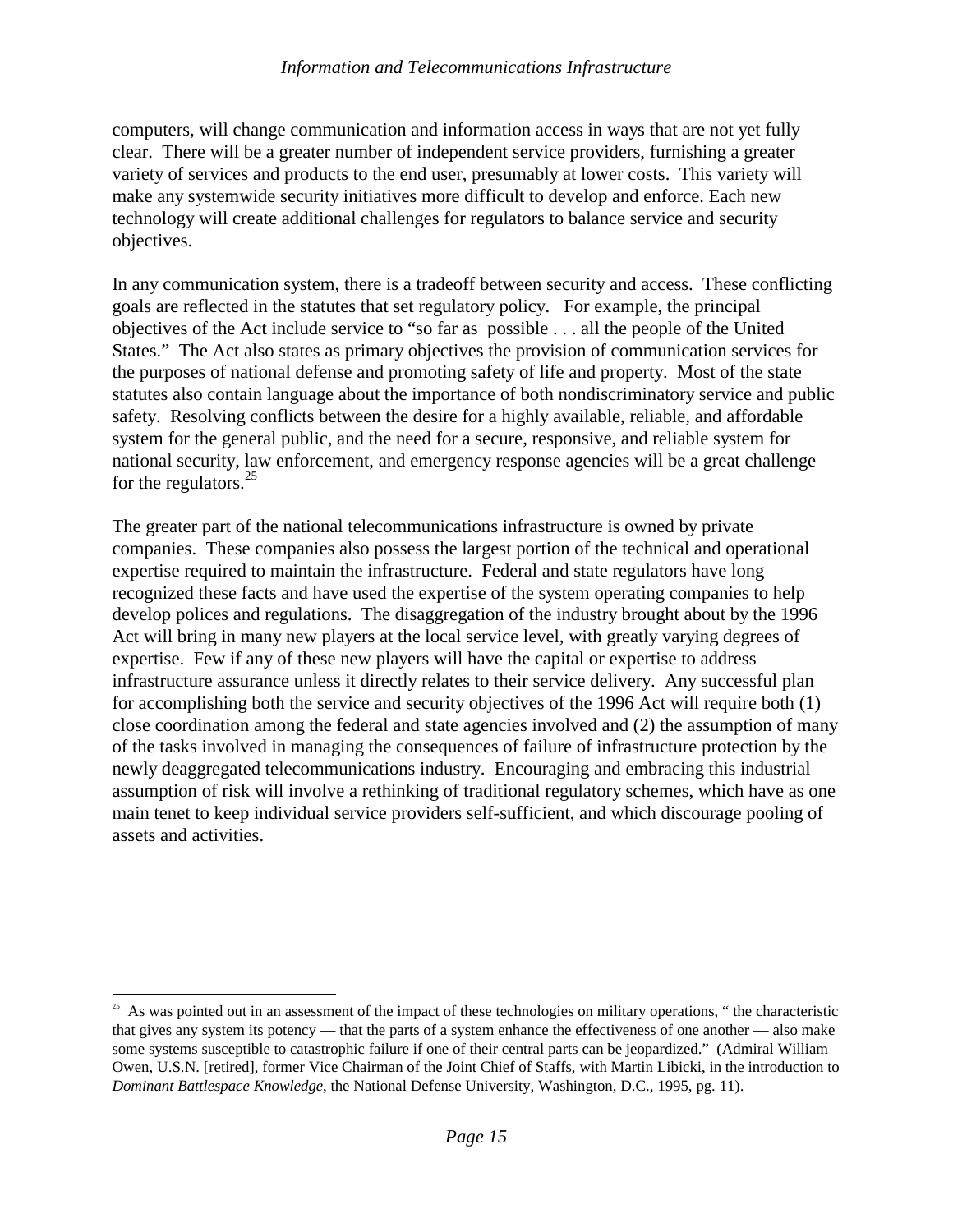computers, will change communication and information access in ways that are not yet fully clear. There will be a greater number of independent service providers, furnishing a greater variety of services and products to the end user, presumably at lower costs. This variety will make any systemwide security initiatives more difficult to develop and enforce. Each new technology will create additional challenges for regulators to balance service and security objectives.

In any communication system, there is a tradeoff between security and access. These conflicting goals are reflected in the statutes that set regulatory policy. For example, the principal objectives of the Act include service to "so far as possible . . . all the people of the United States." The Act also states as primary objectives the provision of communication services for the purposes of national defense and promoting safety of life and property. Most of the state statutes also contain language about the importance of both nondiscriminatory service and public safety. Resolving conflicts between the desire for a highly available, reliable, and affordable system for the general public, and the need for a secure, responsive, and reliable system for national security, law enforcement, and emergency response agencies will be a great challenge for the regulators.[25]

The greater part of the national telecommunications infrastructure is owned by private companies. These companies also possess the largest portion of the technical and operational expertise required to maintain the infrastructure. Federal and state regulators have long recognized these facts and have used the expertise of the system operating companies to help develop polices and regulations. The disaggregation of the industry brought about by the 1996 Act will bring in many new players at the local service level, with greatly varying degrees of expertise. Few if any of these new players will have the capital or expertise to address infrastructure assurance unless it directly relates to their service delivery. Any successful plan for accomplishing both the service and security objectives of the 1996 Act will require both (1) close coordination among the federal and state agencies involved and (2) the assumption of many of the tasks involved in managing the consequences of failure of infrastructure protection by the newly deaggregated telecommunications industry. Encouraging and embracing this industrial assumption of risk will involve a rethinking of traditional regulatory schemes, which have as one main tenet to keep individual service providers self-sufficient, and which discourage pooling of assets and activities.

---

[25] As was pointed out in an assessment of the impact of these technologies on military operations, " the characteristic that gives any system its potency — that the parts of a system enhance the effectiveness of one another — also make some systems susceptible to catastrophic failure if one of their central parts can be jeopardized." (Admiral William Owen, U.S.N. [retired], former Vice Chairman of the Joint Chief of Staffs, with Martin Libicki, in the introduction to *Dominant Battlespace Knowledge*, the National Defense University, Washington, D.C., 1995, pg. 11).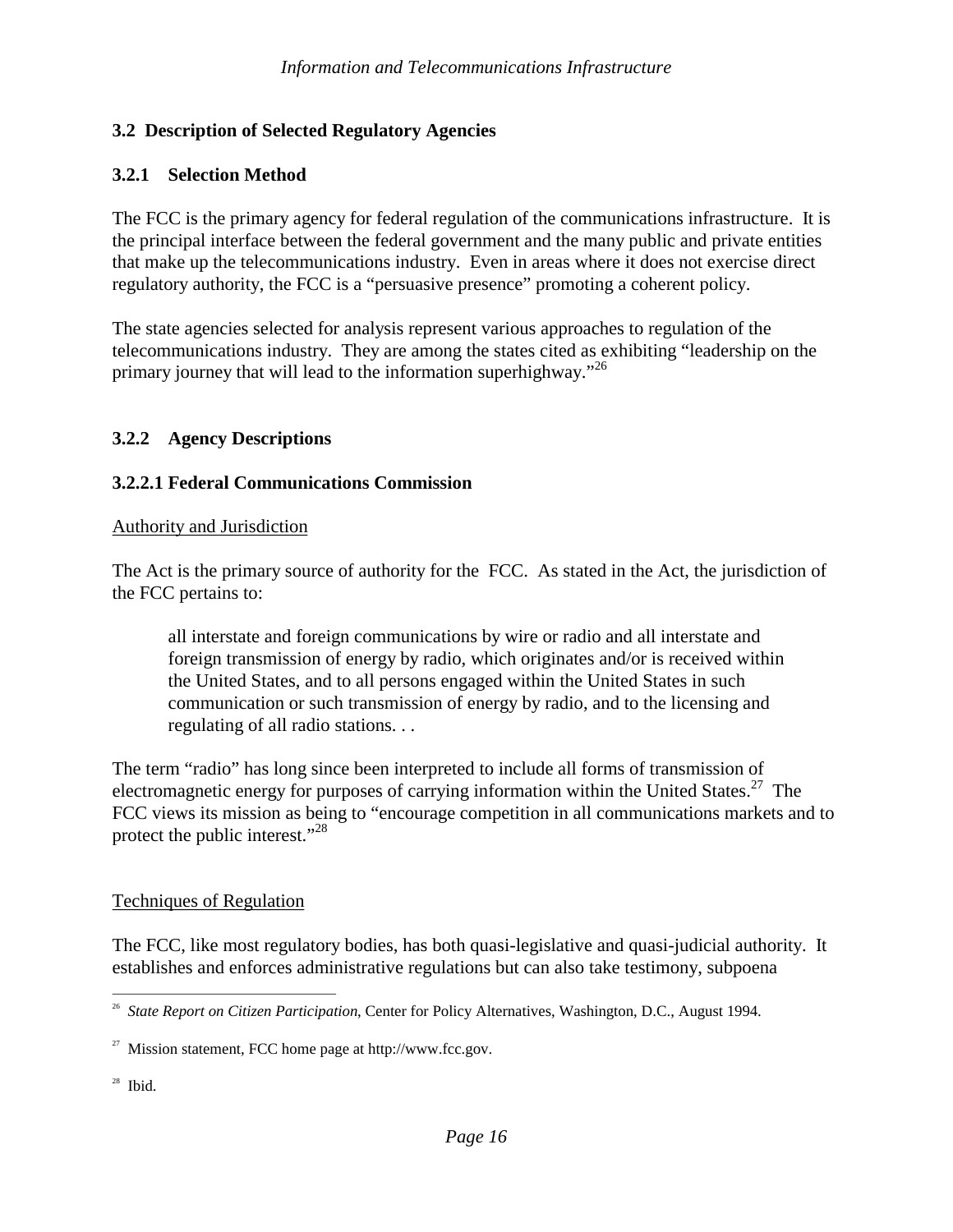## 3.2 Description of Selected Regulatory Agencies

### 3.2.1 Selection Method

The FCC is the primary agency for federal regulation of the communications infrastructure. It is the principal interface between the federal government and the many public and private entities that make up the telecommunications industry. Even in areas where it does not exercise direct regulatory authority, the FCC is a "persuasive presence" promoting a coherent policy.

The state agencies selected for analysis represent various approaches to regulation of the telecommunications industry. They are among the states cited as exhibiting "leadership on the primary journey that will lead to the information superhighway."[26]

### 3.2.2 Agency Descriptions

#### 3.2.2.1 Federal Communications Commission

Authority and Jurisdiction

The Act is the primary source of authority for the FCC. As stated in the Act, the jurisdiction of the FCC pertains to:

> all interstate and foreign communications by wire or radio and all interstate and foreign transmission of energy by radio, which originates and/or is received within the United States, and to all persons engaged within the United States in such communication or such transmission of energy by radio, and to the licensing and regulating of all radio stations. . .

The term "radio" has long since been interpreted to include all forms of transmission of electromagnetic energy for purposes of carrying information within the United States.[27] The FCC views its mission as being to "encourage competition in all communications markets and to protect the public interest."[28]

Techniques of Regulation

The FCC, like most regulatory bodies, has both quasi-legislative and quasi-judicial authority. It establishes and enforces administrative regulations but can also take testimony, subpoena

---

[26] *State Report on Citizen Participation*, Center for Policy Alternatives, Washington, D.C., August 1994.

[27] Mission statement, FCC home page at http://www.fcc.gov.

[28] Ibid.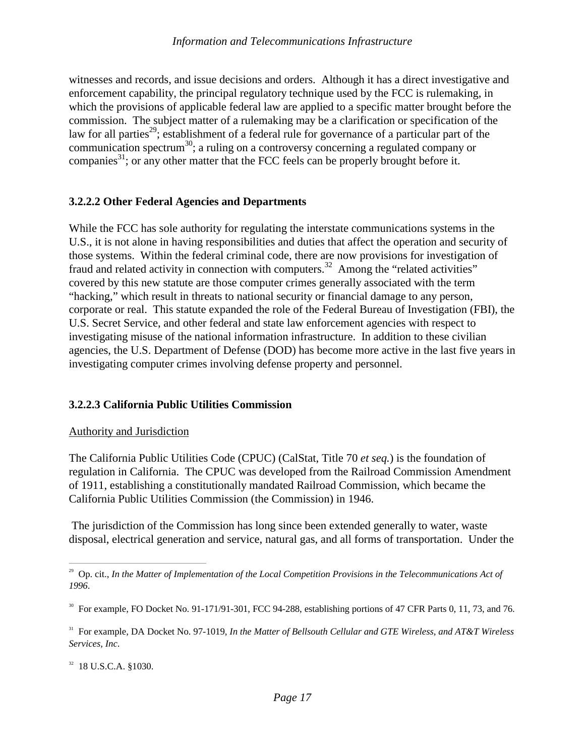witnesses and records, and issue decisions and orders. Although it has a direct investigative and enforcement capability, the principal regulatory technique used by the FCC is rulemaking, in which the provisions of applicable federal law are applied to a specific matter brought before the commission. The subject matter of a rulemaking may be a clarification or specification of the law for all parties[29]; establishment of a federal rule for governance of a particular part of the communication spectrum[30]; a ruling on a controversy concerning a regulated company or companies[31]; or any other matter that the FCC feels can be properly brought before it.

### 3.2.2.2 Other Federal Agencies and Departments

While the FCC has sole authority for regulating the interstate communications systems in the U.S., it is not alone in having responsibilities and duties that affect the operation and security of those systems. Within the federal criminal code, there are now provisions for investigation of fraud and related activity in connection with computers.[32] Among the "related activities" covered by this new statute are those computer crimes generally associated with the term "hacking," which result in threats to national security or financial damage to any person, corporate or real. This statute expanded the role of the Federal Bureau of Investigation (FBI), the U.S. Secret Service, and other federal and state law enforcement agencies with respect to investigating misuse of the national information infrastructure. In addition to these civilian agencies, the U.S. Department of Defense (DOD) has become more active in the last five years in investigating computer crimes involving defense property and personnel.

### 3.2.2.3 California Public Utilities Commission

<u>Authority and Jurisdiction</u>

The California Public Utilities Code (CPUC) (CalStat, Title 70 *et seq.*) is the foundation of regulation in California. The CPUC was developed from the Railroad Commission Amendment of 1911, establishing a constitutionally mandated Railroad Commission, which became the California Public Utilities Commission (the Commission) in 1946.

The jurisdiction of the Commission has long since been extended generally to water, waste disposal, electrical generation and service, natural gas, and all forms of transportation. Under the

---

[29] Op. cit., *In the Matter of Implementation of the Local Competition Provisions in the Telecommunications Act of 1996*.

[30] For example, FO Docket No. 91-171/91-301, FCC 94-288, establishing portions of 47 CFR Parts 0, 11, 73, and 76.

[31] For example, DA Docket No. 97-1019, *In the Matter of Bellsouth Cellular and GTE Wireless, and AT&T Wireless Services, Inc*.

[32] 18 U.S.C.A. §1030.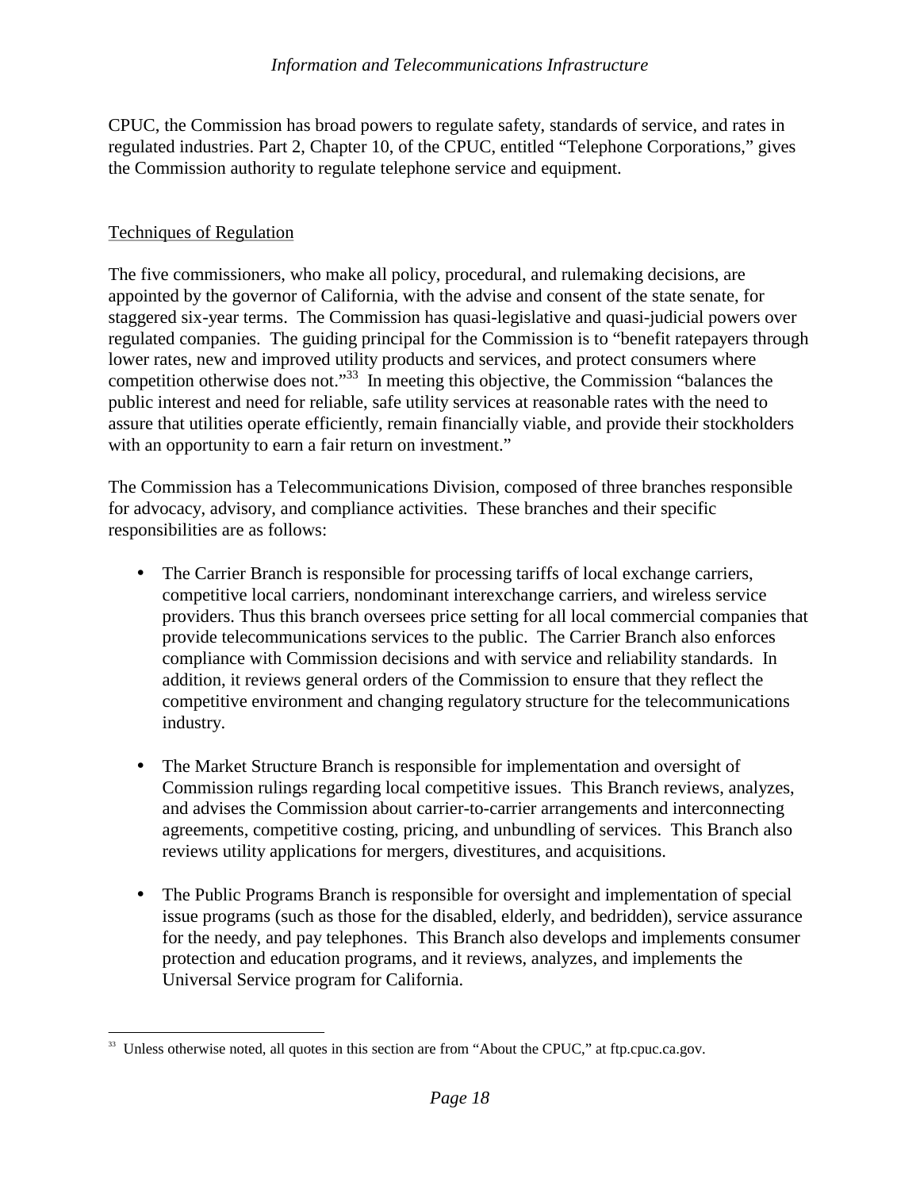CPUC, the Commission has broad powers to regulate safety, standards of service, and rates in regulated industries. Part 2, Chapter 10, of the CPUC, entitled "Telephone Corporations," gives the Commission authority to regulate telephone service and equipment.

Techniques of Regulation

The five commissioners, who make all policy, procedural, and rulemaking decisions, are appointed by the governor of California, with the advise and consent of the state senate, for staggered six-year terms. The Commission has quasi-legislative and quasi-judicial powers over regulated companies. The guiding principal for the Commission is to "benefit ratepayers through lower rates, new and improved utility products and services, and protect consumers where competition otherwise does not."[33] In meeting this objective, the Commission "balances the public interest and need for reliable, safe utility services at reasonable rates with the need to assure that utilities operate efficiently, remain financially viable, and provide their stockholders with an opportunity to earn a fair return on investment."

The Commission has a Telecommunications Division, composed of three branches responsible for advocacy, advisory, and compliance activities. These branches and their specific responsibilities are as follows:

- The Carrier Branch is responsible for processing tariffs of local exchange carriers, competitive local carriers, nondominant interexchange carriers, and wireless service providers. Thus this branch oversees price setting for all local commercial companies that provide telecommunications services to the public. The Carrier Branch also enforces compliance with Commission decisions and with service and reliability standards. In addition, it reviews general orders of the Commission to ensure that they reflect the competitive environment and changing regulatory structure for the telecommunications industry.

- The Market Structure Branch is responsible for implementation and oversight of Commission rulings regarding local competitive issues. This Branch reviews, analyzes, and advises the Commission about carrier-to-carrier arrangements and interconnecting agreements, competitive costing, pricing, and unbundling of services. This Branch also reviews utility applications for mergers, divestitures, and acquisitions.

- The Public Programs Branch is responsible for oversight and implementation of special issue programs (such as those for the disabled, elderly, and bedridden), service assurance for the needy, and pay telephones. This Branch also develops and implements consumer protection and education programs, and it reviews, analyzes, and implements the Universal Service program for California.

[33] Unless otherwise noted, all quotes in this section are from "About the CPUC," at ftp.cpuc.ca.gov.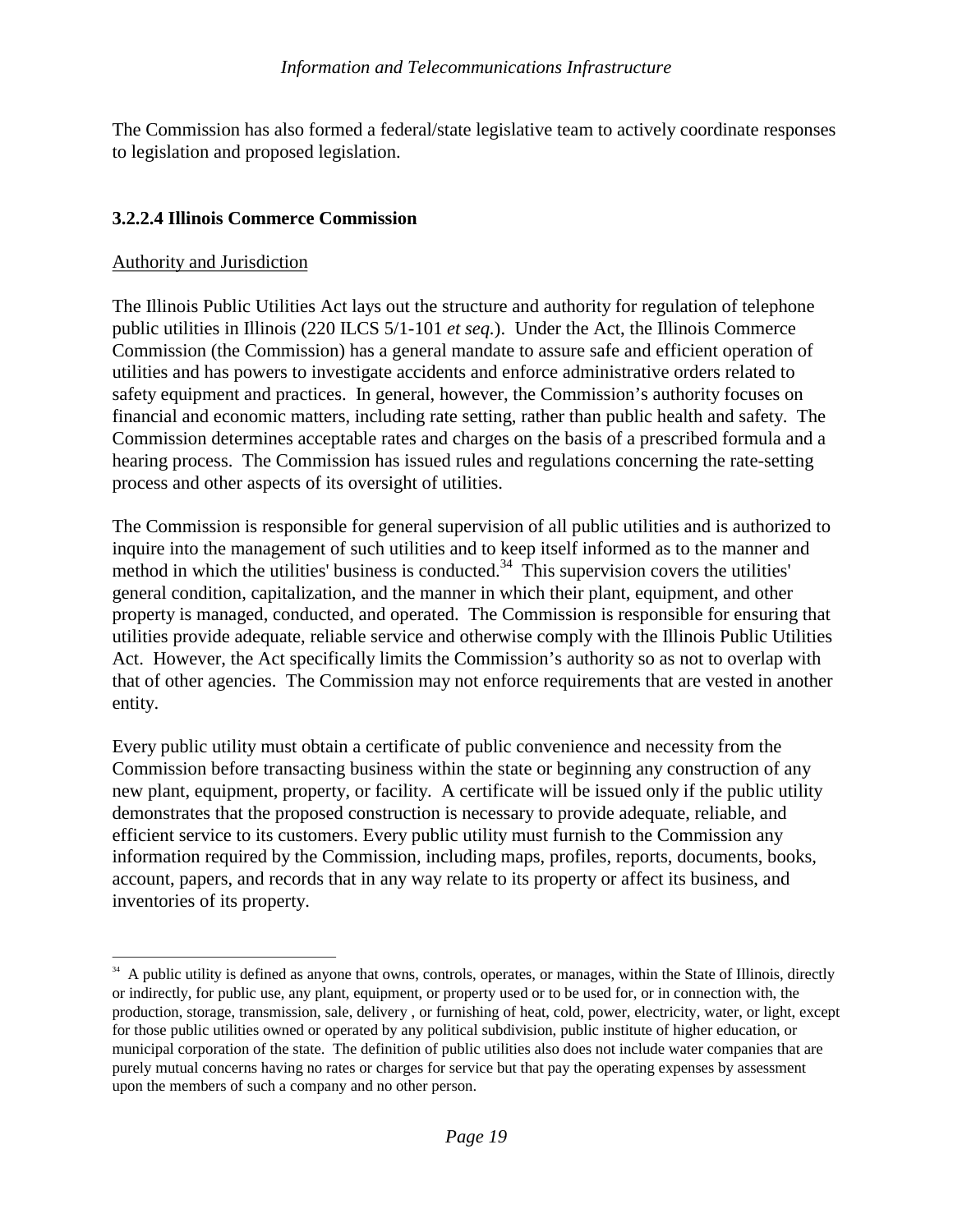The Commission has also formed a federal/state legislative team to actively coordinate responses to legislation and proposed legislation.

### 3.2.2.4 Illinois Commerce Commission

Authority and Jurisdiction

The Illinois Public Utilities Act lays out the structure and authority for regulation of telephone public utilities in Illinois (220 ILCS 5/1-101 *et seq.*). Under the Act, the Illinois Commerce Commission (the Commission) has a general mandate to assure safe and efficient operation of utilities and has powers to investigate accidents and enforce administrative orders related to safety equipment and practices. In general, however, the Commission's authority focuses on financial and economic matters, including rate setting, rather than public health and safety. The Commission determines acceptable rates and charges on the basis of a prescribed formula and a hearing process. The Commission has issued rules and regulations concerning the rate-setting process and other aspects of its oversight of utilities.

The Commission is responsible for general supervision of all public utilities and is authorized to inquire into the management of such utilities and to keep itself informed as to the manner and method in which the utilities' business is conducted.[34] This supervision covers the utilities' general condition, capitalization, and the manner in which their plant, equipment, and other property is managed, conducted, and operated. The Commission is responsible for ensuring that utilities provide adequate, reliable service and otherwise comply with the Illinois Public Utilities Act. However, the Act specifically limits the Commission's authority so as not to overlap with that of other agencies. The Commission may not enforce requirements that are vested in another entity.

Every public utility must obtain a certificate of public convenience and necessity from the Commission before transacting business within the state or beginning any construction of any new plant, equipment, property, or facility. A certificate will be issued only if the public utility demonstrates that the proposed construction is necessary to provide adequate, reliable, and efficient service to its customers. Every public utility must furnish to the Commission any information required by the Commission, including maps, profiles, reports, documents, books, account, papers, and records that in any way relate to its property or affect its business, and inventories of its property.

---

[34] A public utility is defined as anyone that owns, controls, operates, or manages, within the State of Illinois, directly or indirectly, for public use, any plant, equipment, or property used or to be used for, or in connection with, the production, storage, transmission, sale, delivery , or furnishing of heat, cold, power, electricity, water, or light, except for those public utilities owned or operated by any political subdivision, public institute of higher education, or municipal corporation of the state. The definition of public utilities also does not include water companies that are purely mutual concerns having no rates or charges for service but that pay the operating expenses by assessment upon the members of such a company and no other person.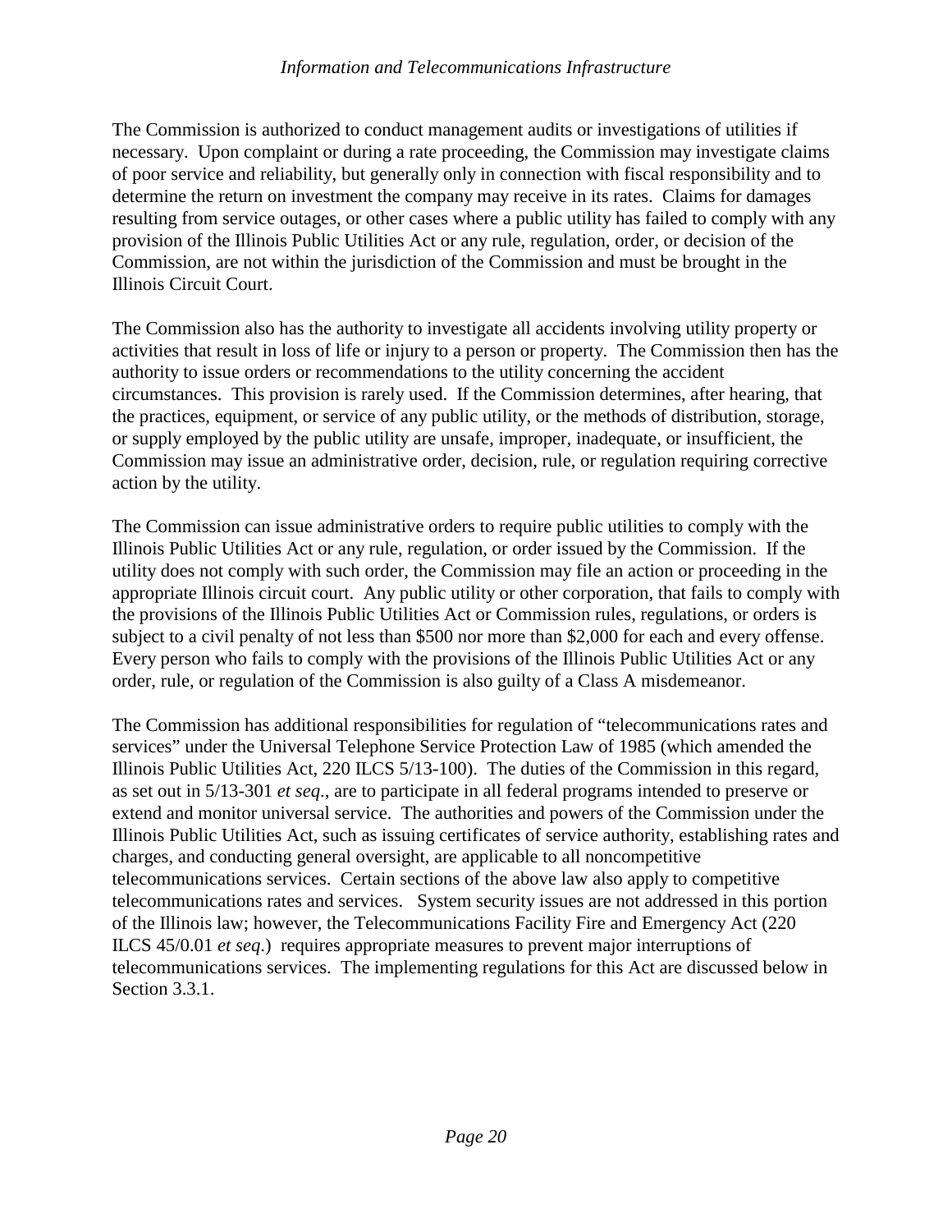The Commission is authorized to conduct management audits or investigations of utilities if necessary. Upon complaint or during a rate proceeding, the Commission may investigate claims of poor service and reliability, but generally only in connection with fiscal responsibility and to determine the return on investment the company may receive in its rates. Claims for damages resulting from service outages, or other cases where a public utility has failed to comply with any provision of the Illinois Public Utilities Act or any rule, regulation, order, or decision of the Commission, are not within the jurisdiction of the Commission and must be brought in the Illinois Circuit Court.

The Commission also has the authority to investigate all accidents involving utility property or activities that result in loss of life or injury to a person or property. The Commission then has the authority to issue orders or recommendations to the utility concerning the accident circumstances. This provision is rarely used. If the Commission determines, after hearing, that the practices, equipment, or service of any public utility, or the methods of distribution, storage, or supply employed by the public utility are unsafe, improper, inadequate, or insufficient, the Commission may issue an administrative order, decision, rule, or regulation requiring corrective action by the utility.

The Commission can issue administrative orders to require public utilities to comply with the Illinois Public Utilities Act or any rule, regulation, or order issued by the Commission. If the utility does not comply with such order, the Commission may file an action or proceeding in the appropriate Illinois circuit court. Any public utility or other corporation, that fails to comply with the provisions of the Illinois Public Utilities Act or Commission rules, regulations, or orders is subject to a civil penalty of not less than $500 nor more than $2,000 for each and every offense. Every person who fails to comply with the provisions of the Illinois Public Utilities Act or any order, rule, or regulation of the Commission is also guilty of a Class A misdemeanor.

The Commission has additional responsibilities for regulation of "telecommunications rates and services" under the Universal Telephone Service Protection Law of 1985 (which amended the Illinois Public Utilities Act, 220 ILCS 5/13-100). The duties of the Commission in this regard, as set out in 5/13-301 *et seq*., are to participate in all federal programs intended to preserve or extend and monitor universal service. The authorities and powers of the Commission under the Illinois Public Utilities Act, such as issuing certificates of service authority, establishing rates and charges, and conducting general oversight, are applicable to all noncompetitive telecommunications services. Certain sections of the above law also apply to competitive telecommunications rates and services. System security issues are not addressed in this portion of the Illinois law; however, the Telecommunications Facility Fire and Emergency Act (220 ILCS 45/0.01 *et seq*.) requires appropriate measures to prevent major interruptions of telecommunications services. The implementing regulations for this Act are discussed below in Section 3.3.1.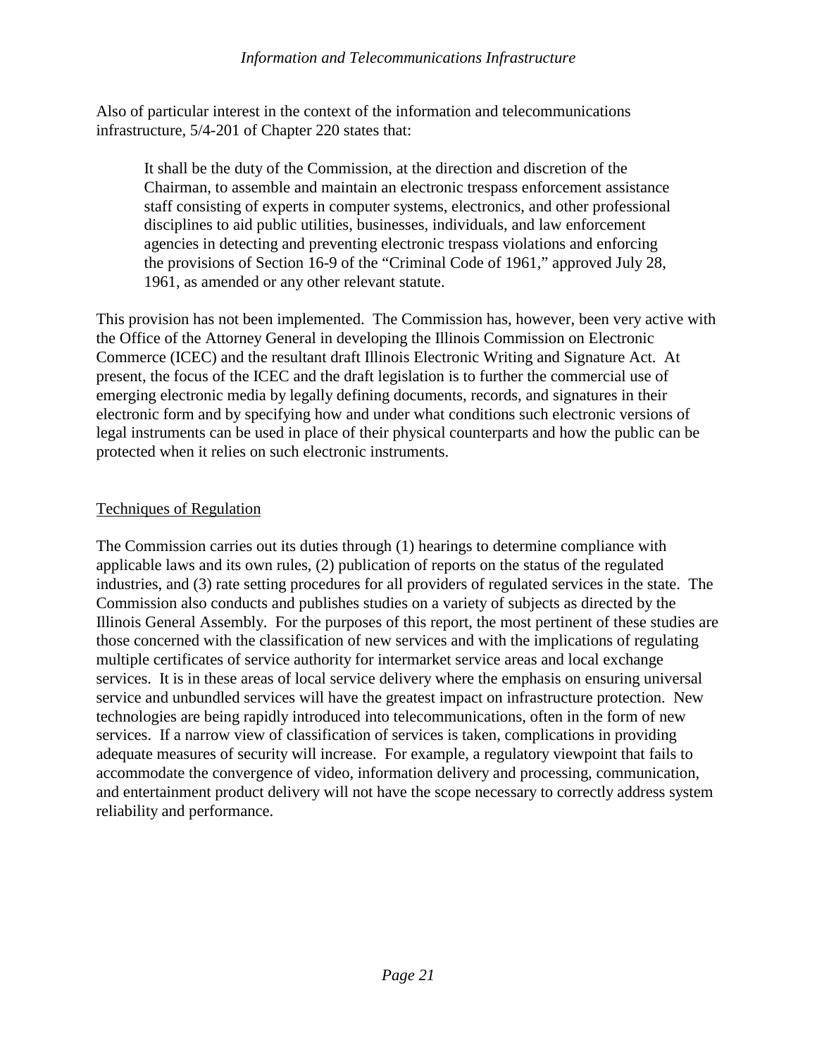Also of particular interest in the context of the information and telecommunications infrastructure, 5/4-201 of Chapter 220 states that:

> It shall be the duty of the Commission, at the direction and discretion of the Chairman, to assemble and maintain an electronic trespass enforcement assistance staff consisting of experts in computer systems, electronics, and other professional disciplines to aid public utilities, businesses, individuals, and law enforcement agencies in detecting and preventing electronic trespass violations and enforcing the provisions of Section 16-9 of the "Criminal Code of 1961," approved July 28, 1961, as amended or any other relevant statute.

This provision has not been implemented. The Commission has, however, been very active with the Office of the Attorney General in developing the Illinois Commission on Electronic Commerce (ICEC) and the resultant draft Illinois Electronic Writing and Signature Act. At present, the focus of the ICEC and the draft legislation is to further the commercial use of emerging electronic media by legally defining documents, records, and signatures in their electronic form and by specifying how and under what conditions such electronic versions of legal instruments can be used in place of their physical counterparts and how the public can be protected when it relies on such electronic instruments.

## Techniques of Regulation

The Commission carries out its duties through (1) hearings to determine compliance with applicable laws and its own rules, (2) publication of reports on the status of the regulated industries, and (3) rate setting procedures for all providers of regulated services in the state. The Commission also conducts and publishes studies on a variety of subjects as directed by the Illinois General Assembly. For the purposes of this report, the most pertinent of these studies are those concerned with the classification of new services and with the implications of regulating multiple certificates of service authority for intermarket service areas and local exchange services. It is in these areas of local service delivery where the emphasis on ensuring universal service and unbundled services will have the greatest impact on infrastructure protection. New technologies are being rapidly introduced into telecommunications, often in the form of new services. If a narrow view of classification of services is taken, complications in providing adequate measures of security will increase. For example, a regulatory viewpoint that fails to accommodate the convergence of video, information delivery and processing, communication, and entertainment product delivery will not have the scope necessary to correctly address system reliability and performance.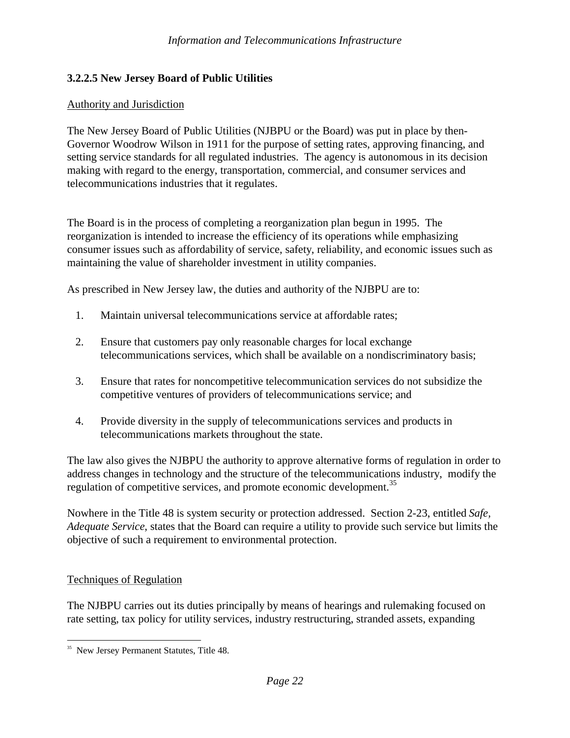### 3.2.2.5 New Jersey Board of Public Utilities

Authority and Jurisdiction

The New Jersey Board of Public Utilities (NJBPU or the Board) was put in place by then-Governor Woodrow Wilson in 1911 for the purpose of setting rates, approving financing, and setting service standards for all regulated industries. The agency is autonomous in its decision making with regard to the energy, transportation, commercial, and consumer services and telecommunications industries that it regulates.

The Board is in the process of completing a reorganization plan begun in 1995. The reorganization is intended to increase the efficiency of its operations while emphasizing consumer issues such as affordability of service, safety, reliability, and economic issues such as maintaining the value of shareholder investment in utility companies.

As prescribed in New Jersey law, the duties and authority of the NJBPU are to:

1. Maintain universal telecommunications service at affordable rates;
2. Ensure that customers pay only reasonable charges for local exchange telecommunications services, which shall be available on a nondiscriminatory basis;
3. Ensure that rates for noncompetitive telecommunication services do not subsidize the competitive ventures of providers of telecommunications service; and
4. Provide diversity in the supply of telecommunications services and products in telecommunications markets throughout the state.

The law also gives the NJBPU the authority to approve alternative forms of regulation in order to address changes in technology and the structure of the telecommunications industry, modify the regulation of competitive services, and promote economic development.[35]

Nowhere in the Title 48 is system security or protection addressed. Section 2-23, entitled *Safe, Adequate Service*, states that the Board can require a utility to provide such service but limits the objective of such a requirement to environmental protection.

Techniques of Regulation

The NJBPU carries out its duties principally by means of hearings and rulemaking focused on rate setting, tax policy for utility services, industry restructuring, stranded assets, expanding

[35] New Jersey Permanent Statutes, Title 48.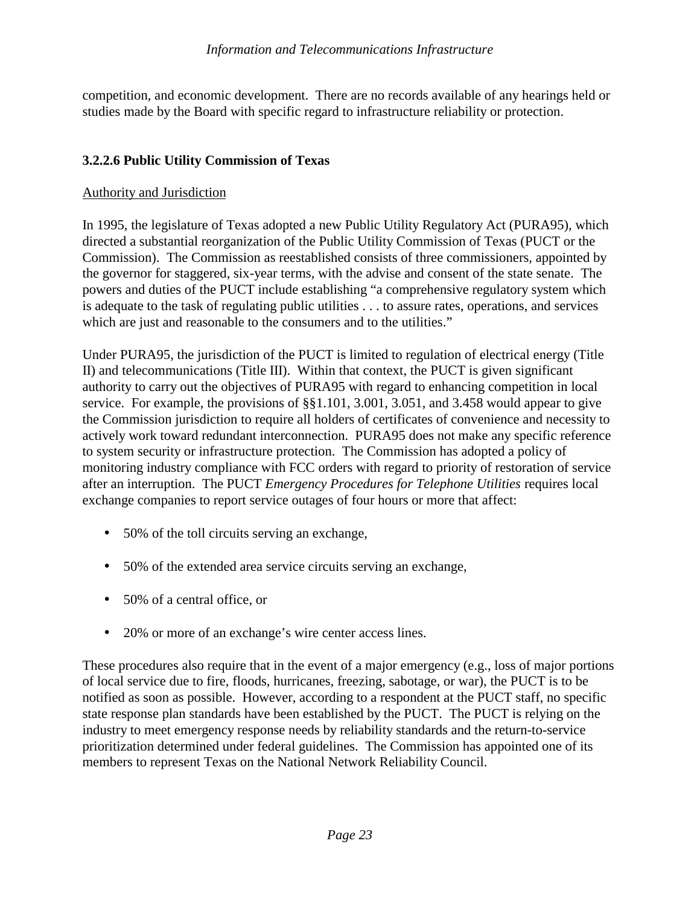competition, and economic development. There are no records available of any hearings held or studies made by the Board with specific regard to infrastructure reliability or protection.

### 3.2.2.6 Public Utility Commission of Texas

Authority and Jurisdiction

In 1995, the legislature of Texas adopted a new Public Utility Regulatory Act (PURA95), which directed a substantial reorganization of the Public Utility Commission of Texas (PUCT or the Commission). The Commission as reestablished consists of three commissioners, appointed by the governor for staggered, six-year terms, with the advise and consent of the state senate. The powers and duties of the PUCT include establishing "a comprehensive regulatory system which is adequate to the task of regulating public utilities . . . to assure rates, operations, and services which are just and reasonable to the consumers and to the utilities."

Under PURA95, the jurisdiction of the PUCT is limited to regulation of electrical energy (Title II) and telecommunications (Title III). Within that context, the PUCT is given significant authority to carry out the objectives of PURA95 with regard to enhancing competition in local service. For example, the provisions of §§1.101, 3.001, 3.051, and 3.458 would appear to give the Commission jurisdiction to require all holders of certificates of convenience and necessity to actively work toward redundant interconnection. PURA95 does not make any specific reference to system security or infrastructure protection. The Commission has adopted a policy of monitoring industry compliance with FCC orders with regard to priority of restoration of service after an interruption. The PUCT *Emergency Procedures for Telephone Utilities* requires local exchange companies to report service outages of four hours or more that affect:

- 50% of the toll circuits serving an exchange,
- 50% of the extended area service circuits serving an exchange,
- 50% of a central office, or
- 20% or more of an exchange's wire center access lines.

These procedures also require that in the event of a major emergency (e.g., loss of major portions of local service due to fire, floods, hurricanes, freezing, sabotage, or war), the PUCT is to be notified as soon as possible. However, according to a respondent at the PUCT staff, no specific state response plan standards have been established by the PUCT. The PUCT is relying on the industry to meet emergency response needs by reliability standards and the return-to-service prioritization determined under federal guidelines. The Commission has appointed one of its members to represent Texas on the National Network Reliability Council.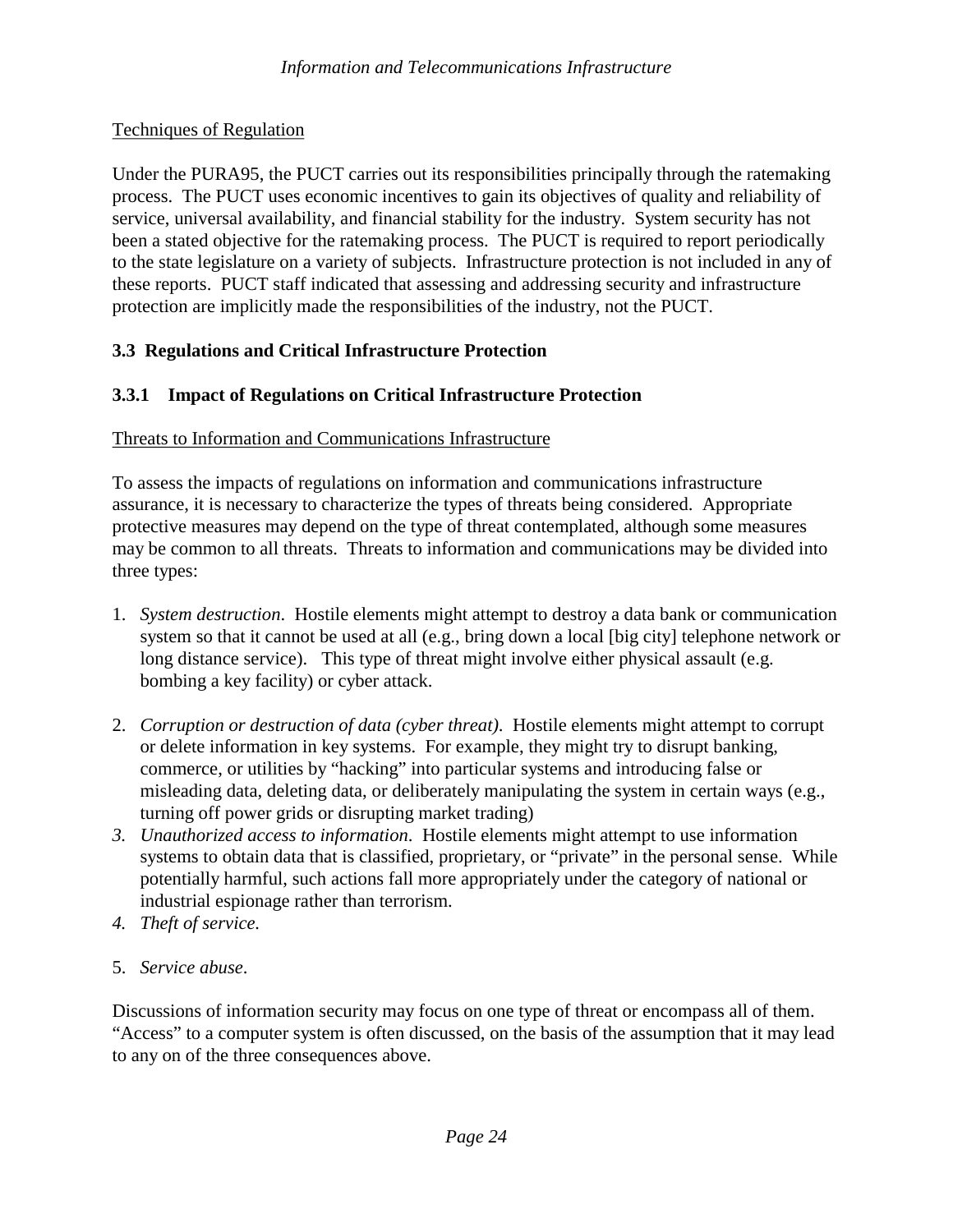Techniques of Regulation

Under the PURA95, the PUCT carries out its responsibilities principally through the ratemaking process. The PUCT uses economic incentives to gain its objectives of quality and reliability of service, universal availability, and financial stability for the industry. System security has not been a stated objective for the ratemaking process. The PUCT is required to report periodically to the state legislature on a variety of subjects. Infrastructure protection is not included in any of these reports. PUCT staff indicated that assessing and addressing security and infrastructure protection are implicitly made the responsibilities of the industry, not the PUCT.

### 3.3 Regulations and Critical Infrastructure Protection

#### 3.3.1 Impact of Regulations on Critical Infrastructure Protection

Threats to Information and Communications Infrastructure

To assess the impacts of regulations on information and communications infrastructure assurance, it is necessary to characterize the types of threats being considered. Appropriate protective measures may depend on the type of threat contemplated, although some measures may be common to all threats. Threats to information and communications may be divided into three types:

1. *System destruction*. Hostile elements might attempt to destroy a data bank or communication system so that it cannot be used at all (e.g., bring down a local [big city] telephone network or long distance service). This type of threat might involve either physical assault (e.g. bombing a key facility) or cyber attack.

2. *Corruption or destruction of data (cyber threat)*. Hostile elements might attempt to corrupt or delete information in key systems. For example, they might try to disrupt banking, commerce, or utilities by "hacking" into particular systems and introducing false or misleading data, deleting data, or deliberately manipulating the system in certain ways (e.g., turning off power grids or disrupting market trading)
3. *Unauthorized access to information*. Hostile elements might attempt to use information systems to obtain data that is classified, proprietary, or "private" in the personal sense. While potentially harmful, such actions fall more appropriately under the category of national or industrial espionage rather than terrorism.
4. *Theft of service.*

5. *Service abuse*.

Discussions of information security may focus on one type of threat or encompass all of them. "Access" to a computer system is often discussed, on the basis of the assumption that it may lead to any on of the three consequences above.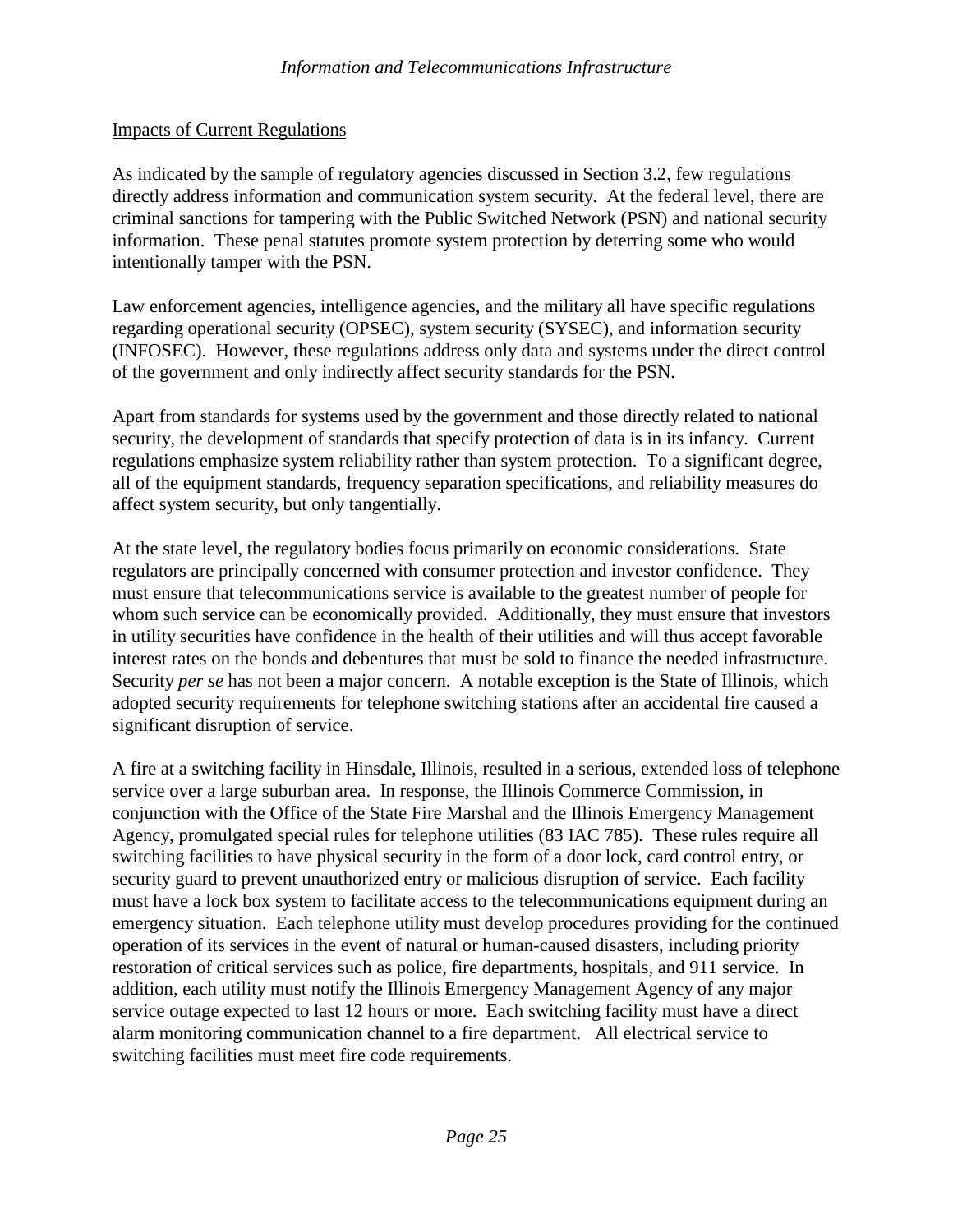Impacts of Current Regulations

As indicated by the sample of regulatory agencies discussed in Section 3.2, few regulations directly address information and communication system security. At the federal level, there are criminal sanctions for tampering with the Public Switched Network (PSN) and national security information. These penal statutes promote system protection by deterring some who would intentionally tamper with the PSN.

Law enforcement agencies, intelligence agencies, and the military all have specific regulations regarding operational security (OPSEC), system security (SYSEC), and information security (INFOSEC). However, these regulations address only data and systems under the direct control of the government and only indirectly affect security standards for the PSN.

Apart from standards for systems used by the government and those directly related to national security, the development of standards that specify protection of data is in its infancy. Current regulations emphasize system reliability rather than system protection. To a significant degree, all of the equipment standards, frequency separation specifications, and reliability measures do affect system security, but only tangentially.

At the state level, the regulatory bodies focus primarily on economic considerations. State regulators are principally concerned with consumer protection and investor confidence. They must ensure that telecommunications service is available to the greatest number of people for whom such service can be economically provided. Additionally, they must ensure that investors in utility securities have confidence in the health of their utilities and will thus accept favorable interest rates on the bonds and debentures that must be sold to finance the needed infrastructure. Security *per se* has not been a major concern. A notable exception is the State of Illinois, which adopted security requirements for telephone switching stations after an accidental fire caused a significant disruption of service.

A fire at a switching facility in Hinsdale, Illinois, resulted in a serious, extended loss of telephone service over a large suburban area. In response, the Illinois Commerce Commission, in conjunction with the Office of the State Fire Marshal and the Illinois Emergency Management Agency, promulgated special rules for telephone utilities (83 IAC 785). These rules require all switching facilities to have physical security in the form of a door lock, card control entry, or security guard to prevent unauthorized entry or malicious disruption of service. Each facility must have a lock box system to facilitate access to the telecommunications equipment during an emergency situation. Each telephone utility must develop procedures providing for the continued operation of its services in the event of natural or human-caused disasters, including priority restoration of critical services such as police, fire departments, hospitals, and 911 service. In addition, each utility must notify the Illinois Emergency Management Agency of any major service outage expected to last 12 hours or more. Each switching facility must have a direct alarm monitoring communication channel to a fire department. All electrical service to switching facilities must meet fire code requirements.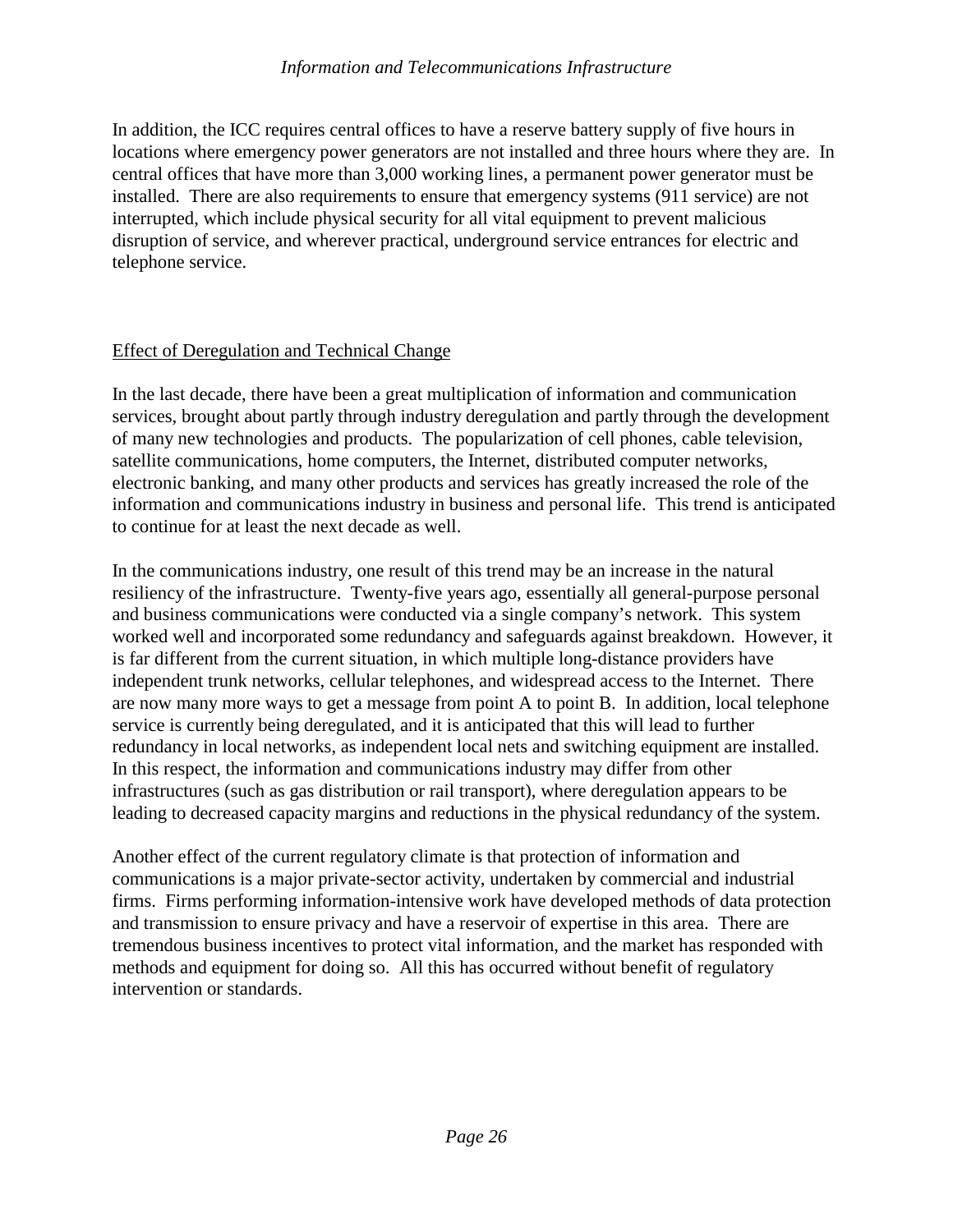In addition, the ICC requires central offices to have a reserve battery supply of five hours in locations where emergency power generators are not installed and three hours where they are. In central offices that have more than 3,000 working lines, a permanent power generator must be installed. There are also requirements to ensure that emergency systems (911 service) are not interrupted, which include physical security for all vital equipment to prevent malicious disruption of service, and wherever practical, underground service entrances for electric and telephone service.

## Effect of Deregulation and Technical Change

In the last decade, there have been a great multiplication of information and communication services, brought about partly through industry deregulation and partly through the development of many new technologies and products. The popularization of cell phones, cable television, satellite communications, home computers, the Internet, distributed computer networks, electronic banking, and many other products and services has greatly increased the role of the information and communications industry in business and personal life. This trend is anticipated to continue for at least the next decade as well.

In the communications industry, one result of this trend may be an increase in the natural resiliency of the infrastructure. Twenty-five years ago, essentially all general-purpose personal and business communications were conducted via a single company's network. This system worked well and incorporated some redundancy and safeguards against breakdown. However, it is far different from the current situation, in which multiple long-distance providers have independent trunk networks, cellular telephones, and widespread access to the Internet. There are now many more ways to get a message from point A to point B. In addition, local telephone service is currently being deregulated, and it is anticipated that this will lead to further redundancy in local networks, as independent local nets and switching equipment are installed. In this respect, the information and communications industry may differ from other infrastructures (such as gas distribution or rail transport), where deregulation appears to be leading to decreased capacity margins and reductions in the physical redundancy of the system.

Another effect of the current regulatory climate is that protection of information and communications is a major private-sector activity, undertaken by commercial and industrial firms. Firms performing information-intensive work have developed methods of data protection and transmission to ensure privacy and have a reservoir of expertise in this area. There are tremendous business incentives to protect vital information, and the market has responded with methods and equipment for doing so. All this has occurred without benefit of regulatory intervention or standards.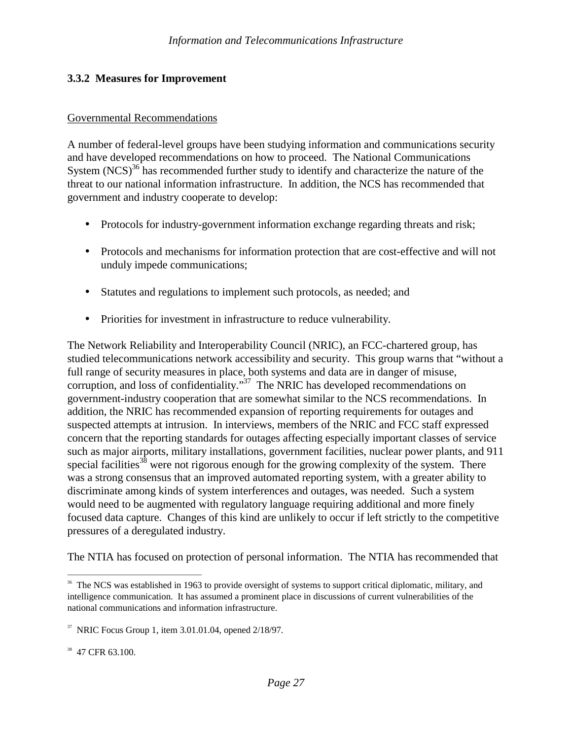### 3.3.2 Measures for Improvement

Governmental Recommendations

A number of federal-level groups have been studying information and communications security and have developed recommendations on how to proceed. The National Communications System (NCS)[36] has recommended further study to identify and characterize the nature of the threat to our national information infrastructure. In addition, the NCS has recommended that government and industry cooperate to develop:

- Protocols for industry-government information exchange regarding threats and risk;
- Protocols and mechanisms for information protection that are cost-effective and will not unduly impede communications;
- Statutes and regulations to implement such protocols, as needed; and
- Priorities for investment in infrastructure to reduce vulnerability.

The Network Reliability and Interoperability Council (NRIC), an FCC-chartered group, has studied telecommunications network accessibility and security. This group warns that "without a full range of security measures in place, both systems and data are in danger of misuse, corruption, and loss of confidentiality."[37] The NRIC has developed recommendations on government-industry cooperation that are somewhat similar to the NCS recommendations. In addition, the NRIC has recommended expansion of reporting requirements for outages and suspected attempts at intrusion. In interviews, members of the NRIC and FCC staff expressed concern that the reporting standards for outages affecting especially important classes of service such as major airports, military installations, government facilities, nuclear power plants, and 911 special facilities[38] were not rigorous enough for the growing complexity of the system. There was a strong consensus that an improved automated reporting system, with a greater ability to discriminate among kinds of system interferences and outages, was needed. Such a system would need to be augmented with regulatory language requiring additional and more finely focused data capture. Changes of this kind are unlikely to occur if left strictly to the competitive pressures of a deregulated industry.

The NTIA has focused on protection of personal information. The NTIA has recommended that

---

[36] The NCS was established in 1963 to provide oversight of systems to support critical diplomatic, military, and intelligence communication. It has assumed a prominent place in discussions of current vulnerabilities of the national communications and information infrastructure.

[37] NRIC Focus Group 1, item 3.01.01.04, opened 2/18/97.

[38] 47 CFR 63.100.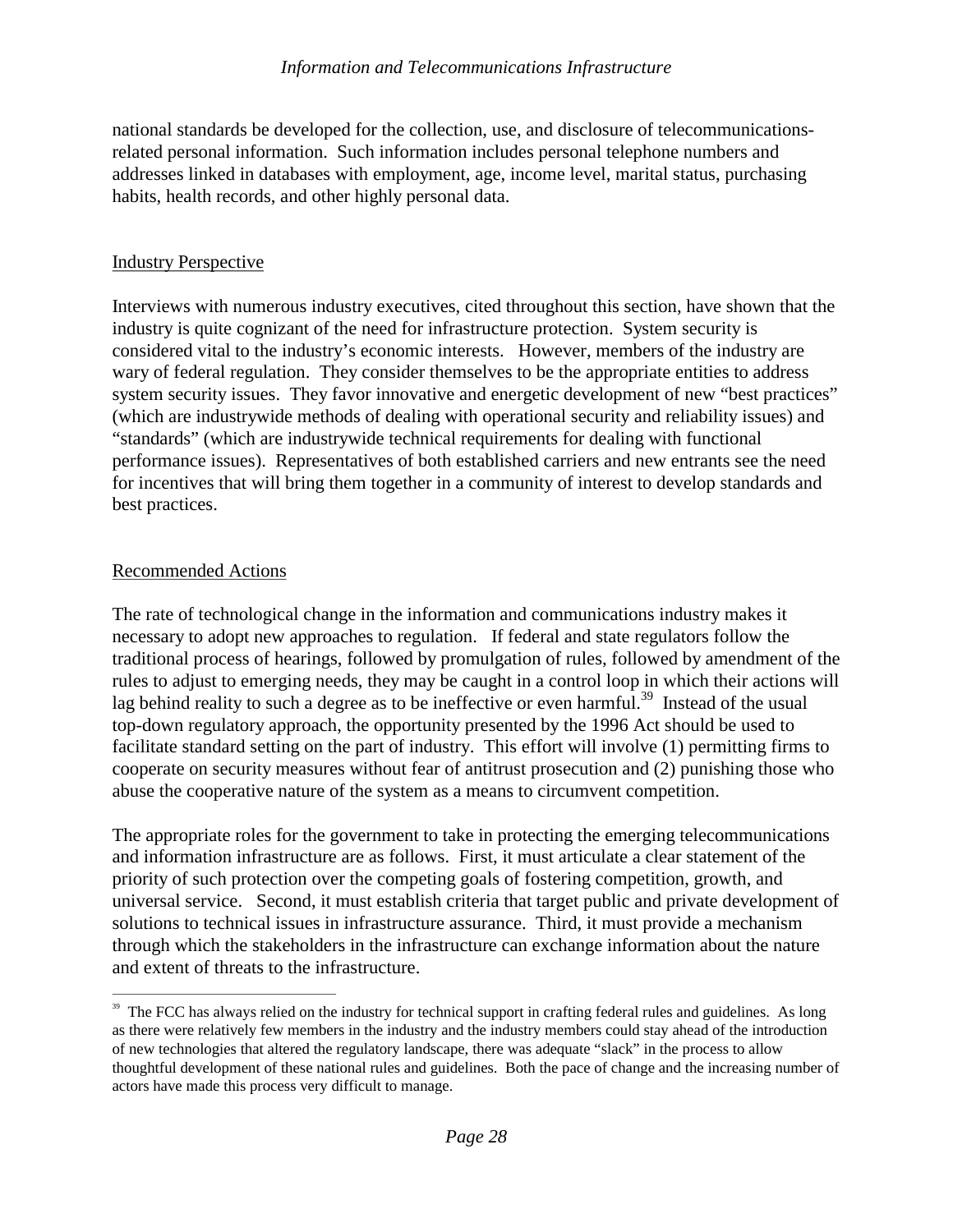national standards be developed for the collection, use, and disclosure of telecommunications-related personal information. Such information includes personal telephone numbers and addresses linked in databases with employment, age, income level, marital status, purchasing habits, health records, and other highly personal data.

## Industry Perspective

Interviews with numerous industry executives, cited throughout this section, have shown that the industry is quite cognizant of the need for infrastructure protection. System security is considered vital to the industry's economic interests. However, members of the industry are wary of federal regulation. They consider themselves to be the appropriate entities to address system security issues. They favor innovative and energetic development of new "best practices" (which are industrywide methods of dealing with operational security and reliability issues) and "standards" (which are industrywide technical requirements for dealing with functional performance issues). Representatives of both established carriers and new entrants see the need for incentives that will bring them together in a community of interest to develop standards and best practices.

## Recommended Actions

The rate of technological change in the information and communications industry makes it necessary to adopt new approaches to regulation. If federal and state regulators follow the traditional process of hearings, followed by promulgation of rules, followed by amendment of the rules to adjust to emerging needs, they may be caught in a control loop in which their actions will lag behind reality to such a degree as to be ineffective or even harmful.[39] Instead of the usual top-down regulatory approach, the opportunity presented by the 1996 Act should be used to facilitate standard setting on the part of industry. This effort will involve (1) permitting firms to cooperate on security measures without fear of antitrust prosecution and (2) punishing those who abuse the cooperative nature of the system as a means to circumvent competition.

The appropriate roles for the government to take in protecting the emerging telecommunications and information infrastructure are as follows. First, it must articulate a clear statement of the priority of such protection over the competing goals of fostering competition, growth, and universal service. Second, it must establish criteria that target public and private development of solutions to technical issues in infrastructure assurance. Third, it must provide a mechanism through which the stakeholders in the infrastructure can exchange information about the nature and extent of threats to the infrastructure.

---

[39] The FCC has always relied on the industry for technical support in crafting federal rules and guidelines. As long as there were relatively few members in the industry and the industry members could stay ahead of the introduction of new technologies that altered the regulatory landscape, there was adequate "slack" in the process to allow thoughtful development of these national rules and guidelines. Both the pace of change and the increasing number of actors have made this process very difficult to manage.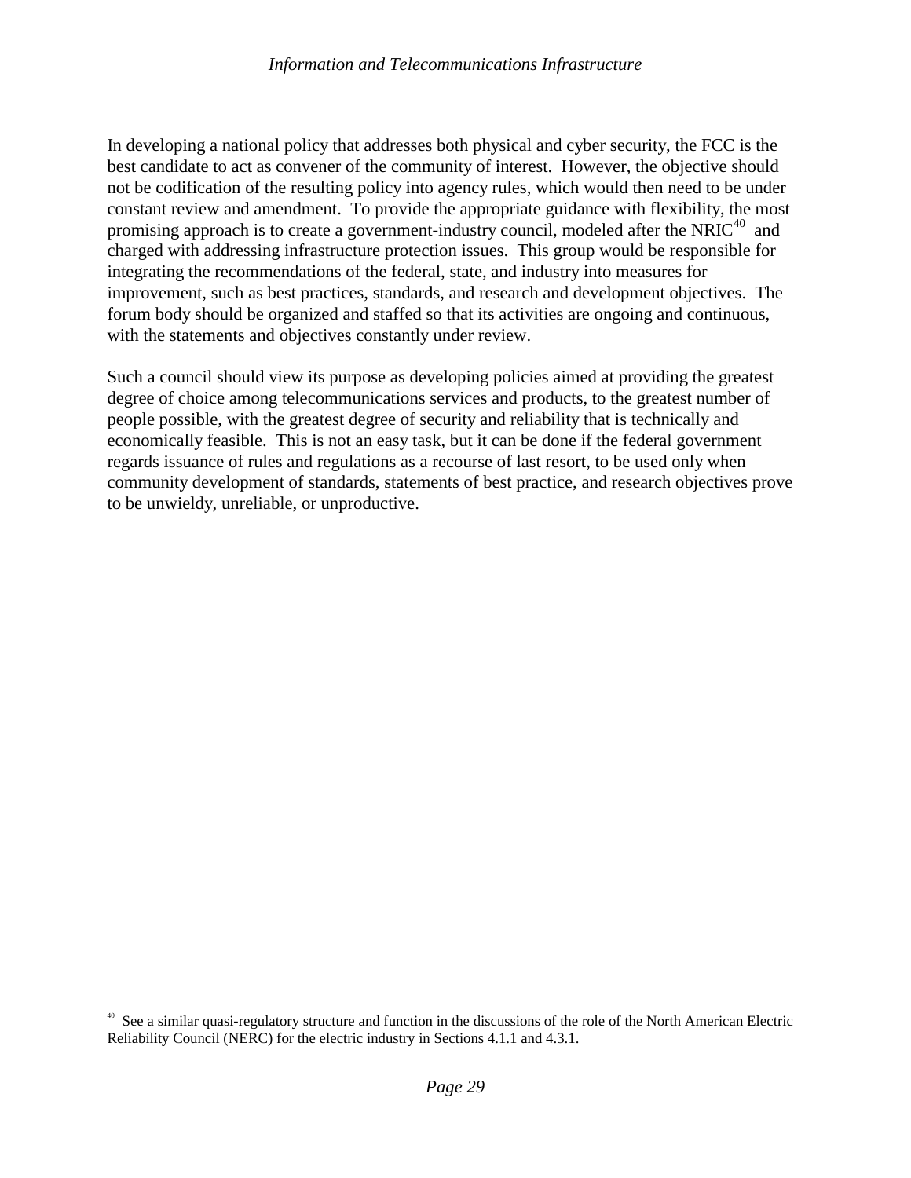In developing a national policy that addresses both physical and cyber security, the FCC is the best candidate to act as convener of the community of interest. However, the objective should not be codification of the resulting policy into agency rules, which would then need to be under constant review and amendment. To provide the appropriate guidance with flexibility, the most promising approach is to create a government-industry council, modeled after the NRIC[40] and charged with addressing infrastructure protection issues. This group would be responsible for integrating the recommendations of the federal, state, and industry into measures for improvement, such as best practices, standards, and research and development objectives. The forum body should be organized and staffed so that its activities are ongoing and continuous, with the statements and objectives constantly under review.

Such a council should view its purpose as developing policies aimed at providing the greatest degree of choice among telecommunications services and products, to the greatest number of people possible, with the greatest degree of security and reliability that is technically and economically feasible. This is not an easy task, but it can be done if the federal government regards issuance of rules and regulations as a recourse of last resort, to be used only when community development of standards, statements of best practice, and research objectives prove to be unwieldy, unreliable, or unproductive.

---

[40] See a similar quasi-regulatory structure and function in the discussions of the role of the North American Electric Reliability Council (NERC) for the electric industry in Sections 4.1.1 and 4.3.1.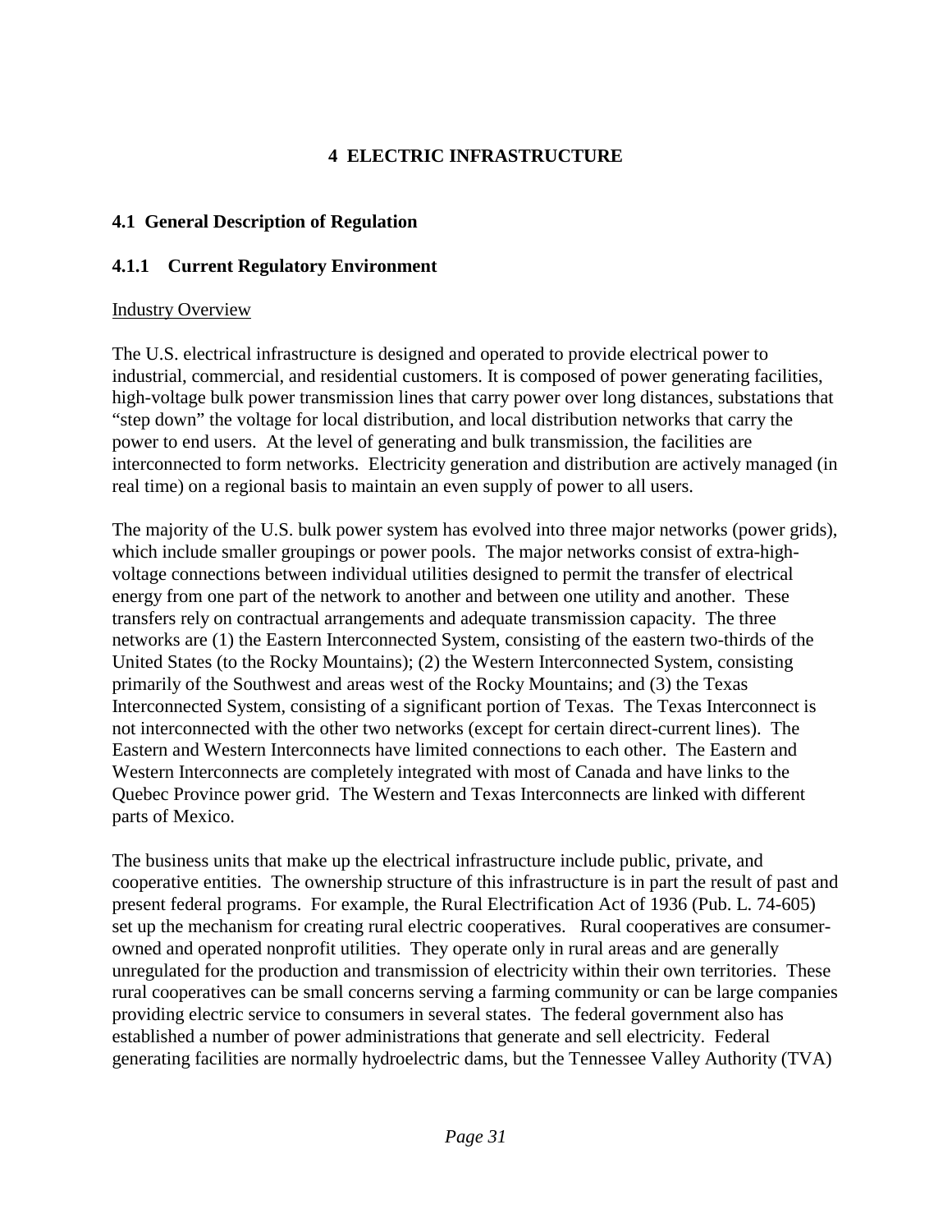# 4 ELECTRIC INFRASTRUCTURE

## 4.1 General Description of Regulation

### 4.1.1 Current Regulatory Environment

Industry Overview

The U.S. electrical infrastructure is designed and operated to provide electrical power to industrial, commercial, and residential customers. It is composed of power generating facilities, high-voltage bulk power transmission lines that carry power over long distances, substations that "step down" the voltage for local distribution, and local distribution networks that carry the power to end users. At the level of generating and bulk transmission, the facilities are interconnected to form networks. Electricity generation and distribution are actively managed (in real time) on a regional basis to maintain an even supply of power to all users.

The majority of the U.S. bulk power system has evolved into three major networks (power grids), which include smaller groupings or power pools. The major networks consist of extra-high-voltage connections between individual utilities designed to permit the transfer of electrical energy from one part of the network to another and between one utility and another. These transfers rely on contractual arrangements and adequate transmission capacity. The three networks are (1) the Eastern Interconnected System, consisting of the eastern two-thirds of the United States (to the Rocky Mountains); (2) the Western Interconnected System, consisting primarily of the Southwest and areas west of the Rocky Mountains; and (3) the Texas Interconnected System, consisting of a significant portion of Texas. The Texas Interconnect is not interconnected with the other two networks (except for certain direct-current lines). The Eastern and Western Interconnects have limited connections to each other. The Eastern and Western Interconnects are completely integrated with most of Canada and have links to the Quebec Province power grid. The Western and Texas Interconnects are linked with different parts of Mexico.

The business units that make up the electrical infrastructure include public, private, and cooperative entities. The ownership structure of this infrastructure is in part the result of past and present federal programs. For example, the Rural Electrification Act of 1936 (Pub. L. 74-605) set up the mechanism for creating rural electric cooperatives. Rural cooperatives are consumer-owned and operated nonprofit utilities. They operate only in rural areas and are generally unregulated for the production and transmission of electricity within their own territories. These rural cooperatives can be small concerns serving a farming community or can be large companies providing electric service to consumers in several states. The federal government also has established a number of power administrations that generate and sell electricity. Federal generating facilities are normally hydroelectric dams, but the Tennessee Valley Authority (TVA)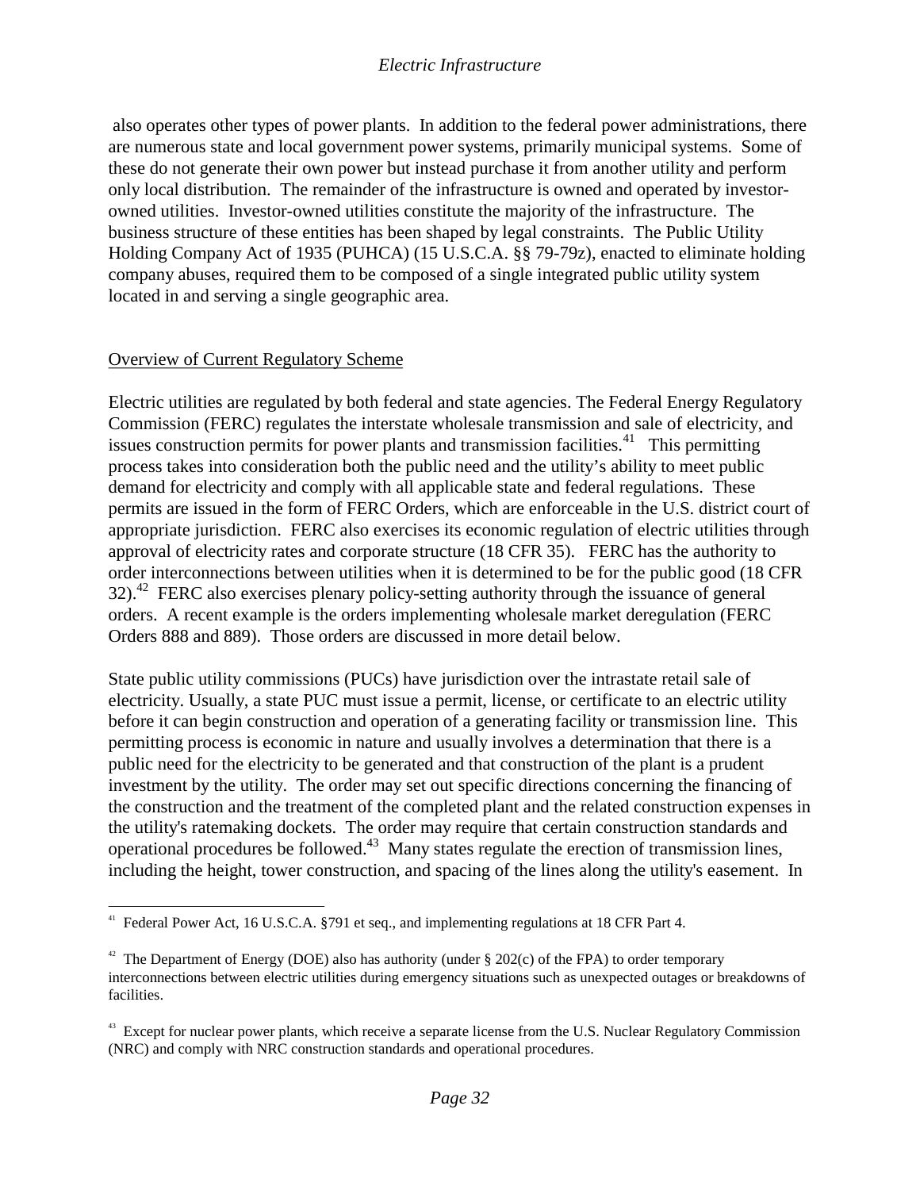also operates other types of power plants. In addition to the federal power administrations, there are numerous state and local government power systems, primarily municipal systems. Some of these do not generate their own power but instead purchase it from another utility and perform only local distribution. The remainder of the infrastructure is owned and operated by investor-owned utilities. Investor-owned utilities constitute the majority of the infrastructure. The business structure of these entities has been shaped by legal constraints. The Public Utility Holding Company Act of 1935 (PUHCA) (15 U.S.C.A. §§ 79-79z), enacted to eliminate holding company abuses, required them to be composed of a single integrated public utility system located in and serving a single geographic area.

## Overview of Current Regulatory Scheme

Electric utilities are regulated by both federal and state agencies. The Federal Energy Regulatory Commission (FERC) regulates the interstate wholesale transmission and sale of electricity, and issues construction permits for power plants and transmission facilities.[41] This permitting process takes into consideration both the public need and the utility's ability to meet public demand for electricity and comply with all applicable state and federal regulations. These permits are issued in the form of FERC Orders, which are enforceable in the U.S. district court of appropriate jurisdiction. FERC also exercises its economic regulation of electric utilities through approval of electricity rates and corporate structure (18 CFR 35). FERC has the authority to order interconnections between utilities when it is determined to be for the public good (18 CFR 32).[42] FERC also exercises plenary policy-setting authority through the issuance of general orders. A recent example is the orders implementing wholesale market deregulation (FERC Orders 888 and 889). Those orders are discussed in more detail below.

State public utility commissions (PUCs) have jurisdiction over the intrastate retail sale of electricity. Usually, a state PUC must issue a permit, license, or certificate to an electric utility before it can begin construction and operation of a generating facility or transmission line. This permitting process is economic in nature and usually involves a determination that there is a public need for the electricity to be generated and that construction of the plant is a prudent investment by the utility. The order may set out specific directions concerning the financing of the construction and the treatment of the completed plant and the related construction expenses in the utility's ratemaking dockets. The order may require that certain construction standards and operational procedures be followed.[43] Many states regulate the erection of transmission lines, including the height, tower construction, and spacing of the lines along the utility's easement. In

---

[41] Federal Power Act, 16 U.S.C.A. §791 et seq., and implementing regulations at 18 CFR Part 4.

[42] The Department of Energy (DOE) also has authority (under § 202(c) of the FPA) to order temporary interconnections between electric utilities during emergency situations such as unexpected outages or breakdowns of facilities.

[43] Except for nuclear power plants, which receive a separate license from the U.S. Nuclear Regulatory Commission (NRC) and comply with NRC construction standards and operational procedures.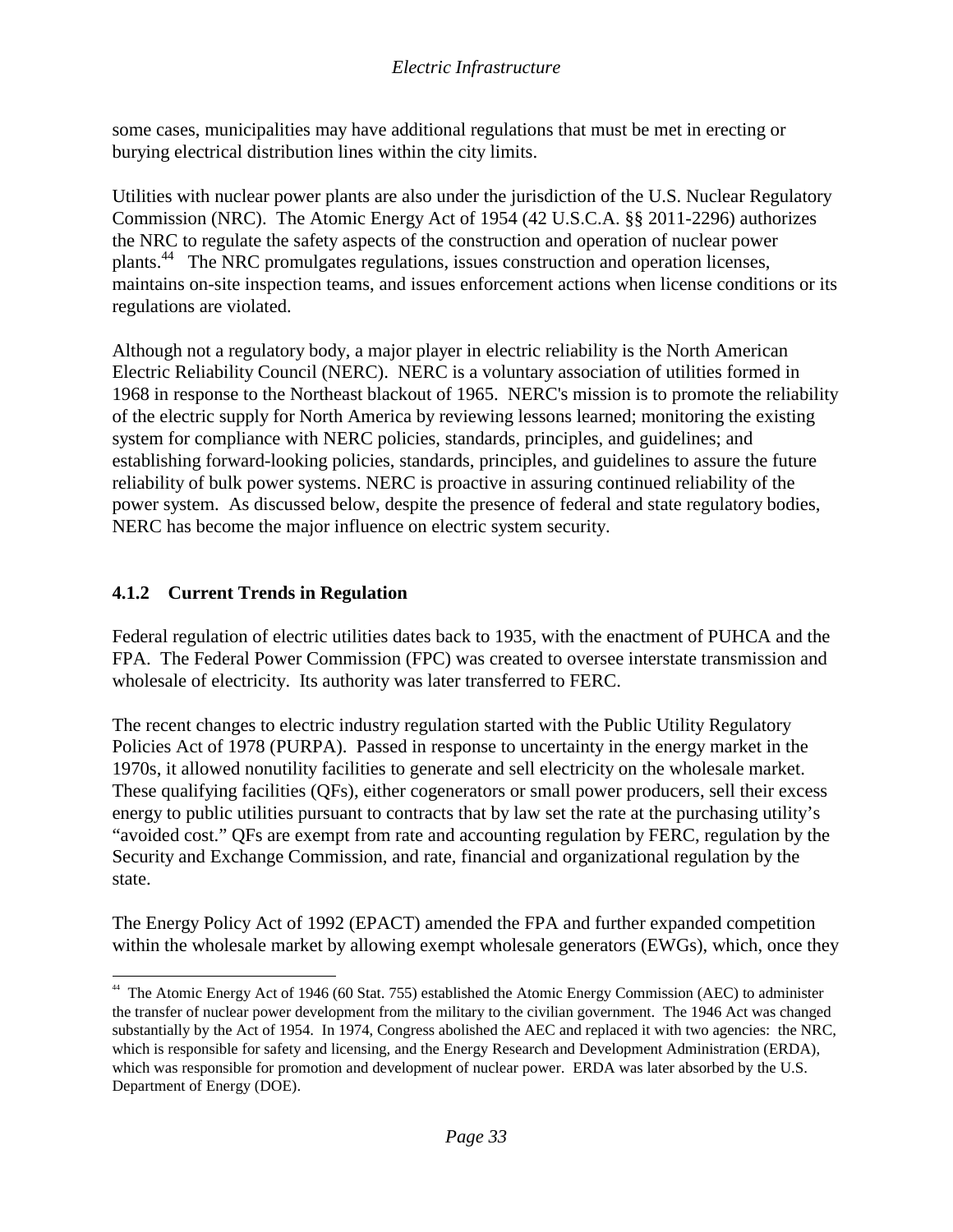some cases, municipalities may have additional regulations that must be met in erecting or burying electrical distribution lines within the city limits.

Utilities with nuclear power plants are also under the jurisdiction of the U.S. Nuclear Regulatory Commission (NRC). The Atomic Energy Act of 1954 (42 U.S.C.A. §§ 2011-2296) authorizes the NRC to regulate the safety aspects of the construction and operation of nuclear power plants.[44] The NRC promulgates regulations, issues construction and operation licenses, maintains on-site inspection teams, and issues enforcement actions when license conditions or its regulations are violated.

Although not a regulatory body, a major player in electric reliability is the North American Electric Reliability Council (NERC). NERC is a voluntary association of utilities formed in 1968 in response to the Northeast blackout of 1965. NERC's mission is to promote the reliability of the electric supply for North America by reviewing lessons learned; monitoring the existing system for compliance with NERC policies, standards, principles, and guidelines; and establishing forward-looking policies, standards, principles, and guidelines to assure the future reliability of bulk power systems. NERC is proactive in assuring continued reliability of the power system. As discussed below, despite the presence of federal and state regulatory bodies, NERC has become the major influence on electric system security.

### 4.1.2 Current Trends in Regulation

Federal regulation of electric utilities dates back to 1935, with the enactment of PUHCA and the FPA. The Federal Power Commission (FPC) was created to oversee interstate transmission and wholesale of electricity. Its authority was later transferred to FERC.

The recent changes to electric industry regulation started with the Public Utility Regulatory Policies Act of 1978 (PURPA). Passed in response to uncertainty in the energy market in the 1970s, it allowed nonutility facilities to generate and sell electricity on the wholesale market. These qualifying facilities (QFs), either cogenerators or small power producers, sell their excess energy to public utilities pursuant to contracts that by law set the rate at the purchasing utility's "avoided cost." QFs are exempt from rate and accounting regulation by FERC, regulation by the Security and Exchange Commission, and rate, financial and organizational regulation by the state.

The Energy Policy Act of 1992 (EPACT) amended the FPA and further expanded competition within the wholesale market by allowing exempt wholesale generators (EWGs), which, once they

---

[44] The Atomic Energy Act of 1946 (60 Stat. 755) established the Atomic Energy Commission (AEC) to administer the transfer of nuclear power development from the military to the civilian government. The 1946 Act was changed substantially by the Act of 1954. In 1974, Congress abolished the AEC and replaced it with two agencies: the NRC, which is responsible for safety and licensing, and the Energy Research and Development Administration (ERDA), which was responsible for promotion and development of nuclear power. ERDA was later absorbed by the U.S. Department of Energy (DOE).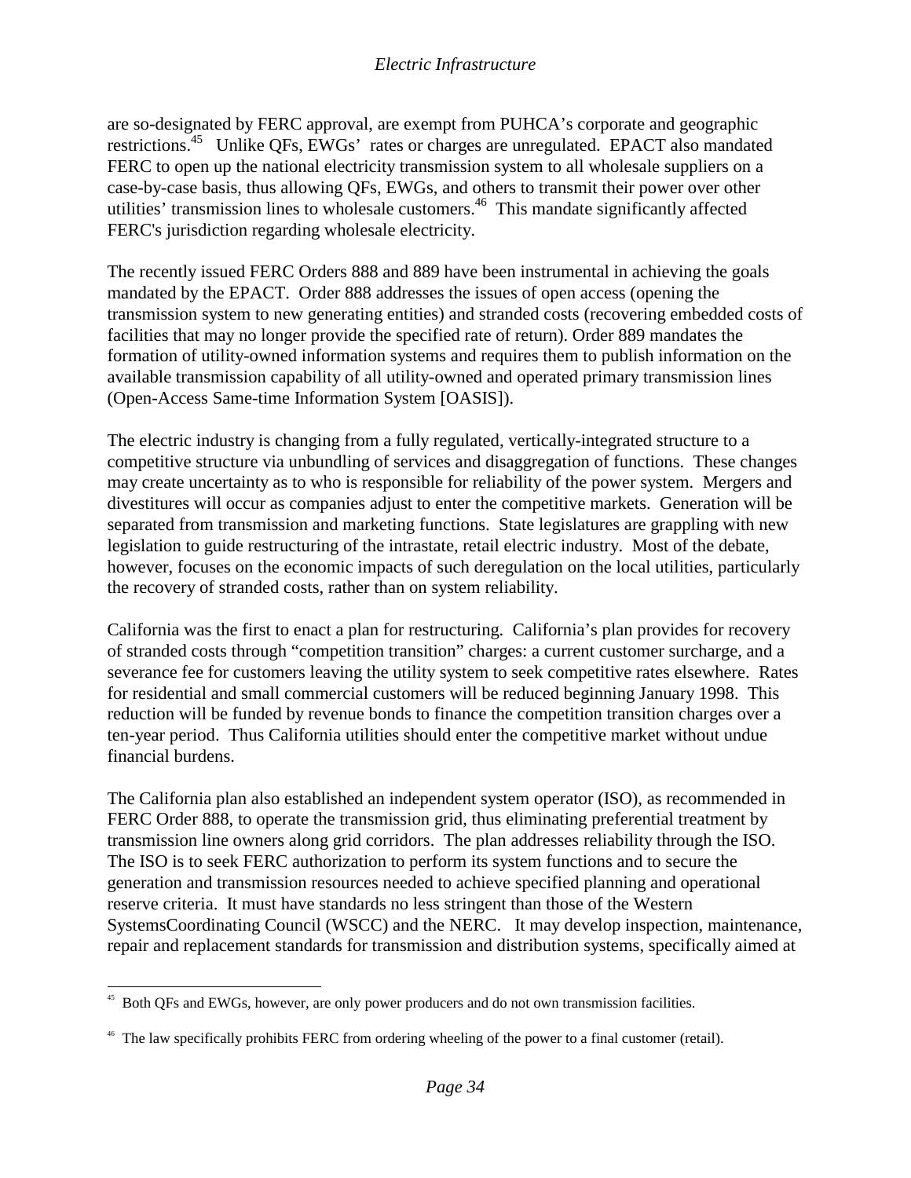are so-designated by FERC approval, are exempt from PUHCA's corporate and geographic restrictions.[45] Unlike QFs, EWGs' rates or charges are unregulated. EPACT also mandated FERC to open up the national electricity transmission system to all wholesale suppliers on a case-by-case basis, thus allowing QFs, EWGs, and others to transmit their power over other utilities' transmission lines to wholesale customers.[46] This mandate significantly affected FERC's jurisdiction regarding wholesale electricity.

The recently issued FERC Orders 888 and 889 have been instrumental in achieving the goals mandated by the EPACT. Order 888 addresses the issues of open access (opening the transmission system to new generating entities) and stranded costs (recovering embedded costs of facilities that may no longer provide the specified rate of return). Order 889 mandates the formation of utility-owned information systems and requires them to publish information on the available transmission capability of all utility-owned and operated primary transmission lines (Open-Access Same-time Information System [OASIS]).

The electric industry is changing from a fully regulated, vertically-integrated structure to a competitive structure via unbundling of services and disaggregation of functions. These changes may create uncertainty as to who is responsible for reliability of the power system. Mergers and divestitures will occur as companies adjust to enter the competitive markets. Generation will be separated from transmission and marketing functions. State legislatures are grappling with new legislation to guide restructuring of the intrastate, retail electric industry. Most of the debate, however, focuses on the economic impacts of such deregulation on the local utilities, particularly the recovery of stranded costs, rather than on system reliability.

California was the first to enact a plan for restructuring. California's plan provides for recovery of stranded costs through "competition transition" charges: a current customer surcharge, and a severance fee for customers leaving the utility system to seek competitive rates elsewhere. Rates for residential and small commercial customers will be reduced beginning January 1998. This reduction will be funded by revenue bonds to finance the competition transition charges over a ten-year period. Thus California utilities should enter the competitive market without undue financial burdens.

The California plan also established an independent system operator (ISO), as recommended in FERC Order 888, to operate the transmission grid, thus eliminating preferential treatment by transmission line owners along grid corridors. The plan addresses reliability through the ISO. The ISO is to seek FERC authorization to perform its system functions and to secure the generation and transmission resources needed to achieve specified planning and operational reserve criteria. It must have standards no less stringent than those of the Western SystemsCoordinating Council (WSCC) and the NERC. It may develop inspection, maintenance, repair and replacement standards for transmission and distribution systems, specifically aimed at

---

[45] Both QFs and EWGs, however, are only power producers and do not own transmission facilities.

[46] The law specifically prohibits FERC from ordering wheeling of the power to a final customer (retail).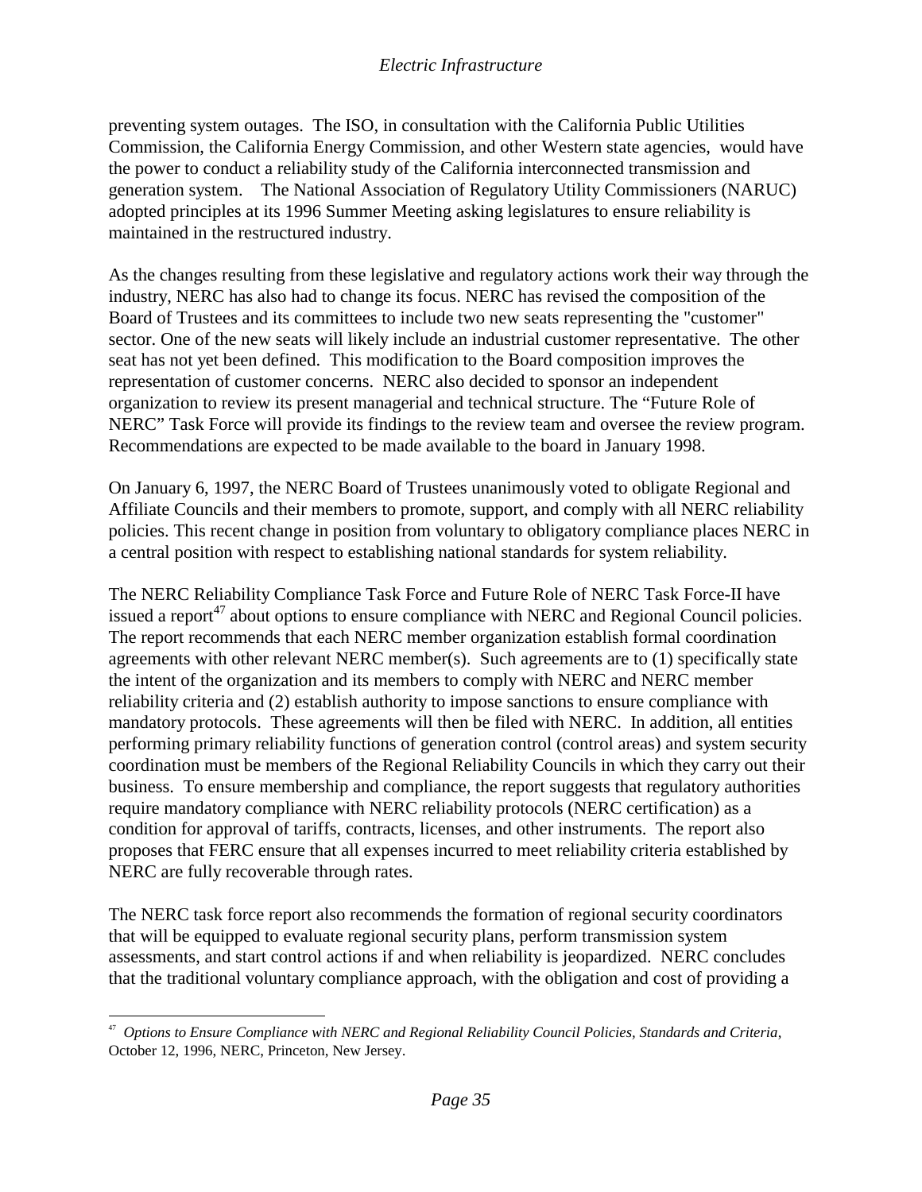preventing system outages. The ISO, in consultation with the California Public Utilities Commission, the California Energy Commission, and other Western state agencies, would have the power to conduct a reliability study of the California interconnected transmission and generation system. The National Association of Regulatory Utility Commissioners (NARUC) adopted principles at its 1996 Summer Meeting asking legislatures to ensure reliability is maintained in the restructured industry.

As the changes resulting from these legislative and regulatory actions work their way through the industry, NERC has also had to change its focus. NERC has revised the composition of the Board of Trustees and its committees to include two new seats representing the "customer" sector. One of the new seats will likely include an industrial customer representative. The other seat has not yet been defined. This modification to the Board composition improves the representation of customer concerns. NERC also decided to sponsor an independent organization to review its present managerial and technical structure. The "Future Role of NERC" Task Force will provide its findings to the review team and oversee the review program. Recommendations are expected to be made available to the board in January 1998.

On January 6, 1997, the NERC Board of Trustees unanimously voted to obligate Regional and Affiliate Councils and their members to promote, support, and comply with all NERC reliability policies. This recent change in position from voluntary to obligatory compliance places NERC in a central position with respect to establishing national standards for system reliability.

The NERC Reliability Compliance Task Force and Future Role of NERC Task Force-II have issued a report[47] about options to ensure compliance with NERC and Regional Council policies. The report recommends that each NERC member organization establish formal coordination agreements with other relevant NERC member(s). Such agreements are to (1) specifically state the intent of the organization and its members to comply with NERC and NERC member reliability criteria and (2) establish authority to impose sanctions to ensure compliance with mandatory protocols. These agreements will then be filed with NERC. In addition, all entities performing primary reliability functions of generation control (control areas) and system security coordination must be members of the Regional Reliability Councils in which they carry out their business. To ensure membership and compliance, the report suggests that regulatory authorities require mandatory compliance with NERC reliability protocols (NERC certification) as a condition for approval of tariffs, contracts, licenses, and other instruments. The report also proposes that FERC ensure that all expenses incurred to meet reliability criteria established by NERC are fully recoverable through rates.

The NERC task force report also recommends the formation of regional security coordinators that will be equipped to evaluate regional security plans, perform transmission system assessments, and start control actions if and when reliability is jeopardized. NERC concludes that the traditional voluntary compliance approach, with the obligation and cost of providing a

[47] *Options to Ensure Compliance with NERC and Regional Reliability Council Policies, Standards and Criteria*, October 12, 1996, NERC, Princeton, New Jersey.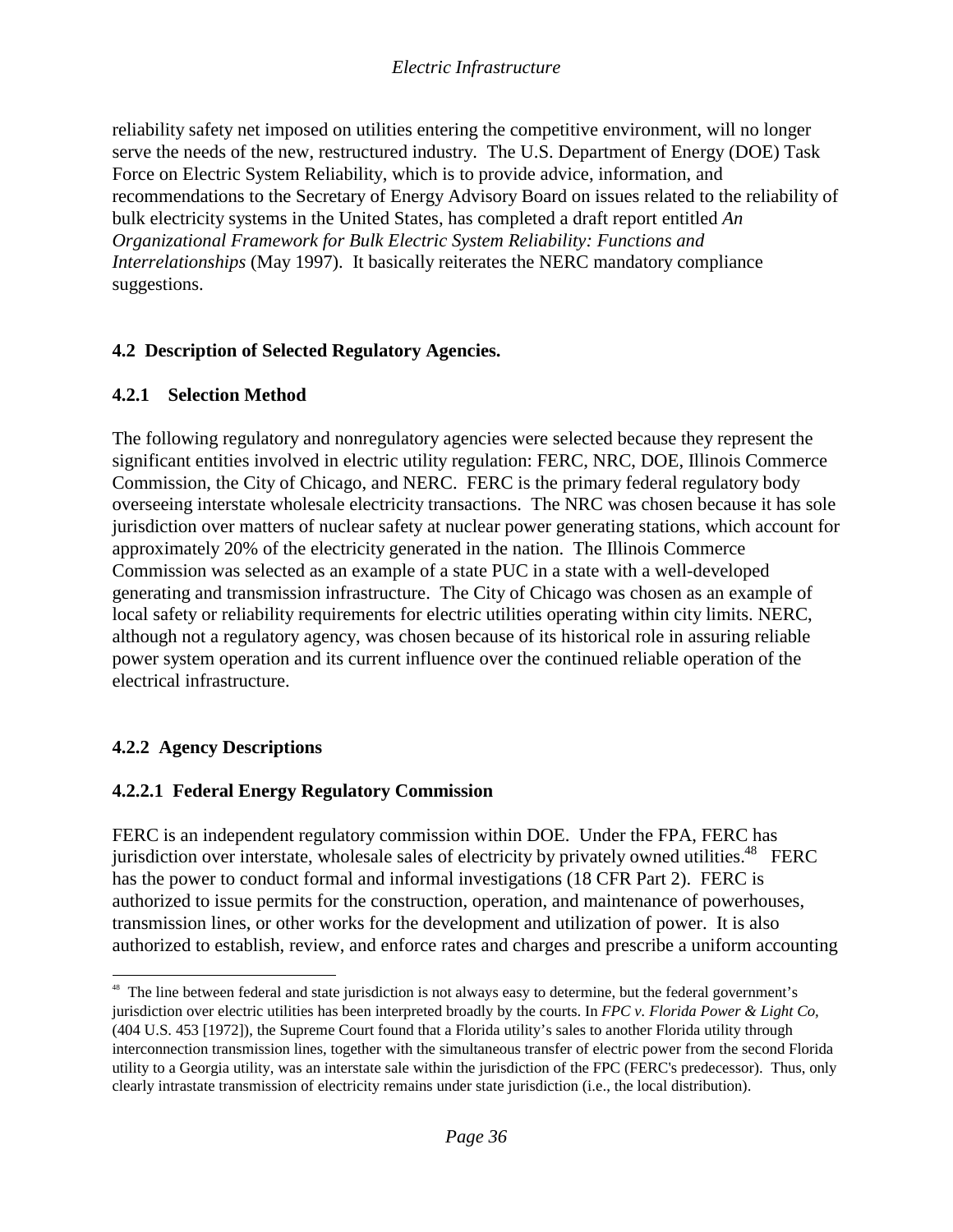reliability safety net imposed on utilities entering the competitive environment, will no longer serve the needs of the new, restructured industry. The U.S. Department of Energy (DOE) Task Force on Electric System Reliability, which is to provide advice, information, and recommendations to the Secretary of Energy Advisory Board on issues related to the reliability of bulk electricity systems in the United States, has completed a draft report entitled *An Organizational Framework for Bulk Electric System Reliability: Functions and Interrelationships* (May 1997). It basically reiterates the NERC mandatory compliance suggestions.

## 4.2 Description of Selected Regulatory Agencies.

### 4.2.1 Selection Method

The following regulatory and nonregulatory agencies were selected because they represent the significant entities involved in electric utility regulation: FERC, NRC, DOE, Illinois Commerce Commission, the City of Chicago, and NERC. FERC is the primary federal regulatory body overseeing interstate wholesale electricity transactions. The NRC was chosen because it has sole jurisdiction over matters of nuclear safety at nuclear power generating stations, which account for approximately 20% of the electricity generated in the nation. The Illinois Commerce Commission was selected as an example of a state PUC in a state with a well-developed generating and transmission infrastructure. The City of Chicago was chosen as an example of local safety or reliability requirements for electric utilities operating within city limits. NERC, although not a regulatory agency, was chosen because of its historical role in assuring reliable power system operation and its current influence over the continued reliable operation of the electrical infrastructure.

### 4.2.2 Agency Descriptions

#### 4.2.2.1 Federal Energy Regulatory Commission

FERC is an independent regulatory commission within DOE. Under the FPA, FERC has jurisdiction over interstate, wholesale sales of electricity by privately owned utilities.[48] FERC has the power to conduct formal and informal investigations (18 CFR Part 2). FERC is authorized to issue permits for the construction, operation, and maintenance of powerhouses, transmission lines, or other works for the development and utilization of power. It is also authorized to establish, review, and enforce rates and charges and prescribe a uniform accounting

---

[48] The line between federal and state jurisdiction is not always easy to determine, but the federal government's jurisdiction over electric utilities has been interpreted broadly by the courts. In *FPC v. Florida Power & Light Co,* (404 U.S. 453 [1972]), the Supreme Court found that a Florida utility's sales to another Florida utility through interconnection transmission lines, together with the simultaneous transfer of electric power from the second Florida utility to a Georgia utility, was an interstate sale within the jurisdiction of the FPC (FERC's predecessor). Thus, only clearly intrastate transmission of electricity remains under state jurisdiction (i.e., the local distribution).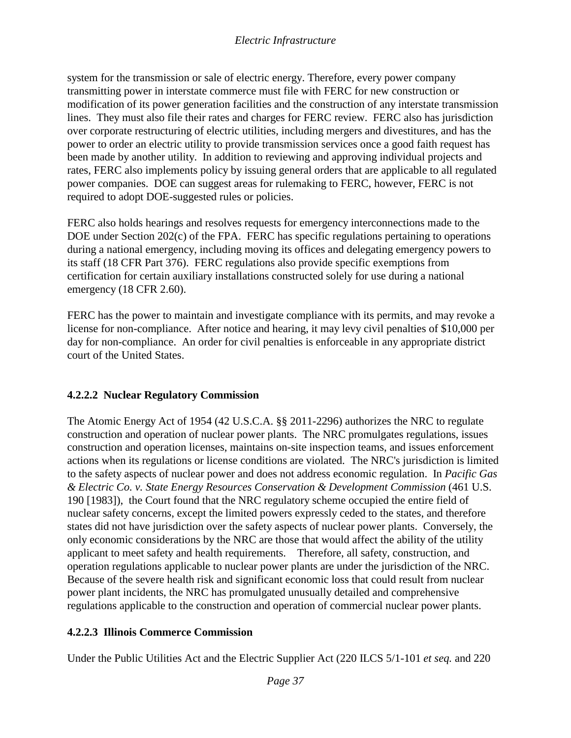system for the transmission or sale of electric energy. Therefore, every power company transmitting power in interstate commerce must file with FERC for new construction or modification of its power generation facilities and the construction of any interstate transmission lines. They must also file their rates and charges for FERC review. FERC also has jurisdiction over corporate restructuring of electric utilities, including mergers and divestitures, and has the power to order an electric utility to provide transmission services once a good faith request has been made by another utility. In addition to reviewing and approving individual projects and rates, FERC also implements policy by issuing general orders that are applicable to all regulated power companies. DOE can suggest areas for rulemaking to FERC, however, FERC is not required to adopt DOE-suggested rules or policies.

FERC also holds hearings and resolves requests for emergency interconnections made to the DOE under Section 202(c) of the FPA. FERC has specific regulations pertaining to operations during a national emergency, including moving its offices and delegating emergency powers to its staff (18 CFR Part 376). FERC regulations also provide specific exemptions from certification for certain auxiliary installations constructed solely for use during a national emergency (18 CFR 2.60).

FERC has the power to maintain and investigate compliance with its permits, and may revoke a license for non-compliance. After notice and hearing, it may levy civil penalties of $10,000 per day for non-compliance. An order for civil penalties is enforceable in any appropriate district court of the United States.

#### 4.2.2.2 Nuclear Regulatory Commission

The Atomic Energy Act of 1954 (42 U.S.C.A. §§ 2011-2296) authorizes the NRC to regulate construction and operation of nuclear power plants. The NRC promulgates regulations, issues construction and operation licenses, maintains on-site inspection teams, and issues enforcement actions when its regulations or license conditions are violated. The NRC's jurisdiction is limited to the safety aspects of nuclear power and does not address economic regulation. In *Pacific Gas & Electric Co. v. State Energy Resources Conservation & Development Commission* (461 U.S. 190 [1983]), the Court found that the NRC regulatory scheme occupied the entire field of nuclear safety concerns, except the limited powers expressly ceded to the states, and therefore states did not have jurisdiction over the safety aspects of nuclear power plants. Conversely, the only economic considerations by the NRC are those that would affect the ability of the utility applicant to meet safety and health requirements. Therefore, all safety, construction, and operation regulations applicable to nuclear power plants are under the jurisdiction of the NRC. Because of the severe health risk and significant economic loss that could result from nuclear power plant incidents, the NRC has promulgated unusually detailed and comprehensive regulations applicable to the construction and operation of commercial nuclear power plants.

#### 4.2.2.3 Illinois Commerce Commission

Under the Public Utilities Act and the Electric Supplier Act (220 ILCS 5/1-101 *et seq.* and 220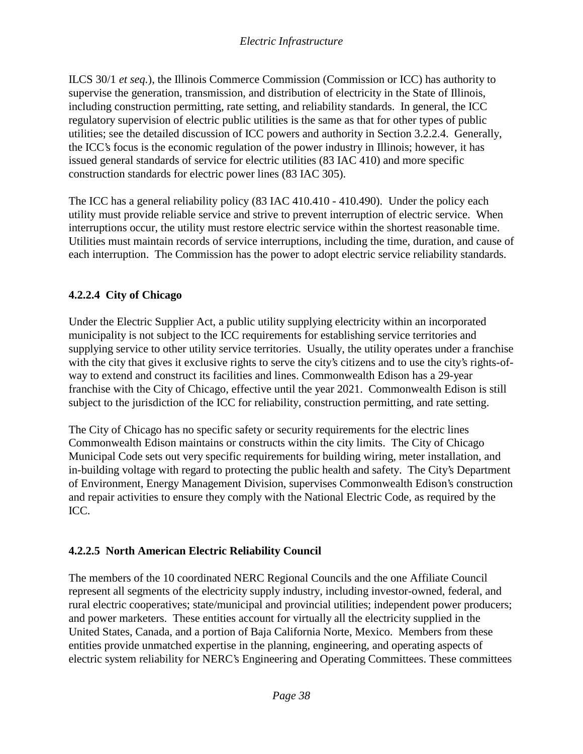ILCS 30/1 *et seq.*), the Illinois Commerce Commission (Commission or ICC) has authority to supervise the generation, transmission, and distribution of electricity in the State of Illinois, including construction permitting, rate setting, and reliability standards. In general, the ICC regulatory supervision of electric public utilities is the same as that for other types of public utilities; see the detailed discussion of ICC powers and authority in Section 3.2.2.4. Generally, the ICC's focus is the economic regulation of the power industry in Illinois; however, it has issued general standards of service for electric utilities (83 IAC 410) and more specific construction standards for electric power lines (83 IAC 305).

The ICC has a general reliability policy (83 IAC 410.410 - 410.490). Under the policy each utility must provide reliable service and strive to prevent interruption of electric service. When interruptions occur, the utility must restore electric service within the shortest reasonable time. Utilities must maintain records of service interruptions, including the time, duration, and cause of each interruption. The Commission has the power to adopt electric service reliability standards.

#### 4.2.2.4 City of Chicago

Under the Electric Supplier Act, a public utility supplying electricity within an incorporated municipality is not subject to the ICC requirements for establishing service territories and supplying service to other utility service territories. Usually, the utility operates under a franchise with the city that gives it exclusive rights to serve the city's citizens and to use the city's rights-of-way to extend and construct its facilities and lines. Commonwealth Edison has a 29-year franchise with the City of Chicago, effective until the year 2021. Commonwealth Edison is still subject to the jurisdiction of the ICC for reliability, construction permitting, and rate setting.

The City of Chicago has no specific safety or security requirements for the electric lines Commonwealth Edison maintains or constructs within the city limits. The City of Chicago Municipal Code sets out very specific requirements for building wiring, meter installation, and in-building voltage with regard to protecting the public health and safety. The City's Department of Environment, Energy Management Division, supervises Commonwealth Edison's construction and repair activities to ensure they comply with the National Electric Code, as required by the ICC.

#### 4.2.2.5 North American Electric Reliability Council

The members of the 10 coordinated NERC Regional Councils and the one Affiliate Council represent all segments of the electricity supply industry, including investor-owned, federal, and rural electric cooperatives; state/municipal and provincial utilities; independent power producers; and power marketers. These entities account for virtually all the electricity supplied in the United States, Canada, and a portion of Baja California Norte, Mexico. Members from these entities provide unmatched expertise in the planning, engineering, and operating aspects of electric system reliability for NERC's Engineering and Operating Committees. These committees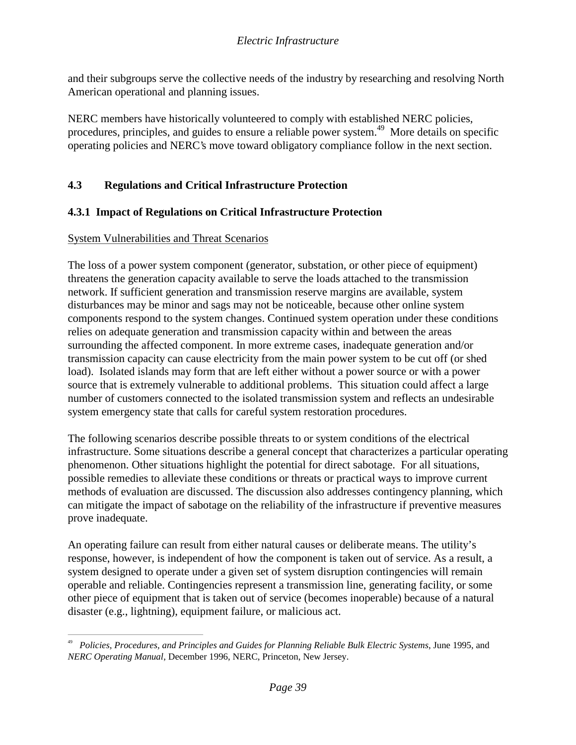and their subgroups serve the collective needs of the industry by researching and resolving North American operational and planning issues.

NERC members have historically volunteered to comply with established NERC policies, procedures, principles, and guides to ensure a reliable power system.[49] More details on specific operating policies and NERC's move toward obligatory compliance follow in the next section.

## 4.3 Regulations and Critical Infrastructure Protection

### 4.3.1 Impact of Regulations on Critical Infrastructure Protection

System Vulnerabilities and Threat Scenarios

The loss of a power system component (generator, substation, or other piece of equipment) threatens the generation capacity available to serve the loads attached to the transmission network. If sufficient generation and transmission reserve margins are available, system disturbances may be minor and sags may not be noticeable, because other online system components respond to the system changes. Continued system operation under these conditions relies on adequate generation and transmission capacity within and between the areas surrounding the affected component. In more extreme cases, inadequate generation and/or transmission capacity can cause electricity from the main power system to be cut off (or shed load). Isolated islands may form that are left either without a power source or with a power source that is extremely vulnerable to additional problems. This situation could affect a large number of customers connected to the isolated transmission system and reflects an undesirable system emergency state that calls for careful system restoration procedures.

The following scenarios describe possible threats to or system conditions of the electrical infrastructure. Some situations describe a general concept that characterizes a particular operating phenomenon. Other situations highlight the potential for direct sabotage. For all situations, possible remedies to alleviate these conditions or threats or practical ways to improve current methods of evaluation are discussed. The discussion also addresses contingency planning, which can mitigate the impact of sabotage on the reliability of the infrastructure if preventive measures prove inadequate.

An operating failure can result from either natural causes or deliberate means. The utility's response, however, is independent of how the component is taken out of service. As a result, a system designed to operate under a given set of system disruption contingencies will remain operable and reliable. Contingencies represent a transmission line, generating facility, or some other piece of equipment that is taken out of service (becomes inoperable) because of a natural disaster (e.g., lightning), equipment failure, or malicious act.

---

[49] *Policies, Procedures, and Principles and Guides for Planning Reliable Bulk Electric Systems*, June 1995, and *NERC Operating Manual*, December 1996, NERC, Princeton, New Jersey.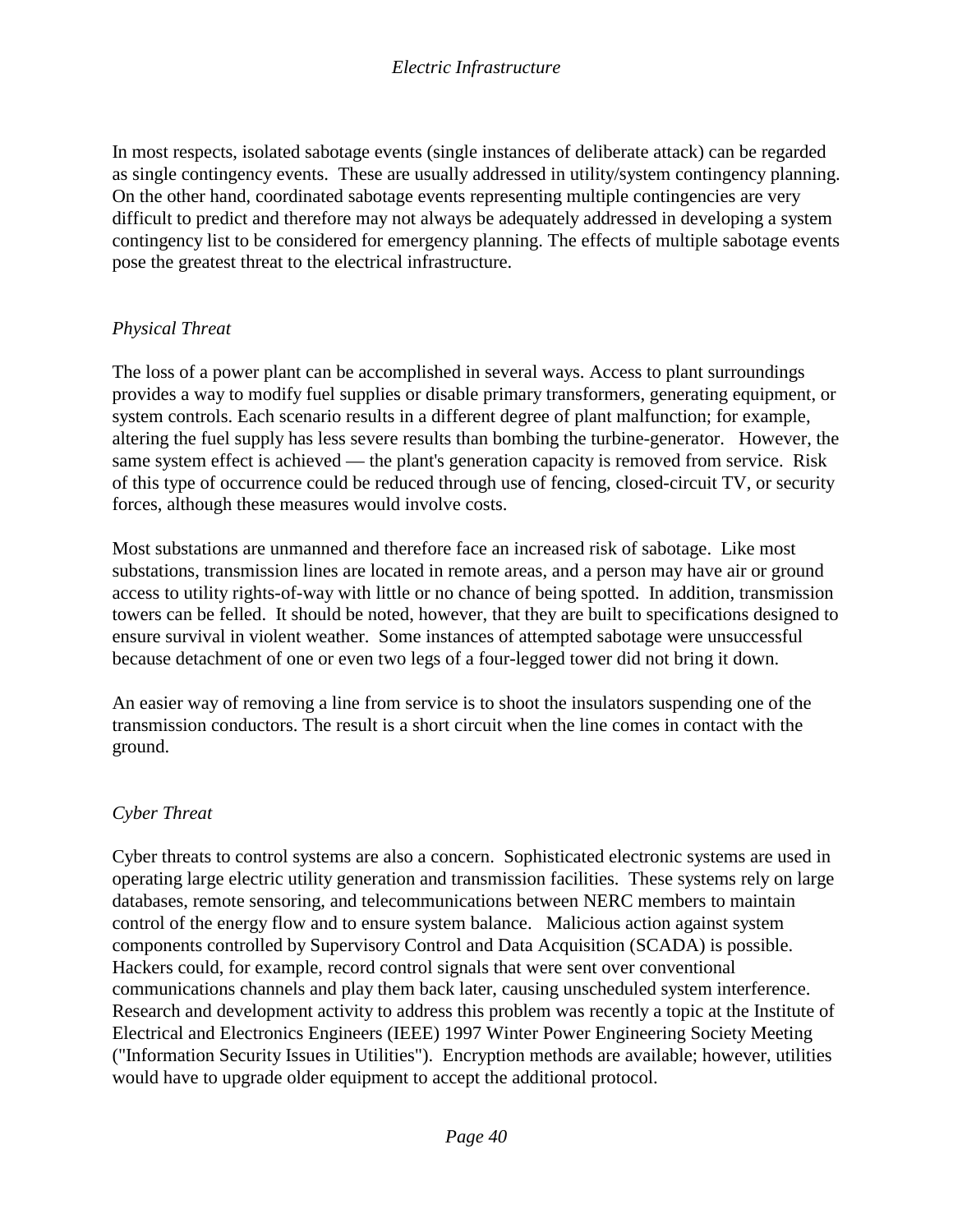In most respects, isolated sabotage events (single instances of deliberate attack) can be regarded as single contingency events. These are usually addressed in utility/system contingency planning. On the other hand, coordinated sabotage events representing multiple contingencies are very difficult to predict and therefore may not always be adequately addressed in developing a system contingency list to be considered for emergency planning. The effects of multiple sabotage events pose the greatest threat to the electrical infrastructure.

### *Physical Threat*

The loss of a power plant can be accomplished in several ways. Access to plant surroundings provides a way to modify fuel supplies or disable primary transformers, generating equipment, or system controls. Each scenario results in a different degree of plant malfunction; for example, altering the fuel supply has less severe results than bombing the turbine-generator. However, the same system effect is achieved — the plant's generation capacity is removed from service. Risk of this type of occurrence could be reduced through use of fencing, closed-circuit TV, or security forces, although these measures would involve costs.

Most substations are unmanned and therefore face an increased risk of sabotage. Like most substations, transmission lines are located in remote areas, and a person may have air or ground access to utility rights-of-way with little or no chance of being spotted. In addition, transmission towers can be felled. It should be noted, however, that they are built to specifications designed to ensure survival in violent weather. Some instances of attempted sabotage were unsuccessful because detachment of one or even two legs of a four-legged tower did not bring it down.

An easier way of removing a line from service is to shoot the insulators suspending one of the transmission conductors. The result is a short circuit when the line comes in contact with the ground.

### *Cyber Threat*

Cyber threats to control systems are also a concern. Sophisticated electronic systems are used in operating large electric utility generation and transmission facilities. These systems rely on large databases, remote sensoring, and telecommunications between NERC members to maintain control of the energy flow and to ensure system balance. Malicious action against system components controlled by Supervisory Control and Data Acquisition (SCADA) is possible. Hackers could, for example, record control signals that were sent over conventional communications channels and play them back later, causing unscheduled system interference. Research and development activity to address this problem was recently a topic at the Institute of Electrical and Electronics Engineers (IEEE) 1997 Winter Power Engineering Society Meeting ("Information Security Issues in Utilities"). Encryption methods are available; however, utilities would have to upgrade older equipment to accept the additional protocol.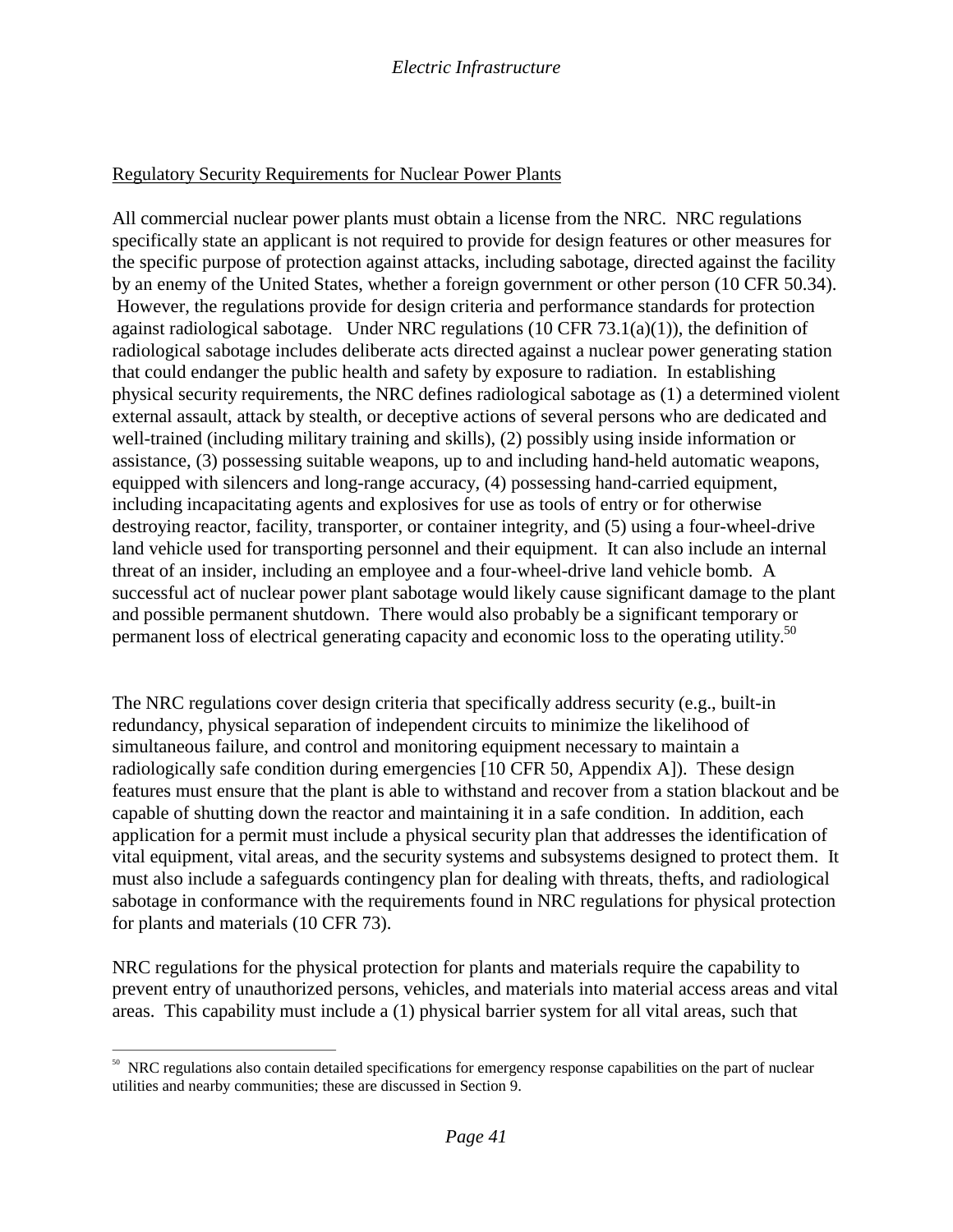Regulatory Security Requirements for Nuclear Power Plants

All commercial nuclear power plants must obtain a license from the NRC. NRC regulations specifically state an applicant is not required to provide for design features or other measures for the specific purpose of protection against attacks, including sabotage, directed against the facility by an enemy of the United States, whether a foreign government or other person (10 CFR 50.34). However, the regulations provide for design criteria and performance standards for protection against radiological sabotage. Under NRC regulations (10 CFR 73.1(a)(1)), the definition of radiological sabotage includes deliberate acts directed against a nuclear power generating station that could endanger the public health and safety by exposure to radiation. In establishing physical security requirements, the NRC defines radiological sabotage as (1) a determined violent external assault, attack by stealth, or deceptive actions of several persons who are dedicated and well-trained (including military training and skills), (2) possibly using inside information or assistance, (3) possessing suitable weapons, up to and including hand-held automatic weapons, equipped with silencers and long-range accuracy, (4) possessing hand-carried equipment, including incapacitating agents and explosives for use as tools of entry or for otherwise destroying reactor, facility, transporter, or container integrity, and (5) using a four-wheel-drive land vehicle used for transporting personnel and their equipment. It can also include an internal threat of an insider, including an employee and a four-wheel-drive land vehicle bomb. A successful act of nuclear power plant sabotage would likely cause significant damage to the plant and possible permanent shutdown. There would also probably be a significant temporary or permanent loss of electrical generating capacity and economic loss to the operating utility.[50]

The NRC regulations cover design criteria that specifically address security (e.g., built-in redundancy, physical separation of independent circuits to minimize the likelihood of simultaneous failure, and control and monitoring equipment necessary to maintain a radiologically safe condition during emergencies [10 CFR 50, Appendix A]). These design features must ensure that the plant is able to withstand and recover from a station blackout and be capable of shutting down the reactor and maintaining it in a safe condition. In addition, each application for a permit must include a physical security plan that addresses the identification of vital equipment, vital areas, and the security systems and subsystems designed to protect them. It must also include a safeguards contingency plan for dealing with threats, thefts, and radiological sabotage in conformance with the requirements found in NRC regulations for physical protection for plants and materials (10 CFR 73).

NRC regulations for the physical protection for plants and materials require the capability to prevent entry of unauthorized persons, vehicles, and materials into material access areas and vital areas. This capability must include a (1) physical barrier system for all vital areas, such that

[50] NRC regulations also contain detailed specifications for emergency response capabilities on the part of nuclear utilities and nearby communities; these are discussed in Section 9.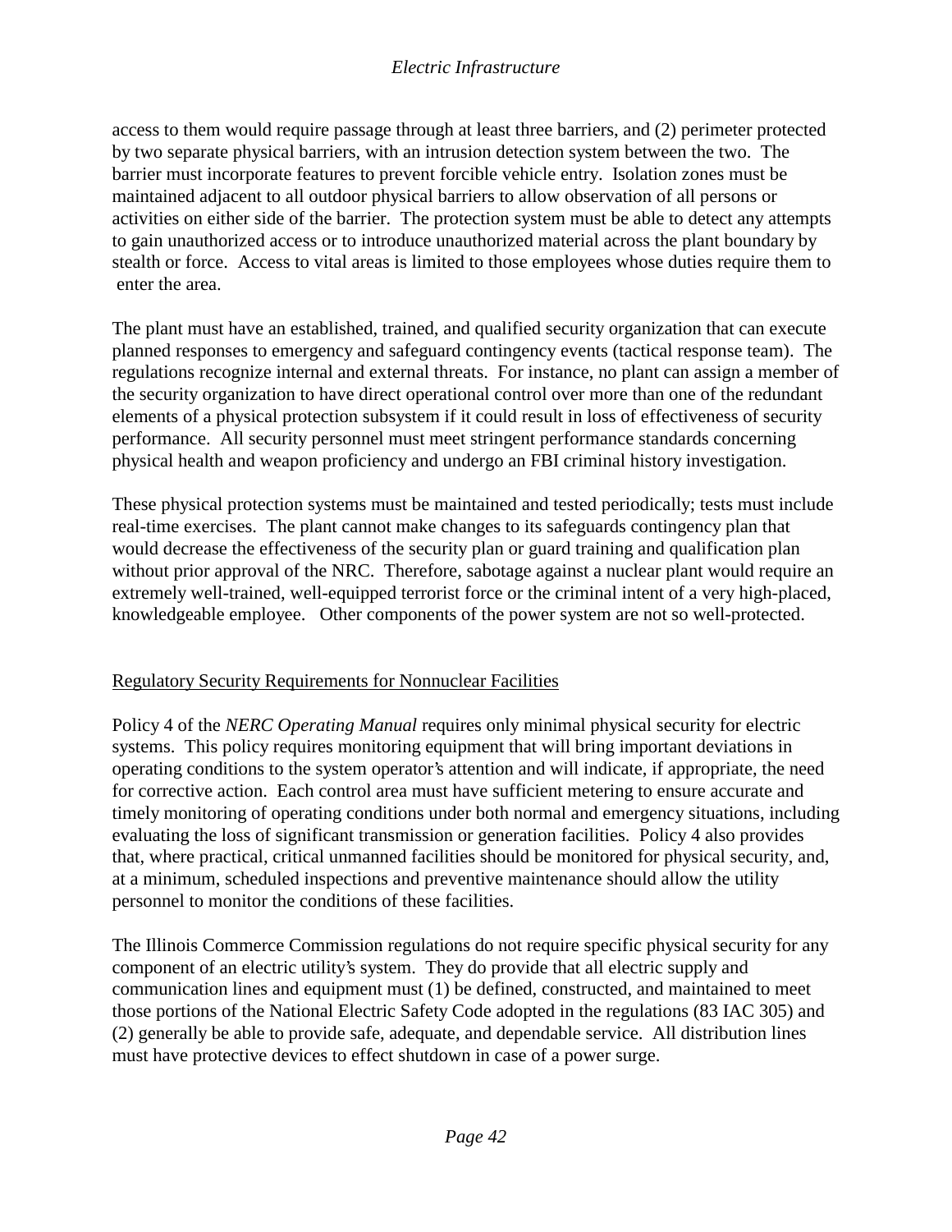access to them would require passage through at least three barriers, and (2) perimeter protected by two separate physical barriers, with an intrusion detection system between the two. The barrier must incorporate features to prevent forcible vehicle entry. Isolation zones must be maintained adjacent to all outdoor physical barriers to allow observation of all persons or activities on either side of the barrier. The protection system must be able to detect any attempts to gain unauthorized access or to introduce unauthorized material across the plant boundary by stealth or force. Access to vital areas is limited to those employees whose duties require them to enter the area.

The plant must have an established, trained, and qualified security organization that can execute planned responses to emergency and safeguard contingency events (tactical response team). The regulations recognize internal and external threats. For instance, no plant can assign a member of the security organization to have direct operational control over more than one of the redundant elements of a physical protection subsystem if it could result in loss of effectiveness of security performance. All security personnel must meet stringent performance standards concerning physical health and weapon proficiency and undergo an FBI criminal history investigation.

These physical protection systems must be maintained and tested periodically; tests must include real-time exercises. The plant cannot make changes to its safeguards contingency plan that would decrease the effectiveness of the security plan or guard training and qualification plan without prior approval of the NRC. Therefore, sabotage against a nuclear plant would require an extremely well-trained, well-equipped terrorist force or the criminal intent of a very high-placed, knowledgeable employee. Other components of the power system are not so well-protected.

## Regulatory Security Requirements for Nonnuclear Facilities

Policy 4 of the *NERC Operating Manual* requires only minimal physical security for electric systems. This policy requires monitoring equipment that will bring important deviations in operating conditions to the system operator's attention and will indicate, if appropriate, the need for corrective action. Each control area must have sufficient metering to ensure accurate and timely monitoring of operating conditions under both normal and emergency situations, including evaluating the loss of significant transmission or generation facilities. Policy 4 also provides that, where practical, critical unmanned facilities should be monitored for physical security, and, at a minimum, scheduled inspections and preventive maintenance should allow the utility personnel to monitor the conditions of these facilities.

The Illinois Commerce Commission regulations do not require specific physical security for any component of an electric utility's system. They do provide that all electric supply and communication lines and equipment must (1) be defined, constructed, and maintained to meet those portions of the National Electric Safety Code adopted in the regulations (83 IAC 305) and (2) generally be able to provide safe, adequate, and dependable service. All distribution lines must have protective devices to effect shutdown in case of a power surge.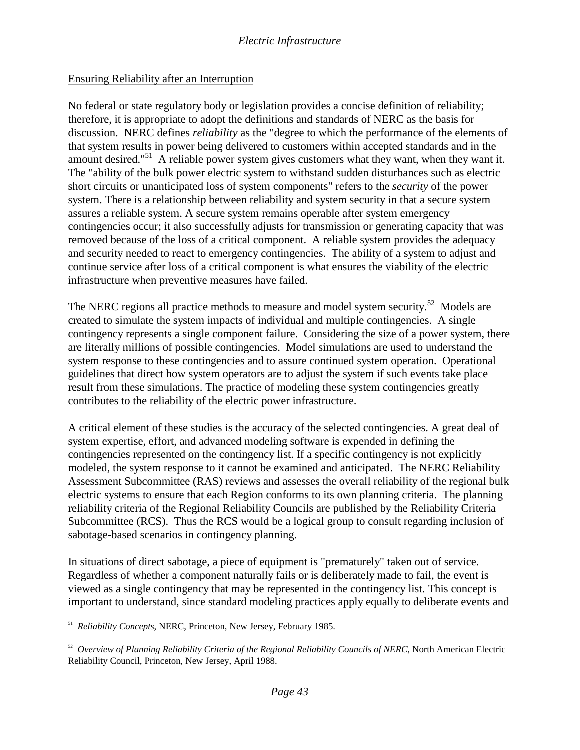Ensuring Reliability after an Interruption

No federal or state regulatory body or legislation provides a concise definition of reliability; therefore, it is appropriate to adopt the definitions and standards of NERC as the basis for discussion. NERC defines *reliability* as the "degree to which the performance of the elements of that system results in power being delivered to customers within accepted standards and in the amount desired."[51] A reliable power system gives customers what they want, when they want it. The "ability of the bulk power electric system to withstand sudden disturbances such as electric short circuits or unanticipated loss of system components" refers to the *security* of the power system. There is a relationship between reliability and system security in that a secure system assures a reliable system. A secure system remains operable after system emergency contingencies occur; it also successfully adjusts for transmission or generating capacity that was removed because of the loss of a critical component. A reliable system provides the adequacy and security needed to react to emergency contingencies. The ability of a system to adjust and continue service after loss of a critical component is what ensures the viability of the electric infrastructure when preventive measures have failed.

The NERC regions all practice methods to measure and model system security.[52] Models are created to simulate the system impacts of individual and multiple contingencies. A single contingency represents a single component failure. Considering the size of a power system, there are literally millions of possible contingencies. Model simulations are used to understand the system response to these contingencies and to assure continued system operation. Operational guidelines that direct how system operators are to adjust the system if such events take place result from these simulations. The practice of modeling these system contingencies greatly contributes to the reliability of the electric power infrastructure.

A critical element of these studies is the accuracy of the selected contingencies. A great deal of system expertise, effort, and advanced modeling software is expended in defining the contingencies represented on the contingency list. If a specific contingency is not explicitly modeled, the system response to it cannot be examined and anticipated. The NERC Reliability Assessment Subcommittee (RAS) reviews and assesses the overall reliability of the regional bulk electric systems to ensure that each Region conforms to its own planning criteria. The planning reliability criteria of the Regional Reliability Councils are published by the Reliability Criteria Subcommittee (RCS). Thus the RCS would be a logical group to consult regarding inclusion of sabotage-based scenarios in contingency planning.

In situations of direct sabotage, a piece of equipment is "prematurely" taken out of service. Regardless of whether a component naturally fails or is deliberately made to fail, the event is viewed as a single contingency that may be represented in the contingency list. This concept is important to understand, since standard modeling practices apply equally to deliberate events and

---

[51] *Reliability Concepts*, NERC, Princeton, New Jersey, February 1985.

[52] *Overview of Planning Reliability Criteria of the Regional Reliability Councils of NERC*, North American Electric Reliability Council, Princeton, New Jersey, April 1988.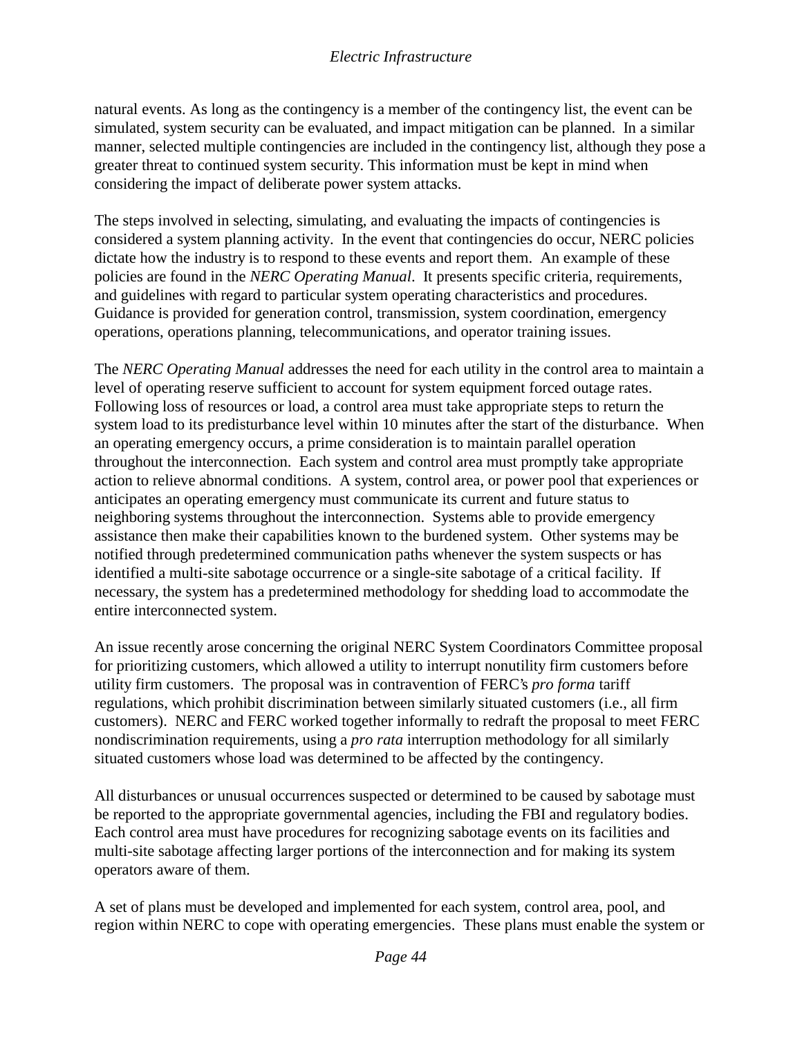natural events. As long as the contingency is a member of the contingency list, the event can be simulated, system security can be evaluated, and impact mitigation can be planned. In a similar manner, selected multiple contingencies are included in the contingency list, although they pose a greater threat to continued system security. This information must be kept in mind when considering the impact of deliberate power system attacks.

The steps involved in selecting, simulating, and evaluating the impacts of contingencies is considered a system planning activity. In the event that contingencies do occur, NERC policies dictate how the industry is to respond to these events and report them. An example of these policies are found in the *NERC Operating Manual*. It presents specific criteria, requirements, and guidelines with regard to particular system operating characteristics and procedures. Guidance is provided for generation control, transmission, system coordination, emergency operations, operations planning, telecommunications, and operator training issues.

The *NERC Operating Manual* addresses the need for each utility in the control area to maintain a level of operating reserve sufficient to account for system equipment forced outage rates. Following loss of resources or load, a control area must take appropriate steps to return the system load to its predisturbance level within 10 minutes after the start of the disturbance. When an operating emergency occurs, a prime consideration is to maintain parallel operation throughout the interconnection. Each system and control area must promptly take appropriate action to relieve abnormal conditions. A system, control area, or power pool that experiences or anticipates an operating emergency must communicate its current and future status to neighboring systems throughout the interconnection. Systems able to provide emergency assistance then make their capabilities known to the burdened system. Other systems may be notified through predetermined communication paths whenever the system suspects or has identified a multi-site sabotage occurrence or a single-site sabotage of a critical facility. If necessary, the system has a predetermined methodology for shedding load to accommodate the entire interconnected system.

An issue recently arose concerning the original NERC System Coordinators Committee proposal for prioritizing customers, which allowed a utility to interrupt nonutility firm customers before utility firm customers. The proposal was in contravention of FERC's *pro forma* tariff regulations, which prohibit discrimination between similarly situated customers (i.e., all firm customers). NERC and FERC worked together informally to redraft the proposal to meet FERC nondiscrimination requirements, using a *pro rata* interruption methodology for all similarly situated customers whose load was determined to be affected by the contingency.

All disturbances or unusual occurrences suspected or determined to be caused by sabotage must be reported to the appropriate governmental agencies, including the FBI and regulatory bodies. Each control area must have procedures for recognizing sabotage events on its facilities and multi-site sabotage affecting larger portions of the interconnection and for making its system operators aware of them.

A set of plans must be developed and implemented for each system, control area, pool, and region within NERC to cope with operating emergencies. These plans must enable the system or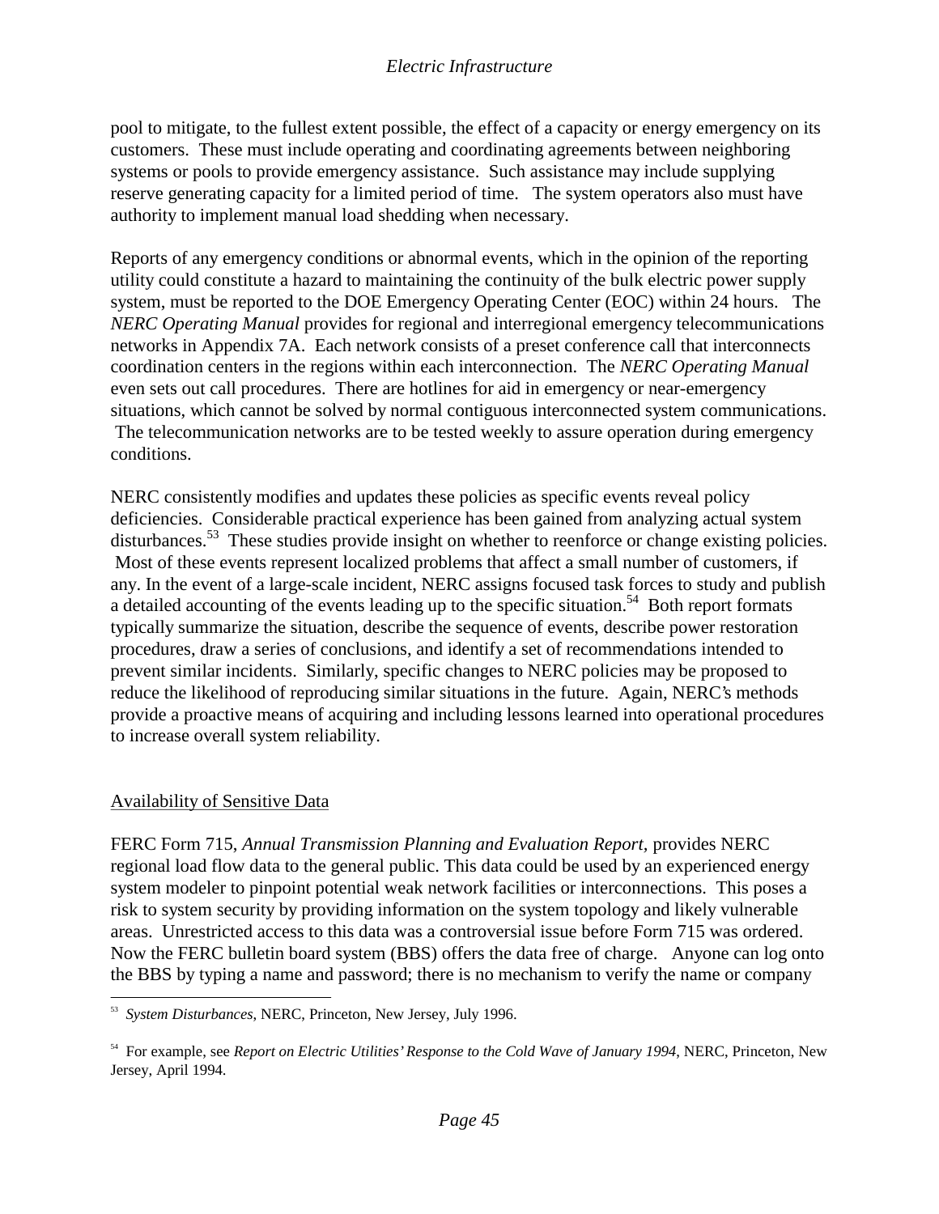pool to mitigate, to the fullest extent possible, the effect of a capacity or energy emergency on its customers. These must include operating and coordinating agreements between neighboring systems or pools to provide emergency assistance. Such assistance may include supplying reserve generating capacity for a limited period of time. The system operators also must have authority to implement manual load shedding when necessary.

Reports of any emergency conditions or abnormal events, which in the opinion of the reporting utility could constitute a hazard to maintaining the continuity of the bulk electric power supply system, must be reported to the DOE Emergency Operating Center (EOC) within 24 hours. The *NERC Operating Manual* provides for regional and interregional emergency telecommunications networks in Appendix 7A. Each network consists of a preset conference call that interconnects coordination centers in the regions within each interconnection. The *NERC Operating Manual* even sets out call procedures. There are hotlines for aid in emergency or near-emergency situations, which cannot be solved by normal contiguous interconnected system communications. The telecommunication networks are to be tested weekly to assure operation during emergency conditions.

NERC consistently modifies and updates these policies as specific events reveal policy deficiencies. Considerable practical experience has been gained from analyzing actual system disturbances.[53] These studies provide insight on whether to reenforce or change existing policies. Most of these events represent localized problems that affect a small number of customers, if any. In the event of a large-scale incident, NERC assigns focused task forces to study and publish a detailed accounting of the events leading up to the specific situation.[54] Both report formats typically summarize the situation, describe the sequence of events, describe power restoration procedures, draw a series of conclusions, and identify a set of recommendations intended to prevent similar incidents. Similarly, specific changes to NERC policies may be proposed to reduce the likelihood of reproducing similar situations in the future. Again, NERC's methods provide a proactive means of acquiring and including lessons learned into operational procedures to increase overall system reliability.

## Availability of Sensitive Data

FERC Form 715, *Annual Transmission Planning and Evaluation Report*, provides NERC regional load flow data to the general public. This data could be used by an experienced energy system modeler to pinpoint potential weak network facilities or interconnections. This poses a risk to system security by providing information on the system topology and likely vulnerable areas. Unrestricted access to this data was a controversial issue before Form 715 was ordered. Now the FERC bulletin board system (BBS) offers the data free of charge. Anyone can log onto the BBS by typing a name and password; there is no mechanism to verify the name or company

---

[53] *System Disturbances*, NERC, Princeton, New Jersey, July 1996.

[54] For example, see *Report on Electric Utilities' Response to the Cold Wave of January 1994*, NERC, Princeton, New Jersey, April 1994.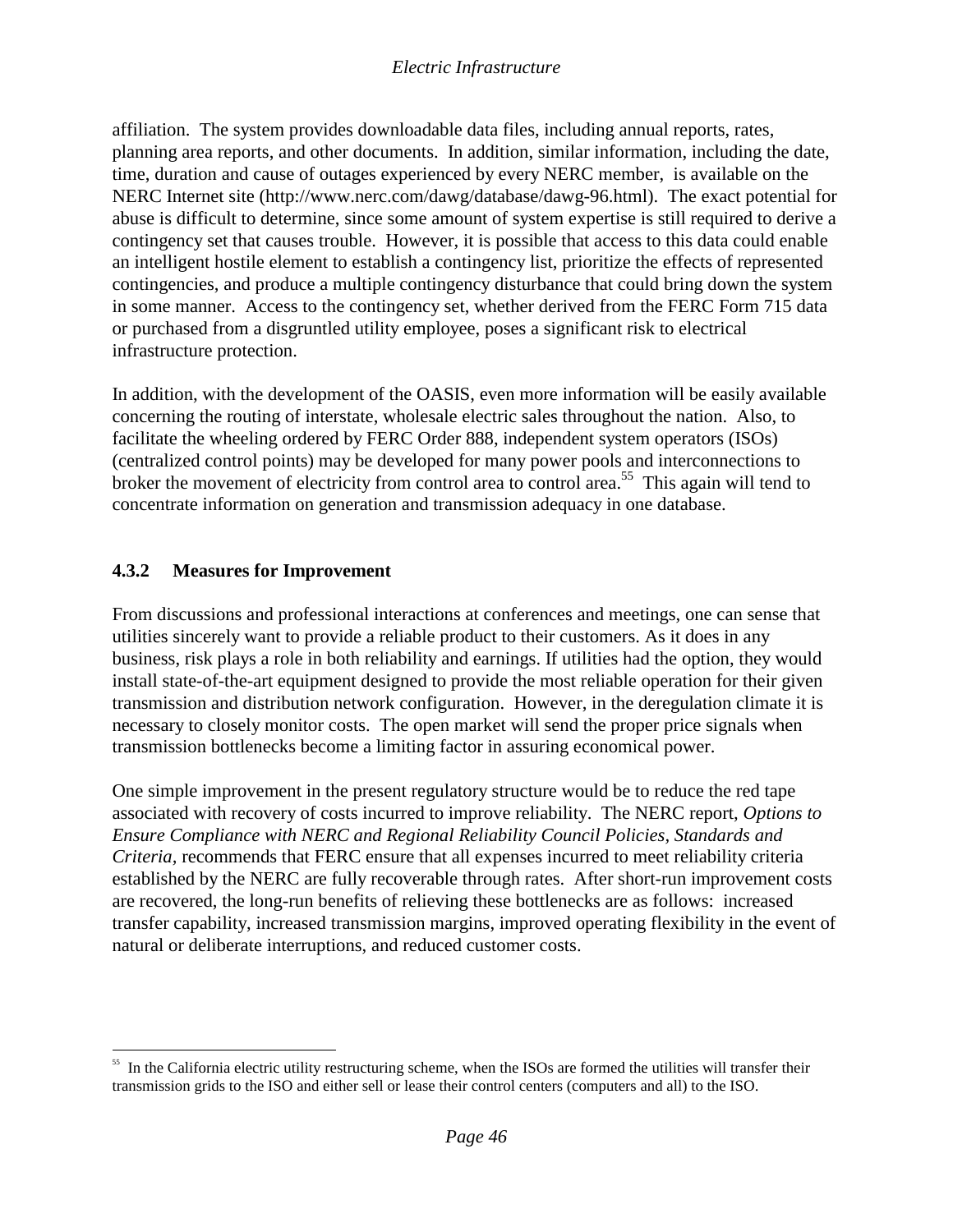affiliation. The system provides downloadable data files, including annual reports, rates, planning area reports, and other documents. In addition, similar information, including the date, time, duration and cause of outages experienced by every NERC member, is available on the NERC Internet site (http://www.nerc.com/dawg/database/dawg-96.html). The exact potential for abuse is difficult to determine, since some amount of system expertise is still required to derive a contingency set that causes trouble. However, it is possible that access to this data could enable an intelligent hostile element to establish a contingency list, prioritize the effects of represented contingencies, and produce a multiple contingency disturbance that could bring down the system in some manner. Access to the contingency set, whether derived from the FERC Form 715 data or purchased from a disgruntled utility employee, poses a significant risk to electrical infrastructure protection.

In addition, with the development of the OASIS, even more information will be easily available concerning the routing of interstate, wholesale electric sales throughout the nation. Also, to facilitate the wheeling ordered by FERC Order 888, independent system operators (ISOs) (centralized control points) may be developed for many power pools and interconnections to broker the movement of electricity from control area to control area.[55] This again will tend to concentrate information on generation and transmission adequacy in one database.

### 4.3.2 Measures for Improvement

From discussions and professional interactions at conferences and meetings, one can sense that utilities sincerely want to provide a reliable product to their customers. As it does in any business, risk plays a role in both reliability and earnings. If utilities had the option, they would install state-of-the-art equipment designed to provide the most reliable operation for their given transmission and distribution network configuration. However, in the deregulation climate it is necessary to closely monitor costs. The open market will send the proper price signals when transmission bottlenecks become a limiting factor in assuring economical power.

One simple improvement in the present regulatory structure would be to reduce the red tape associated with recovery of costs incurred to improve reliability. The NERC report, *Options to Ensure Compliance with NERC and Regional Reliability Council Policies, Standards and Criteria*, recommends that FERC ensure that all expenses incurred to meet reliability criteria established by the NERC are fully recoverable through rates. After short-run improvement costs are recovered, the long-run benefits of relieving these bottlenecks are as follows: increased transfer capability, increased transmission margins, improved operating flexibility in the event of natural or deliberate interruptions, and reduced customer costs.

[55] In the California electric utility restructuring scheme, when the ISOs are formed the utilities will transfer their transmission grids to the ISO and either sell or lease their control centers (computers and all) to the ISO.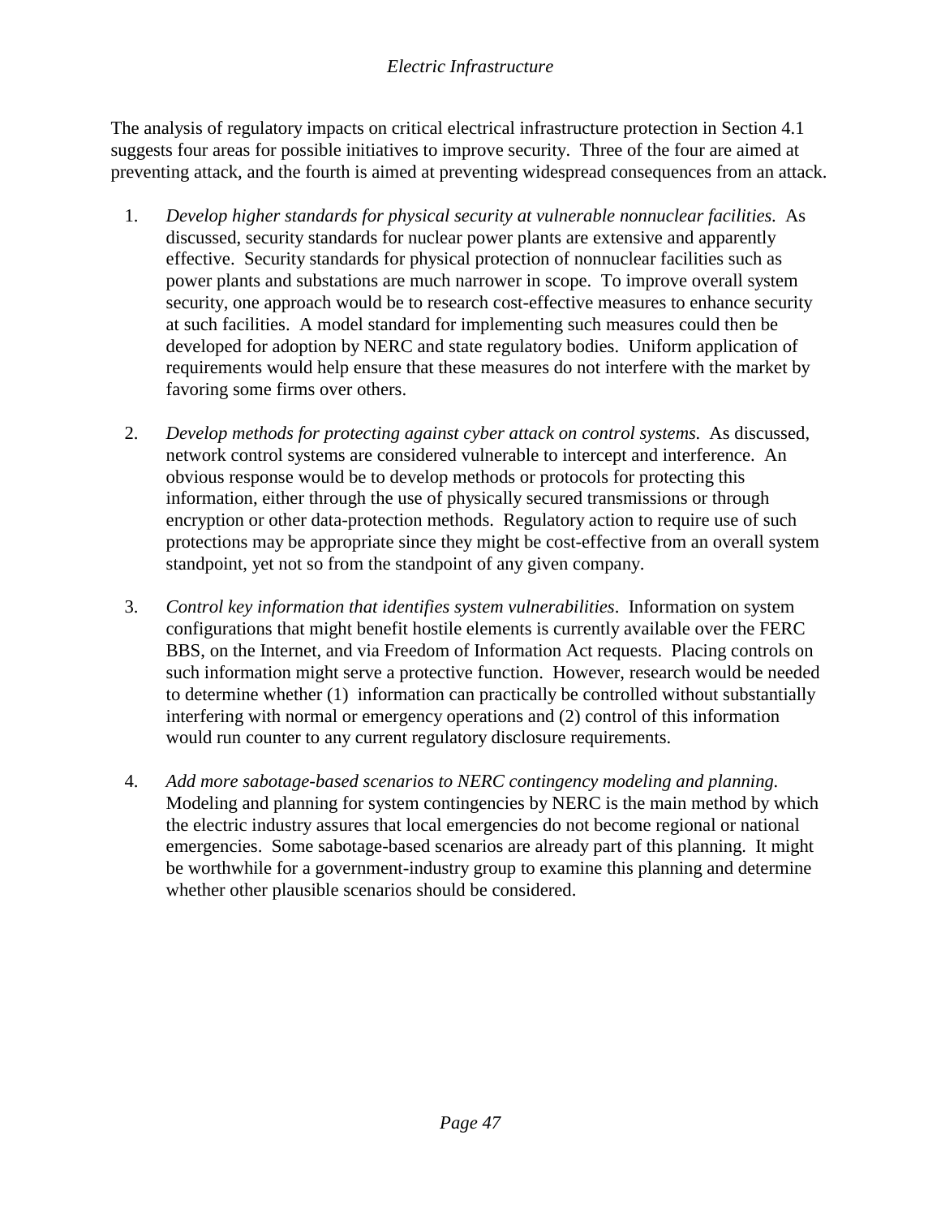The analysis of regulatory impacts on critical electrical infrastructure protection in Section 4.1 suggests four areas for possible initiatives to improve security. Three of the four are aimed at preventing attack, and the fourth is aimed at preventing widespread consequences from an attack.

1. *Develop higher standards for physical security at vulnerable nonnuclear facilities*. As discussed, security standards for nuclear power plants are extensive and apparently effective. Security standards for physical protection of nonnuclear facilities such as power plants and substations are much narrower in scope. To improve overall system security, one approach would be to research cost-effective measures to enhance security at such facilities. A model standard for implementing such measures could then be developed for adoption by NERC and state regulatory bodies. Uniform application of requirements would help ensure that these measures do not interfere with the market by favoring some firms over others.

2. *Develop methods for protecting against cyber attack on control systems.* As discussed, network control systems are considered vulnerable to intercept and interference. An obvious response would be to develop methods or protocols for protecting this information, either through the use of physically secured transmissions or through encryption or other data-protection methods. Regulatory action to require use of such protections may be appropriate since they might be cost-effective from an overall system standpoint, yet not so from the standpoint of any given company.

3. *Control key information that identifies system vulnerabilities*. Information on system configurations that might benefit hostile elements is currently available over the FERC BBS, on the Internet, and via Freedom of Information Act requests. Placing controls on such information might serve a protective function. However, research would be needed to determine whether (1) information can practically be controlled without substantially interfering with normal or emergency operations and (2) control of this information would run counter to any current regulatory disclosure requirements.

4. *Add more sabotage-based scenarios to NERC contingency modeling and planning.* Modeling and planning for system contingencies by NERC is the main method by which the electric industry assures that local emergencies do not become regional or national emergencies. Some sabotage-based scenarios are already part of this planning. It might be worthwhile for a government-industry group to examine this planning and determine whether other plausible scenarios should be considered.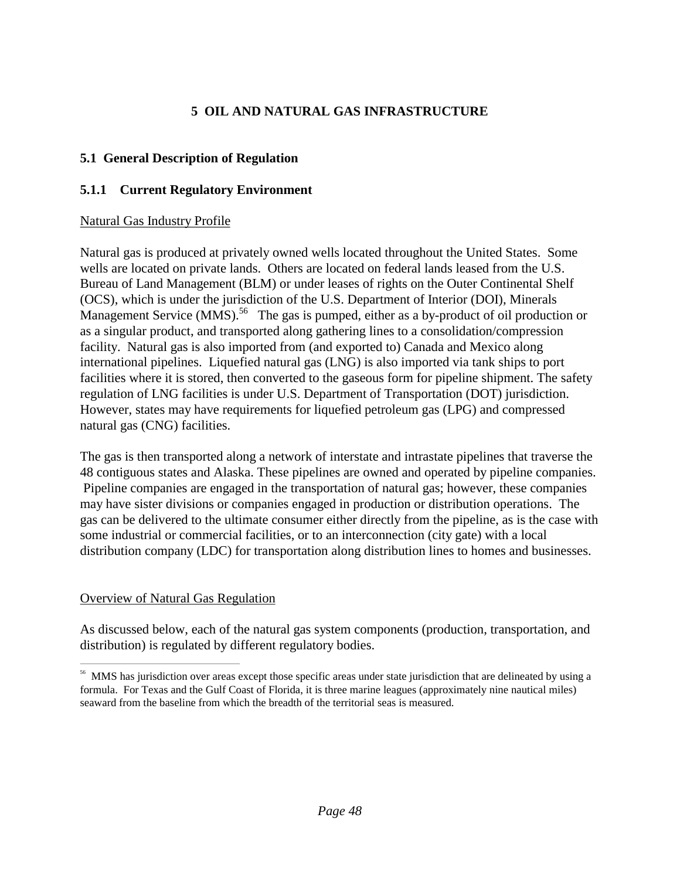# 5 OIL AND NATURAL GAS INFRASTRUCTURE

## 5.1 General Description of Regulation

### 5.1.1 Current Regulatory Environment

Natural Gas Industry Profile

Natural gas is produced at privately owned wells located throughout the United States. Some wells are located on private lands. Others are located on federal lands leased from the U.S. Bureau of Land Management (BLM) or under leases of rights on the Outer Continental Shelf (OCS), which is under the jurisdiction of the U.S. Department of Interior (DOI), Minerals Management Service (MMS).[56] The gas is pumped, either as a by-product of oil production or as a singular product, and transported along gathering lines to a consolidation/compression facility. Natural gas is also imported from (and exported to) Canada and Mexico along international pipelines. Liquefied natural gas (LNG) is also imported via tank ships to port facilities where it is stored, then converted to the gaseous form for pipeline shipment. The safety regulation of LNG facilities is under U.S. Department of Transportation (DOT) jurisdiction. However, states may have requirements for liquefied petroleum gas (LPG) and compressed natural gas (CNG) facilities.

The gas is then transported along a network of interstate and intrastate pipelines that traverse the 48 contiguous states and Alaska. These pipelines are owned and operated by pipeline companies. Pipeline companies are engaged in the transportation of natural gas; however, these companies may have sister divisions or companies engaged in production or distribution operations. The gas can be delivered to the ultimate consumer either directly from the pipeline, as is the case with some industrial or commercial facilities, or to an interconnection (city gate) with a local distribution company (LDC) for transportation along distribution lines to homes and businesses.

Overview of Natural Gas Regulation

As discussed below, each of the natural gas system components (production, transportation, and distribution) is regulated by different regulatory bodies.

[56] MMS has jurisdiction over areas except those specific areas under state jurisdiction that are delineated by using a formula. For Texas and the Gulf Coast of Florida, it is three marine leagues (approximately nine nautical miles) seaward from the baseline from which the breadth of the territorial seas is measured.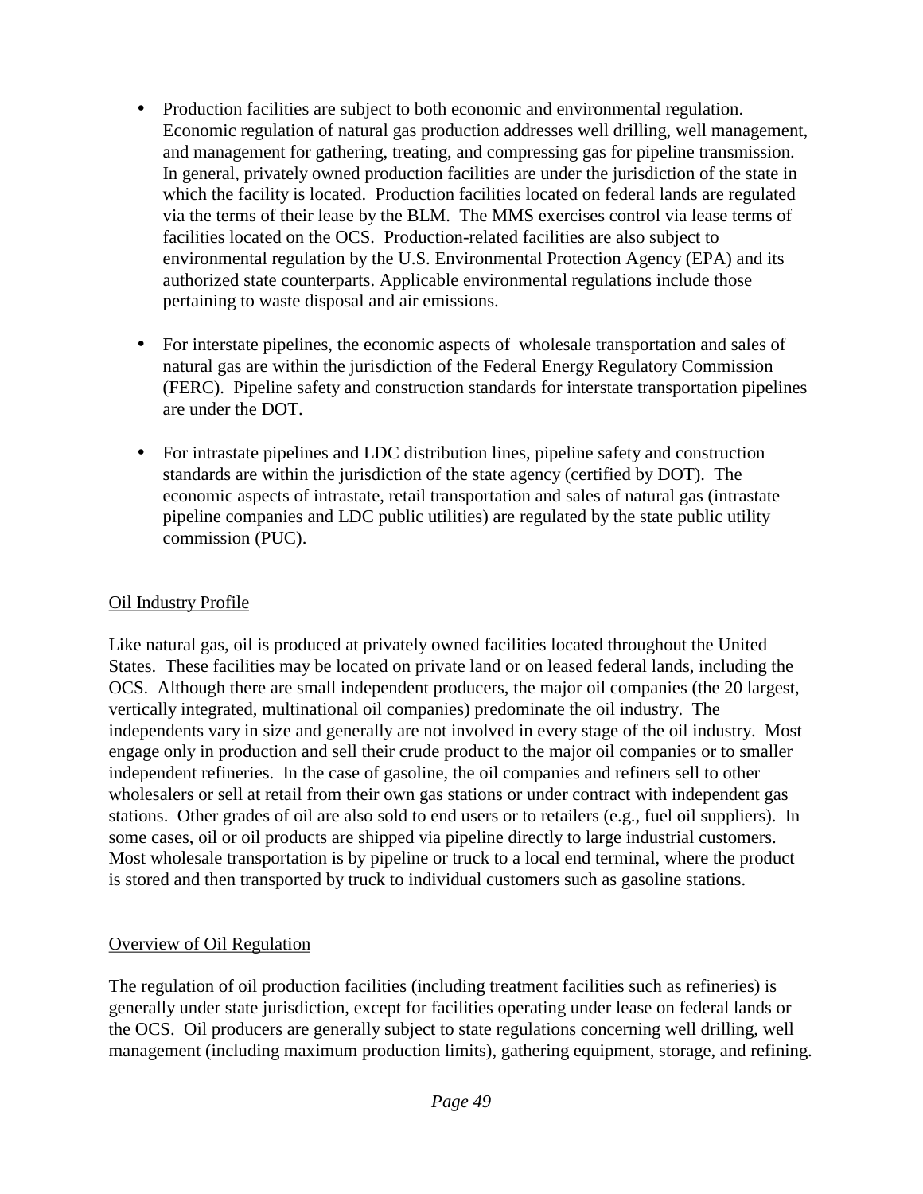- Production facilities are subject to both economic and environmental regulation. Economic regulation of natural gas production addresses well drilling, well management, and management for gathering, treating, and compressing gas for pipeline transmission. In general, privately owned production facilities are under the jurisdiction of the state in which the facility is located. Production facilities located on federal lands are regulated via the terms of their lease by the BLM. The MMS exercises control via lease terms of facilities located on the OCS. Production-related facilities are also subject to environmental regulation by the U.S. Environmental Protection Agency (EPA) and its authorized state counterparts. Applicable environmental regulations include those pertaining to waste disposal and air emissions.

- For interstate pipelines, the economic aspects of wholesale transportation and sales of natural gas are within the jurisdiction of the Federal Energy Regulatory Commission (FERC). Pipeline safety and construction standards for interstate transportation pipelines are under the DOT.

- For intrastate pipelines and LDC distribution lines, pipeline safety and construction standards are within the jurisdiction of the state agency (certified by DOT). The economic aspects of intrastate, retail transportation and sales of natural gas (intrastate pipeline companies and LDC public utilities) are regulated by the state public utility commission (PUC).

Oil Industry Profile

Like natural gas, oil is produced at privately owned facilities located throughout the United States. These facilities may be located on private land or on leased federal lands, including the OCS. Although there are small independent producers, the major oil companies (the 20 largest, vertically integrated, multinational oil companies) predominate the oil industry. The independents vary in size and generally are not involved in every stage of the oil industry. Most engage only in production and sell their crude product to the major oil companies or to smaller independent refineries. In the case of gasoline, the oil companies and refiners sell to other wholesalers or sell at retail from their own gas stations or under contract with independent gas stations. Other grades of oil are also sold to end users or to retailers (e.g., fuel oil suppliers). In some cases, oil or oil products are shipped via pipeline directly to large industrial customers. Most wholesale transportation is by pipeline or truck to a local end terminal, where the product is stored and then transported by truck to individual customers such as gasoline stations.

Overview of Oil Regulation

The regulation of oil production facilities (including treatment facilities such as refineries) is generally under state jurisdiction, except for facilities operating under lease on federal lands or the OCS. Oil producers are generally subject to state regulations concerning well drilling, well management (including maximum production limits), gathering equipment, storage, and refining.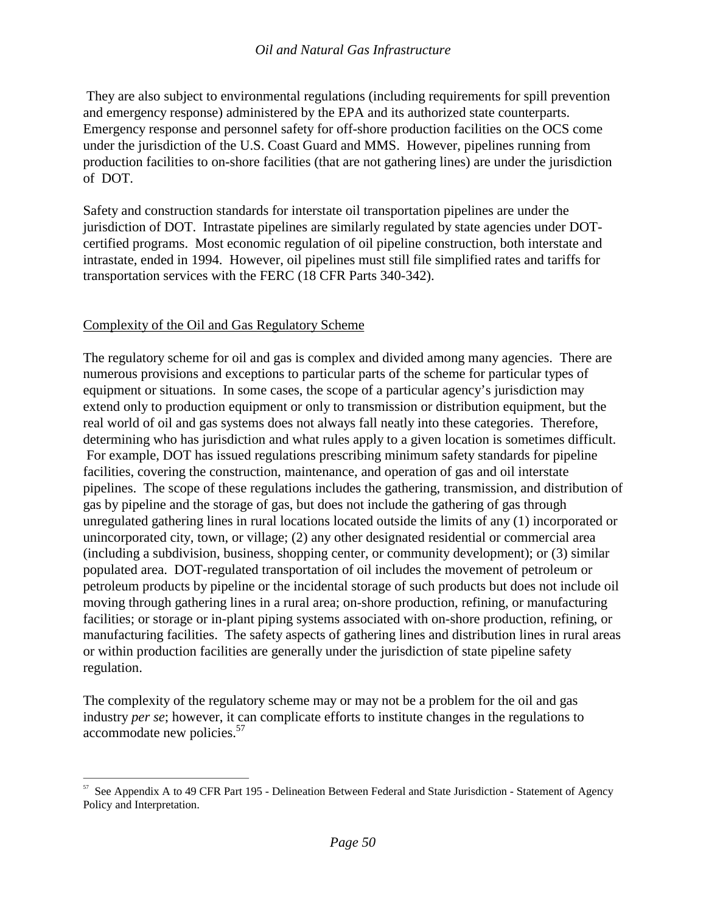They are also subject to environmental regulations (including requirements for spill prevention and emergency response) administered by the EPA and its authorized state counterparts. Emergency response and personnel safety for off-shore production facilities on the OCS come under the jurisdiction of the U.S. Coast Guard and MMS. However, pipelines running from production facilities to on-shore facilities (that are not gathering lines) are under the jurisdiction of DOT.

Safety and construction standards for interstate oil transportation pipelines are under the jurisdiction of DOT. Intrastate pipelines are similarly regulated by state agencies under DOT-certified programs. Most economic regulation of oil pipeline construction, both interstate and intrastate, ended in 1994. However, oil pipelines must still file simplified rates and tariffs for transportation services with the FERC (18 CFR Parts 340-342).

## Complexity of the Oil and Gas Regulatory Scheme

The regulatory scheme for oil and gas is complex and divided among many agencies. There are numerous provisions and exceptions to particular parts of the scheme for particular types of equipment or situations. In some cases, the scope of a particular agency's jurisdiction may extend only to production equipment or only to transmission or distribution equipment, but the real world of oil and gas systems does not always fall neatly into these categories. Therefore, determining who has jurisdiction and what rules apply to a given location is sometimes difficult. For example, DOT has issued regulations prescribing minimum safety standards for pipeline facilities, covering the construction, maintenance, and operation of gas and oil interstate pipelines. The scope of these regulations includes the gathering, transmission, and distribution of gas by pipeline and the storage of gas, but does not include the gathering of gas through unregulated gathering lines in rural locations located outside the limits of any (1) incorporated or unincorporated city, town, or village; (2) any other designated residential or commercial area (including a subdivision, business, shopping center, or community development); or (3) similar populated area. DOT-regulated transportation of oil includes the movement of petroleum or petroleum products by pipeline or the incidental storage of such products but does not include oil moving through gathering lines in a rural area; on-shore production, refining, or manufacturing facilities; or storage or in-plant piping systems associated with on-shore production, refining, or manufacturing facilities. The safety aspects of gathering lines and distribution lines in rural areas or within production facilities are generally under the jurisdiction of state pipeline safety regulation.

The complexity of the regulatory scheme may or may not be a problem for the oil and gas industry *per se*; however, it can complicate efforts to institute changes in the regulations to accommodate new policies.[57]

[57] See Appendix A to 49 CFR Part 195 - Delineation Between Federal and State Jurisdiction - Statement of Agency Policy and Interpretation.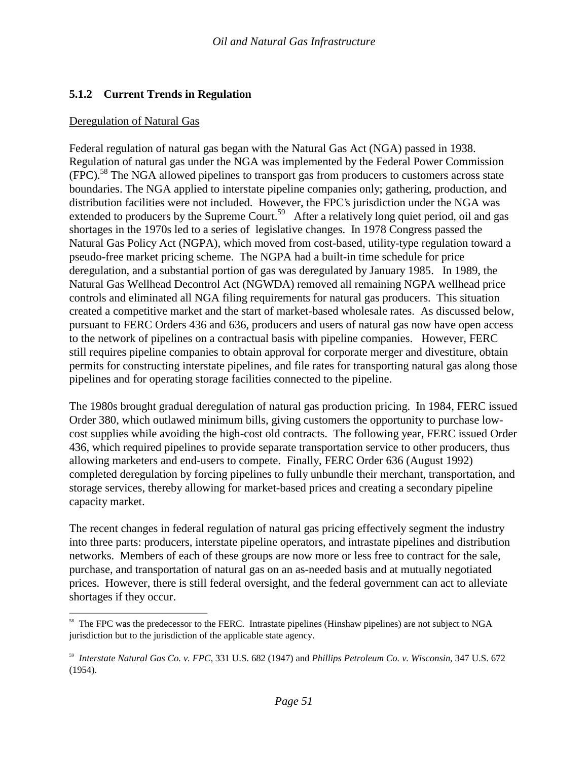### 5.1.2 Current Trends in Regulation

Deregulation of Natural Gas

Federal regulation of natural gas began with the Natural Gas Act (NGA) passed in 1938. Regulation of natural gas under the NGA was implemented by the Federal Power Commission (FPC).[58] The NGA allowed pipelines to transport gas from producers to customers across state boundaries. The NGA applied to interstate pipeline companies only; gathering, production, and distribution facilities were not included. However, the FPC's jurisdiction under the NGA was extended to producers by the Supreme Court.[59] After a relatively long quiet period, oil and gas shortages in the 1970s led to a series of legislative changes. In 1978 Congress passed the Natural Gas Policy Act (NGPA), which moved from cost-based, utility-type regulation toward a pseudo-free market pricing scheme. The NGPA had a built-in time schedule for price deregulation, and a substantial portion of gas was deregulated by January 1985. In 1989, the Natural Gas Wellhead Decontrol Act (NGWDA) removed all remaining NGPA wellhead price controls and eliminated all NGA filing requirements for natural gas producers. This situation created a competitive market and the start of market-based wholesale rates. As discussed below, pursuant to FERC Orders 436 and 636, producers and users of natural gas now have open access to the network of pipelines on a contractual basis with pipeline companies. However, FERC still requires pipeline companies to obtain approval for corporate merger and divestiture, obtain permits for constructing interstate pipelines, and file rates for transporting natural gas along those pipelines and for operating storage facilities connected to the pipeline.

The 1980s brought gradual deregulation of natural gas production pricing. In 1984, FERC issued Order 380, which outlawed minimum bills, giving customers the opportunity to purchase low-cost supplies while avoiding the high-cost old contracts. The following year, FERC issued Order 436, which required pipelines to provide separate transportation service to other producers, thus allowing marketers and end-users to compete. Finally, FERC Order 636 (August 1992) completed deregulation by forcing pipelines to fully unbundle their merchant, transportation, and storage services, thereby allowing for market-based prices and creating a secondary pipeline capacity market.

The recent changes in federal regulation of natural gas pricing effectively segment the industry into three parts: producers, interstate pipeline operators, and intrastate pipelines and distribution networks. Members of each of these groups are now more or less free to contract for the sale, purchase, and transportation of natural gas on an as-needed basis and at mutually negotiated prices. However, there is still federal oversight, and the federal government can act to alleviate shortages if they occur.

---

[58] The FPC was the predecessor to the FERC. Intrastate pipelines (Hinshaw pipelines) are not subject to NGA jurisdiction but to the jurisdiction of the applicable state agency.

[59] *Interstate Natural Gas Co. v. FPC*, 331 U.S. 682 (1947) and *Phillips Petroleum Co. v. Wisconsin*, 347 U.S. 672 (1954).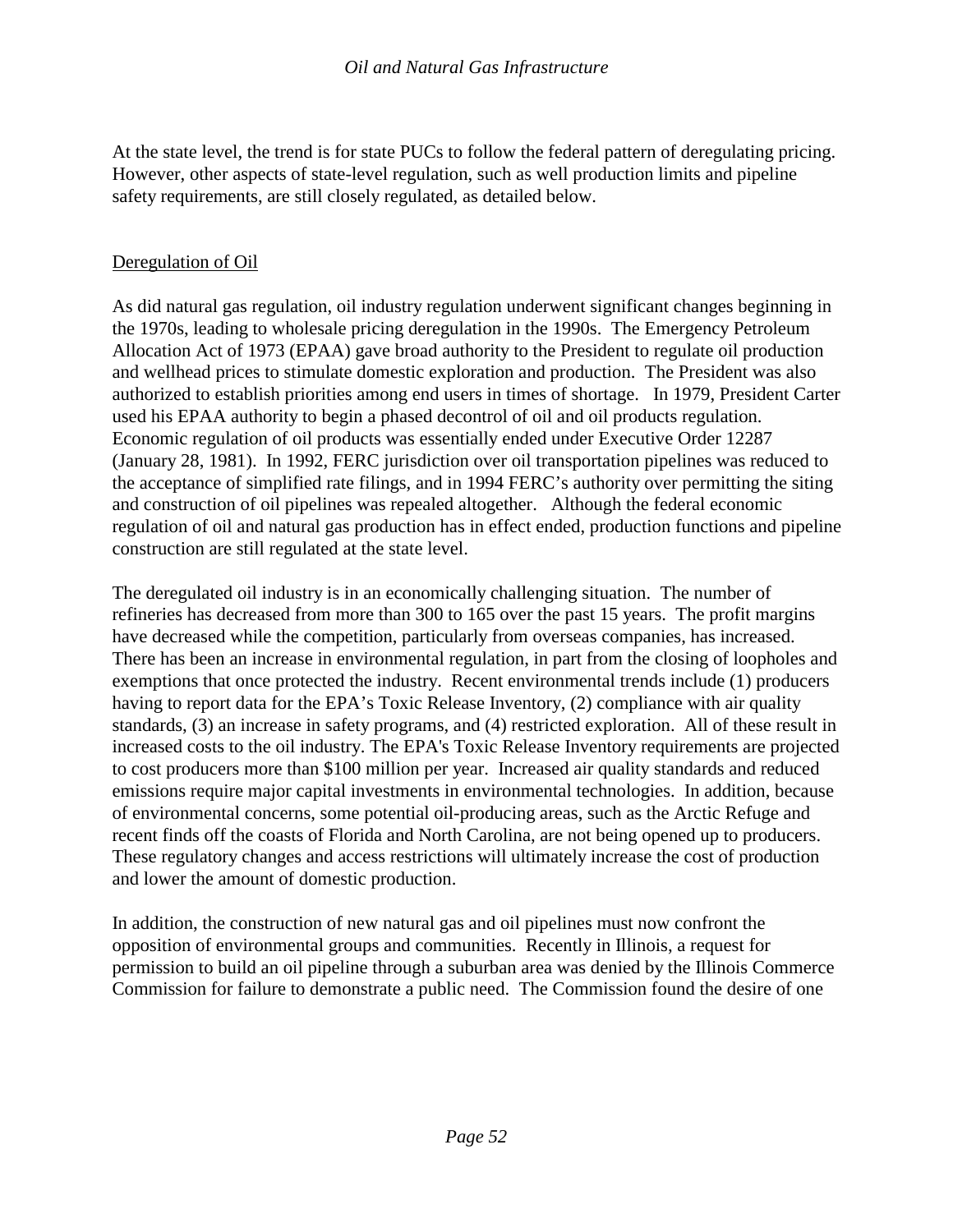At the state level, the trend is for state PUCs to follow the federal pattern of deregulating pricing. However, other aspects of state-level regulation, such as well production limits and pipeline safety requirements, are still closely regulated, as detailed below.

<u>Deregulation of Oil</u>

As did natural gas regulation, oil industry regulation underwent significant changes beginning in the 1970s, leading to wholesale pricing deregulation in the 1990s. The Emergency Petroleum Allocation Act of 1973 (EPAA) gave broad authority to the President to regulate oil production and wellhead prices to stimulate domestic exploration and production. The President was also authorized to establish priorities among end users in times of shortage. In 1979, President Carter used his EPAA authority to begin a phased decontrol of oil and oil products regulation. Economic regulation of oil products was essentially ended under Executive Order 12287 (January 28, 1981). In 1992, FERC jurisdiction over oil transportation pipelines was reduced to the acceptance of simplified rate filings, and in 1994 FERC's authority over permitting the siting and construction of oil pipelines was repealed altogether. Although the federal economic regulation of oil and natural gas production has in effect ended, production functions and pipeline construction are still regulated at the state level.

The deregulated oil industry is in an economically challenging situation. The number of refineries has decreased from more than 300 to 165 over the past 15 years. The profit margins have decreased while the competition, particularly from overseas companies, has increased. There has been an increase in environmental regulation, in part from the closing of loopholes and exemptions that once protected the industry. Recent environmental trends include (1) producers having to report data for the EPA's Toxic Release Inventory, (2) compliance with air quality standards, (3) an increase in safety programs, and (4) restricted exploration. All of these result in increased costs to the oil industry. The EPA's Toxic Release Inventory requirements are projected to cost producers more than $100 million per year. Increased air quality standards and reduced emissions require major capital investments in environmental technologies. In addition, because of environmental concerns, some potential oil-producing areas, such as the Arctic Refuge and recent finds off the coasts of Florida and North Carolina, are not being opened up to producers. These regulatory changes and access restrictions will ultimately increase the cost of production and lower the amount of domestic production.

In addition, the construction of new natural gas and oil pipelines must now confront the opposition of environmental groups and communities. Recently in Illinois, a request for permission to build an oil pipeline through a suburban area was denied by the Illinois Commerce Commission for failure to demonstrate a public need. The Commission found the desire of one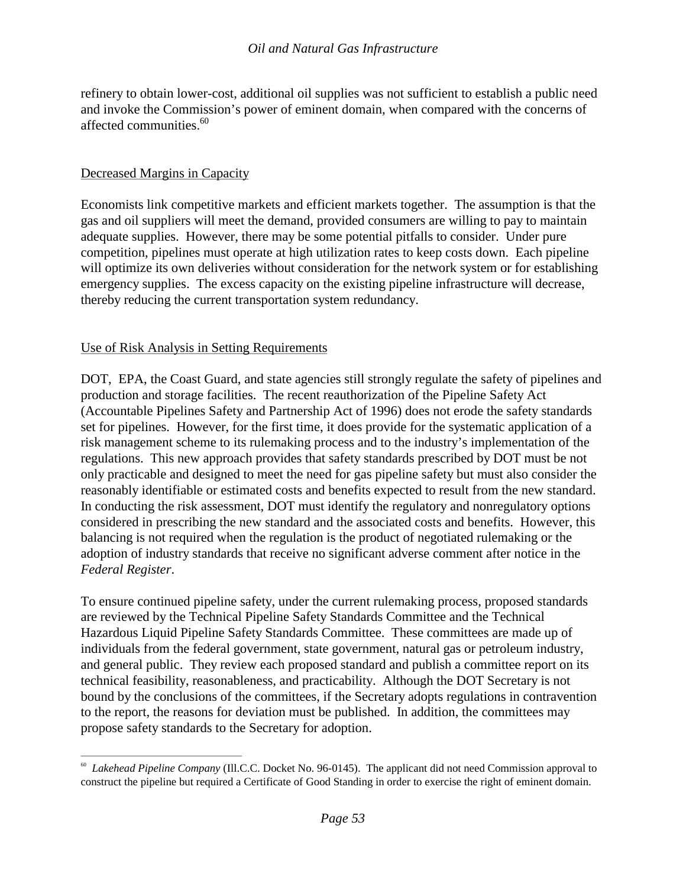refinery to obtain lower-cost, additional oil supplies was not sufficient to establish a public need and invoke the Commission's power of eminent domain, when compared with the concerns of affected communities.[60]

Decreased Margins in Capacity

Economists link competitive markets and efficient markets together. The assumption is that the gas and oil suppliers will meet the demand, provided consumers are willing to pay to maintain adequate supplies. However, there may be some potential pitfalls to consider. Under pure competition, pipelines must operate at high utilization rates to keep costs down. Each pipeline will optimize its own deliveries without consideration for the network system or for establishing emergency supplies. The excess capacity on the existing pipeline infrastructure will decrease, thereby reducing the current transportation system redundancy.

Use of Risk Analysis in Setting Requirements

DOT, EPA, the Coast Guard, and state agencies still strongly regulate the safety of pipelines and production and storage facilities. The recent reauthorization of the Pipeline Safety Act (Accountable Pipelines Safety and Partnership Act of 1996) does not erode the safety standards set for pipelines. However, for the first time, it does provide for the systematic application of a risk management scheme to its rulemaking process and to the industry's implementation of the regulations. This new approach provides that safety standards prescribed by DOT must be not only practicable and designed to meet the need for gas pipeline safety but must also consider the reasonably identifiable or estimated costs and benefits expected to result from the new standard. In conducting the risk assessment, DOT must identify the regulatory and nonregulatory options considered in prescribing the new standard and the associated costs and benefits. However, this balancing is not required when the regulation is the product of negotiated rulemaking or the adoption of industry standards that receive no significant adverse comment after notice in the *Federal Register*.

To ensure continued pipeline safety, under the current rulemaking process, proposed standards are reviewed by the Technical Pipeline Safety Standards Committee and the Technical Hazardous Liquid Pipeline Safety Standards Committee. These committees are made up of individuals from the federal government, state government, natural gas or petroleum industry, and general public. They review each proposed standard and publish a committee report on its technical feasibility, reasonableness, and practicability. Although the DOT Secretary is not bound by the conclusions of the committees, if the Secretary adopts regulations in contravention to the report, the reasons for deviation must be published. In addition, the committees may propose safety standards to the Secretary for adoption.

---

[60] *Lakehead Pipeline Company* (Ill.C.C. Docket No. 96-0145). The applicant did not need Commission approval to construct the pipeline but required a Certificate of Good Standing in order to exercise the right of eminent domain.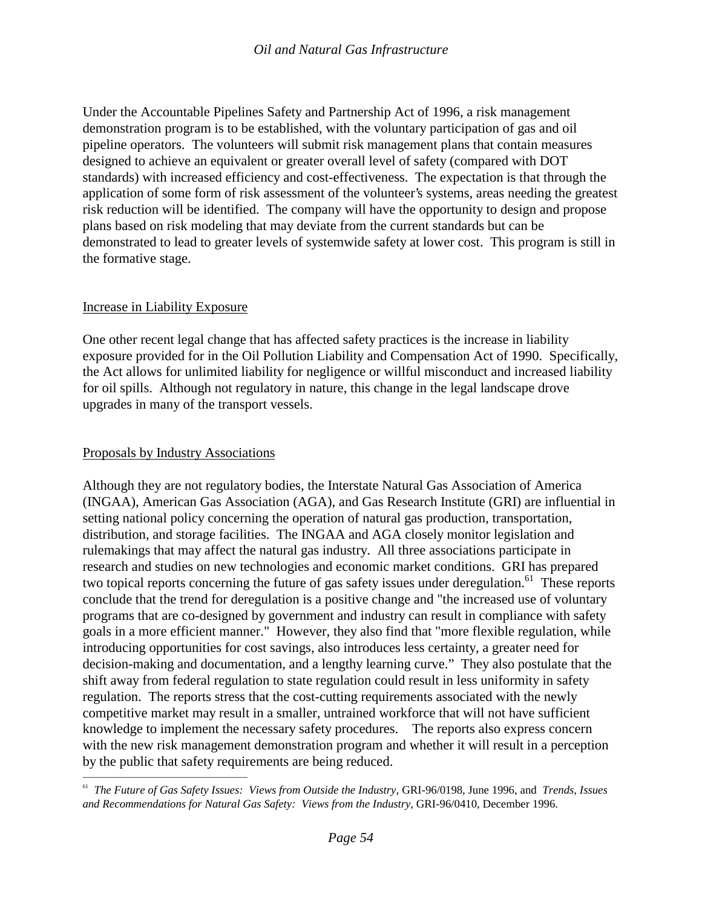Under the Accountable Pipelines Safety and Partnership Act of 1996, a risk management demonstration program is to be established, with the voluntary participation of gas and oil pipeline operators. The volunteers will submit risk management plans that contain measures designed to achieve an equivalent or greater overall level of safety (compared with DOT standards) with increased efficiency and cost-effectiveness. The expectation is that through the application of some form of risk assessment of the volunteer's systems, areas needing the greatest risk reduction will be identified. The company will have the opportunity to design and propose plans based on risk modeling that may deviate from the current standards but can be demonstrated to lead to greater levels of systemwide safety at lower cost. This program is still in the formative stage.

Increase in Liability Exposure

One other recent legal change that has affected safety practices is the increase in liability exposure provided for in the Oil Pollution Liability and Compensation Act of 1990. Specifically, the Act allows for unlimited liability for negligence or willful misconduct and increased liability for oil spills. Although not regulatory in nature, this change in the legal landscape drove upgrades in many of the transport vessels.

Proposals by Industry Associations

Although they are not regulatory bodies, the Interstate Natural Gas Association of America (INGAA), American Gas Association (AGA), and Gas Research Institute (GRI) are influential in setting national policy concerning the operation of natural gas production, transportation, distribution, and storage facilities. The INGAA and AGA closely monitor legislation and rulemakings that may affect the natural gas industry. All three associations participate in research and studies on new technologies and economic market conditions. GRI has prepared two topical reports concerning the future of gas safety issues under deregulation.[61] These reports conclude that the trend for deregulation is a positive change and "the increased use of voluntary programs that are co-designed by government and industry can result in compliance with safety goals in a more efficient manner." However, they also find that "more flexible regulation, while introducing opportunities for cost savings, also introduces less certainty, a greater need for decision-making and documentation, and a lengthy learning curve." They also postulate that the shift away from federal regulation to state regulation could result in less uniformity in safety regulation. The reports stress that the cost-cutting requirements associated with the newly competitive market may result in a smaller, untrained workforce that will not have sufficient knowledge to implement the necessary safety procedures. The reports also express concern with the new risk management demonstration program and whether it will result in a perception by the public that safety requirements are being reduced.

[61] *The Future of Gas Safety Issues: Views from Outside the Industry*, GRI-96/0198, June 1996, and *Trends, Issues and Recommendations for Natural Gas Safety: Views from the Industry*, GRI-96/0410, December 1996.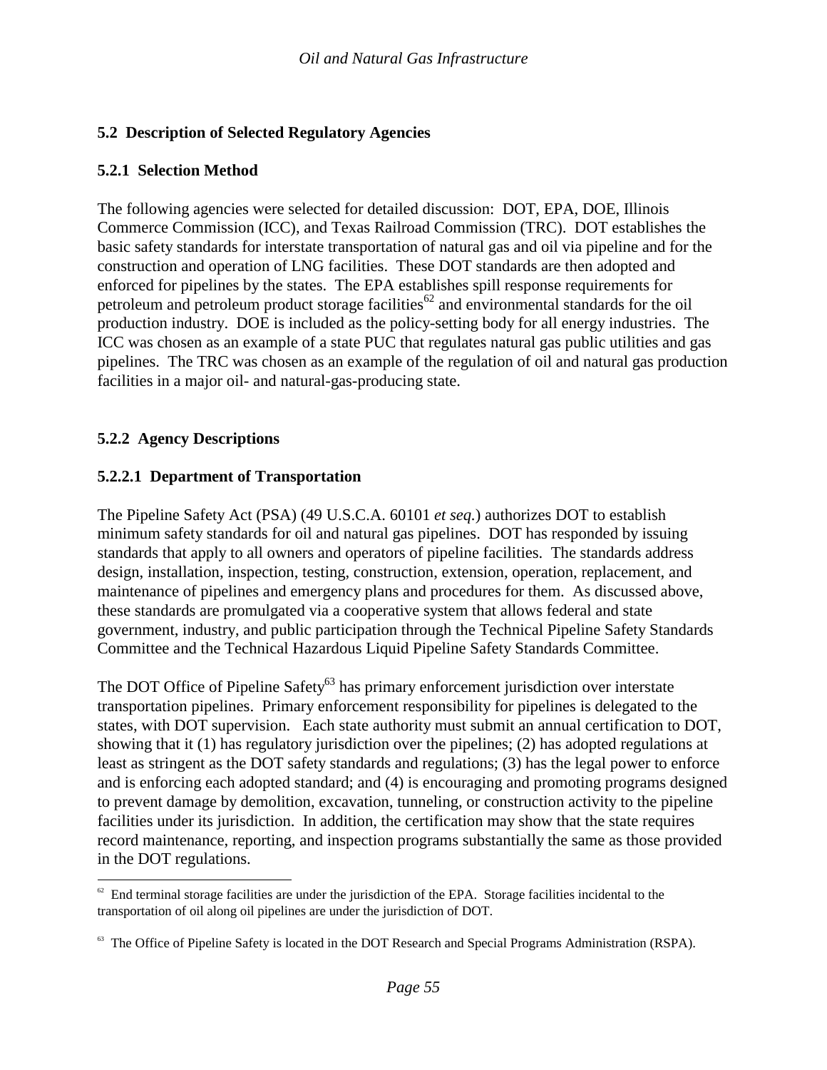## 5.2 Description of Selected Regulatory Agencies

### 5.2.1 Selection Method

The following agencies were selected for detailed discussion: DOT, EPA, DOE, Illinois Commerce Commission (ICC), and Texas Railroad Commission (TRC). DOT establishes the basic safety standards for interstate transportation of natural gas and oil via pipeline and for the construction and operation of LNG facilities. These DOT standards are then adopted and enforced for pipelines by the states. The EPA establishes spill response requirements for petroleum and petroleum product storage facilities[62] and environmental standards for the oil production industry. DOE is included as the policy-setting body for all energy industries. The ICC was chosen as an example of a state PUC that regulates natural gas public utilities and gas pipelines. The TRC was chosen as an example of the regulation of oil and natural gas production facilities in a major oil- and natural-gas-producing state.

### 5.2.2 Agency Descriptions

#### 5.2.2.1 Department of Transportation

The Pipeline Safety Act (PSA) (49 U.S.C.A. 60101 *et seq.*) authorizes DOT to establish minimum safety standards for oil and natural gas pipelines. DOT has responded by issuing standards that apply to all owners and operators of pipeline facilities. The standards address design, installation, inspection, testing, construction, extension, operation, replacement, and maintenance of pipelines and emergency plans and procedures for them. As discussed above, these standards are promulgated via a cooperative system that allows federal and state government, industry, and public participation through the Technical Pipeline Safety Standards Committee and the Technical Hazardous Liquid Pipeline Safety Standards Committee.

The DOT Office of Pipeline Safety[63] has primary enforcement jurisdiction over interstate transportation pipelines. Primary enforcement responsibility for pipelines is delegated to the states, with DOT supervision. Each state authority must submit an annual certification to DOT, showing that it (1) has regulatory jurisdiction over the pipelines; (2) has adopted regulations at least as stringent as the DOT safety standards and regulations; (3) has the legal power to enforce and is enforcing each adopted standard; and (4) is encouraging and promoting programs designed to prevent damage by demolition, excavation, tunneling, or construction activity to the pipeline facilities under its jurisdiction. In addition, the certification may show that the state requires record maintenance, reporting, and inspection programs substantially the same as those provided in the DOT regulations.

---

[62] End terminal storage facilities are under the jurisdiction of the EPA. Storage facilities incidental to the transportation of oil along oil pipelines are under the jurisdiction of DOT.

[63] The Office of Pipeline Safety is located in the DOT Research and Special Programs Administration (RSPA).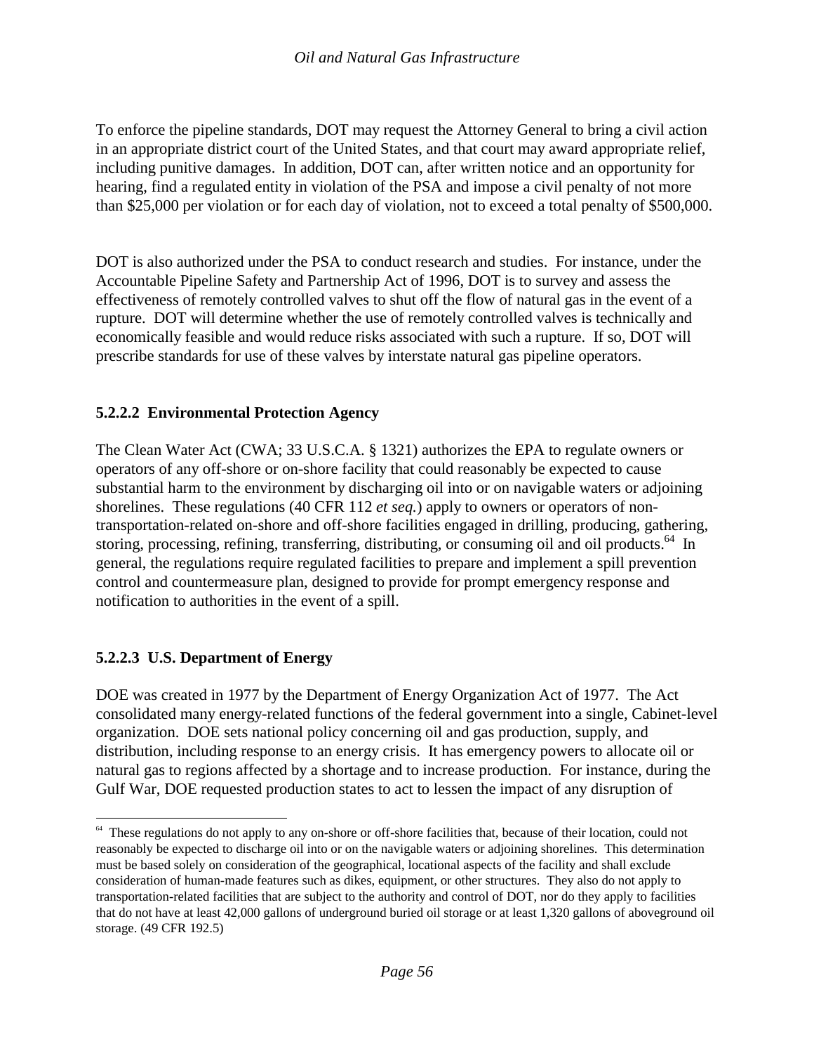To enforce the pipeline standards, DOT may request the Attorney General to bring a civil action in an appropriate district court of the United States, and that court may award appropriate relief, including punitive damages. In addition, DOT can, after written notice and an opportunity for hearing, find a regulated entity in violation of the PSA and impose a civil penalty of not more than $25,000 per violation or for each day of violation, not to exceed a total penalty of $500,000.

DOT is also authorized under the PSA to conduct research and studies. For instance, under the Accountable Pipeline Safety and Partnership Act of 1996, DOT is to survey and assess the effectiveness of remotely controlled valves to shut off the flow of natural gas in the event of a rupture. DOT will determine whether the use of remotely controlled valves is technically and economically feasible and would reduce risks associated with such a rupture. If so, DOT will prescribe standards for use of these valves by interstate natural gas pipeline operators.

#### 5.2.2.2 Environmental Protection Agency

The Clean Water Act (CWA; 33 U.S.C.A. § 1321) authorizes the EPA to regulate owners or operators of any off-shore or on-shore facility that could reasonably be expected to cause substantial harm to the environment by discharging oil into or on navigable waters or adjoining shorelines. These regulations (40 CFR 112 *et seq.*) apply to owners or operators of non-transportation-related on-shore and off-shore facilities engaged in drilling, producing, gathering, storing, processing, refining, transferring, distributing, or consuming oil and oil products.[64] In general, the regulations require regulated facilities to prepare and implement a spill prevention control and countermeasure plan, designed to provide for prompt emergency response and notification to authorities in the event of a spill.

#### 5.2.2.3 U.S. Department of Energy

DOE was created in 1977 by the Department of Energy Organization Act of 1977. The Act consolidated many energy-related functions of the federal government into a single, Cabinet-level organization. DOE sets national policy concerning oil and gas production, supply, and distribution, including response to an energy crisis. It has emergency powers to allocate oil or natural gas to regions affected by a shortage and to increase production. For instance, during the Gulf War, DOE requested production states to act to lessen the impact of any disruption of

---

[64] These regulations do not apply to any on-shore or off-shore facilities that, because of their location, could not reasonably be expected to discharge oil into or on the navigable waters or adjoining shorelines. This determination must be based solely on consideration of the geographical, locational aspects of the facility and shall exclude consideration of human-made features such as dikes, equipment, or other structures. They also do not apply to transportation-related facilities that are subject to the authority and control of DOT, nor do they apply to facilities that do not have at least 42,000 gallons of underground buried oil storage or at least 1,320 gallons of aboveground oil storage. (49 CFR 192.5)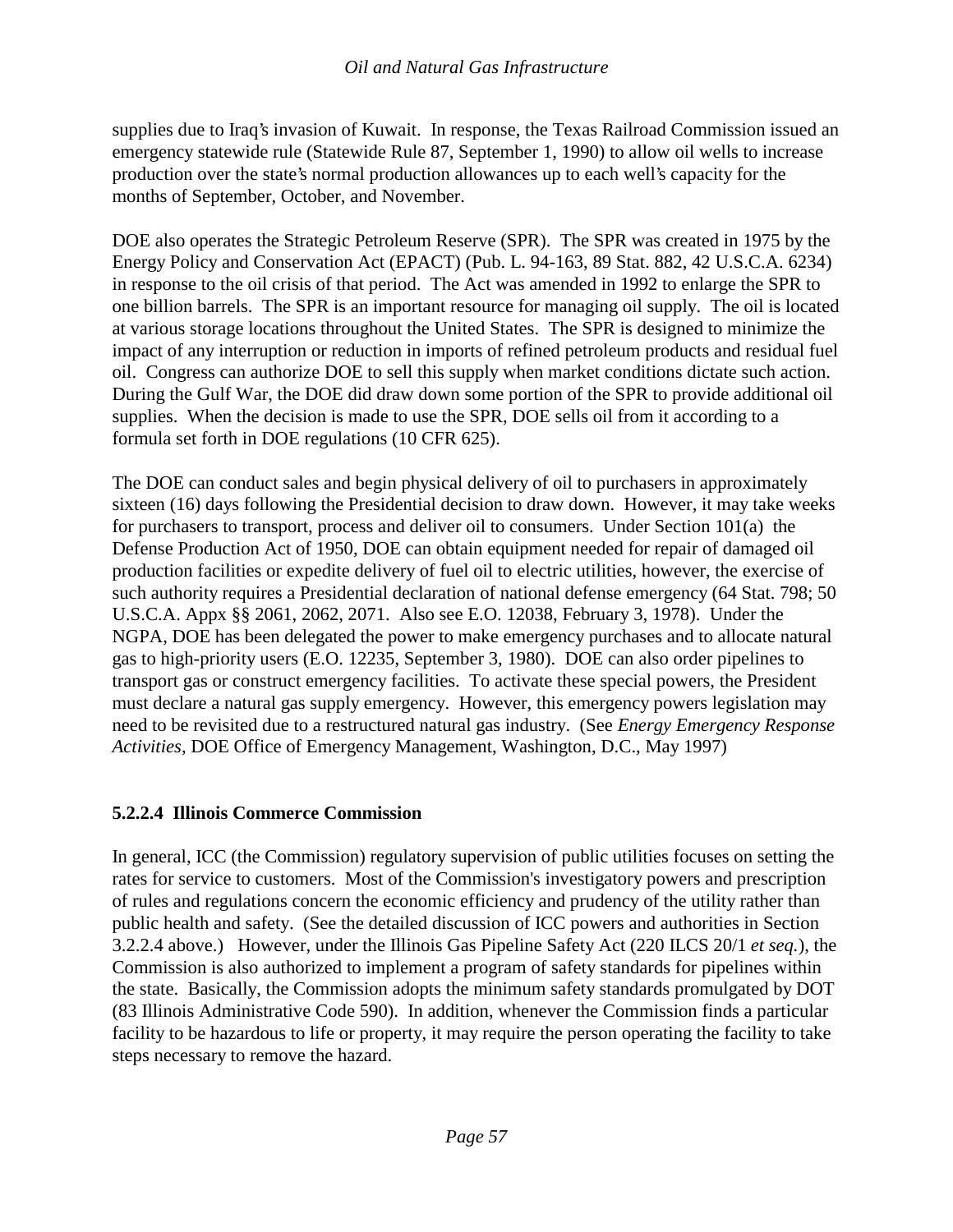supplies due to Iraq's invasion of Kuwait. In response, the Texas Railroad Commission issued an emergency statewide rule (Statewide Rule 87, September 1, 1990) to allow oil wells to increase production over the state's normal production allowances up to each well's capacity for the months of September, October, and November.

DOE also operates the Strategic Petroleum Reserve (SPR). The SPR was created in 1975 by the Energy Policy and Conservation Act (EPACT) (Pub. L. 94-163, 89 Stat. 882, 42 U.S.C.A. 6234) in response to the oil crisis of that period. The Act was amended in 1992 to enlarge the SPR to one billion barrels. The SPR is an important resource for managing oil supply. The oil is located at various storage locations throughout the United States. The SPR is designed to minimize the impact of any interruption or reduction in imports of refined petroleum products and residual fuel oil. Congress can authorize DOE to sell this supply when market conditions dictate such action. During the Gulf War, the DOE did draw down some portion of the SPR to provide additional oil supplies. When the decision is made to use the SPR, DOE sells oil from it according to a formula set forth in DOE regulations (10 CFR 625).

The DOE can conduct sales and begin physical delivery of oil to purchasers in approximately sixteen (16) days following the Presidential decision to draw down. However, it may take weeks for purchasers to transport, process and deliver oil to consumers. Under Section 101(a) the Defense Production Act of 1950, DOE can obtain equipment needed for repair of damaged oil production facilities or expedite delivery of fuel oil to electric utilities, however, the exercise of such authority requires a Presidential declaration of national defense emergency (64 Stat. 798; 50 U.S.C.A. Appx §§ 2061, 2062, 2071. Also see E.O. 12038, February 3, 1978). Under the NGPA, DOE has been delegated the power to make emergency purchases and to allocate natural gas to high-priority users (E.O. 12235, September 3, 1980). DOE can also order pipelines to transport gas or construct emergency facilities. To activate these special powers, the President must declare a natural gas supply emergency. However, this emergency powers legislation may need to be revisited due to a restructured natural gas industry. (See *Energy Emergency Response Activities*, DOE Office of Emergency Management, Washington, D.C., May 1997)

#### 5.2.2.4 Illinois Commerce Commission

In general, ICC (the Commission) regulatory supervision of public utilities focuses on setting the rates for service to customers. Most of the Commission's investigatory powers and prescription of rules and regulations concern the economic efficiency and prudency of the utility rather than public health and safety. (See the detailed discussion of ICC powers and authorities in Section 3.2.2.4 above.) However, under the Illinois Gas Pipeline Safety Act (220 ILCS 20/1 *et seq.*), the Commission is also authorized to implement a program of safety standards for pipelines within the state. Basically, the Commission adopts the minimum safety standards promulgated by DOT (83 Illinois Administrative Code 590). In addition, whenever the Commission finds a particular facility to be hazardous to life or property, it may require the person operating the facility to take steps necessary to remove the hazard.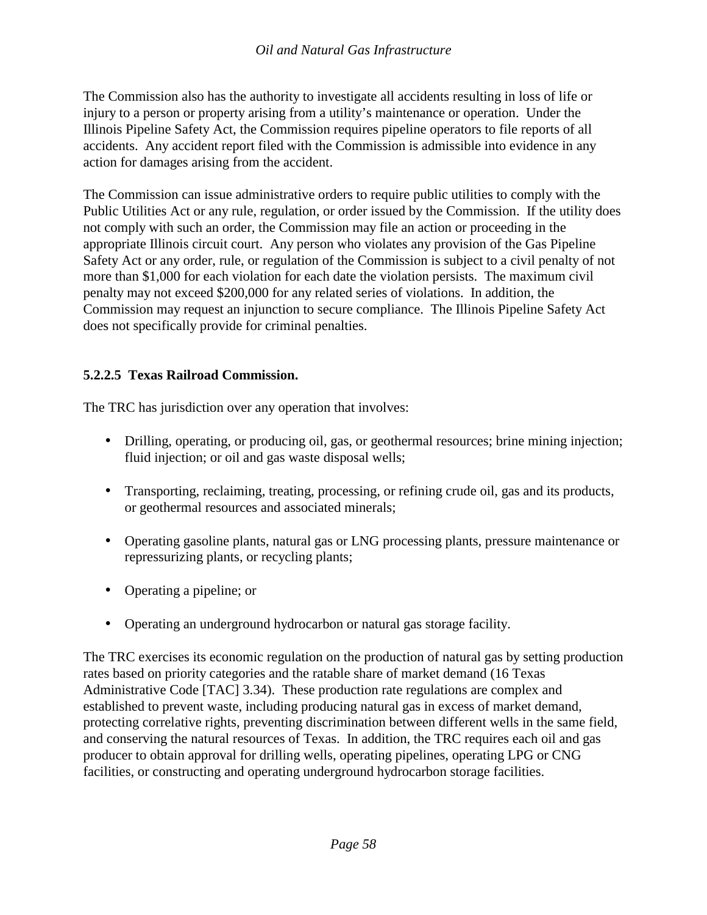The Commission also has the authority to investigate all accidents resulting in loss of life or injury to a person or property arising from a utility's maintenance or operation. Under the Illinois Pipeline Safety Act, the Commission requires pipeline operators to file reports of all accidents. Any accident report filed with the Commission is admissible into evidence in any action for damages arising from the accident.

The Commission can issue administrative orders to require public utilities to comply with the Public Utilities Act or any rule, regulation, or order issued by the Commission. If the utility does not comply with such an order, the Commission may file an action or proceeding in the appropriate Illinois circuit court. Any person who violates any provision of the Gas Pipeline Safety Act or any order, rule, or regulation of the Commission is subject to a civil penalty of not more than $1,000 for each violation for each date the violation persists. The maximum civil penalty may not exceed $200,000 for any related series of violations. In addition, the Commission may request an injunction to secure compliance. The Illinois Pipeline Safety Act does not specifically provide for criminal penalties.

#### 5.2.2.5 Texas Railroad Commission.

The TRC has jurisdiction over any operation that involves:

- Drilling, operating, or producing oil, gas, or geothermal resources; brine mining injection; fluid injection; or oil and gas waste disposal wells;
- Transporting, reclaiming, treating, processing, or refining crude oil, gas and its products, or geothermal resources and associated minerals;
- Operating gasoline plants, natural gas or LNG processing plants, pressure maintenance or repressurizing plants, or recycling plants;
- Operating a pipeline; or
- Operating an underground hydrocarbon or natural gas storage facility.

The TRC exercises its economic regulation on the production of natural gas by setting production rates based on priority categories and the ratable share of market demand (16 Texas Administrative Code [TAC] 3.34). These production rate regulations are complex and established to prevent waste, including producing natural gas in excess of market demand, protecting correlative rights, preventing discrimination between different wells in the same field, and conserving the natural resources of Texas. In addition, the TRC requires each oil and gas producer to obtain approval for drilling wells, operating pipelines, operating LPG or CNG facilities, or constructing and operating underground hydrocarbon storage facilities.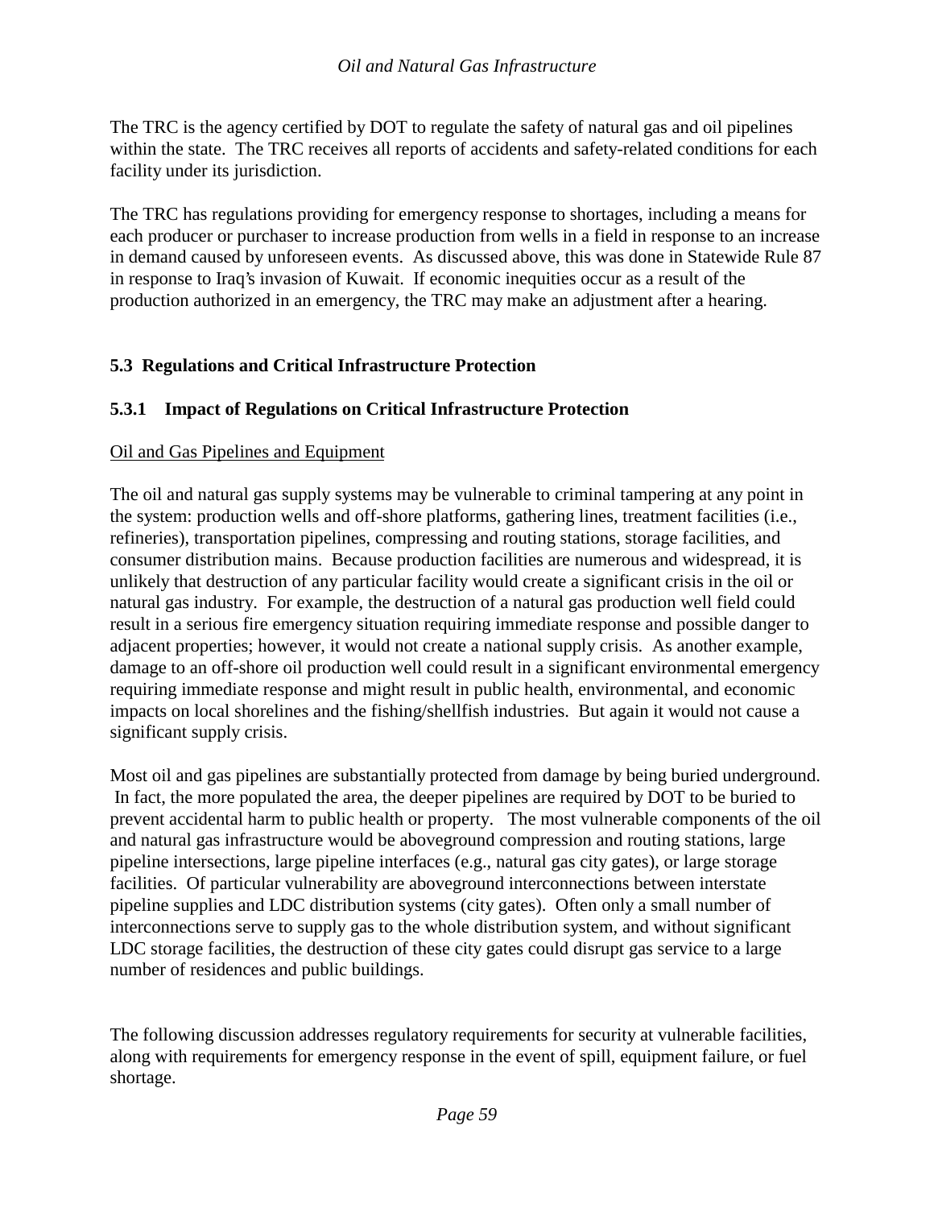The TRC is the agency certified by DOT to regulate the safety of natural gas and oil pipelines within the state. The TRC receives all reports of accidents and safety-related conditions for each facility under its jurisdiction.

The TRC has regulations providing for emergency response to shortages, including a means for each producer or purchaser to increase production from wells in a field in response to an increase in demand caused by unforeseen events. As discussed above, this was done in Statewide Rule 87 in response to Iraq's invasion of Kuwait. If economic inequities occur as a result of the production authorized in an emergency, the TRC may make an adjustment after a hearing.

## 5.3 Regulations and Critical Infrastructure Protection

### 5.3.1 Impact of Regulations on Critical Infrastructure Protection

Oil and Gas Pipelines and Equipment

The oil and natural gas supply systems may be vulnerable to criminal tampering at any point in the system: production wells and off-shore platforms, gathering lines, treatment facilities (i.e., refineries), transportation pipelines, compressing and routing stations, storage facilities, and consumer distribution mains. Because production facilities are numerous and widespread, it is unlikely that destruction of any particular facility would create a significant crisis in the oil or natural gas industry. For example, the destruction of a natural gas production well field could result in a serious fire emergency situation requiring immediate response and possible danger to adjacent properties; however, it would not create a national supply crisis. As another example, damage to an off-shore oil production well could result in a significant environmental emergency requiring immediate response and might result in public health, environmental, and economic impacts on local shorelines and the fishing/shellfish industries. But again it would not cause a significant supply crisis.

Most oil and gas pipelines are substantially protected from damage by being buried underground. In fact, the more populated the area, the deeper pipelines are required by DOT to be buried to prevent accidental harm to public health or property. The most vulnerable components of the oil and natural gas infrastructure would be aboveground compression and routing stations, large pipeline intersections, large pipeline interfaces (e.g., natural gas city gates), or large storage facilities. Of particular vulnerability are aboveground interconnections between interstate pipeline supplies and LDC distribution systems (city gates). Often only a small number of interconnections serve to supply gas to the whole distribution system, and without significant LDC storage facilities, the destruction of these city gates could disrupt gas service to a large number of residences and public buildings.

The following discussion addresses regulatory requirements for security at vulnerable facilities, along with requirements for emergency response in the event of spill, equipment failure, or fuel shortage.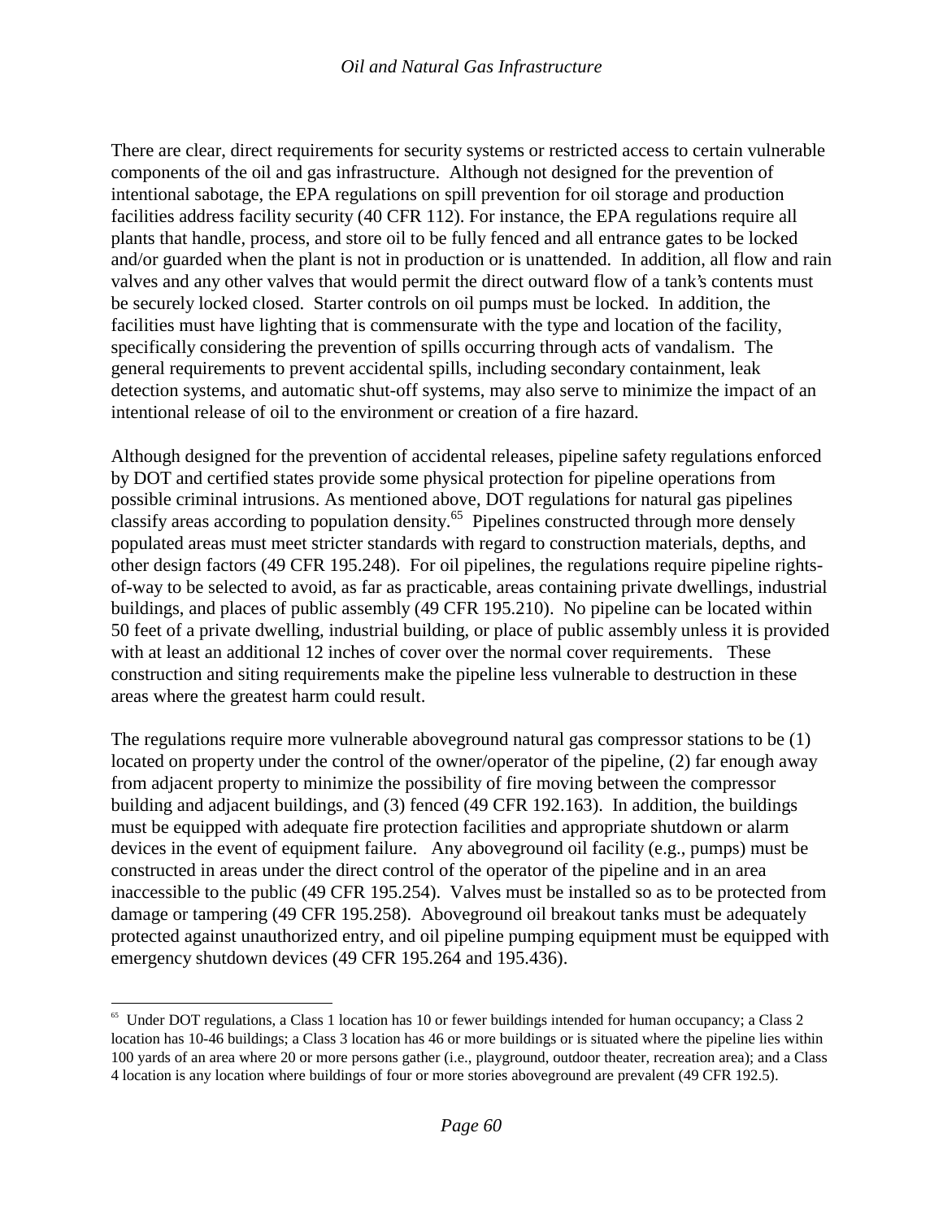There are clear, direct requirements for security systems or restricted access to certain vulnerable components of the oil and gas infrastructure. Although not designed for the prevention of intentional sabotage, the EPA regulations on spill prevention for oil storage and production facilities address facility security (40 CFR 112). For instance, the EPA regulations require all plants that handle, process, and store oil to be fully fenced and all entrance gates to be locked and/or guarded when the plant is not in production or is unattended. In addition, all flow and rain valves and any other valves that would permit the direct outward flow of a tank's contents must be securely locked closed. Starter controls on oil pumps must be locked. In addition, the facilities must have lighting that is commensurate with the type and location of the facility, specifically considering the prevention of spills occurring through acts of vandalism. The general requirements to prevent accidental spills, including secondary containment, leak detection systems, and automatic shut-off systems, may also serve to minimize the impact of an intentional release of oil to the environment or creation of a fire hazard.

Although designed for the prevention of accidental releases, pipeline safety regulations enforced by DOT and certified states provide some physical protection for pipeline operations from possible criminal intrusions. As mentioned above, DOT regulations for natural gas pipelines classify areas according to population density.[65] Pipelines constructed through more densely populated areas must meet stricter standards with regard to construction materials, depths, and other design factors (49 CFR 195.248). For oil pipelines, the regulations require pipeline rights-of-way to be selected to avoid, as far as practicable, areas containing private dwellings, industrial buildings, and places of public assembly (49 CFR 195.210). No pipeline can be located within 50 feet of a private dwelling, industrial building, or place of public assembly unless it is provided with at least an additional 12 inches of cover over the normal cover requirements. These construction and siting requirements make the pipeline less vulnerable to destruction in these areas where the greatest harm could result.

The regulations require more vulnerable aboveground natural gas compressor stations to be (1) located on property under the control of the owner/operator of the pipeline, (2) far enough away from adjacent property to minimize the possibility of fire moving between the compressor building and adjacent buildings, and (3) fenced (49 CFR 192.163). In addition, the buildings must be equipped with adequate fire protection facilities and appropriate shutdown or alarm devices in the event of equipment failure. Any aboveground oil facility (e.g., pumps) must be constructed in areas under the direct control of the operator of the pipeline and in an area inaccessible to the public (49 CFR 195.254). Valves must be installed so as to be protected from damage or tampering (49 CFR 195.258). Aboveground oil breakout tanks must be adequately protected against unauthorized entry, and oil pipeline pumping equipment must be equipped with emergency shutdown devices (49 CFR 195.264 and 195.436).

---

[65] Under DOT regulations, a Class 1 location has 10 or fewer buildings intended for human occupancy; a Class 2 location has 10-46 buildings; a Class 3 location has 46 or more buildings or is situated where the pipeline lies within 100 yards of an area where 20 or more persons gather (i.e., playground, outdoor theater, recreation area); and a Class 4 location is any location where buildings of four or more stories aboveground are prevalent (49 CFR 192.5).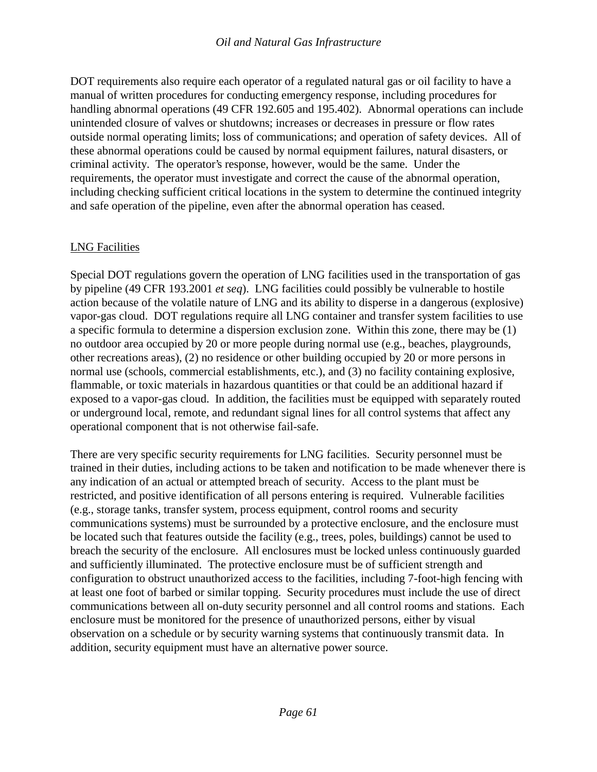DOT requirements also require each operator of a regulated natural gas or oil facility to have a manual of written procedures for conducting emergency response, including procedures for handling abnormal operations (49 CFR 192.605 and 195.402). Abnormal operations can include unintended closure of valves or shutdowns; increases or decreases in pressure or flow rates outside normal operating limits; loss of communications; and operation of safety devices. All of these abnormal operations could be caused by normal equipment failures, natural disasters, or criminal activity. The operator's response, however, would be the same. Under the requirements, the operator must investigate and correct the cause of the abnormal operation, including checking sufficient critical locations in the system to determine the continued integrity and safe operation of the pipeline, even after the abnormal operation has ceased.

LNG Facilities

Special DOT regulations govern the operation of LNG facilities used in the transportation of gas by pipeline (49 CFR 193.2001 *et seq*). LNG facilities could possibly be vulnerable to hostile action because of the volatile nature of LNG and its ability to disperse in a dangerous (explosive) vapor-gas cloud. DOT regulations require all LNG container and transfer system facilities to use a specific formula to determine a dispersion exclusion zone. Within this zone, there may be (1) no outdoor area occupied by 20 or more people during normal use (e.g., beaches, playgrounds, other recreations areas), (2) no residence or other building occupied by 20 or more persons in normal use (schools, commercial establishments, etc.), and (3) no facility containing explosive, flammable, or toxic materials in hazardous quantities or that could be an additional hazard if exposed to a vapor-gas cloud. In addition, the facilities must be equipped with separately routed or underground local, remote, and redundant signal lines for all control systems that affect any operational component that is not otherwise fail-safe.

There are very specific security requirements for LNG facilities. Security personnel must be trained in their duties, including actions to be taken and notification to be made whenever there is any indication of an actual or attempted breach of security. Access to the plant must be restricted, and positive identification of all persons entering is required. Vulnerable facilities (e.g., storage tanks, transfer system, process equipment, control rooms and security communications systems) must be surrounded by a protective enclosure, and the enclosure must be located such that features outside the facility (e.g., trees, poles, buildings) cannot be used to breach the security of the enclosure. All enclosures must be locked unless continuously guarded and sufficiently illuminated. The protective enclosure must be of sufficient strength and configuration to obstruct unauthorized access to the facilities, including 7-foot-high fencing with at least one foot of barbed or similar topping. Security procedures must include the use of direct communications between all on-duty security personnel and all control rooms and stations. Each enclosure must be monitored for the presence of unauthorized persons, either by visual observation on a schedule or by security warning systems that continuously transmit data. In addition, security equipment must have an alternative power source.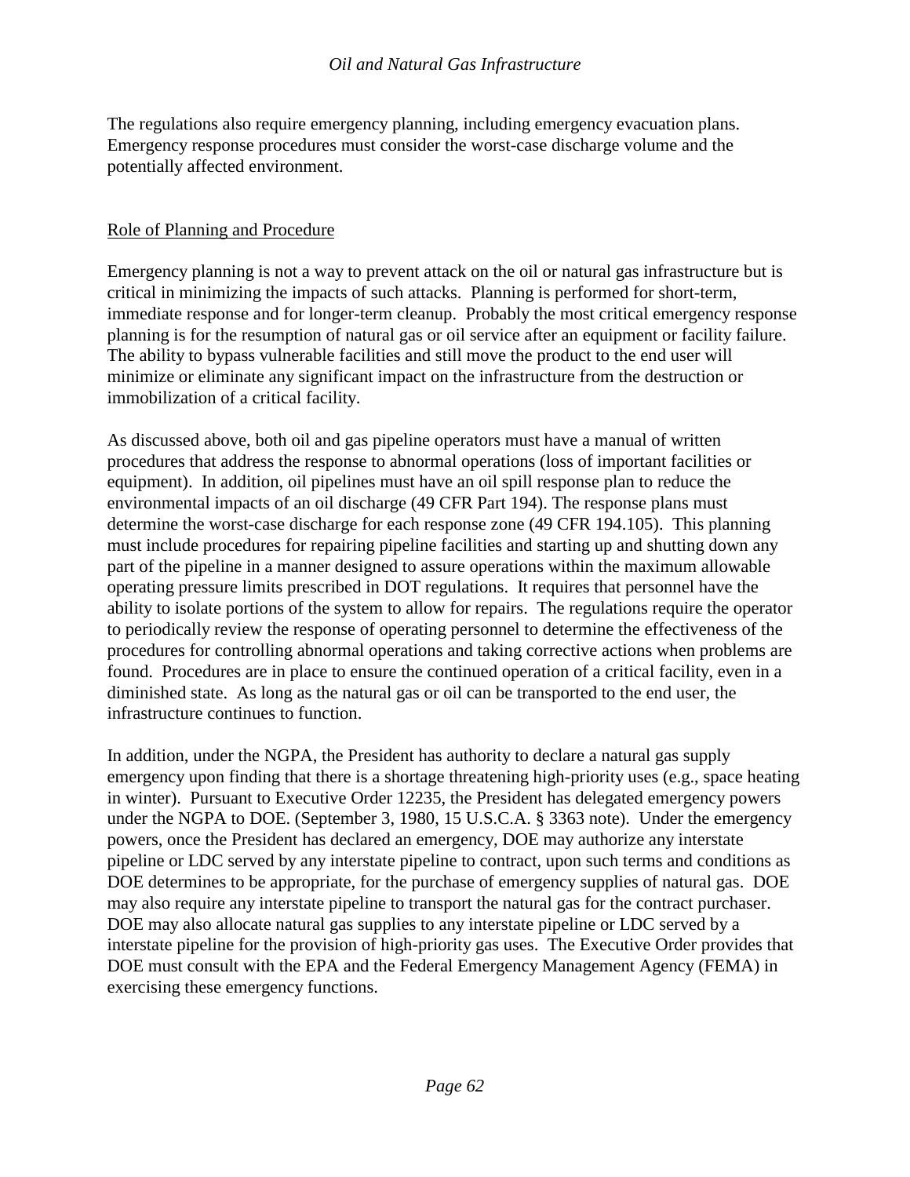The regulations also require emergency planning, including emergency evacuation plans. Emergency response procedures must consider the worst-case discharge volume and the potentially affected environment.

### Role of Planning and Procedure

Emergency planning is not a way to prevent attack on the oil or natural gas infrastructure but is critical in minimizing the impacts of such attacks. Planning is performed for short-term, immediate response and for longer-term cleanup. Probably the most critical emergency response planning is for the resumption of natural gas or oil service after an equipment or facility failure. The ability to bypass vulnerable facilities and still move the product to the end user will minimize or eliminate any significant impact on the infrastructure from the destruction or immobilization of a critical facility.

As discussed above, both oil and gas pipeline operators must have a manual of written procedures that address the response to abnormal operations (loss of important facilities or equipment). In addition, oil pipelines must have an oil spill response plan to reduce the environmental impacts of an oil discharge (49 CFR Part 194). The response plans must determine the worst-case discharge for each response zone (49 CFR 194.105). This planning must include procedures for repairing pipeline facilities and starting up and shutting down any part of the pipeline in a manner designed to assure operations within the maximum allowable operating pressure limits prescribed in DOT regulations. It requires that personnel have the ability to isolate portions of the system to allow for repairs. The regulations require the operator to periodically review the response of operating personnel to determine the effectiveness of the procedures for controlling abnormal operations and taking corrective actions when problems are found. Procedures are in place to ensure the continued operation of a critical facility, even in a diminished state. As long as the natural gas or oil can be transported to the end user, the infrastructure continues to function.

In addition, under the NGPA, the President has authority to declare a natural gas supply emergency upon finding that there is a shortage threatening high-priority uses (e.g., space heating in winter). Pursuant to Executive Order 12235, the President has delegated emergency powers under the NGPA to DOE. (September 3, 1980, 15 U.S.C.A. § 3363 note). Under the emergency powers, once the President has declared an emergency, DOE may authorize any interstate pipeline or LDC served by any interstate pipeline to contract, upon such terms and conditions as DOE determines to be appropriate, for the purchase of emergency supplies of natural gas. DOE may also require any interstate pipeline to transport the natural gas for the contract purchaser. DOE may also allocate natural gas supplies to any interstate pipeline or LDC served by a interstate pipeline for the provision of high-priority gas uses. The Executive Order provides that DOE must consult with the EPA and the Federal Emergency Management Agency (FEMA) in exercising these emergency functions.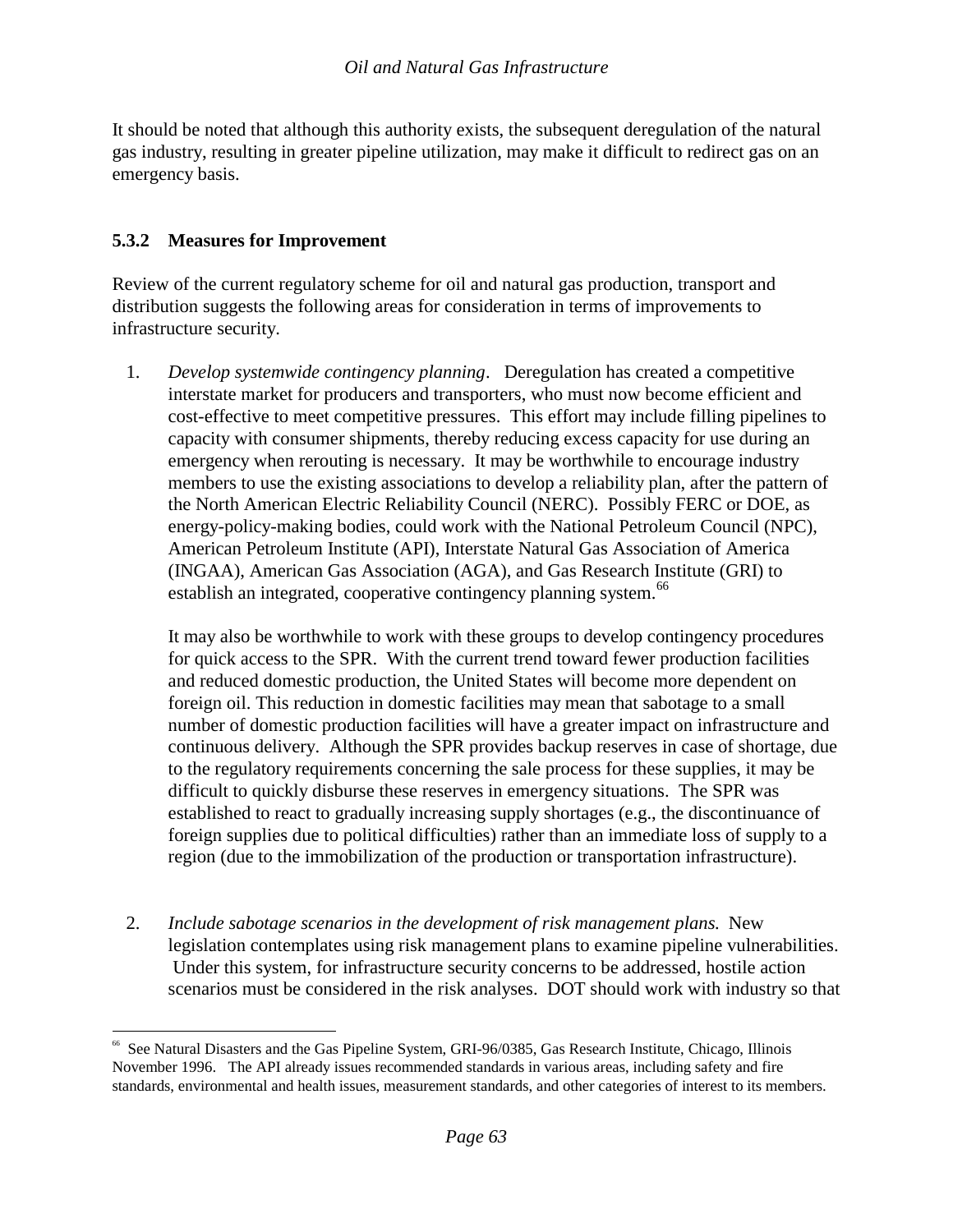It should be noted that although this authority exists, the subsequent deregulation of the natural gas industry, resulting in greater pipeline utilization, may make it difficult to redirect gas on an emergency basis.

### 5.3.2 Measures for Improvement

Review of the current regulatory scheme for oil and natural gas production, transport and distribution suggests the following areas for consideration in terms of improvements to infrastructure security.

1. *Develop systemwide contingency planning*. Deregulation has created a competitive interstate market for producers and transporters, who must now become efficient and cost-effective to meet competitive pressures. This effort may include filling pipelines to capacity with consumer shipments, thereby reducing excess capacity for use during an emergency when rerouting is necessary. It may be worthwhile to encourage industry members to use the existing associations to develop a reliability plan, after the pattern of the North American Electric Reliability Council (NERC). Possibly FERC or DOE, as energy-policy-making bodies, could work with the National Petroleum Council (NPC), American Petroleum Institute (API), Interstate Natural Gas Association of America (INGAA), American Gas Association (AGA), and Gas Research Institute (GRI) to establish an integrated, cooperative contingency planning system.[66]

   It may also be worthwhile to work with these groups to develop contingency procedures for quick access to the SPR. With the current trend toward fewer production facilities and reduced domestic production, the United States will become more dependent on foreign oil. This reduction in domestic facilities may mean that sabotage to a small number of domestic production facilities will have a greater impact on infrastructure and continuous delivery. Although the SPR provides backup reserves in case of shortage, due to the regulatory requirements concerning the sale process for these supplies, it may be difficult to quickly disburse these reserves in emergency situations. The SPR was established to react to gradually increasing supply shortages (e.g., the discontinuance of foreign supplies due to political difficulties) rather than an immediate loss of supply to a region (due to the immobilization of the production or transportation infrastructure).

2. *Include sabotage scenarios in the development of risk management plans.* New legislation contemplates using risk management plans to examine pipeline vulnerabilities. Under this system, for infrastructure security concerns to be addressed, hostile action scenarios must be considered in the risk analyses. DOT should work with industry so that

---

[66] See Natural Disasters and the Gas Pipeline System, GRI-96/0385, Gas Research Institute, Chicago, Illinois November 1996. The API already issues recommended standards in various areas, including safety and fire standards, environmental and health issues, measurement standards, and other categories of interest to its members.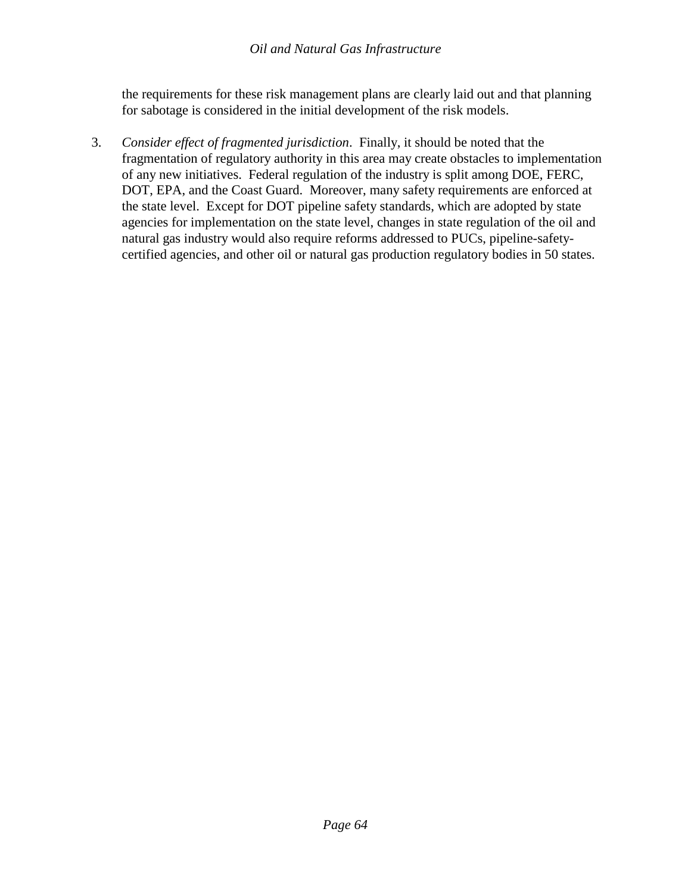the requirements for these risk management plans are clearly laid out and that planning for sabotage is considered in the initial development of the risk models.

3. *Consider effect of fragmented jurisdiction*. Finally, it should be noted that the fragmentation of regulatory authority in this area may create obstacles to implementation of any new initiatives. Federal regulation of the industry is split among DOE, FERC, DOT, EPA, and the Coast Guard. Moreover, many safety requirements are enforced at the state level. Except for DOT pipeline safety standards, which are adopted by state agencies for implementation on the state level, changes in state regulation of the oil and natural gas industry would also require reforms addressed to PUCs, pipeline-safety-certified agencies, and other oil or natural gas production regulatory bodies in 50 states.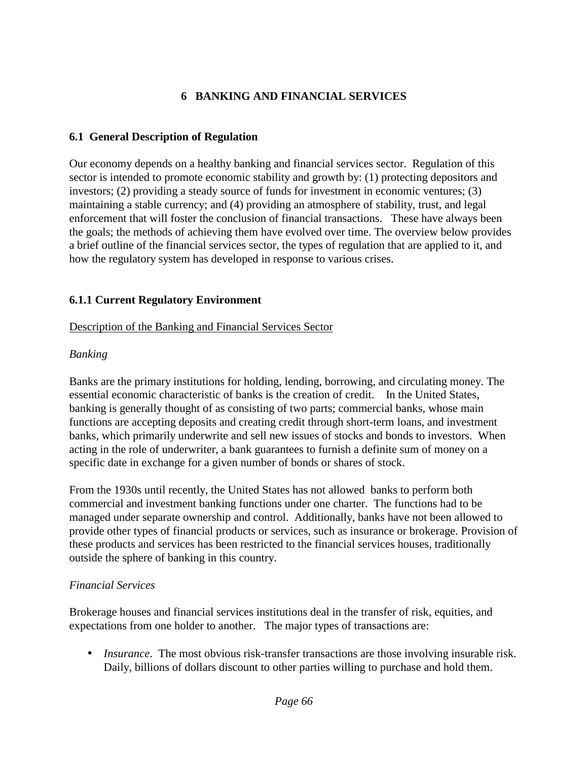# 6 BANKING AND FINANCIAL SERVICES

## 6.1 General Description of Regulation

Our economy depends on a healthy banking and financial services sector. Regulation of this sector is intended to promote economic stability and growth by: (1) protecting depositors and investors; (2) providing a steady source of funds for investment in economic ventures; (3) maintaining a stable currency; and (4) providing an atmosphere of stability, trust, and legal enforcement that will foster the conclusion of financial transactions. These have always been the goals; the methods of achieving them have evolved over time. The overview below provides a brief outline of the financial services sector, the types of regulation that are applied to it, and how the regulatory system has developed in response to various crises.

### 6.1.1 Current Regulatory Environment

<u>Description of the Banking and Financial Services Sector</u>

*Banking*

Banks are the primary institutions for holding, lending, borrowing, and circulating money. The essential economic characteristic of banks is the creation of credit. In the United States, banking is generally thought of as consisting of two parts; commercial banks, whose main functions are accepting deposits and creating credit through short-term loans, and investment banks, which primarily underwrite and sell new issues of stocks and bonds to investors. When acting in the role of underwriter, a bank guarantees to furnish a definite sum of money on a specific date in exchange for a given number of bonds or shares of stock.

From the 1930s until recently, the United States has not allowed banks to perform both commercial and investment banking functions under one charter. The functions had to be managed under separate ownership and control. Additionally, banks have not been allowed to provide other types of financial products or services, such as insurance or brokerage. Provision of these products and services has been restricted to the financial services houses, traditionally outside the sphere of banking in this country.

*Financial Services*

Brokerage houses and financial services institutions deal in the transfer of risk, equities, and expectations from one holder to another. The major types of transactions are:

- *Insurance*. The most obvious risk-transfer transactions are those involving insurable risk. Daily, billions of dollars discount to other parties willing to purchase and hold them.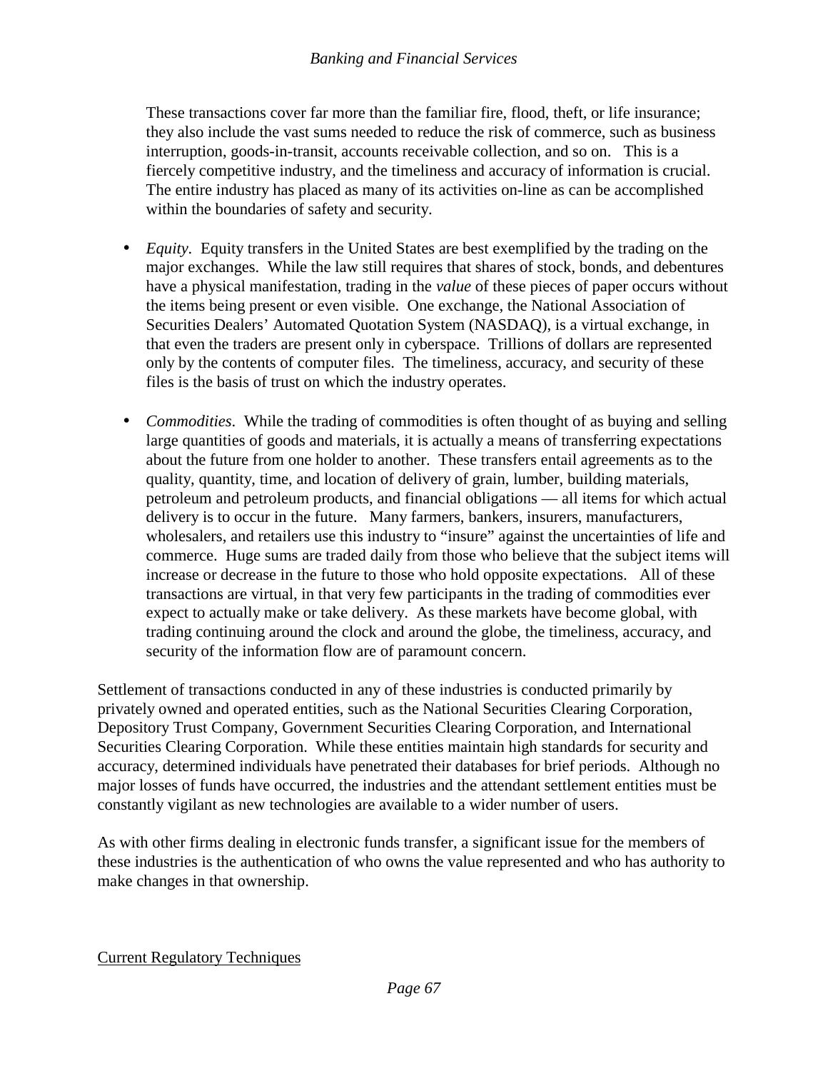These transactions cover far more than the familiar fire, flood, theft, or life insurance; they also include the vast sums needed to reduce the risk of commerce, such as business interruption, goods-in-transit, accounts receivable collection, and so on. This is a fiercely competitive industry, and the timeliness and accuracy of information is crucial. The entire industry has placed as many of its activities on-line as can be accomplished within the boundaries of safety and security.

- *Equity*. Equity transfers in the United States are best exemplified by the trading on the major exchanges. While the law still requires that shares of stock, bonds, and debentures have a physical manifestation, trading in the *value* of these pieces of paper occurs without the items being present or even visible. One exchange, the National Association of Securities Dealers' Automated Quotation System (NASDAQ), is a virtual exchange, in that even the traders are present only in cyberspace. Trillions of dollars are represented only by the contents of computer files. The timeliness, accuracy, and security of these files is the basis of trust on which the industry operates.

- *Commodities*. While the trading of commodities is often thought of as buying and selling large quantities of goods and materials, it is actually a means of transferring expectations about the future from one holder to another. These transfers entail agreements as to the quality, quantity, time, and location of delivery of grain, lumber, building materials, petroleum and petroleum products, and financial obligations — all items for which actual delivery is to occur in the future. Many farmers, bankers, insurers, manufacturers, wholesalers, and retailers use this industry to "insure" against the uncertainties of life and commerce. Huge sums are traded daily from those who believe that the subject items will increase or decrease in the future to those who hold opposite expectations. All of these transactions are virtual, in that very few participants in the trading of commodities ever expect to actually make or take delivery. As these markets have become global, with trading continuing around the clock and around the globe, the timeliness, accuracy, and security of the information flow are of paramount concern.

Settlement of transactions conducted in any of these industries is conducted primarily by privately owned and operated entities, such as the National Securities Clearing Corporation, Depository Trust Company, Government Securities Clearing Corporation, and International Securities Clearing Corporation. While these entities maintain high standards for security and accuracy, determined individuals have penetrated their databases for brief periods. Although no major losses of funds have occurred, the industries and the attendant settlement entities must be constantly vigilant as new technologies are available to a wider number of users.

As with other firms dealing in electronic funds transfer, a significant issue for the members of these industries is the authentication of who owns the value represented and who has authority to make changes in that ownership.

## Current Regulatory Techniques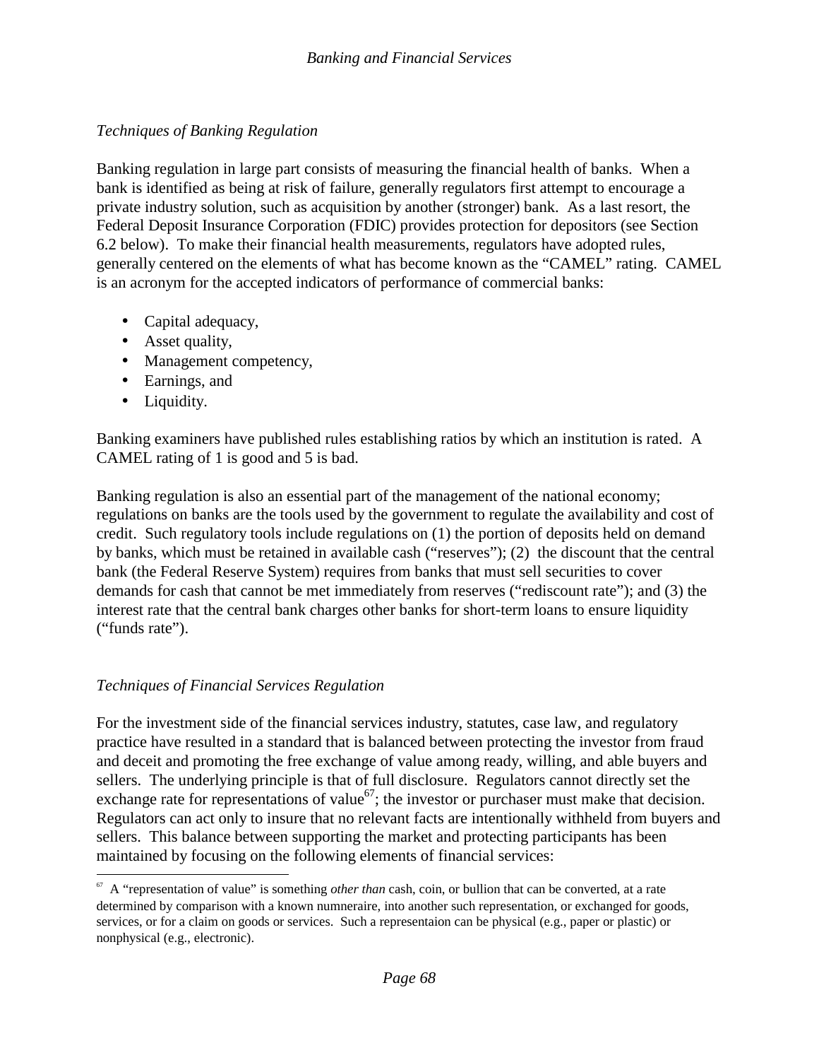### *Techniques of Banking Regulation*

Banking regulation in large part consists of measuring the financial health of banks. When a bank is identified as being at risk of failure, generally regulators first attempt to encourage a private industry solution, such as acquisition by another (stronger) bank. As a last resort, the Federal Deposit Insurance Corporation (FDIC) provides protection for depositors (see Section 6.2 below). To make their financial health measurements, regulators have adopted rules, generally centered on the elements of what has become known as the "CAMEL" rating. CAMEL is an acronym for the accepted indicators of performance of commercial banks:

- Capital adequacy,
- Asset quality,
- Management competency,
- Earnings, and
- Liquidity.

Banking examiners have published rules establishing ratios by which an institution is rated. A CAMEL rating of 1 is good and 5 is bad.

Banking regulation is also an essential part of the management of the national economy; regulations on banks are the tools used by the government to regulate the availability and cost of credit. Such regulatory tools include regulations on (1) the portion of deposits held on demand by banks, which must be retained in available cash ("reserves"); (2) the discount that the central bank (the Federal Reserve System) requires from banks that must sell securities to cover demands for cash that cannot be met immediately from reserves ("rediscount rate"); and (3) the interest rate that the central bank charges other banks for short-term loans to ensure liquidity ("funds rate").

### *Techniques of Financial Services Regulation*

For the investment side of the financial services industry, statutes, case law, and regulatory practice have resulted in a standard that is balanced between protecting the investor from fraud and deceit and promoting the free exchange of value among ready, willing, and able buyers and sellers. The underlying principle is that of full disclosure. Regulators cannot directly set the exchange rate for representations of value[67]; the investor or purchaser must make that decision. Regulators can act only to insure that no relevant facts are intentionally withheld from buyers and sellers. This balance between supporting the market and protecting participants has been maintained by focusing on the following elements of financial services:

---

[67] A "representation of value" is something *other than* cash, coin, or bullion that can be converted, at a rate determined by comparison with a known numneraire, into another such representation, or exchanged for goods, services, or for a claim on goods or services. Such a representaion can be physical (e.g., paper or plastic) or nonphysical (e.g., electronic).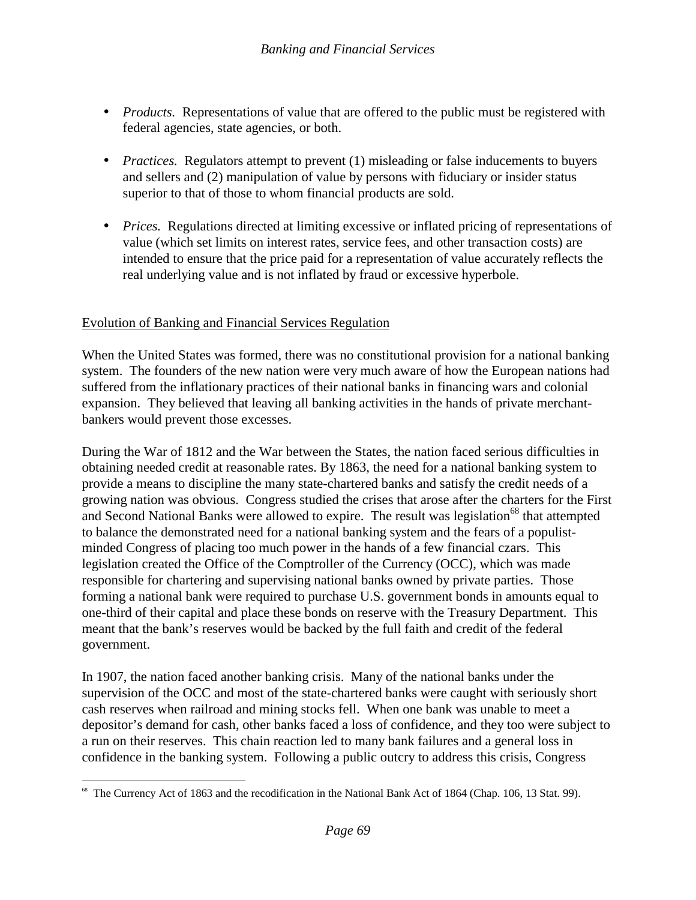- *Products.* Representations of value that are offered to the public must be registered with federal agencies, state agencies, or both.

- *Practices.* Regulators attempt to prevent (1) misleading or false inducements to buyers and sellers and (2) manipulation of value by persons with fiduciary or insider status superior to that of those to whom financial products are sold.

- *Prices.* Regulations directed at limiting excessive or inflated pricing of representations of value (which set limits on interest rates, service fees, and other transaction costs) are intended to ensure that the price paid for a representation of value accurately reflects the real underlying value and is not inflated by fraud or excessive hyperbole.

<u>Evolution of Banking and Financial Services Regulation</u>

When the United States was formed, there was no constitutional provision for a national banking system. The founders of the new nation were very much aware of how the European nations had suffered from the inflationary practices of their national banks in financing wars and colonial expansion. They believed that leaving all banking activities in the hands of private merchant-bankers would prevent those excesses.

During the War of 1812 and the War between the States, the nation faced serious difficulties in obtaining needed credit at reasonable rates. By 1863, the need for a national banking system to provide a means to discipline the many state-chartered banks and satisfy the credit needs of a growing nation was obvious. Congress studied the crises that arose after the charters for the First and Second National Banks were allowed to expire. The result was legislation[68] that attempted to balance the demonstrated need for a national banking system and the fears of a populist-minded Congress of placing too much power in the hands of a few financial czars. This legislation created the Office of the Comptroller of the Currency (OCC), which was made responsible for chartering and supervising national banks owned by private parties. Those forming a national bank were required to purchase U.S. government bonds in amounts equal to one-third of their capital and place these bonds on reserve with the Treasury Department. This meant that the bank's reserves would be backed by the full faith and credit of the federal government.

In 1907, the nation faced another banking crisis. Many of the national banks under the supervision of the OCC and most of the state-chartered banks were caught with seriously short cash reserves when railroad and mining stocks fell. When one bank was unable to meet a depositor's demand for cash, other banks faced a loss of confidence, and they too were subject to a run on their reserves. This chain reaction led to many bank failures and a general loss in confidence in the banking system. Following a public outcry to address this crisis, Congress

[68] The Currency Act of 1863 and the recodification in the National Bank Act of 1864 (Chap. 106, 13 Stat. 99).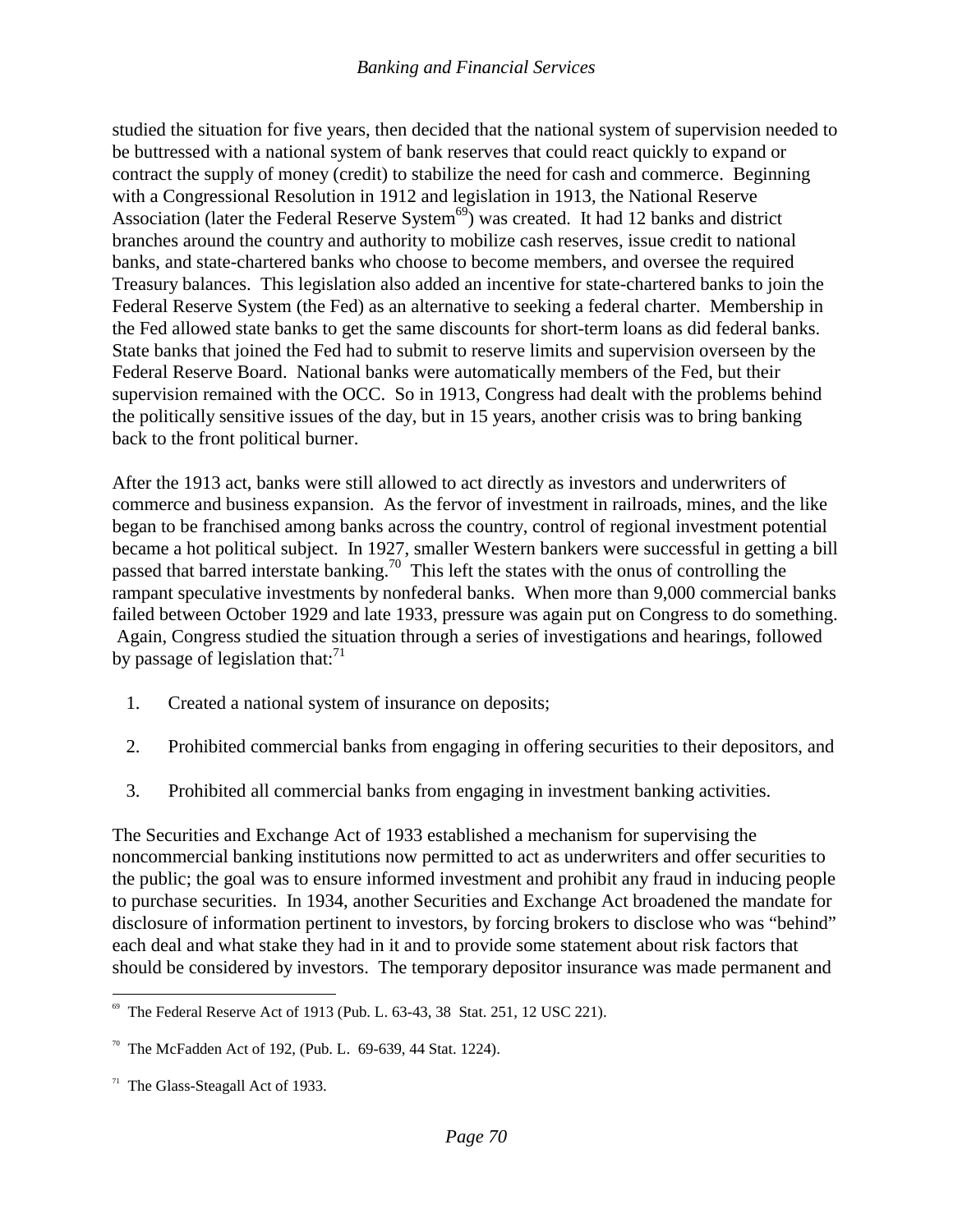studied the situation for five years, then decided that the national system of supervision needed to be buttressed with a national system of bank reserves that could react quickly to expand or contract the supply of money (credit) to stabilize the need for cash and commerce. Beginning with a Congressional Resolution in 1912 and legislation in 1913, the National Reserve Association (later the Federal Reserve System[69]) was created. It had 12 banks and district branches around the country and authority to mobilize cash reserves, issue credit to national banks, and state-chartered banks who choose to become members, and oversee the required Treasury balances. This legislation also added an incentive for state-chartered banks to join the Federal Reserve System (the Fed) as an alternative to seeking a federal charter. Membership in the Fed allowed state banks to get the same discounts for short-term loans as did federal banks. State banks that joined the Fed had to submit to reserve limits and supervision overseen by the Federal Reserve Board. National banks were automatically members of the Fed, but their supervision remained with the OCC. So in 1913, Congress had dealt with the problems behind the politically sensitive issues of the day, but in 15 years, another crisis was to bring banking back to the front political burner.

After the 1913 act, banks were still allowed to act directly as investors and underwriters of commerce and business expansion. As the fervor of investment in railroads, mines, and the like began to be franchised among banks across the country, control of regional investment potential became a hot political subject. In 1927, smaller Western bankers were successful in getting a bill passed that barred interstate banking.[70] This left the states with the onus of controlling the rampant speculative investments by nonfederal banks. When more than 9,000 commercial banks failed between October 1929 and late 1933, pressure was again put on Congress to do something. Again, Congress studied the situation through a series of investigations and hearings, followed by passage of legislation that:[71]

1. Created a national system of insurance on deposits;
2. Prohibited commercial banks from engaging in offering securities to their depositors, and
3. Prohibited all commercial banks from engaging in investment banking activities.

The Securities and Exchange Act of 1933 established a mechanism for supervising the noncommercial banking institutions now permitted to act as underwriters and offer securities to the public; the goal was to ensure informed investment and prohibit any fraud in inducing people to purchase securities. In 1934, another Securities and Exchange Act broadened the mandate for disclosure of information pertinent to investors, by forcing brokers to disclose who was "behind" each deal and what stake they had in it and to provide some statement about risk factors that should be considered by investors. The temporary depositor insurance was made permanent and

---

[69] The Federal Reserve Act of 1913 (Pub. L. 63-43, 38 Stat. 251, 12 USC 221).

[70] The McFadden Act of 192, (Pub. L. 69-639, 44 Stat. 1224).

[71] The Glass-Steagall Act of 1933.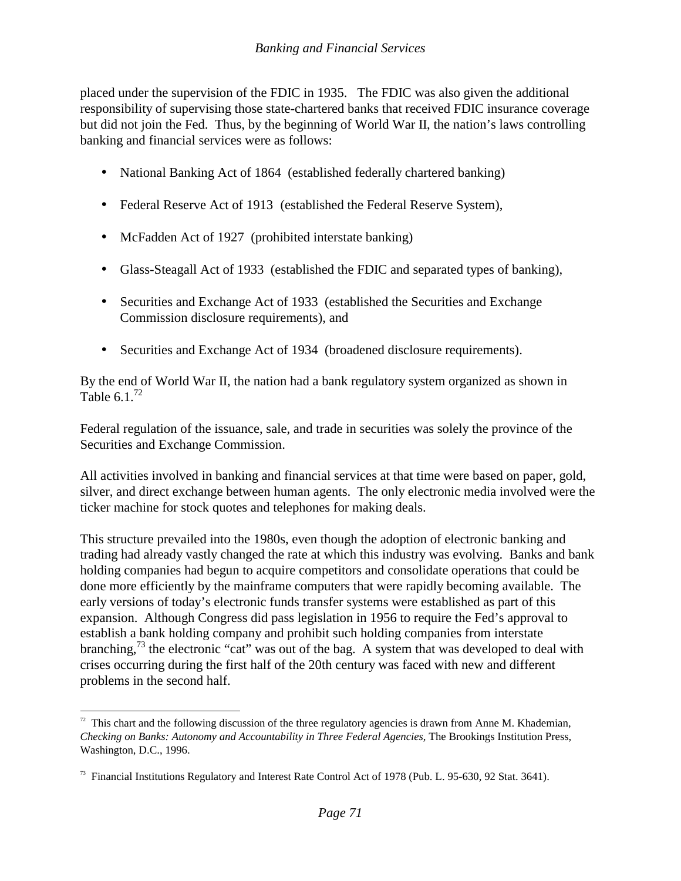placed under the supervision of the FDIC in 1935. The FDIC was also given the additional responsibility of supervising those state-chartered banks that received FDIC insurance coverage but did not join the Fed. Thus, by the beginning of World War II, the nation's laws controlling banking and financial services were as follows:

- National Banking Act of 1864 (established federally chartered banking)
- Federal Reserve Act of 1913 (established the Federal Reserve System),
- McFadden Act of 1927 (prohibited interstate banking)
- Glass-Steagall Act of 1933 (established the FDIC and separated types of banking),
- Securities and Exchange Act of 1933 (established the Securities and Exchange Commission disclosure requirements), and
- Securities and Exchange Act of 1934 (broadened disclosure requirements).

By the end of World War II, the nation had a bank regulatory system organized as shown in Table 6.1.[72]

Federal regulation of the issuance, sale, and trade in securities was solely the province of the Securities and Exchange Commission.

All activities involved in banking and financial services at that time were based on paper, gold, silver, and direct exchange between human agents. The only electronic media involved were the ticker machine for stock quotes and telephones for making deals.

This structure prevailed into the 1980s, even though the adoption of electronic banking and trading had already vastly changed the rate at which this industry was evolving. Banks and bank holding companies had begun to acquire competitors and consolidate operations that could be done more efficiently by the mainframe computers that were rapidly becoming available. The early versions of today's electronic funds transfer systems were established as part of this expansion. Although Congress did pass legislation in 1956 to require the Fed's approval to establish a bank holding company and prohibit such holding companies from interstate branching,[73] the electronic "cat" was out of the bag. A system that was developed to deal with crises occurring during the first half of the 20th century was faced with new and different problems in the second half.

---

[72] This chart and the following discussion of the three regulatory agencies is drawn from Anne M. Khademian, *Checking on Banks: Autonomy and Accountability in Three Federal Agencies*, The Brookings Institution Press, Washington, D.C., 1996.

[73] Financial Institutions Regulatory and Interest Rate Control Act of 1978 (Pub. L. 95-630, 92 Stat. 3641).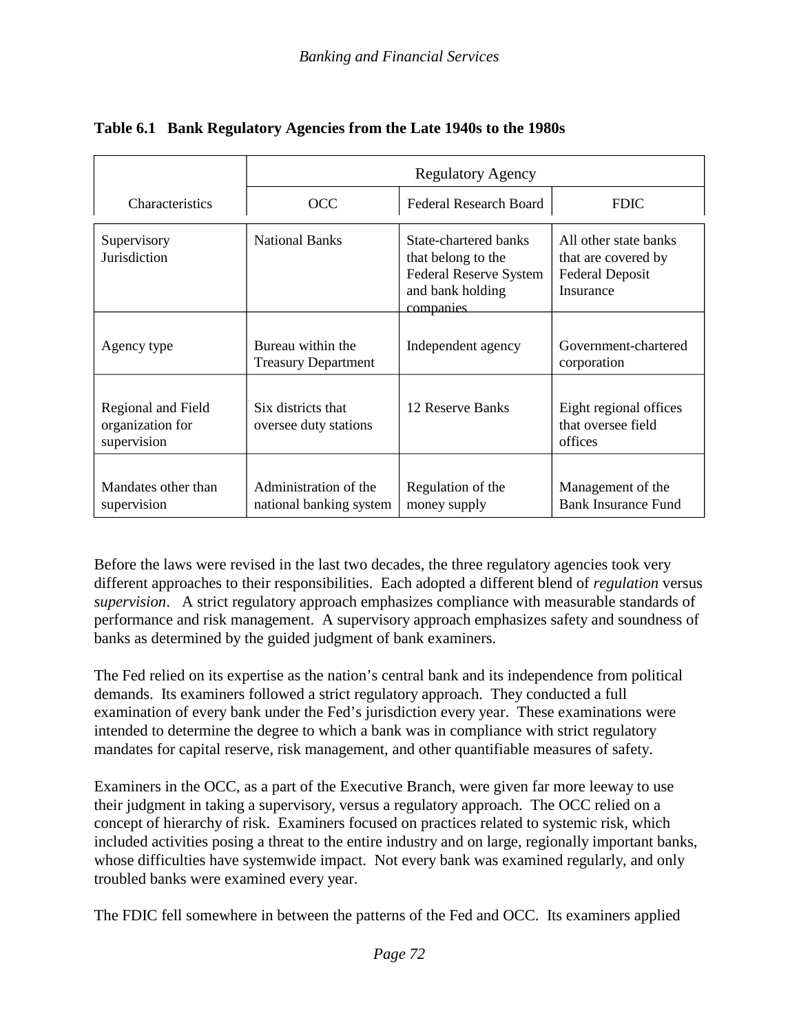**Table 6.1 Bank Regulatory Agencies from the Late 1940s to the 1980s**

| Characteristics | Regulatory Agency | | |
|---|---|---|---|
| | OCC | Federal Research Board | FDIC |
| Supervisory Jurisdiction | National Banks | State-chartered banks that belong to the Federal Reserve System and bank holding companies | All other state banks that are covered by Federal Deposit Insurance |
| Agency type | Bureau within the Treasury Department | Independent agency | Government-chartered corporation |
| Regional and Field organization for supervision | Six districts that oversee duty stations | 12 Reserve Banks | Eight regional offices that oversee field offices |
| Mandates other than supervision | Administration of the national banking system | Regulation of the money supply | Management of the Bank Insurance Fund |

Before the laws were revised in the last two decades, the three regulatory agencies took very different approaches to their responsibilities. Each adopted a different blend of *regulation* versus *supervision*. A strict regulatory approach emphasizes compliance with measurable standards of performance and risk management. A supervisory approach emphasizes safety and soundness of banks as determined by the guided judgment of bank examiners.

The Fed relied on its expertise as the nation's central bank and its independence from political demands. Its examiners followed a strict regulatory approach. They conducted a full examination of every bank under the Fed's jurisdiction every year. These examinations were intended to determine the degree to which a bank was in compliance with strict regulatory mandates for capital reserve, risk management, and other quantifiable measures of safety.

Examiners in the OCC, as a part of the Executive Branch, were given far more leeway to use their judgment in taking a supervisory, versus a regulatory approach. The OCC relied on a concept of hierarchy of risk. Examiners focused on practices related to systemic risk, which included activities posing a threat to the entire industry and on large, regionally important banks, whose difficulties have systemwide impact. Not every bank was examined regularly, and only troubled banks were examined every year.

The FDIC fell somewhere in between the patterns of the Fed and OCC. Its examiners applied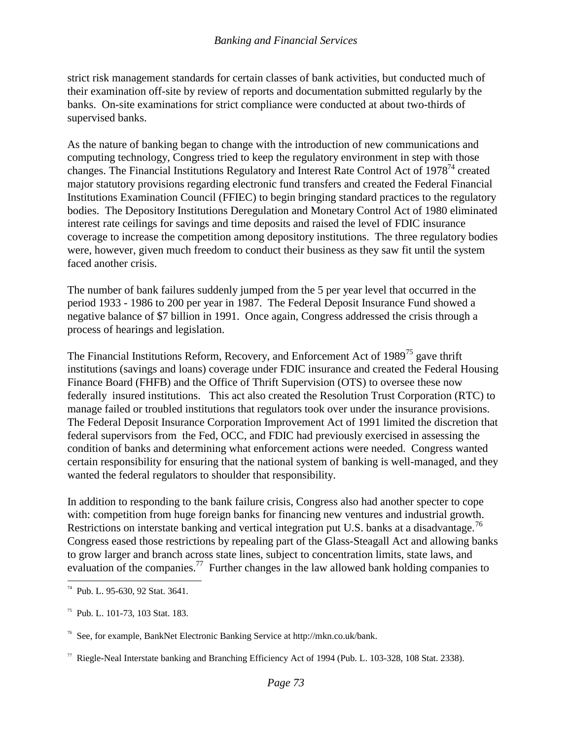strict risk management standards for certain classes of bank activities, but conducted much of their examination off-site by review of reports and documentation submitted regularly by the banks. On-site examinations for strict compliance were conducted at about two-thirds of supervised banks.

As the nature of banking began to change with the introduction of new communications and computing technology, Congress tried to keep the regulatory environment in step with those changes. The Financial Institutions Regulatory and Interest Rate Control Act of 1978[74] created major statutory provisions regarding electronic fund transfers and created the Federal Financial Institutions Examination Council (FFIEC) to begin bringing standard practices to the regulatory bodies. The Depository Institutions Deregulation and Monetary Control Act of 1980 eliminated interest rate ceilings for savings and time deposits and raised the level of FDIC insurance coverage to increase the competition among depository institutions. The three regulatory bodies were, however, given much freedom to conduct their business as they saw fit until the system faced another crisis.

The number of bank failures suddenly jumped from the 5 per year level that occurred in the period 1933 - 1986 to 200 per year in 1987. The Federal Deposit Insurance Fund showed a negative balance of $7 billion in 1991. Once again, Congress addressed the crisis through a process of hearings and legislation.

The Financial Institutions Reform, Recovery, and Enforcement Act of 1989[75] gave thrift institutions (savings and loans) coverage under FDIC insurance and created the Federal Housing Finance Board (FHFB) and the Office of Thrift Supervision (OTS) to oversee these now federally insured institutions. This act also created the Resolution Trust Corporation (RTC) to manage failed or troubled institutions that regulators took over under the insurance provisions. The Federal Deposit Insurance Corporation Improvement Act of 1991 limited the discretion that federal supervisors from the Fed, OCC, and FDIC had previously exercised in assessing the condition of banks and determining what enforcement actions were needed. Congress wanted certain responsibility for ensuring that the national system of banking is well-managed, and they wanted the federal regulators to shoulder that responsibility.

In addition to responding to the bank failure crisis, Congress also had another specter to cope with: competition from huge foreign banks for financing new ventures and industrial growth. Restrictions on interstate banking and vertical integration put U.S. banks at a disadvantage.[76] Congress eased those restrictions by repealing part of the Glass-Steagall Act and allowing banks to grow larger and branch across state lines, subject to concentration limits, state laws, and evaluation of the companies.[77] Further changes in the law allowed bank holding companies to

---

[74] Pub. L. 95-630, 92 Stat. 3641.

[75] Pub. L. 101-73, 103 Stat. 183.

[76] See, for example, BankNet Electronic Banking Service at http://mkn.co.uk/bank.

[77] Riegle-Neal Interstate banking and Branching Efficiency Act of 1994 (Pub. L. 103-328, 108 Stat. 2338).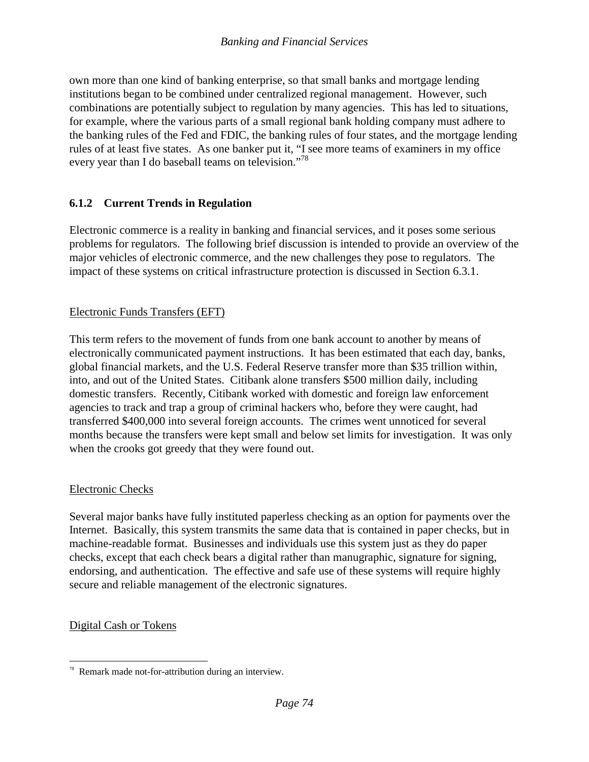own more than one kind of banking enterprise, so that small banks and mortgage lending institutions began to be combined under centralized regional management. However, such combinations are potentially subject to regulation by many agencies. This has led to situations, for example, where the various parts of a small regional bank holding company must adhere to the banking rules of the Fed and FDIC, the banking rules of four states, and the mortgage lending rules of at least five states. As one banker put it, "I see more teams of examiners in my office every year than I do baseball teams on television."[78]

### 6.1.2 Current Trends in Regulation

Electronic commerce is a reality in banking and financial services, and it poses some serious problems for regulators. The following brief discussion is intended to provide an overview of the major vehicles of electronic commerce, and the new challenges they pose to regulators. The impact of these systems on critical infrastructure protection is discussed in Section 6.3.1.

Electronic Funds Transfers (EFT)

This term refers to the movement of funds from one bank account to another by means of electronically communicated payment instructions. It has been estimated that each day, banks, global financial markets, and the U.S. Federal Reserve transfer more than $35 trillion within, into, and out of the United States. Citibank alone transfers $500 million daily, including domestic transfers. Recently, Citibank worked with domestic and foreign law enforcement agencies to track and trap a group of criminal hackers who, before they were caught, had transferred $400,000 into several foreign accounts. The crimes went unnoticed for several months because the transfers were kept small and below set limits for investigation. It was only when the crooks got greedy that they were found out.

Electronic Checks

Several major banks have fully instituted paperless checking as an option for payments over the Internet. Basically, this system transmits the same data that is contained in paper checks, but in machine-readable format. Businesses and individuals use this system just as they do paper checks, except that each check bears a digital rather than manugraphic, signature for signing, endorsing, and authentication. The effective and safe use of these systems will require highly secure and reliable management of the electronic signatures.

Digital Cash or Tokens

---

[78] Remark made not-for-attribution during an interview.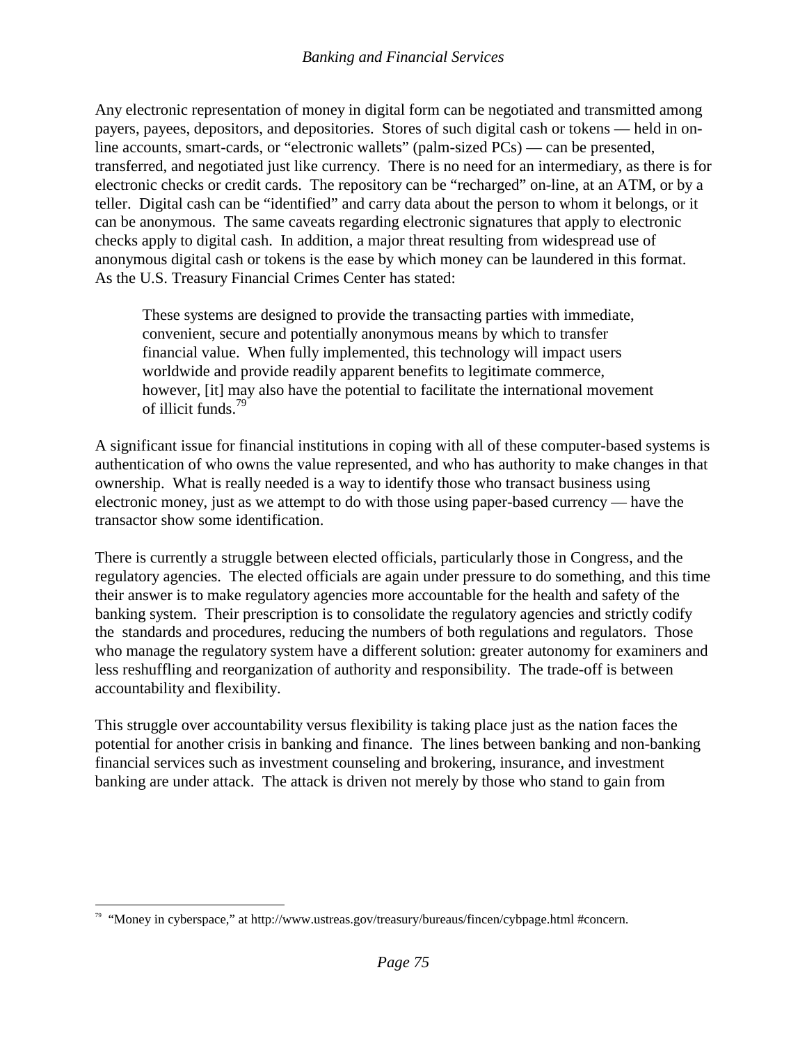Any electronic representation of money in digital form can be negotiated and transmitted among payers, payees, depositors, and depositories. Stores of such digital cash or tokens — held in on-line accounts, smart-cards, or "electronic wallets" (palm-sized PCs) — can be presented, transferred, and negotiated just like currency. There is no need for an intermediary, as there is for electronic checks or credit cards. The repository can be "recharged" on-line, at an ATM, or by a teller. Digital cash can be "identified" and carry data about the person to whom it belongs, or it can be anonymous. The same caveats regarding electronic signatures that apply to electronic checks apply to digital cash. In addition, a major threat resulting from widespread use of anonymous digital cash or tokens is the ease by which money can be laundered in this format. As the U.S. Treasury Financial Crimes Center has stated:

> These systems are designed to provide the transacting parties with immediate, convenient, secure and potentially anonymous means by which to transfer financial value. When fully implemented, this technology will impact users worldwide and provide readily apparent benefits to legitimate commerce, however, [it] may also have the potential to facilitate the international movement of illicit funds.[79]

A significant issue for financial institutions in coping with all of these computer-based systems is authentication of who owns the value represented, and who has authority to make changes in that ownership. What is really needed is a way to identify those who transact business using electronic money, just as we attempt to do with those using paper-based currency — have the transactor show some identification.

There is currently a struggle between elected officials, particularly those in Congress, and the regulatory agencies. The elected officials are again under pressure to do something, and this time their answer is to make regulatory agencies more accountable for the health and safety of the banking system. Their prescription is to consolidate the regulatory agencies and strictly codify the standards and procedures, reducing the numbers of both regulations and regulators. Those who manage the regulatory system have a different solution: greater autonomy for examiners and less reshuffling and reorganization of authority and responsibility. The trade-off is between accountability and flexibility.

This struggle over accountability versus flexibility is taking place just as the nation faces the potential for another crisis in banking and finance. The lines between banking and non-banking financial services such as investment counseling and brokering, insurance, and investment banking are under attack. The attack is driven not merely by those who stand to gain from

---

[79] "Money in cyberspace," at http://www.ustreas.gov/treasury/bureaus/fincen/cybpage.html #concern.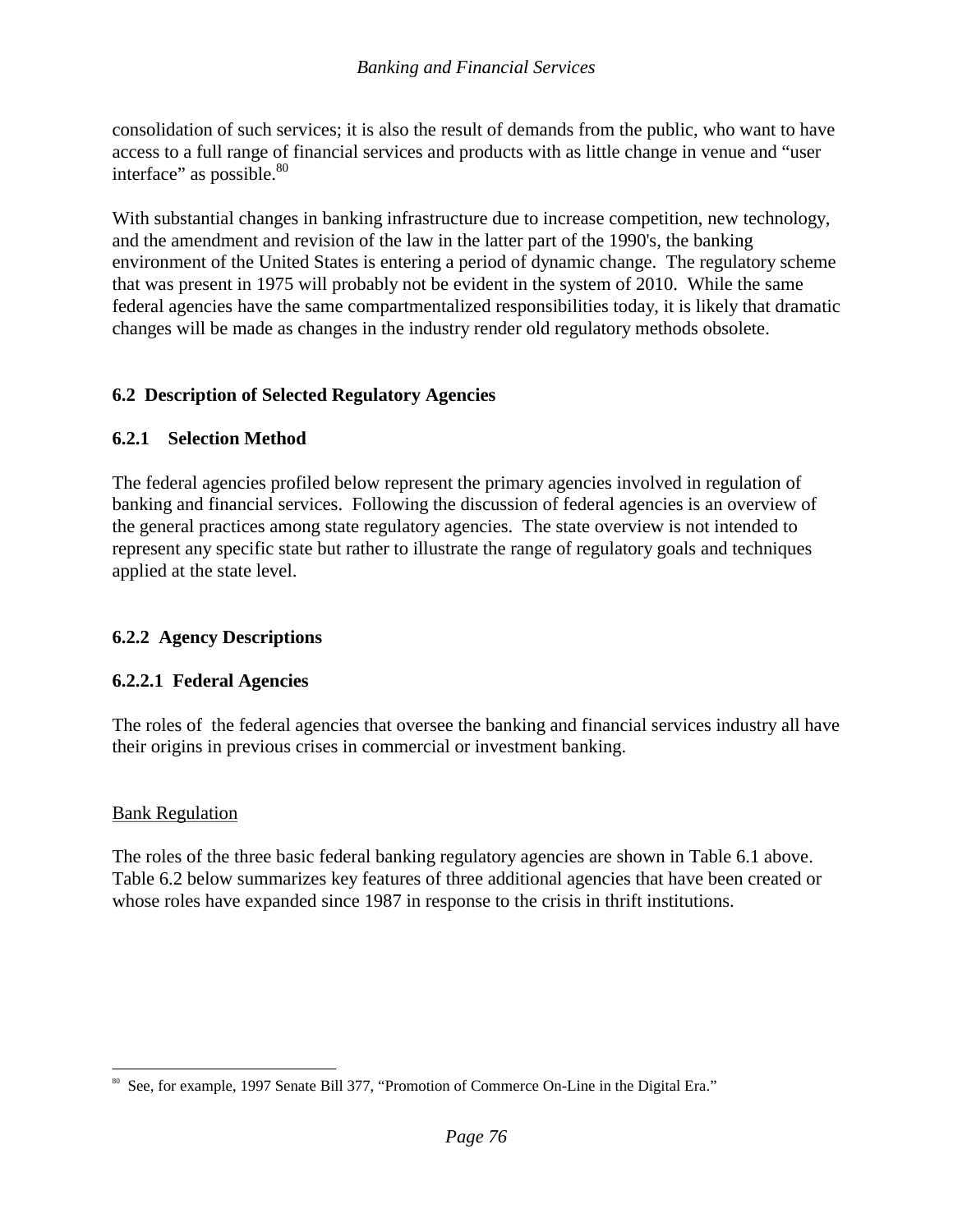consolidation of such services; it is also the result of demands from the public, who want to have access to a full range of financial services and products with as little change in venue and "user interface" as possible.[80]

With substantial changes in banking infrastructure due to increase competition, new technology, and the amendment and revision of the law in the latter part of the 1990's, the banking environment of the United States is entering a period of dynamic change. The regulatory scheme that was present in 1975 will probably not be evident in the system of 2010. While the same federal agencies have the same compartmentalized responsibilities today, it is likely that dramatic changes will be made as changes in the industry render old regulatory methods obsolete.

## 6.2 Description of Selected Regulatory Agencies

### 6.2.1 Selection Method

The federal agencies profiled below represent the primary agencies involved in regulation of banking and financial services. Following the discussion of federal agencies is an overview of the general practices among state regulatory agencies. The state overview is not intended to represent any specific state but rather to illustrate the range of regulatory goals and techniques applied at the state level.

### 6.2.2 Agency Descriptions

#### 6.2.2.1 Federal Agencies

The roles of the federal agencies that oversee the banking and financial services industry all have their origins in previous crises in commercial or investment banking.

Bank Regulation

The roles of the three basic federal banking regulatory agencies are shown in Table 6.1 above. Table 6.2 below summarizes key features of three additional agencies that have been created or whose roles have expanded since 1987 in response to the crisis in thrift institutions.

---

[80] See, for example, 1997 Senate Bill 377, "Promotion of Commerce On-Line in the Digital Era."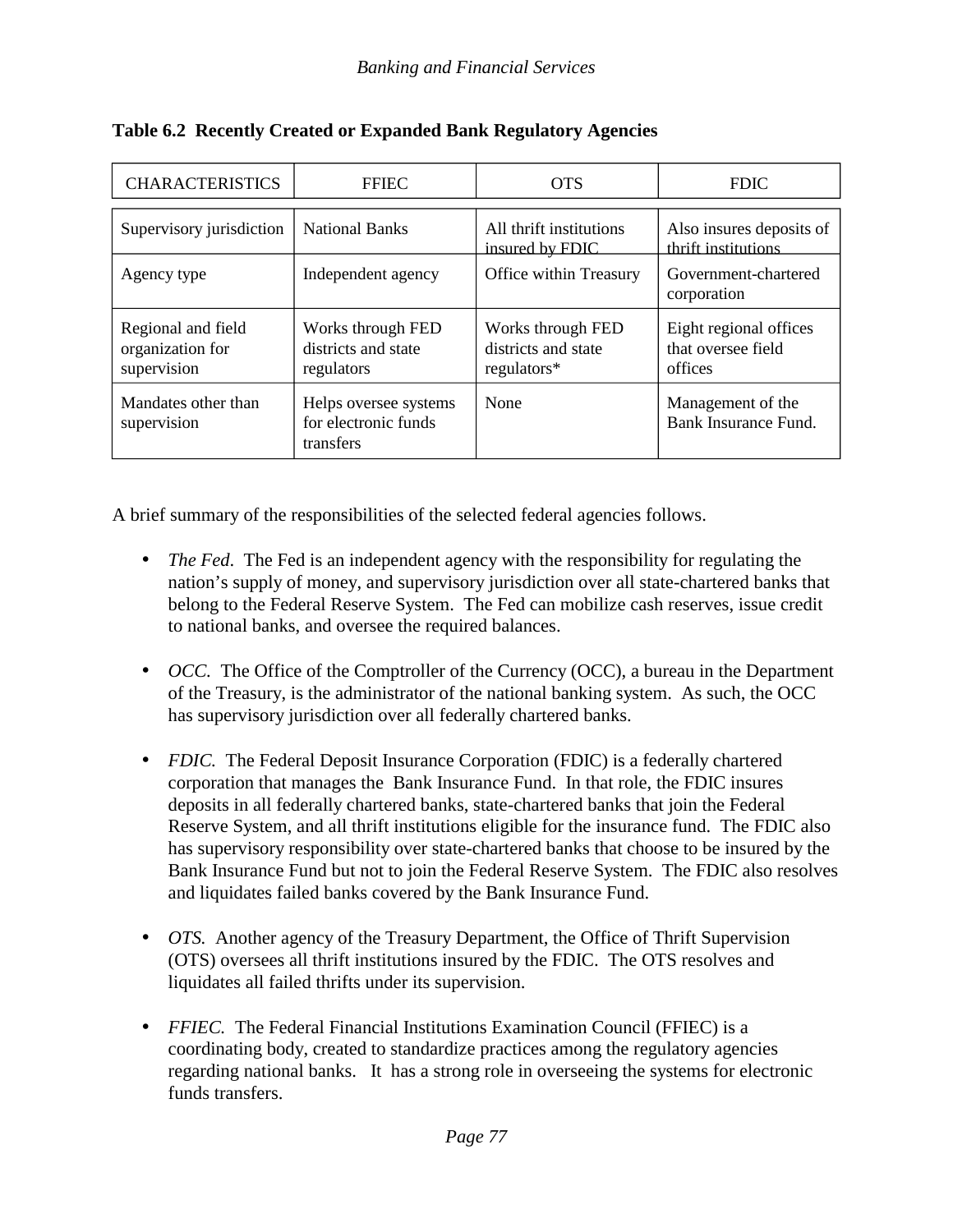**Table 6.2 Recently Created or Expanded Bank Regulatory Agencies**

| CHARACTERISTICS | FFIEC | OTS | FDIC |
|---|---|---|---|
| Supervisory jurisdiction | National Banks | All thrift institutions insured by FDIC | Also insures deposits of thrift institutions |
| Agency type | Independent agency | Office within Treasury | Government-chartered corporation |
| Regional and field organization for supervision | Works through FED districts and state regulators | Works through FED districts and state regulators* | Eight regional offices that oversee field offices |
| Mandates other than supervision | Helps oversee systems for electronic funds transfers | None | Management of the Bank Insurance Fund. |

A brief summary of the responsibilities of the selected federal agencies follows.

- *The Fed*. The Fed is an independent agency with the responsibility for regulating the nation's supply of money, and supervisory jurisdiction over all state-chartered banks that belong to the Federal Reserve System. The Fed can mobilize cash reserves, issue credit to national banks, and oversee the required balances.

- *OCC.* The Office of the Comptroller of the Currency (OCC), a bureau in the Department of the Treasury, is the administrator of the national banking system. As such, the OCC has supervisory jurisdiction over all federally chartered banks.

- *FDIC.* The Federal Deposit Insurance Corporation (FDIC) is a federally chartered corporation that manages the Bank Insurance Fund. In that role, the FDIC insures deposits in all federally chartered banks, state-chartered banks that join the Federal Reserve System, and all thrift institutions eligible for the insurance fund. The FDIC also has supervisory responsibility over state-chartered banks that choose to be insured by the Bank Insurance Fund but not to join the Federal Reserve System. The FDIC also resolves and liquidates failed banks covered by the Bank Insurance Fund.

- *OTS.* Another agency of the Treasury Department, the Office of Thrift Supervision (OTS) oversees all thrift institutions insured by the FDIC. The OTS resolves and liquidates all failed thrifts under its supervision.

- *FFIEC.* The Federal Financial Institutions Examination Council (FFIEC) is a coordinating body, created to standardize practices among the regulatory agencies regarding national banks. It has a strong role in overseeing the systems for electronic funds transfers.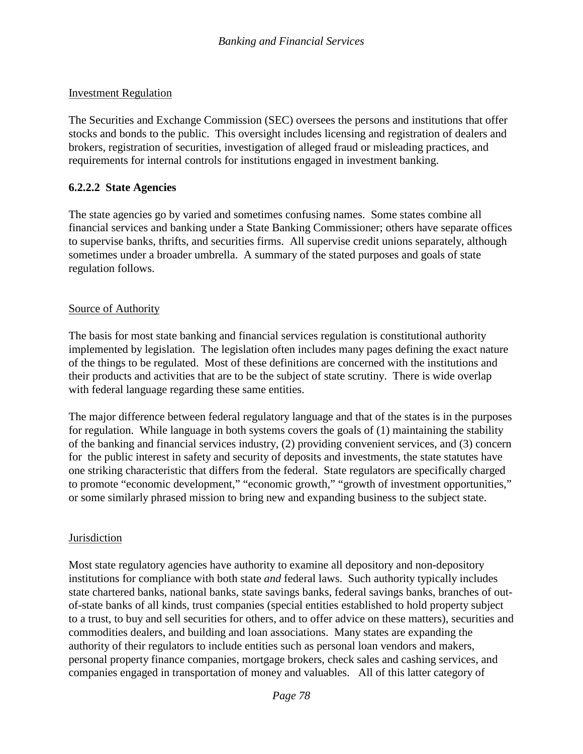Investment Regulation

The Securities and Exchange Commission (SEC) oversees the persons and institutions that offer stocks and bonds to the public. This oversight includes licensing and registration of dealers and brokers, registration of securities, investigation of alleged fraud or misleading practices, and requirements for internal controls for institutions engaged in investment banking.

### 6.2.2.2 State Agencies

The state agencies go by varied and sometimes confusing names. Some states combine all financial services and banking under a State Banking Commissioner; others have separate offices to supervise banks, thrifts, and securities firms. All supervise credit unions separately, although sometimes under a broader umbrella. A summary of the stated purposes and goals of state regulation follows.

Source of Authority

The basis for most state banking and financial services regulation is constitutional authority implemented by legislation. The legislation often includes many pages defining the exact nature of the things to be regulated. Most of these definitions are concerned with the institutions and their products and activities that are to be the subject of state scrutiny. There is wide overlap with federal language regarding these same entities.

The major difference between federal regulatory language and that of the states is in the purposes for regulation. While language in both systems covers the goals of (1) maintaining the stability of the banking and financial services industry, (2) providing convenient services, and (3) concern for the public interest in safety and security of deposits and investments, the state statutes have one striking characteristic that differs from the federal. State regulators are specifically charged to promote "economic development," "economic growth," "growth of investment opportunities," or some similarly phrased mission to bring new and expanding business to the subject state.

Jurisdiction

Most state regulatory agencies have authority to examine all depository and non-depository institutions for compliance with both state *and* federal laws. Such authority typically includes state chartered banks, national banks, state savings banks, federal savings banks, branches of out-of-state banks of all kinds, trust companies (special entities established to hold property subject to a trust, to buy and sell securities for others, and to offer advice on these matters), securities and commodities dealers, and building and loan associations. Many states are expanding the authority of their regulators to include entities such as personal loan vendors and makers, personal property finance companies, mortgage brokers, check sales and cashing services, and companies engaged in transportation of money and valuables. All of this latter category of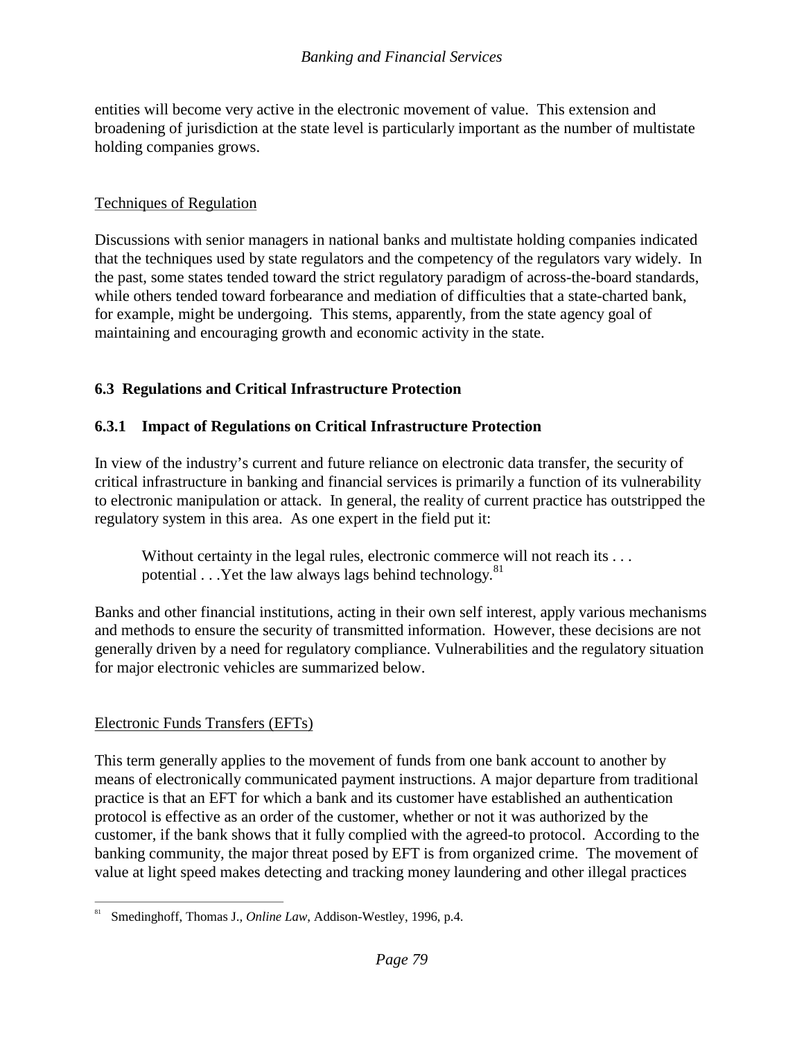entities will become very active in the electronic movement of value. This extension and broadening of jurisdiction at the state level is particularly important as the number of multistate holding companies grows.

Techniques of Regulation

Discussions with senior managers in national banks and multistate holding companies indicated that the techniques used by state regulators and the competency of the regulators vary widely. In the past, some states tended toward the strict regulatory paradigm of across-the-board standards, while others tended toward forbearance and mediation of difficulties that a state-charted bank, for example, might be undergoing. This stems, apparently, from the state agency goal of maintaining and encouraging growth and economic activity in the state.

## 6.3 Regulations and Critical Infrastructure Protection

### 6.3.1 Impact of Regulations on Critical Infrastructure Protection

In view of the industry's current and future reliance on electronic data transfer, the security of critical infrastructure in banking and financial services is primarily a function of its vulnerability to electronic manipulation or attack. In general, the reality of current practice has outstripped the regulatory system in this area. As one expert in the field put it:

> Without certainty in the legal rules, electronic commerce will not reach its . . . potential . . .Yet the law always lags behind technology.[81]

Banks and other financial institutions, acting in their own self interest, apply various mechanisms and methods to ensure the security of transmitted information. However, these decisions are not generally driven by a need for regulatory compliance. Vulnerabilities and the regulatory situation for major electronic vehicles are summarized below.

Electronic Funds Transfers (EFTs)

This term generally applies to the movement of funds from one bank account to another by means of electronically communicated payment instructions. A major departure from traditional practice is that an EFT for which a bank and its customer have established an authentication protocol is effective as an order of the customer, whether or not it was authorized by the customer, if the bank shows that it fully complied with the agreed-to protocol. According to the banking community, the major threat posed by EFT is from organized crime. The movement of value at light speed makes detecting and tracking money laundering and other illegal practices

[81] Smedinghoff, Thomas J., *Online Law*, Addison-Westley, 1996, p.4.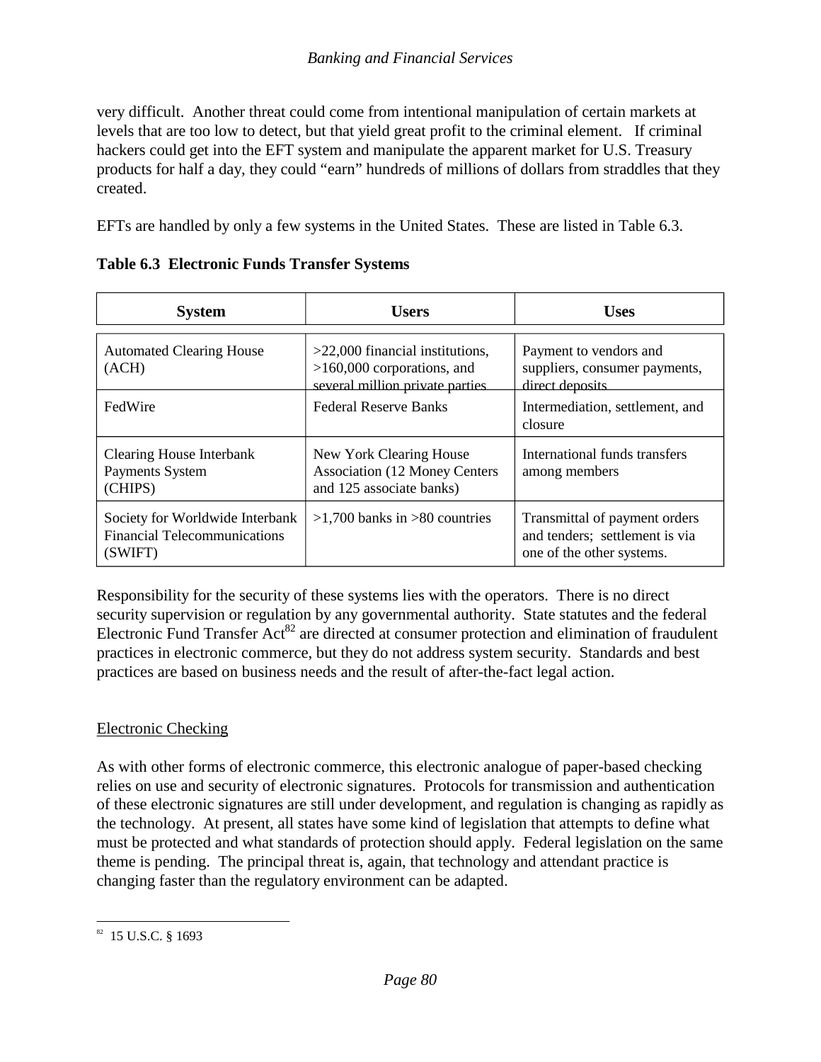very difficult. Another threat could come from intentional manipulation of certain markets at levels that are too low to detect, but that yield great profit to the criminal element. If criminal hackers could get into the EFT system and manipulate the apparent market for U.S. Treasury products for half a day, they could "earn" hundreds of millions of dollars from straddles that they created.

EFTs are handled by only a few systems in the United States. These are listed in Table 6.3.

**Table 6.3 Electronic Funds Transfer Systems**

| System | Users | Uses |
|---|---|---|
| Automated Clearing House (ACH) | >22,000 financial institutions, >160,000 corporations, and several million private parties | Payment to vendors and suppliers, consumer payments, direct deposits |
| FedWire | Federal Reserve Banks | Intermediation, settlement, and closure |
| Clearing House Interbank Payments System (CHIPS) | New York Clearing House Association (12 Money Centers and 125 associate banks) | International funds transfers among members |
| Society for Worldwide Interbank Financial Telecommunications (SWIFT) | >1,700 banks in >80 countries | Transmittal of payment orders and tenders; settlement is via one of the other systems. |

Responsibility for the security of these systems lies with the operators. There is no direct security supervision or regulation by any governmental authority. State statutes and the federal Electronic Fund Transfer Act[82] are directed at consumer protection and elimination of fraudulent practices in electronic commerce, but they do not address system security. Standards and best practices are based on business needs and the result of after-the-fact legal action.

## Electronic Checking

As with other forms of electronic commerce, this electronic analogue of paper-based checking relies on use and security of electronic signatures. Protocols for transmission and authentication of these electronic signatures are still under development, and regulation is changing as rapidly as the technology. At present, all states have some kind of legislation that attempts to define what must be protected and what standards of protection should apply. Federal legislation on the same theme is pending. The principal threat is, again, that technology and attendant practice is changing faster than the regulatory environment can be adapted.

[82] 15 U.S.C. § 1693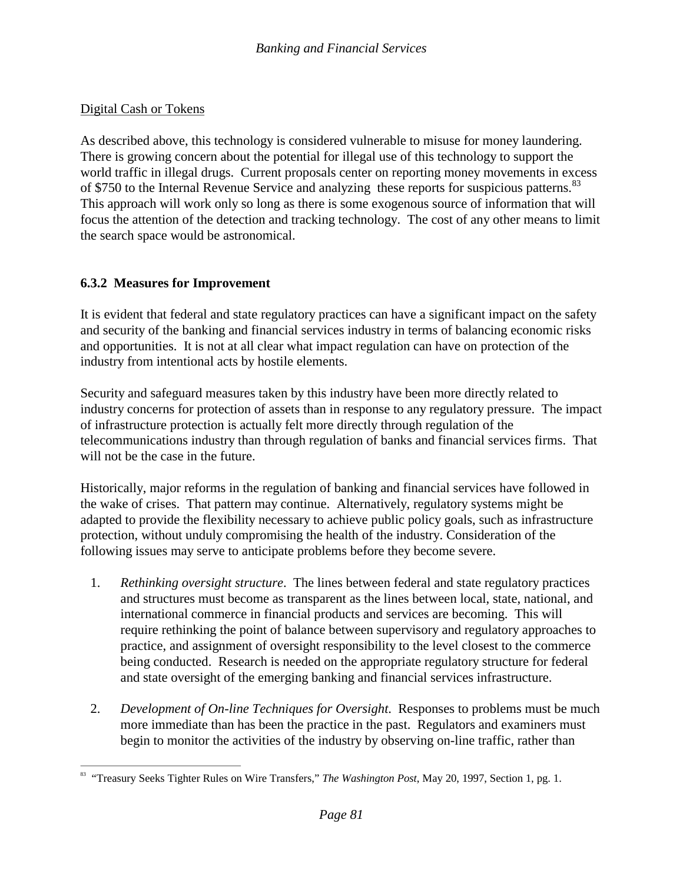Digital Cash or Tokens

As described above, this technology is considered vulnerable to misuse for money laundering. There is growing concern about the potential for illegal use of this technology to support the world traffic in illegal drugs. Current proposals center on reporting money movements in excess of $750 to the Internal Revenue Service and analyzing these reports for suspicious patterns.[83] This approach will work only so long as there is some exogenous source of information that will focus the attention of the detection and tracking technology. The cost of any other means to limit the search space would be astronomical.

### 6.3.2 Measures for Improvement

It is evident that federal and state regulatory practices can have a significant impact on the safety and security of the banking and financial services industry in terms of balancing economic risks and opportunities. It is not at all clear what impact regulation can have on protection of the industry from intentional acts by hostile elements.

Security and safeguard measures taken by this industry have been more directly related to industry concerns for protection of assets than in response to any regulatory pressure. The impact of infrastructure protection is actually felt more directly through regulation of the telecommunications industry than through regulation of banks and financial services firms. That will not be the case in the future.

Historically, major reforms in the regulation of banking and financial services have followed in the wake of crises. That pattern may continue. Alternatively, regulatory systems might be adapted to provide the flexibility necessary to achieve public policy goals, such as infrastructure protection, without unduly compromising the health of the industry. Consideration of the following issues may serve to anticipate problems before they become severe.

1. *Rethinking oversight structure*. The lines between federal and state regulatory practices and structures must become as transparent as the lines between local, state, national, and international commerce in financial products and services are becoming. This will require rethinking the point of balance between supervisory and regulatory approaches to practice, and assignment of oversight responsibility to the level closest to the commerce being conducted. Research is needed on the appropriate regulatory structure for federal and state oversight of the emerging banking and financial services infrastructure.

2. *Development of On-line Techniques for Oversight.* Responses to problems must be much more immediate than has been the practice in the past. Regulators and examiners must begin to monitor the activities of the industry by observing on-line traffic, rather than

[83] "Treasury Seeks Tighter Rules on Wire Transfers," *The Washington Post*, May 20, 1997, Section 1, pg. 1.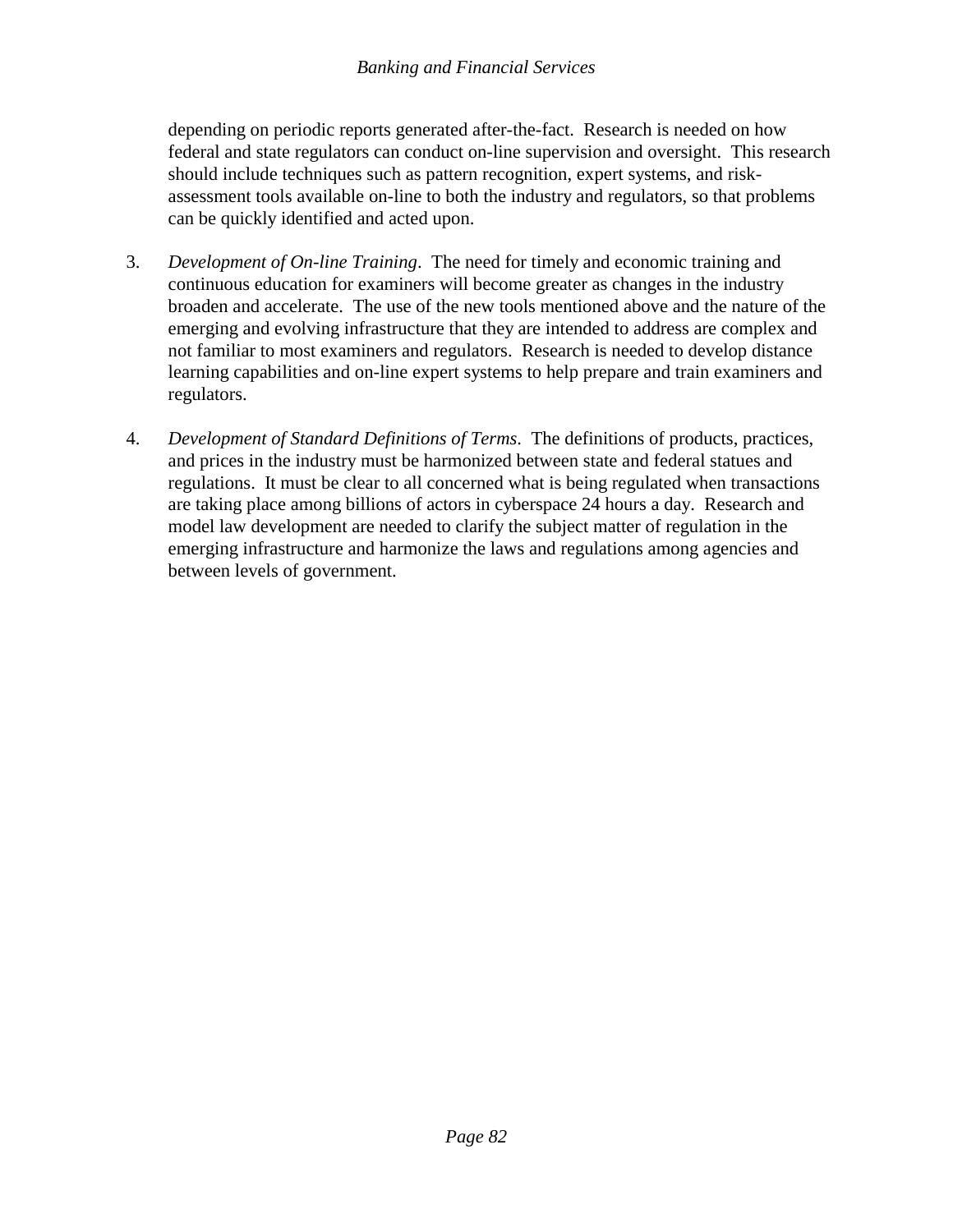depending on periodic reports generated after-the-fact. Research is needed on how federal and state regulators can conduct on-line supervision and oversight. This research should include techniques such as pattern recognition, expert systems, and risk-assessment tools available on-line to both the industry and regulators, so that problems can be quickly identified and acted upon.

3. *Development of On-line Training*. The need for timely and economic training and continuous education for examiners will become greater as changes in the industry broaden and accelerate. The use of the new tools mentioned above and the nature of the emerging and evolving infrastructure that they are intended to address are complex and not familiar to most examiners and regulators. Research is needed to develop distance learning capabilities and on-line expert systems to help prepare and train examiners and regulators.

4. *Development of Standard Definitions of Terms*. The definitions of products, practices, and prices in the industry must be harmonized between state and federal statues and regulations. It must be clear to all concerned what is being regulated when transactions are taking place among billions of actors in cyberspace 24 hours a day. Research and model law development are needed to clarify the subject matter of regulation in the emerging infrastructure and harmonize the laws and regulations among agencies and between levels of government.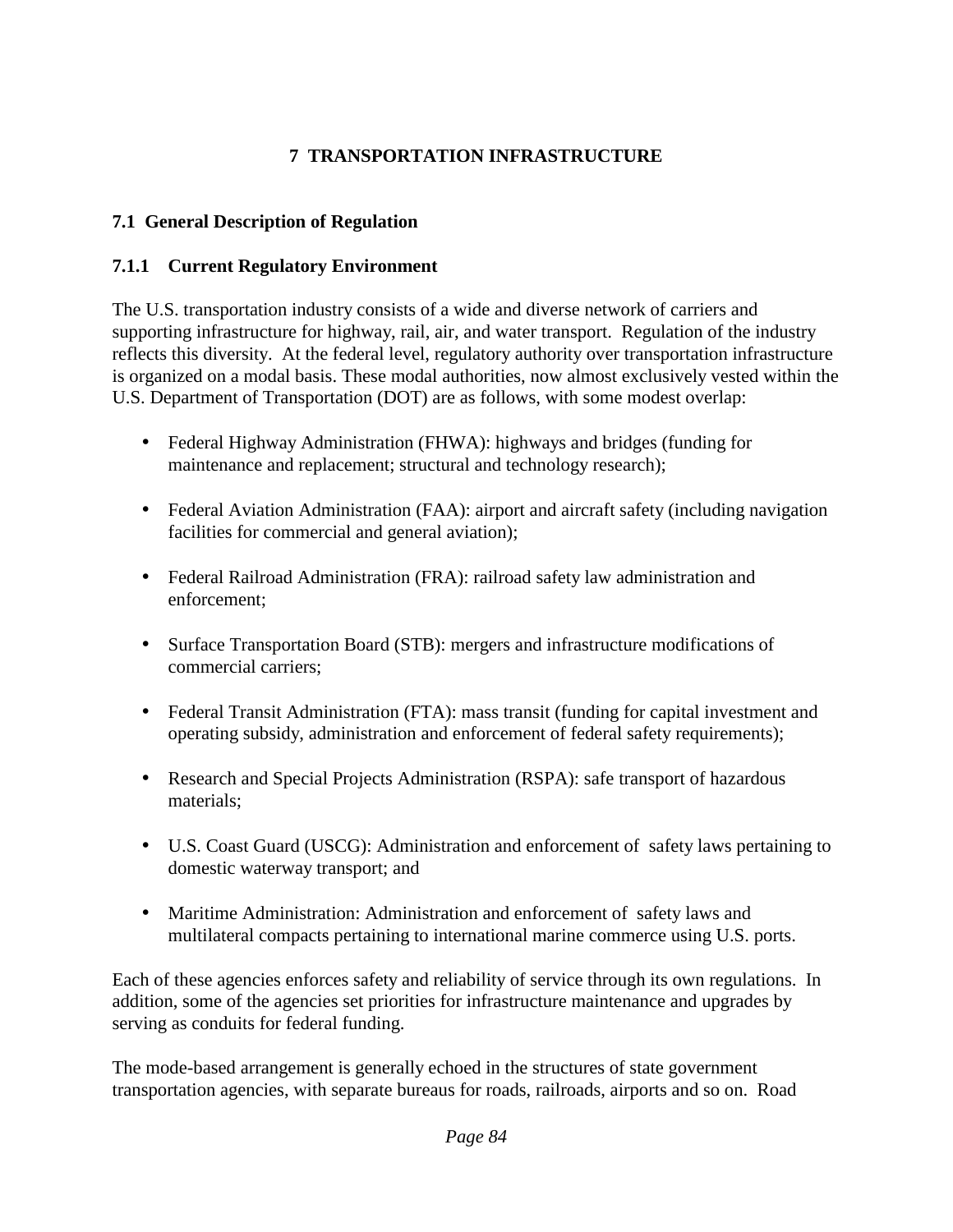# 7 TRANSPORTATION INFRASTRUCTURE

## 7.1 General Description of Regulation

### 7.1.1 Current Regulatory Environment

The U.S. transportation industry consists of a wide and diverse network of carriers and supporting infrastructure for highway, rail, air, and water transport. Regulation of the industry reflects this diversity. At the federal level, regulatory authority over transportation infrastructure is organized on a modal basis. These modal authorities, now almost exclusively vested within the U.S. Department of Transportation (DOT) are as follows, with some modest overlap:

- Federal Highway Administration (FHWA): highways and bridges (funding for maintenance and replacement; structural and technology research);
- Federal Aviation Administration (FAA): airport and aircraft safety (including navigation facilities for commercial and general aviation);
- Federal Railroad Administration (FRA): railroad safety law administration and enforcement;
- Surface Transportation Board (STB): mergers and infrastructure modifications of commercial carriers;
- Federal Transit Administration (FTA): mass transit (funding for capital investment and operating subsidy, administration and enforcement of federal safety requirements);
- Research and Special Projects Administration (RSPA): safe transport of hazardous materials;
- U.S. Coast Guard (USCG): Administration and enforcement of safety laws pertaining to domestic waterway transport; and
- Maritime Administration: Administration and enforcement of safety laws and multilateral compacts pertaining to international marine commerce using U.S. ports.

Each of these agencies enforces safety and reliability of service through its own regulations. In addition, some of the agencies set priorities for infrastructure maintenance and upgrades by serving as conduits for federal funding.

The mode-based arrangement is generally echoed in the structures of state government transportation agencies, with separate bureaus for roads, railroads, airports and so on. Road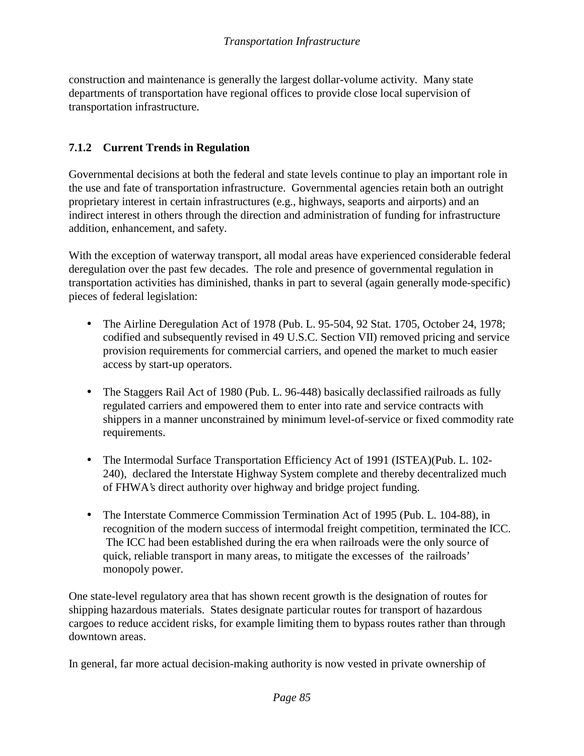construction and maintenance is generally the largest dollar-volume activity. Many state departments of transportation have regional offices to provide close local supervision of transportation infrastructure.

### 7.1.2 Current Trends in Regulation

Governmental decisions at both the federal and state levels continue to play an important role in the use and fate of transportation infrastructure. Governmental agencies retain both an outright proprietary interest in certain infrastructures (e.g., highways, seaports and airports) and an indirect interest in others through the direction and administration of funding for infrastructure addition, enhancement, and safety.

With the exception of waterway transport, all modal areas have experienced considerable federal deregulation over the past few decades. The role and presence of governmental regulation in transportation activities has diminished, thanks in part to several (again generally mode-specific) pieces of federal legislation:

- The Airline Deregulation Act of 1978 (Pub. L. 95-504, 92 Stat. 1705, October 24, 1978; codified and subsequently revised in 49 U.S.C. Section VII) removed pricing and service provision requirements for commercial carriers, and opened the market to much easier access by start-up operators.

- The Staggers Rail Act of 1980 (Pub. L. 96-448) basically declassified railroads as fully regulated carriers and empowered them to enter into rate and service contracts with shippers in a manner unconstrained by minimum level-of-service or fixed commodity rate requirements.

- The Intermodal Surface Transportation Efficiency Act of 1991 (ISTEA)(Pub. L. 102-240), declared the Interstate Highway System complete and thereby decentralized much of FHWA's direct authority over highway and bridge project funding.

- The Interstate Commerce Commission Termination Act of 1995 (Pub. L. 104-88), in recognition of the modern success of intermodal freight competition, terminated the ICC. The ICC had been established during the era when railroads were the only source of quick, reliable transport in many areas, to mitigate the excesses of the railroads' monopoly power.

One state-level regulatory area that has shown recent growth is the designation of routes for shipping hazardous materials. States designate particular routes for transport of hazardous cargoes to reduce accident risks, for example limiting them to bypass routes rather than through downtown areas.

In general, far more actual decision-making authority is now vested in private ownership of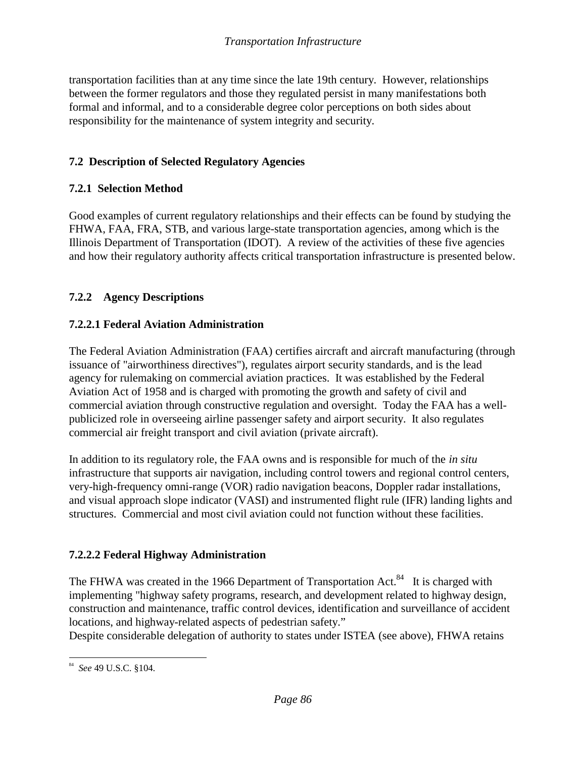transportation facilities than at any time since the late 19th century. However, relationships between the former regulators and those they regulated persist in many manifestations both formal and informal, and to a considerable degree color perceptions on both sides about responsibility for the maintenance of system integrity and security.

## 7.2 Description of Selected Regulatory Agencies

### 7.2.1 Selection Method

Good examples of current regulatory relationships and their effects can be found by studying the FHWA, FAA, FRA, STB, and various large-state transportation agencies, among which is the Illinois Department of Transportation (IDOT). A review of the activities of these five agencies and how their regulatory authority affects critical transportation infrastructure is presented below.

### 7.2.2 Agency Descriptions

#### 7.2.2.1 Federal Aviation Administration

The Federal Aviation Administration (FAA) certifies aircraft and aircraft manufacturing (through issuance of "airworthiness directives"), regulates airport security standards, and is the lead agency for rulemaking on commercial aviation practices. It was established by the Federal Aviation Act of 1958 and is charged with promoting the growth and safety of civil and commercial aviation through constructive regulation and oversight. Today the FAA has a well-publicized role in overseeing airline passenger safety and airport security. It also regulates commercial air freight transport and civil aviation (private aircraft).

In addition to its regulatory role, the FAA owns and is responsible for much of the *in situ* infrastructure that supports air navigation, including control towers and regional control centers, very-high-frequency omni-range (VOR) radio navigation beacons, Doppler radar installations, and visual approach slope indicator (VASI) and instrumented flight rule (IFR) landing lights and structures. Commercial and most civil aviation could not function without these facilities.

#### 7.2.2.2 Federal Highway Administration

The FHWA was created in the 1966 Department of Transportation Act.[84] It is charged with implementing "highway safety programs, research, and development related to highway design, construction and maintenance, traffic control devices, identification and surveillance of accident locations, and highway-related aspects of pedestrian safety."
Despite considerable delegation of authority to states under ISTEA (see above), FHWA retains

[84] *See* 49 U.S.C. §104.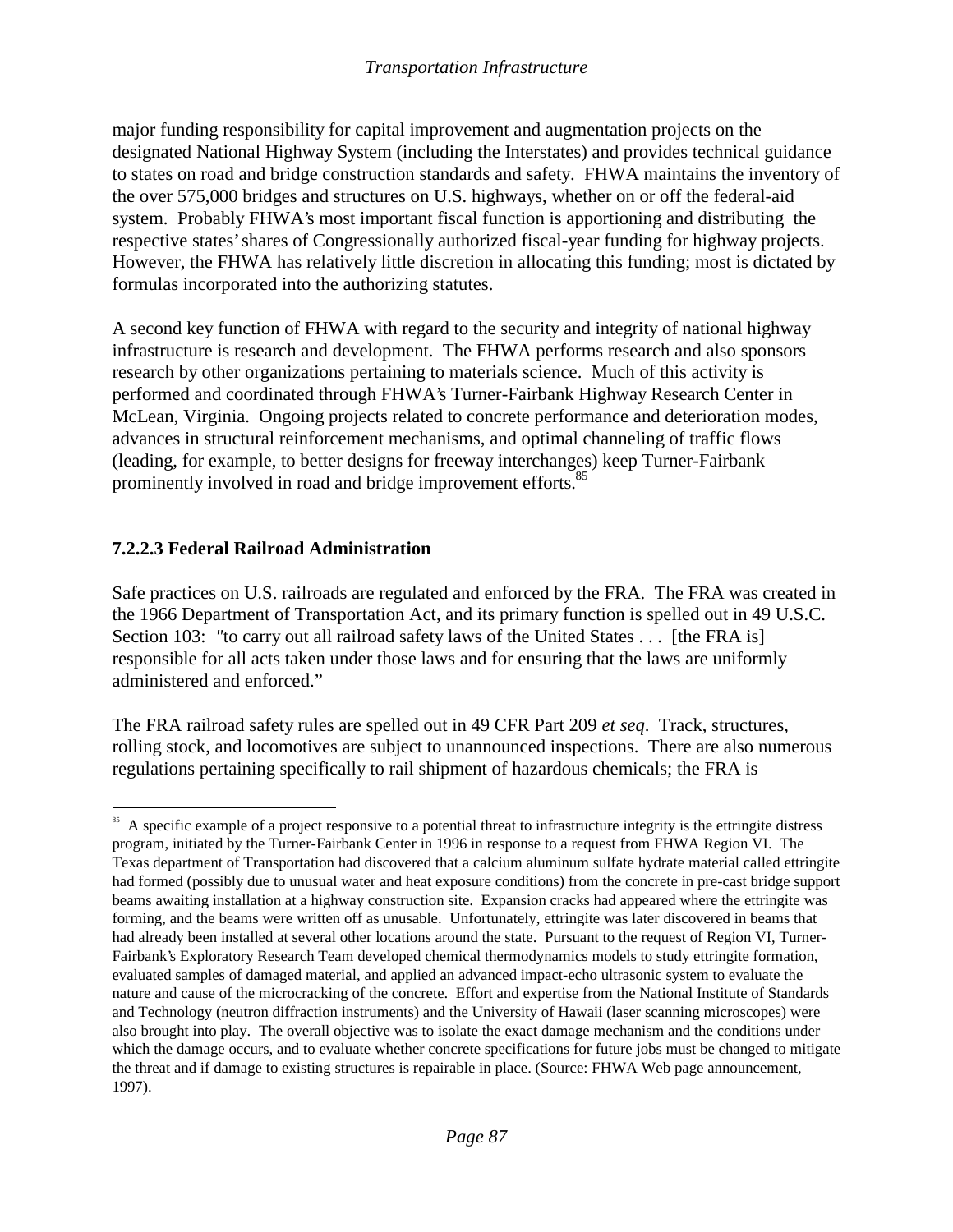major funding responsibility for capital improvement and augmentation projects on the designated National Highway System (including the Interstates) and provides technical guidance to states on road and bridge construction standards and safety. FHWA maintains the inventory of the over 575,000 bridges and structures on U.S. highways, whether on or off the federal-aid system. Probably FHWA's most important fiscal function is apportioning and distributing the respective states' shares of Congressionally authorized fiscal-year funding for highway projects. However, the FHWA has relatively little discretion in allocating this funding; most is dictated by formulas incorporated into the authorizing statutes.

A second key function of FHWA with regard to the security and integrity of national highway infrastructure is research and development. The FHWA performs research and also sponsors research by other organizations pertaining to materials science. Much of this activity is performed and coordinated through FHWA's Turner-Fairbank Highway Research Center in McLean, Virginia. Ongoing projects related to concrete performance and deterioration modes, advances in structural reinforcement mechanisms, and optimal channeling of traffic flows (leading, for example, to better designs for freeway interchanges) keep Turner-Fairbank prominently involved in road and bridge improvement efforts.[85]

### 7.2.2.3 Federal Railroad Administration

Safe practices on U.S. railroads are regulated and enforced by the FRA. The FRA was created in the 1966 Department of Transportation Act, and its primary function is spelled out in 49 U.S.C. Section 103: "to carry out all railroad safety laws of the United States . . . [the FRA is] responsible for all acts taken under those laws and for ensuring that the laws are uniformly administered and enforced."

The FRA railroad safety rules are spelled out in 49 CFR Part 209 *et seq*. Track, structures, rolling stock, and locomotives are subject to unannounced inspections. There are also numerous regulations pertaining specifically to rail shipment of hazardous chemicals; the FRA is

---

[85] A specific example of a project responsive to a potential threat to infrastructure integrity is the ettringite distress program, initiated by the Turner-Fairbank Center in 1996 in response to a request from FHWA Region VI. The Texas department of Transportation had discovered that a calcium aluminum sulfate hydrate material called ettringite had formed (possibly due to unusual water and heat exposure conditions) from the concrete in pre-cast bridge support beams awaiting installation at a highway construction site. Expansion cracks had appeared where the ettringite was forming, and the beams were written off as unusable. Unfortunately, ettringite was later discovered in beams that had already been installed at several other locations around the state. Pursuant to the request of Region VI, Turner-Fairbank's Exploratory Research Team developed chemical thermodynamics models to study ettringite formation, evaluated samples of damaged material, and applied an advanced impact-echo ultrasonic system to evaluate the nature and cause of the microcracking of the concrete. Effort and expertise from the National Institute of Standards and Technology (neutron diffraction instruments) and the University of Hawaii (laser scanning microscopes) were also brought into play. The overall objective was to isolate the exact damage mechanism and the conditions under which the damage occurs, and to evaluate whether concrete specifications for future jobs must be changed to mitigate the threat and if damage to existing structures is repairable in place. (Source: FHWA Web page announcement, 1997).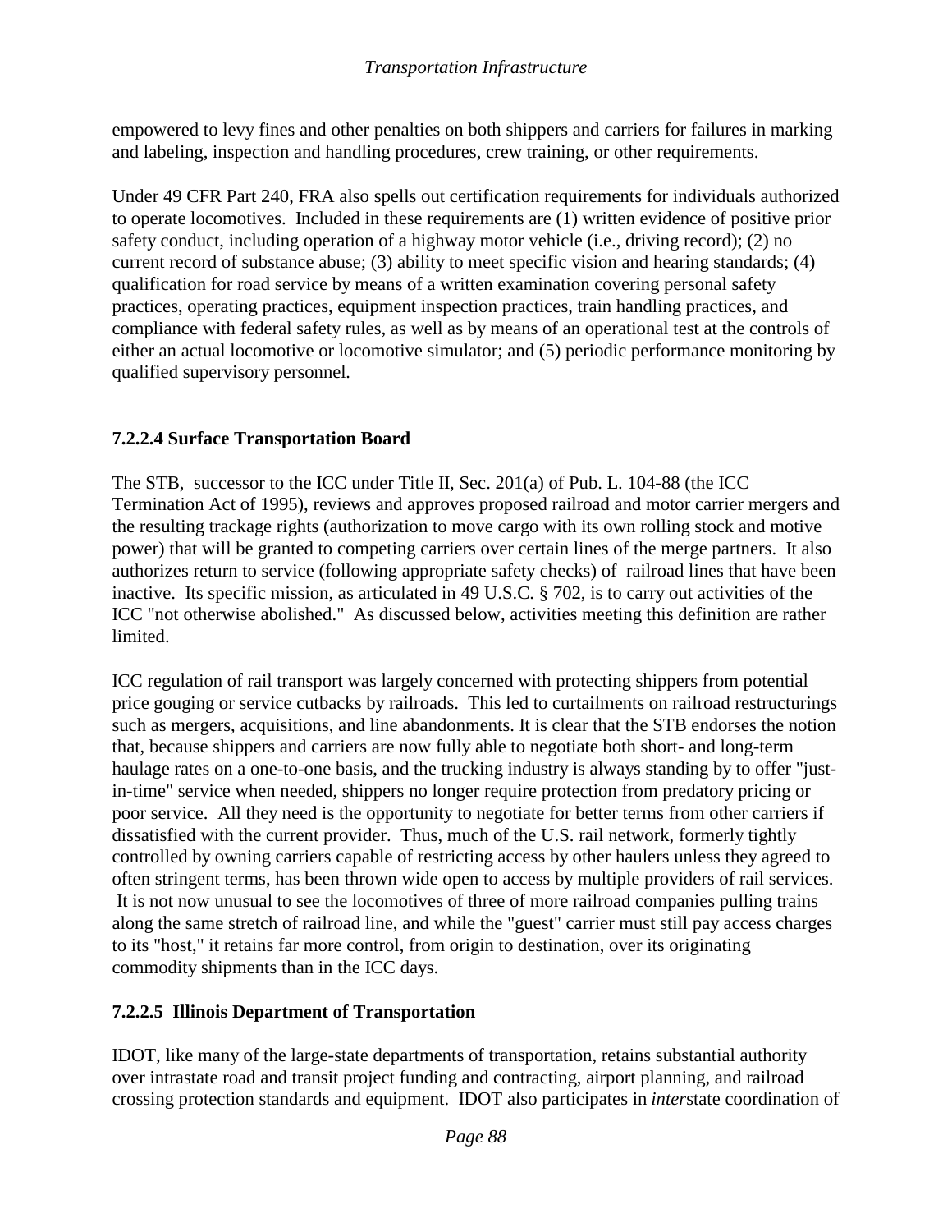empowered to levy fines and other penalties on both shippers and carriers for failures in marking and labeling, inspection and handling procedures, crew training, or other requirements.

Under 49 CFR Part 240, FRA also spells out certification requirements for individuals authorized to operate locomotives. Included in these requirements are (1) written evidence of positive prior safety conduct, including operation of a highway motor vehicle (i.e., driving record); (2) no current record of substance abuse; (3) ability to meet specific vision and hearing standards; (4) qualification for road service by means of a written examination covering personal safety practices, operating practices, equipment inspection practices, train handling practices, and compliance with federal safety rules, as well as by means of an operational test at the controls of either an actual locomotive or locomotive simulator; and (5) periodic performance monitoring by qualified supervisory personnel.

#### 7.2.2.4 Surface Transportation Board

The STB, successor to the ICC under Title II, Sec. 201(a) of Pub. L. 104-88 (the ICC Termination Act of 1995), reviews and approves proposed railroad and motor carrier mergers and the resulting trackage rights (authorization to move cargo with its own rolling stock and motive power) that will be granted to competing carriers over certain lines of the merge partners. It also authorizes return to service (following appropriate safety checks) of railroad lines that have been inactive. Its specific mission, as articulated in 49 U.S.C. § 702, is to carry out activities of the ICC "not otherwise abolished." As discussed below, activities meeting this definition are rather limited.

ICC regulation of rail transport was largely concerned with protecting shippers from potential price gouging or service cutbacks by railroads. This led to curtailments on railroad restructurings such as mergers, acquisitions, and line abandonments. It is clear that the STB endorses the notion that, because shippers and carriers are now fully able to negotiate both short- and long-term haulage rates on a one-to-one basis, and the trucking industry is always standing by to offer "just-in-time" service when needed, shippers no longer require protection from predatory pricing or poor service. All they need is the opportunity to negotiate for better terms from other carriers if dissatisfied with the current provider. Thus, much of the U.S. rail network, formerly tightly controlled by owning carriers capable of restricting access by other haulers unless they agreed to often stringent terms, has been thrown wide open to access by multiple providers of rail services. It is not now unusual to see the locomotives of three of more railroad companies pulling trains along the same stretch of railroad line, and while the "guest" carrier must still pay access charges to its "host," it retains far more control, from origin to destination, over its originating commodity shipments than in the ICC days.

#### 7.2.2.5 Illinois Department of Transportation

IDOT, like many of the large-state departments of transportation, retains substantial authority over intrastate road and transit project funding and contracting, airport planning, and railroad crossing protection standards and equipment. IDOT also participates in *inter*state coordination of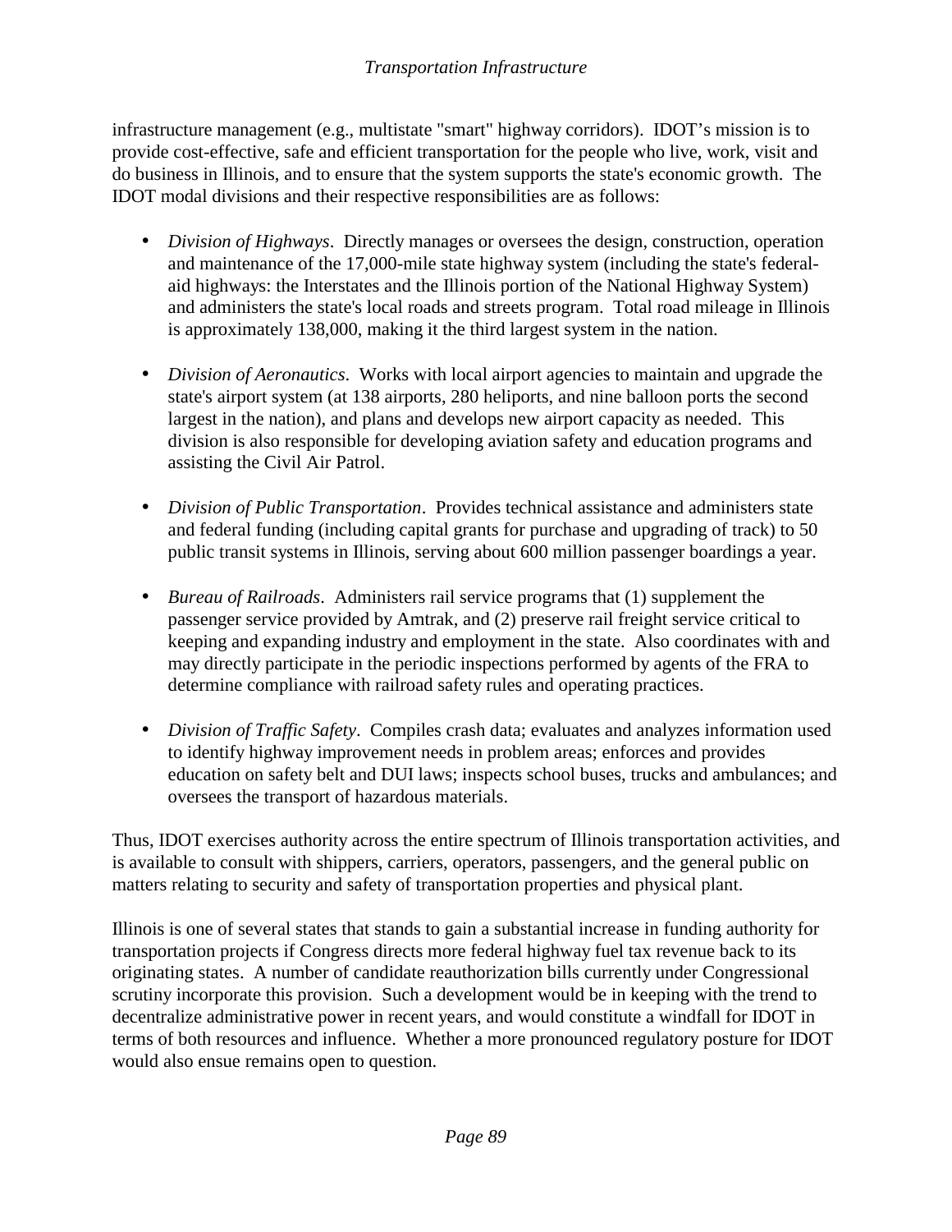infrastructure management (e.g., multistate "smart" highway corridors). IDOT's mission is to provide cost-effective, safe and efficient transportation for the people who live, work, visit and do business in Illinois, and to ensure that the system supports the state's economic growth. The IDOT modal divisions and their respective responsibilities are as follows:

- *Division of Highways*. Directly manages or oversees the design, construction, operation and maintenance of the 17,000-mile state highway system (including the state's federal-aid highways: the Interstates and the Illinois portion of the National Highway System) and administers the state's local roads and streets program. Total road mileage in Illinois is approximately 138,000, making it the third largest system in the nation.

- *Division of Aeronautics*. Works with local airport agencies to maintain and upgrade the state's airport system (at 138 airports, 280 heliports, and nine balloon ports the second largest in the nation), and plans and develops new airport capacity as needed. This division is also responsible for developing aviation safety and education programs and assisting the Civil Air Patrol.

- *Division of Public Transportation*. Provides technical assistance and administers state and federal funding (including capital grants for purchase and upgrading of track) to 50 public transit systems in Illinois, serving about 600 million passenger boardings a year.

- *Bureau of Railroads*. Administers rail service programs that (1) supplement the passenger service provided by Amtrak, and (2) preserve rail freight service critical to keeping and expanding industry and employment in the state. Also coordinates with and may directly participate in the periodic inspections performed by agents of the FRA to determine compliance with railroad safety rules and operating practices.

- *Division of Traffic Safety*. Compiles crash data; evaluates and analyzes information used to identify highway improvement needs in problem areas; enforces and provides education on safety belt and DUI laws; inspects school buses, trucks and ambulances; and oversees the transport of hazardous materials.

Thus, IDOT exercises authority across the entire spectrum of Illinois transportation activities, and is available to consult with shippers, carriers, operators, passengers, and the general public on matters relating to security and safety of transportation properties and physical plant.

Illinois is one of several states that stands to gain a substantial increase in funding authority for transportation projects if Congress directs more federal highway fuel tax revenue back to its originating states. A number of candidate reauthorization bills currently under Congressional scrutiny incorporate this provision. Such a development would be in keeping with the trend to decentralize administrative power in recent years, and would constitute a windfall for IDOT in terms of both resources and influence. Whether a more pronounced regulatory posture for IDOT would also ensue remains open to question.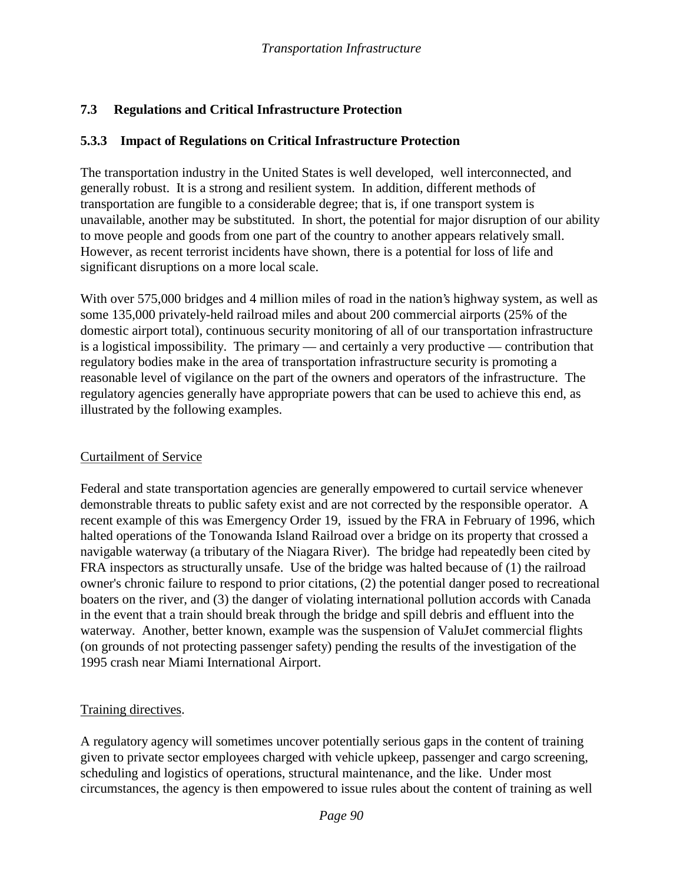## 7.3 Regulations and Critical Infrastructure Protection

### 5.3.3 Impact of Regulations on Critical Infrastructure Protection

The transportation industry in the United States is well developed, well interconnected, and generally robust. It is a strong and resilient system. In addition, different methods of transportation are fungible to a considerable degree; that is, if one transport system is unavailable, another may be substituted. In short, the potential for major disruption of our ability to move people and goods from one part of the country to another appears relatively small. However, as recent terrorist incidents have shown, there is a potential for loss of life and significant disruptions on a more local scale.

With over 575,000 bridges and 4 million miles of road in the nation's highway system, as well as some 135,000 privately-held railroad miles and about 200 commercial airports (25% of the domestic airport total), continuous security monitoring of all of our transportation infrastructure is a logistical impossibility. The primary — and certainly a very productive — contribution that regulatory bodies make in the area of transportation infrastructure security is promoting a reasonable level of vigilance on the part of the owners and operators of the infrastructure. The regulatory agencies generally have appropriate powers that can be used to achieve this end, as illustrated by the following examples.

<u>Curtailment of Service</u>

Federal and state transportation agencies are generally empowered to curtail service whenever demonstrable threats to public safety exist and are not corrected by the responsible operator. A recent example of this was Emergency Order 19, issued by the FRA in February of 1996, which halted operations of the Tonowanda Island Railroad over a bridge on its property that crossed a navigable waterway (a tributary of the Niagara River). The bridge had repeatedly been cited by FRA inspectors as structurally unsafe. Use of the bridge was halted because of (1) the railroad owner's chronic failure to respond to prior citations, (2) the potential danger posed to recreational boaters on the river, and (3) the danger of violating international pollution accords with Canada in the event that a train should break through the bridge and spill debris and effluent into the waterway. Another, better known, example was the suspension of ValuJet commercial flights (on grounds of not protecting passenger safety) pending the results of the investigation of the 1995 crash near Miami International Airport.

<u>Training directives</u>.

A regulatory agency will sometimes uncover potentially serious gaps in the content of training given to private sector employees charged with vehicle upkeep, passenger and cargo screening, scheduling and logistics of operations, structural maintenance, and the like. Under most circumstances, the agency is then empowered to issue rules about the content of training as well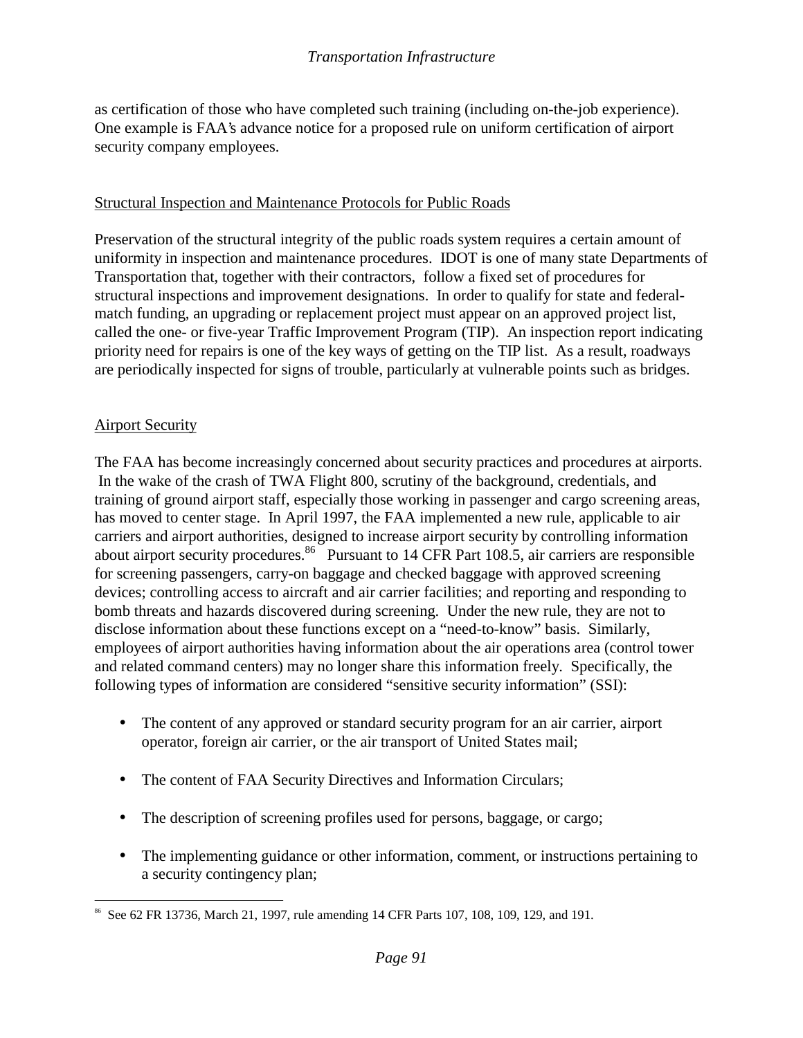as certification of those who have completed such training (including on-the-job experience). One example is FAA's advance notice for a proposed rule on uniform certification of airport security company employees.

## Structural Inspection and Maintenance Protocols for Public Roads

Preservation of the structural integrity of the public roads system requires a certain amount of uniformity in inspection and maintenance procedures. IDOT is one of many state Departments of Transportation that, together with their contractors, follow a fixed set of procedures for structural inspections and improvement designations. In order to qualify for state and federal-match funding, an upgrading or replacement project must appear on an approved project list, called the one- or five-year Traffic Improvement Program (TIP). An inspection report indicating priority need for repairs is one of the key ways of getting on the TIP list. As a result, roadways are periodically inspected for signs of trouble, particularly at vulnerable points such as bridges.

## Airport Security

The FAA has become increasingly concerned about security practices and procedures at airports. In the wake of the crash of TWA Flight 800, scrutiny of the background, credentials, and training of ground airport staff, especially those working in passenger and cargo screening areas, has moved to center stage. In April 1997, the FAA implemented a new rule, applicable to air carriers and airport authorities, designed to increase airport security by controlling information about airport security procedures.[86] Pursuant to 14 CFR Part 108.5, air carriers are responsible for screening passengers, carry-on baggage and checked baggage with approved screening devices; controlling access to aircraft and air carrier facilities; and reporting and responding to bomb threats and hazards discovered during screening. Under the new rule, they are not to disclose information about these functions except on a "need-to-know" basis. Similarly, employees of airport authorities having information about the air operations area (control tower and related command centers) may no longer share this information freely. Specifically, the following types of information are considered "sensitive security information" (SSI):

- The content of any approved or standard security program for an air carrier, airport operator, foreign air carrier, or the air transport of United States mail;
- The content of FAA Security Directives and Information Circulars;
- The description of screening profiles used for persons, baggage, or cargo;
- The implementing guidance or other information, comment, or instructions pertaining to a security contingency plan;

[86] See 62 FR 13736, March 21, 1997, rule amending 14 CFR Parts 107, 108, 109, 129, and 191.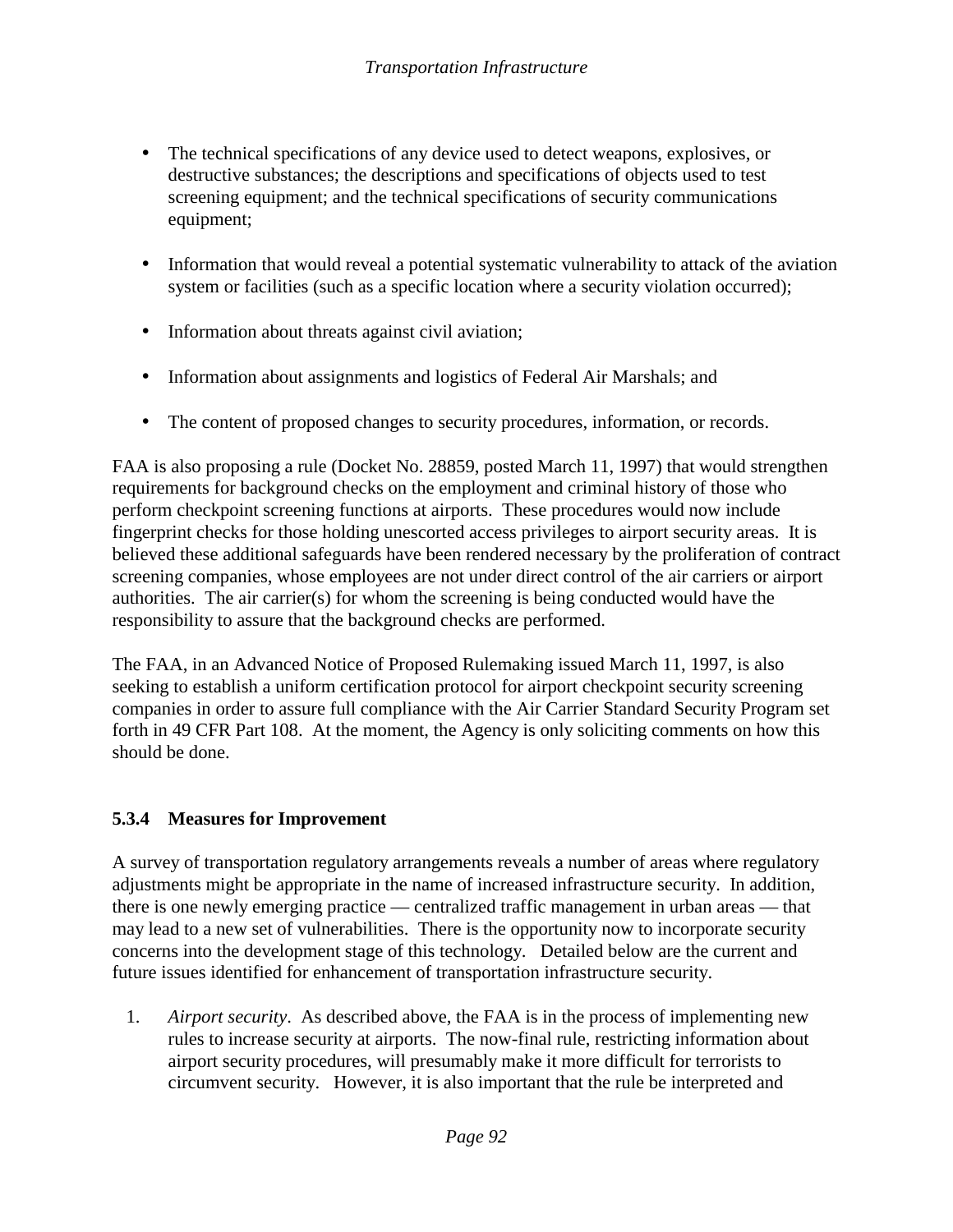- The technical specifications of any device used to detect weapons, explosives, or destructive substances; the descriptions and specifications of objects used to test screening equipment; and the technical specifications of security communications equipment;

- Information that would reveal a potential systematic vulnerability to attack of the aviation system or facilities (such as a specific location where a security violation occurred);

- Information about threats against civil aviation;

- Information about assignments and logistics of Federal Air Marshals; and

- The content of proposed changes to security procedures, information, or records.

FAA is also proposing a rule (Docket No. 28859, posted March 11, 1997) that would strengthen requirements for background checks on the employment and criminal history of those who perform checkpoint screening functions at airports. These procedures would now include fingerprint checks for those holding unescorted access privileges to airport security areas. It is believed these additional safeguards have been rendered necessary by the proliferation of contract screening companies, whose employees are not under direct control of the air carriers or airport authorities. The air carrier(s) for whom the screening is being conducted would have the responsibility to assure that the background checks are performed.

The FAA, in an Advanced Notice of Proposed Rulemaking issued March 11, 1997, is also seeking to establish a uniform certification protocol for airport checkpoint security screening companies in order to assure full compliance with the Air Carrier Standard Security Program set forth in 49 CFR Part 108. At the moment, the Agency is only soliciting comments on how this should be done.

### 5.3.4 Measures for Improvement

A survey of transportation regulatory arrangements reveals a number of areas where regulatory adjustments might be appropriate in the name of increased infrastructure security. In addition, there is one newly emerging practice — centralized traffic management in urban areas — that may lead to a new set of vulnerabilities. There is the opportunity now to incorporate security concerns into the development stage of this technology. Detailed below are the current and future issues identified for enhancement of transportation infrastructure security.

1. *Airport security*. As described above, the FAA is in the process of implementing new rules to increase security at airports. The now-final rule, restricting information about airport security procedures, will presumably make it more difficult for terrorists to circumvent security. However, it is also important that the rule be interpreted and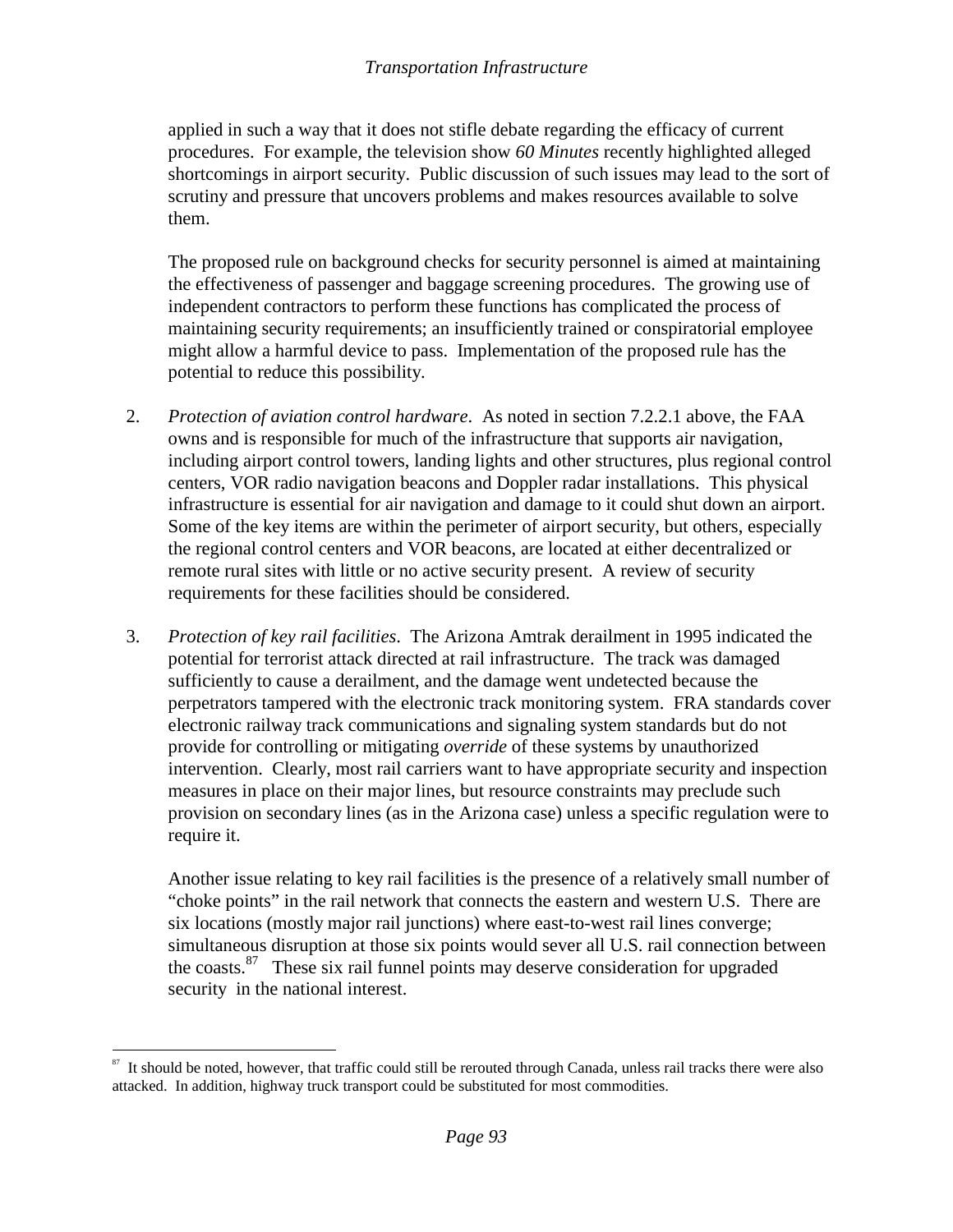applied in such a way that it does not stifle debate regarding the efficacy of current procedures. For example, the television show *60 Minutes* recently highlighted alleged shortcomings in airport security. Public discussion of such issues may lead to the sort of scrutiny and pressure that uncovers problems and makes resources available to solve them.

The proposed rule on background checks for security personnel is aimed at maintaining the effectiveness of passenger and baggage screening procedures. The growing use of independent contractors to perform these functions has complicated the process of maintaining security requirements; an insufficiently trained or conspiratorial employee might allow a harmful device to pass. Implementation of the proposed rule has the potential to reduce this possibility.

2. *Protection of aviation control hardware*. As noted in section 7.2.2.1 above, the FAA owns and is responsible for much of the infrastructure that supports air navigation, including airport control towers, landing lights and other structures, plus regional control centers, VOR radio navigation beacons and Doppler radar installations. This physical infrastructure is essential for air navigation and damage to it could shut down an airport. Some of the key items are within the perimeter of airport security, but others, especially the regional control centers and VOR beacons, are located at either decentralized or remote rural sites with little or no active security present. A review of security requirements for these facilities should be considered.

3. *Protection of key rail facilities*. The Arizona Amtrak derailment in 1995 indicated the potential for terrorist attack directed at rail infrastructure. The track was damaged sufficiently to cause a derailment, and the damage went undetected because the perpetrators tampered with the electronic track monitoring system. FRA standards cover electronic railway track communications and signaling system standards but do not provide for controlling or mitigating *override* of these systems by unauthorized intervention. Clearly, most rail carriers want to have appropriate security and inspection measures in place on their major lines, but resource constraints may preclude such provision on secondary lines (as in the Arizona case) unless a specific regulation were to require it.

   Another issue relating to key rail facilities is the presence of a relatively small number of "choke points" in the rail network that connects the eastern and western U.S. There are six locations (mostly major rail junctions) where east-to-west rail lines converge; simultaneous disruption at those six points would sever all U.S. rail connection between the coasts.[87] These six rail funnel points may deserve consideration for upgraded security in the national interest.

---

[87] It should be noted, however, that traffic could still be rerouted through Canada, unless rail tracks there were also attacked. In addition, highway truck transport could be substituted for most commodities.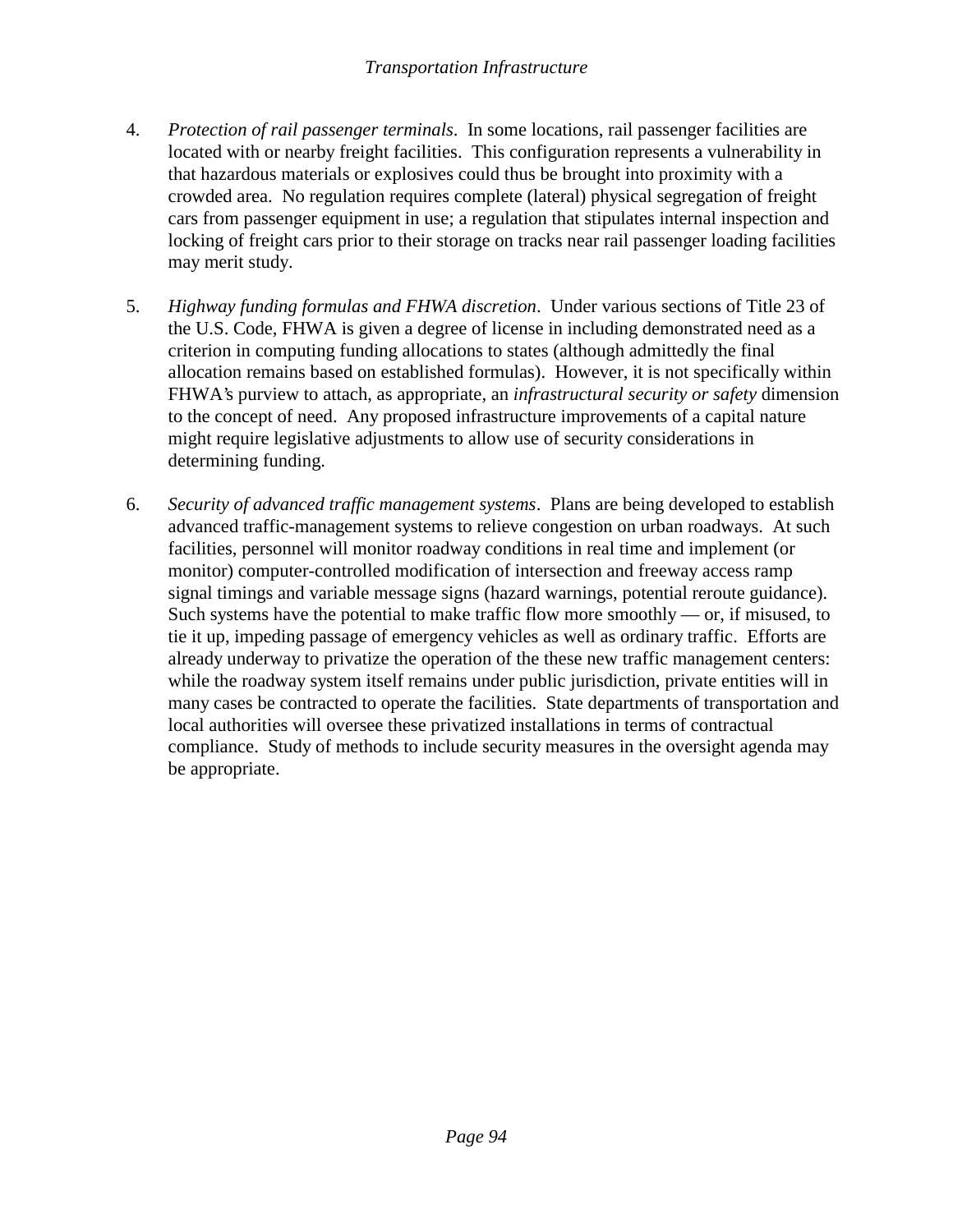4. *Protection of rail passenger terminals*. In some locations, rail passenger facilities are located with or nearby freight facilities. This configuration represents a vulnerability in that hazardous materials or explosives could thus be brought into proximity with a crowded area. No regulation requires complete (lateral) physical segregation of freight cars from passenger equipment in use; a regulation that stipulates internal inspection and locking of freight cars prior to their storage on tracks near rail passenger loading facilities may merit study.

5. *Highway funding formulas and FHWA discretion*. Under various sections of Title 23 of the U.S. Code, FHWA is given a degree of license in including demonstrated need as a criterion in computing funding allocations to states (although admittedly the final allocation remains based on established formulas). However, it is not specifically within FHWA's purview to attach, as appropriate, an *infrastructural security or safety* dimension to the concept of need. Any proposed infrastructure improvements of a capital nature might require legislative adjustments to allow use of security considerations in determining funding.

6. *Security of advanced traffic management systems*. Plans are being developed to establish advanced traffic-management systems to relieve congestion on urban roadways. At such facilities, personnel will monitor roadway conditions in real time and implement (or monitor) computer-controlled modification of intersection and freeway access ramp signal timings and variable message signs (hazard warnings, potential reroute guidance). Such systems have the potential to make traffic flow more smoothly — or, if misused, to tie it up, impeding passage of emergency vehicles as well as ordinary traffic. Efforts are already underway to privatize the operation of the these new traffic management centers: while the roadway system itself remains under public jurisdiction, private entities will in many cases be contracted to operate the facilities. State departments of transportation and local authorities will oversee these privatized installations in terms of contractual compliance. Study of methods to include security measures in the oversight agenda may be appropriate.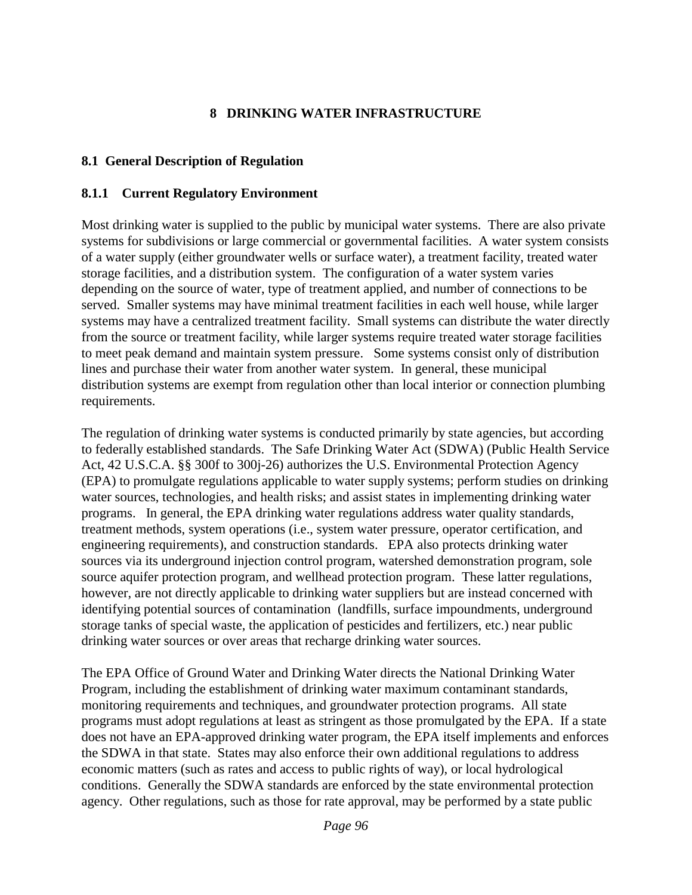# 8 DRINKING WATER INFRASTRUCTURE

## 8.1 General Description of Regulation

### 8.1.1 Current Regulatory Environment

Most drinking water is supplied to the public by municipal water systems. There are also private systems for subdivisions or large commercial or governmental facilities. A water system consists of a water supply (either groundwater wells or surface water), a treatment facility, treated water storage facilities, and a distribution system. The configuration of a water system varies depending on the source of water, type of treatment applied, and number of connections to be served. Smaller systems may have minimal treatment facilities in each well house, while larger systems may have a centralized treatment facility. Small systems can distribute the water directly from the source or treatment facility, while larger systems require treated water storage facilities to meet peak demand and maintain system pressure. Some systems consist only of distribution lines and purchase their water from another water system. In general, these municipal distribution systems are exempt from regulation other than local interior or connection plumbing requirements.

The regulation of drinking water systems is conducted primarily by state agencies, but according to federally established standards. The Safe Drinking Water Act (SDWA) (Public Health Service Act, 42 U.S.C.A. §§ 300f to 300j-26) authorizes the U.S. Environmental Protection Agency (EPA) to promulgate regulations applicable to water supply systems; perform studies on drinking water sources, technologies, and health risks; and assist states in implementing drinking water programs. In general, the EPA drinking water regulations address water quality standards, treatment methods, system operations (i.e., system water pressure, operator certification, and engineering requirements), and construction standards. EPA also protects drinking water sources via its underground injection control program, watershed demonstration program, sole source aquifer protection program, and wellhead protection program. These latter regulations, however, are not directly applicable to drinking water suppliers but are instead concerned with identifying potential sources of contamination (landfills, surface impoundments, underground storage tanks of special waste, the application of pesticides and fertilizers, etc.) near public drinking water sources or over areas that recharge drinking water sources.

The EPA Office of Ground Water and Drinking Water directs the National Drinking Water Program, including the establishment of drinking water maximum contaminant standards, monitoring requirements and techniques, and groundwater protection programs. All state programs must adopt regulations at least as stringent as those promulgated by the EPA. If a state does not have an EPA-approved drinking water program, the EPA itself implements and enforces the SDWA in that state. States may also enforce their own additional regulations to address economic matters (such as rates and access to public rights of way), or local hydrological conditions. Generally the SDWA standards are enforced by the state environmental protection agency. Other regulations, such as those for rate approval, may be performed by a state public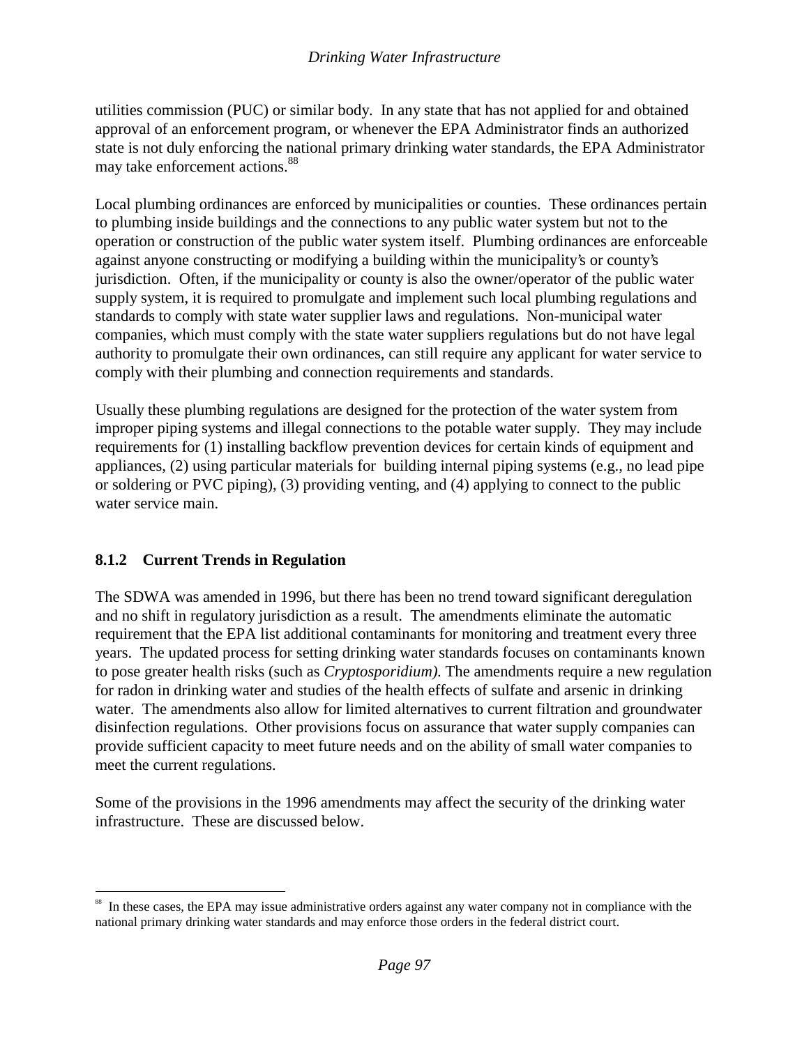utilities commission (PUC) or similar body. In any state that has not applied for and obtained approval of an enforcement program, or whenever the EPA Administrator finds an authorized state is not duly enforcing the national primary drinking water standards, the EPA Administrator may take enforcement actions.[88]

Local plumbing ordinances are enforced by municipalities or counties. These ordinances pertain to plumbing inside buildings and the connections to any public water system but not to the operation or construction of the public water system itself. Plumbing ordinances are enforceable against anyone constructing or modifying a building within the municipality's or county's jurisdiction. Often, if the municipality or county is also the owner/operator of the public water supply system, it is required to promulgate and implement such local plumbing regulations and standards to comply with state water supplier laws and regulations. Non-municipal water companies, which must comply with the state water suppliers regulations but do not have legal authority to promulgate their own ordinances, can still require any applicant for water service to comply with their plumbing and connection requirements and standards.

Usually these plumbing regulations are designed for the protection of the water system from improper piping systems and illegal connections to the potable water supply. They may include requirements for (1) installing backflow prevention devices for certain kinds of equipment and appliances, (2) using particular materials for building internal piping systems (e.g., no lead pipe or soldering or PVC piping), (3) providing venting, and (4) applying to connect to the public water service main.

### 8.1.2 Current Trends in Regulation

The SDWA was amended in 1996, but there has been no trend toward significant deregulation and no shift in regulatory jurisdiction as a result. The amendments eliminate the automatic requirement that the EPA list additional contaminants for monitoring and treatment every three years. The updated process for setting drinking water standards focuses on contaminants known to pose greater health risks (such as *Cryptosporidium).* The amendments require a new regulation for radon in drinking water and studies of the health effects of sulfate and arsenic in drinking water. The amendments also allow for limited alternatives to current filtration and groundwater disinfection regulations. Other provisions focus on assurance that water supply companies can provide sufficient capacity to meet future needs and on the ability of small water companies to meet the current regulations.

Some of the provisions in the 1996 amendments may affect the security of the drinking water infrastructure. These are discussed below.

---

[88] In these cases, the EPA may issue administrative orders against any water company not in compliance with the national primary drinking water standards and may enforce those orders in the federal district court.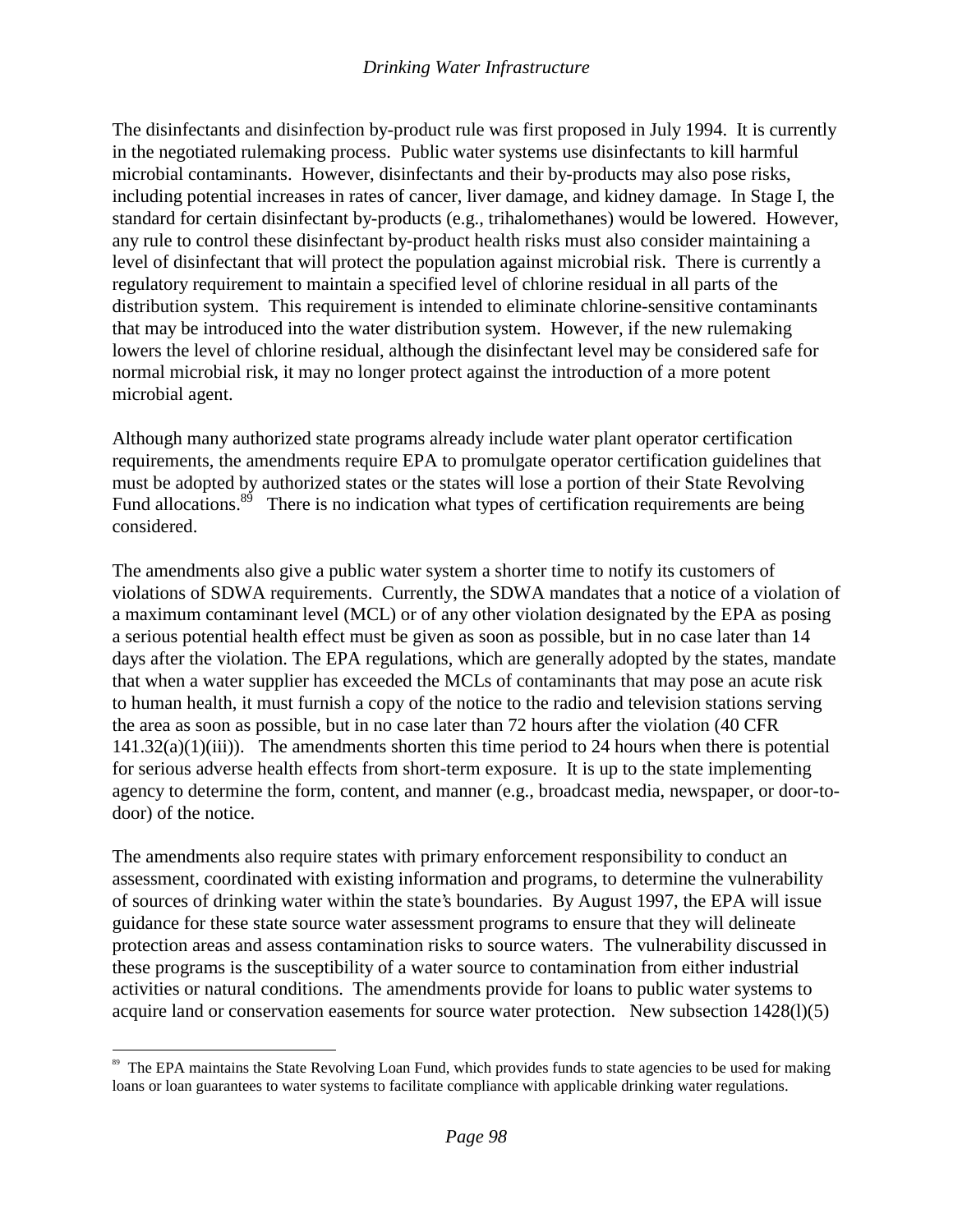The disinfectants and disinfection by-product rule was first proposed in July 1994. It is currently in the negotiated rulemaking process. Public water systems use disinfectants to kill harmful microbial contaminants. However, disinfectants and their by-products may also pose risks, including potential increases in rates of cancer, liver damage, and kidney damage. In Stage I, the standard for certain disinfectant by-products (e.g., trihalomethanes) would be lowered. However, any rule to control these disinfectant by-product health risks must also consider maintaining a level of disinfectant that will protect the population against microbial risk. There is currently a regulatory requirement to maintain a specified level of chlorine residual in all parts of the distribution system. This requirement is intended to eliminate chlorine-sensitive contaminants that may be introduced into the water distribution system. However, if the new rulemaking lowers the level of chlorine residual, although the disinfectant level may be considered safe for normal microbial risk, it may no longer protect against the introduction of a more potent microbial agent.

Although many authorized state programs already include water plant operator certification requirements, the amendments require EPA to promulgate operator certification guidelines that must be adopted by authorized states or the states will lose a portion of their State Revolving Fund allocations.[89] There is no indication what types of certification requirements are being considered.

The amendments also give a public water system a shorter time to notify its customers of violations of SDWA requirements. Currently, the SDWA mandates that a notice of a violation of a maximum contaminant level (MCL) or of any other violation designated by the EPA as posing a serious potential health effect must be given as soon as possible, but in no case later than 14 days after the violation. The EPA regulations, which are generally adopted by the states, mandate that when a water supplier has exceeded the MCLs of contaminants that may pose an acute risk to human health, it must furnish a copy of the notice to the radio and television stations serving the area as soon as possible, but in no case later than 72 hours after the violation (40 CFR 141.32(a)(1)(iii)). The amendments shorten this time period to 24 hours when there is potential for serious adverse health effects from short-term exposure. It is up to the state implementing agency to determine the form, content, and manner (e.g., broadcast media, newspaper, or door-to-door) of the notice.

The amendments also require states with primary enforcement responsibility to conduct an assessment, coordinated with existing information and programs, to determine the vulnerability of sources of drinking water within the state's boundaries. By August 1997, the EPA will issue guidance for these state source water assessment programs to ensure that they will delineate protection areas and assess contamination risks to source waters. The vulnerability discussed in these programs is the susceptibility of a water source to contamination from either industrial activities or natural conditions. The amendments provide for loans to public water systems to acquire land or conservation easements for source water protection. New subsection 1428(l)(5)

---

[89] The EPA maintains the State Revolving Loan Fund, which provides funds to state agencies to be used for making loans or loan guarantees to water systems to facilitate compliance with applicable drinking water regulations.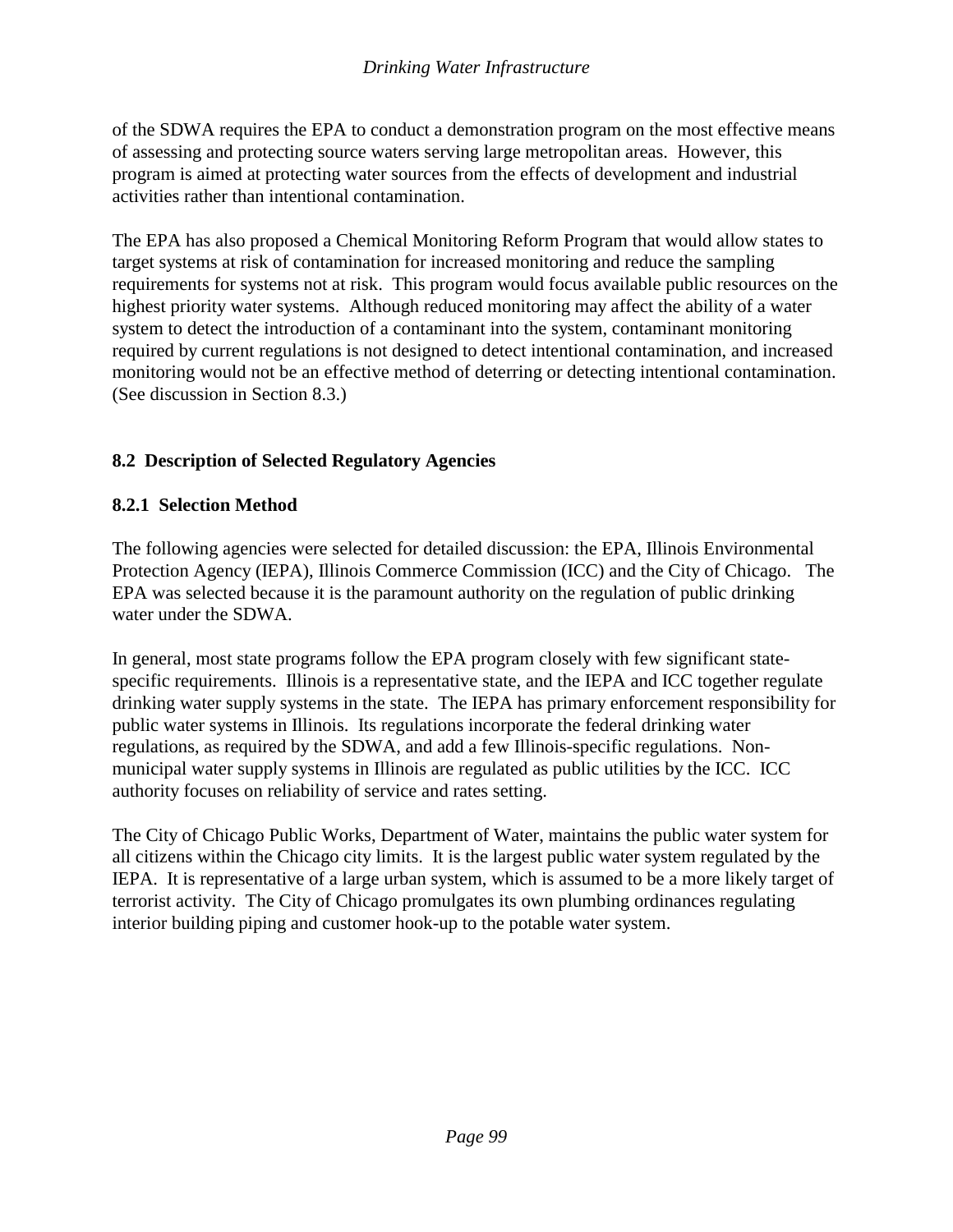of the SDWA requires the EPA to conduct a demonstration program on the most effective means of assessing and protecting source waters serving large metropolitan areas. However, this program is aimed at protecting water sources from the effects of development and industrial activities rather than intentional contamination.

The EPA has also proposed a Chemical Monitoring Reform Program that would allow states to target systems at risk of contamination for increased monitoring and reduce the sampling requirements for systems not at risk. This program would focus available public resources on the highest priority water systems. Although reduced monitoring may affect the ability of a water system to detect the introduction of a contaminant into the system, contaminant monitoring required by current regulations is not designed to detect intentional contamination, and increased monitoring would not be an effective method of deterring or detecting intentional contamination. (See discussion in Section 8.3.)

## 8.2 Description of Selected Regulatory Agencies

### 8.2.1 Selection Method

The following agencies were selected for detailed discussion: the EPA, Illinois Environmental Protection Agency (IEPA), Illinois Commerce Commission (ICC) and the City of Chicago. The EPA was selected because it is the paramount authority on the regulation of public drinking water under the SDWA.

In general, most state programs follow the EPA program closely with few significant state-specific requirements. Illinois is a representative state, and the IEPA and ICC together regulate drinking water supply systems in the state. The IEPA has primary enforcement responsibility for public water systems in Illinois. Its regulations incorporate the federal drinking water regulations, as required by the SDWA, and add a few Illinois-specific regulations. Non-municipal water supply systems in Illinois are regulated as public utilities by the ICC. ICC authority focuses on reliability of service and rates setting.

The City of Chicago Public Works, Department of Water, maintains the public water system for all citizens within the Chicago city limits. It is the largest public water system regulated by the IEPA. It is representative of a large urban system, which is assumed to be a more likely target of terrorist activity. The City of Chicago promulgates its own plumbing ordinances regulating interior building piping and customer hook-up to the potable water system.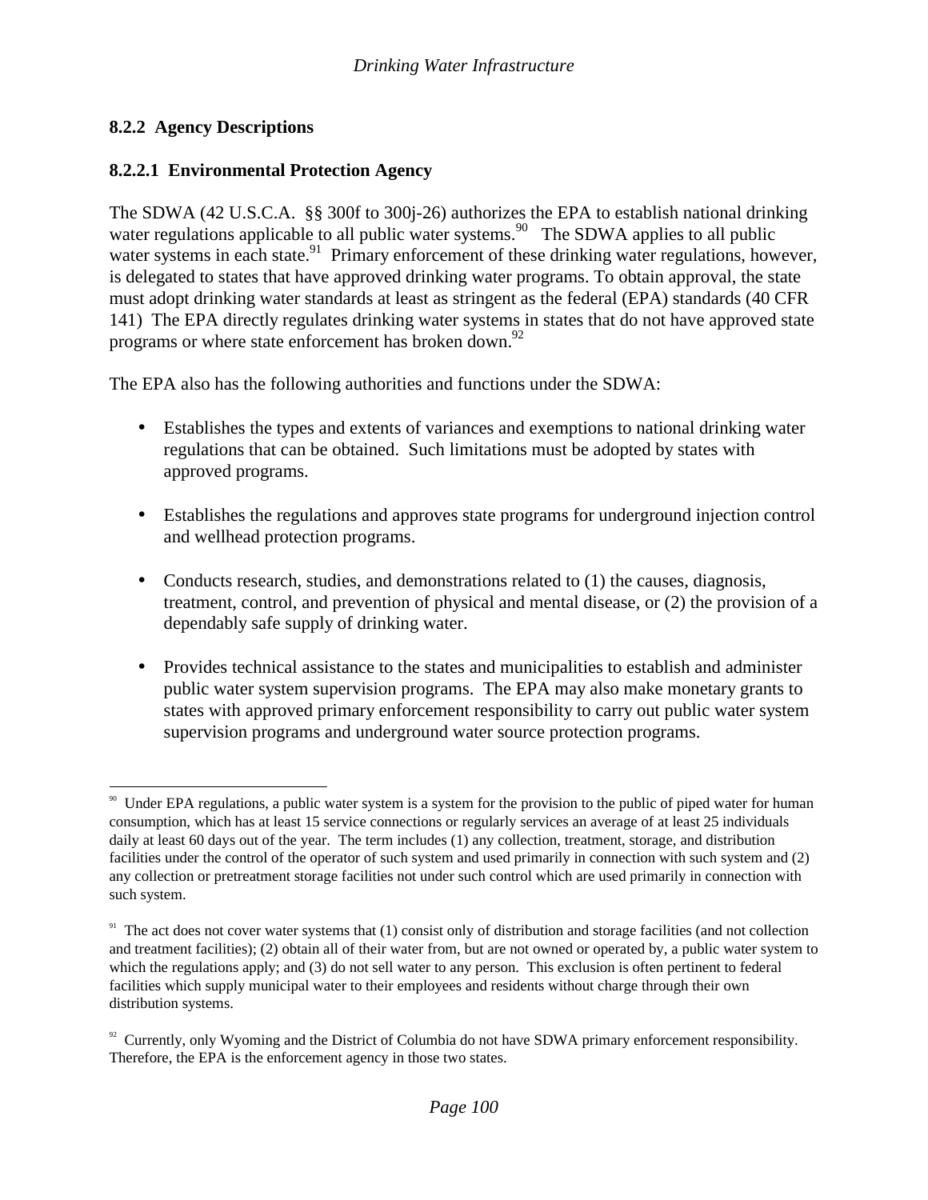### 8.2.2 Agency Descriptions

#### 8.2.2.1 Environmental Protection Agency

The SDWA (42 U.S.C.A. §§ 300f to 300j-26) authorizes the EPA to establish national drinking water regulations applicable to all public water systems.[90] The SDWA applies to all public water systems in each state.[91] Primary enforcement of these drinking water regulations, however, is delegated to states that have approved drinking water programs. To obtain approval, the state must adopt drinking water standards at least as stringent as the federal (EPA) standards (40 CFR 141) The EPA directly regulates drinking water systems in states that do not have approved state programs or where state enforcement has broken down.[92]

The EPA also has the following authorities and functions under the SDWA:

- Establishes the types and extents of variances and exemptions to national drinking water regulations that can be obtained. Such limitations must be adopted by states with approved programs.
- Establishes the regulations and approves state programs for underground injection control and wellhead protection programs.
- Conducts research, studies, and demonstrations related to (1) the causes, diagnosis, treatment, control, and prevention of physical and mental disease, or (2) the provision of a dependably safe supply of drinking water.
- Provides technical assistance to the states and municipalities to establish and administer public water system supervision programs. The EPA may also make monetary grants to states with approved primary enforcement responsibility to carry out public water system supervision programs and underground water source protection programs.

---

[90] Under EPA regulations, a public water system is a system for the provision to the public of piped water for human consumption, which has at least 15 service connections or regularly services an average of at least 25 individuals daily at least 60 days out of the year. The term includes (1) any collection, treatment, storage, and distribution facilities under the control of the operator of such system and used primarily in connection with such system and (2) any collection or pretreatment storage facilities not under such control which are used primarily in connection with such system.

[91] The act does not cover water systems that (1) consist only of distribution and storage facilities (and not collection and treatment facilities); (2) obtain all of their water from, but are not owned or operated by, a public water system to which the regulations apply; and (3) do not sell water to any person. This exclusion is often pertinent to federal facilities which supply municipal water to their employees and residents without charge through their own distribution systems.

[92] Currently, only Wyoming and the District of Columbia do not have SDWA primary enforcement responsibility. Therefore, the EPA is the enforcement agency in those two states.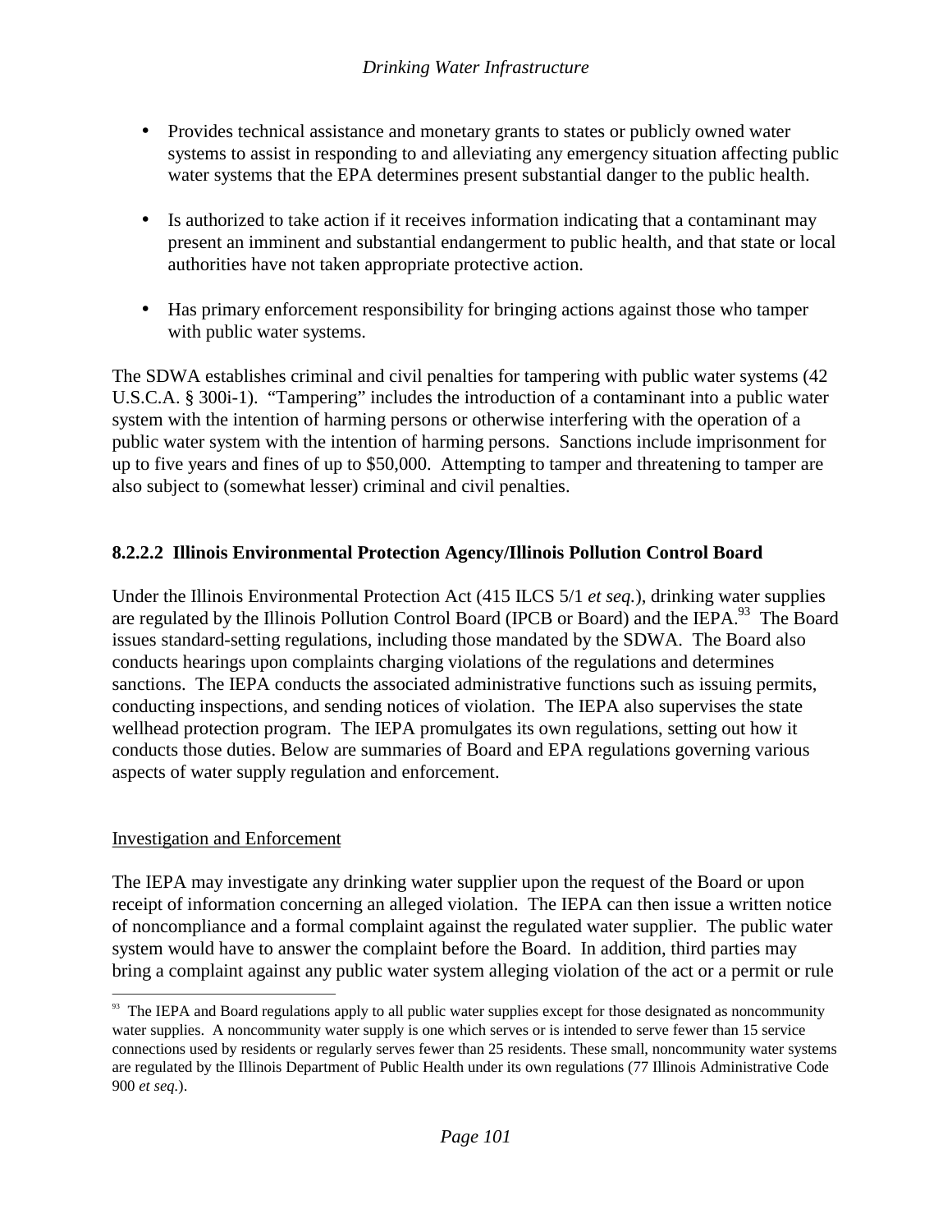- Provides technical assistance and monetary grants to states or publicly owned water systems to assist in responding to and alleviating any emergency situation affecting public water systems that the EPA determines present substantial danger to the public health.

- Is authorized to take action if it receives information indicating that a contaminant may present an imminent and substantial endangerment to public health, and that state or local authorities have not taken appropriate protective action.

- Has primary enforcement responsibility for bringing actions against those who tamper with public water systems.

The SDWA establishes criminal and civil penalties for tampering with public water systems (42 U.S.C.A. § 300i-1). "Tampering" includes the introduction of a contaminant into a public water system with the intention of harming persons or otherwise interfering with the operation of a public water system with the intention of harming persons. Sanctions include imprisonment for up to five years and fines of up to $50,000. Attempting to tamper and threatening to tamper are also subject to (somewhat lesser) criminal and civil penalties.

#### 8.2.2.2 Illinois Environmental Protection Agency/Illinois Pollution Control Board

Under the Illinois Environmental Protection Act (415 ILCS 5/1 *et seq.*), drinking water supplies are regulated by the Illinois Pollution Control Board (IPCB or Board) and the IEPA.[93] The Board issues standard-setting regulations, including those mandated by the SDWA. The Board also conducts hearings upon complaints charging violations of the regulations and determines sanctions. The IEPA conducts the associated administrative functions such as issuing permits, conducting inspections, and sending notices of violation. The IEPA also supervises the state wellhead protection program. The IEPA promulgates its own regulations, setting out how it conducts those duties. Below are summaries of Board and EPA regulations governing various aspects of water supply regulation and enforcement.

<u>Investigation and Enforcement</u>

The IEPA may investigate any drinking water supplier upon the request of the Board or upon receipt of information concerning an alleged violation. The IEPA can then issue a written notice of noncompliance and a formal complaint against the regulated water supplier. The public water system would have to answer the complaint before the Board. In addition, third parties may bring a complaint against any public water system alleging violation of the act or a permit or rule

---

[93] The IEPA and Board regulations apply to all public water supplies except for those designated as noncommunity water supplies. A noncommunity water supply is one which serves or is intended to serve fewer than 15 service connections used by residents or regularly serves fewer than 25 residents. These small, noncommunity water systems are regulated by the Illinois Department of Public Health under its own regulations (77 Illinois Administrative Code 900 *et seq.*).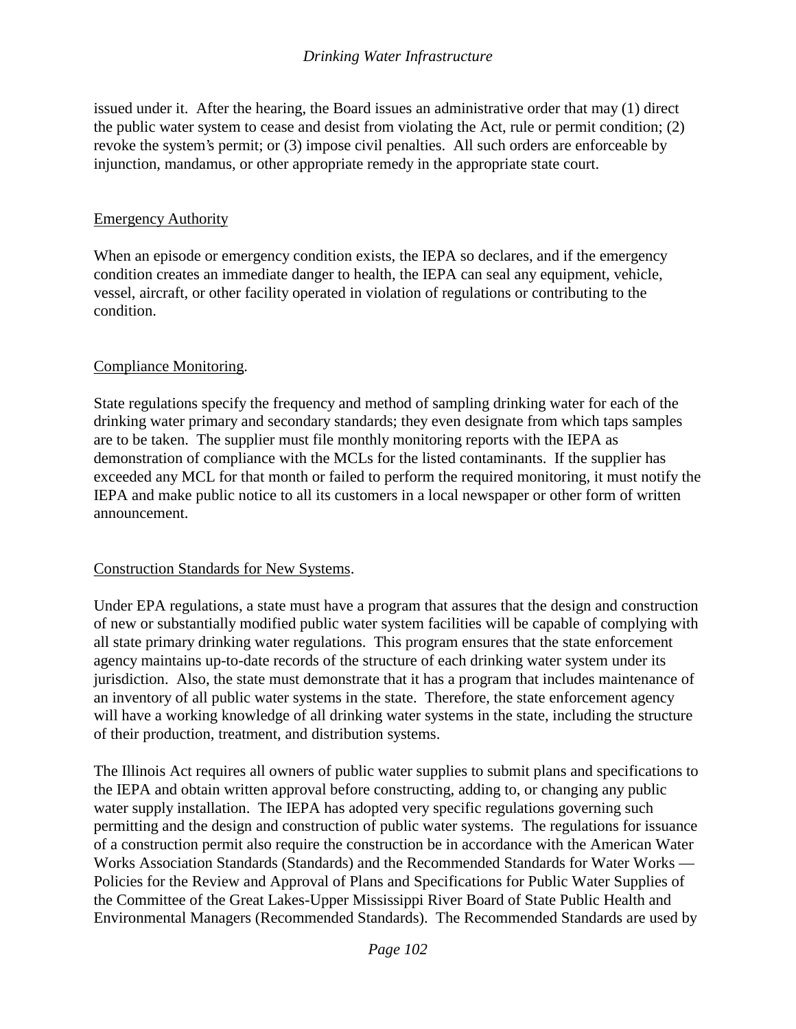issued under it. After the hearing, the Board issues an administrative order that may (1) direct the public water system to cease and desist from violating the Act, rule or permit condition; (2) revoke the system's permit; or (3) impose civil penalties. All such orders are enforceable by injunction, mandamus, or other appropriate remedy in the appropriate state court.

<u>Emergency Authority</u>

When an episode or emergency condition exists, the IEPA so declares, and if the emergency condition creates an immediate danger to health, the IEPA can seal any equipment, vehicle, vessel, aircraft, or other facility operated in violation of regulations or contributing to the condition.

<u>Compliance Monitoring</u>.

State regulations specify the frequency and method of sampling drinking water for each of the drinking water primary and secondary standards; they even designate from which taps samples are to be taken. The supplier must file monthly monitoring reports with the IEPA as demonstration of compliance with the MCLs for the listed contaminants. If the supplier has exceeded any MCL for that month or failed to perform the required monitoring, it must notify the IEPA and make public notice to all its customers in a local newspaper or other form of written announcement.

<u>Construction Standards for New Systems</u>.

Under EPA regulations, a state must have a program that assures that the design and construction of new or substantially modified public water system facilities will be capable of complying with all state primary drinking water regulations. This program ensures that the state enforcement agency maintains up-to-date records of the structure of each drinking water system under its jurisdiction. Also, the state must demonstrate that it has a program that includes maintenance of an inventory of all public water systems in the state. Therefore, the state enforcement agency will have a working knowledge of all drinking water systems in the state, including the structure of their production, treatment, and distribution systems.

The Illinois Act requires all owners of public water supplies to submit plans and specifications to the IEPA and obtain written approval before constructing, adding to, or changing any public water supply installation. The IEPA has adopted very specific regulations governing such permitting and the design and construction of public water systems. The regulations for issuance of a construction permit also require the construction be in accordance with the American Water Works Association Standards (Standards) and the Recommended Standards for Water Works — Policies for the Review and Approval of Plans and Specifications for Public Water Supplies of the Committee of the Great Lakes-Upper Mississippi River Board of State Public Health and Environmental Managers (Recommended Standards). The Recommended Standards are used by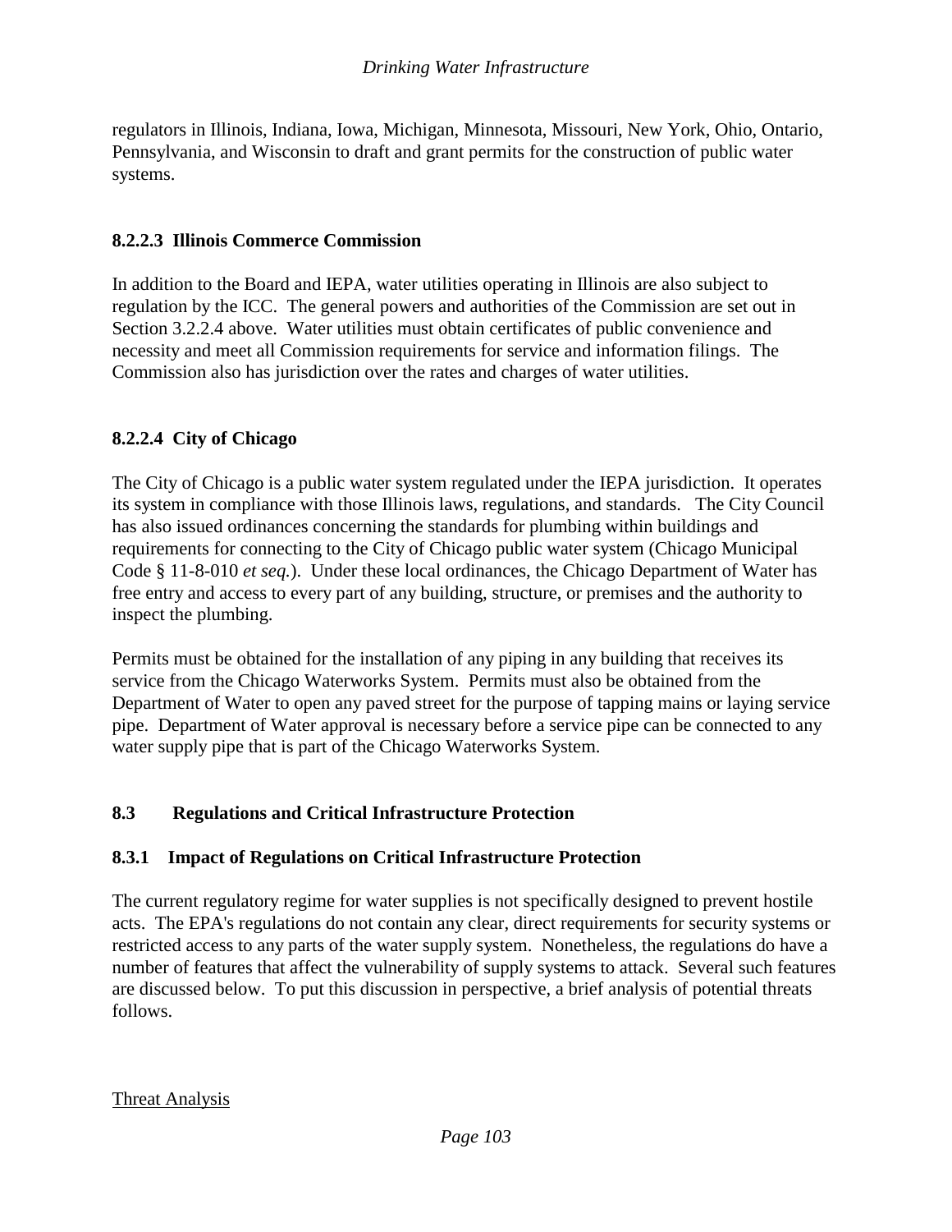regulators in Illinois, Indiana, Iowa, Michigan, Minnesota, Missouri, New York, Ohio, Ontario, Pennsylvania, and Wisconsin to draft and grant permits for the construction of public water systems.

#### 8.2.2.3 Illinois Commerce Commission

In addition to the Board and IEPA, water utilities operating in Illinois are also subject to regulation by the ICC. The general powers and authorities of the Commission are set out in Section 3.2.2.4 above. Water utilities must obtain certificates of public convenience and necessity and meet all Commission requirements for service and information filings. The Commission also has jurisdiction over the rates and charges of water utilities.

#### 8.2.2.4 City of Chicago

The City of Chicago is a public water system regulated under the IEPA jurisdiction. It operates its system in compliance with those Illinois laws, regulations, and standards. The City Council has also issued ordinances concerning the standards for plumbing within buildings and requirements for connecting to the City of Chicago public water system (Chicago Municipal Code § 11-8-010 *et seq.*). Under these local ordinances, the Chicago Department of Water has free entry and access to every part of any building, structure, or premises and the authority to inspect the plumbing.

Permits must be obtained for the installation of any piping in any building that receives its service from the Chicago Waterworks System. Permits must also be obtained from the Department of Water to open any paved street for the purpose of tapping mains or laying service pipe. Department of Water approval is necessary before a service pipe can be connected to any water supply pipe that is part of the Chicago Waterworks System.

## 8.3 Regulations and Critical Infrastructure Protection

### 8.3.1 Impact of Regulations on Critical Infrastructure Protection

The current regulatory regime for water supplies is not specifically designed to prevent hostile acts. The EPA's regulations do not contain any clear, direct requirements for security systems or restricted access to any parts of the water supply system. Nonetheless, the regulations do have a number of features that affect the vulnerability of supply systems to attack. Several such features are discussed below. To put this discussion in perspective, a brief analysis of potential threats follows.

<u>Threat Analysis</u>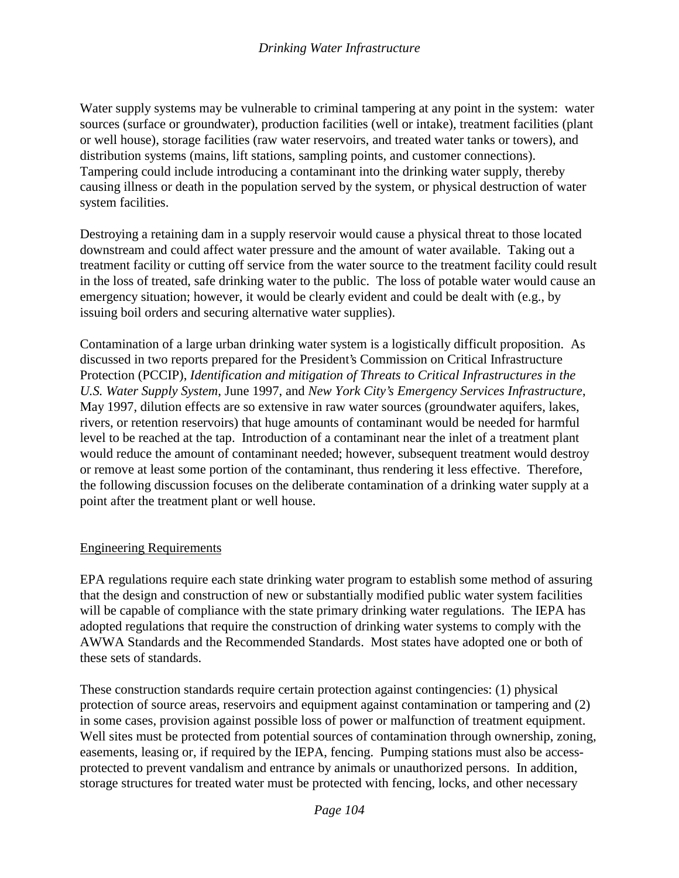Water supply systems may be vulnerable to criminal tampering at any point in the system: water sources (surface or groundwater), production facilities (well or intake), treatment facilities (plant or well house), storage facilities (raw water reservoirs, and treated water tanks or towers), and distribution systems (mains, lift stations, sampling points, and customer connections). Tampering could include introducing a contaminant into the drinking water supply, thereby causing illness or death in the population served by the system, or physical destruction of water system facilities.

Destroying a retaining dam in a supply reservoir would cause a physical threat to those located downstream and could affect water pressure and the amount of water available. Taking out a treatment facility or cutting off service from the water source to the treatment facility could result in the loss of treated, safe drinking water to the public. The loss of potable water would cause an emergency situation; however, it would be clearly evident and could be dealt with (e.g., by issuing boil orders and securing alternative water supplies).

Contamination of a large urban drinking water system is a logistically difficult proposition. As discussed in two reports prepared for the President's Commission on Critical Infrastructure Protection (PCCIP), *Identification and mitigation of Threats to Critical Infrastructures in the U.S. Water Supply System*, June 1997, and *New York City's Emergency Services Infrastructure*, May 1997, dilution effects are so extensive in raw water sources (groundwater aquifers, lakes, rivers, or retention reservoirs) that huge amounts of contaminant would be needed for harmful level to be reached at the tap. Introduction of a contaminant near the inlet of a treatment plant would reduce the amount of contaminant needed; however, subsequent treatment would destroy or remove at least some portion of the contaminant, thus rendering it less effective. Therefore, the following discussion focuses on the deliberate contamination of a drinking water supply at a point after the treatment plant or well house.

## Engineering Requirements

EPA regulations require each state drinking water program to establish some method of assuring that the design and construction of new or substantially modified public water system facilities will be capable of compliance with the state primary drinking water regulations. The IEPA has adopted regulations that require the construction of drinking water systems to comply with the AWWA Standards and the Recommended Standards. Most states have adopted one or both of these sets of standards.

These construction standards require certain protection against contingencies: (1) physical protection of source areas, reservoirs and equipment against contamination or tampering and (2) in some cases, provision against possible loss of power or malfunction of treatment equipment. Well sites must be protected from potential sources of contamination through ownership, zoning, easements, leasing or, if required by the IEPA, fencing. Pumping stations must also be access-protected to prevent vandalism and entrance by animals or unauthorized persons. In addition, storage structures for treated water must be protected with fencing, locks, and other necessary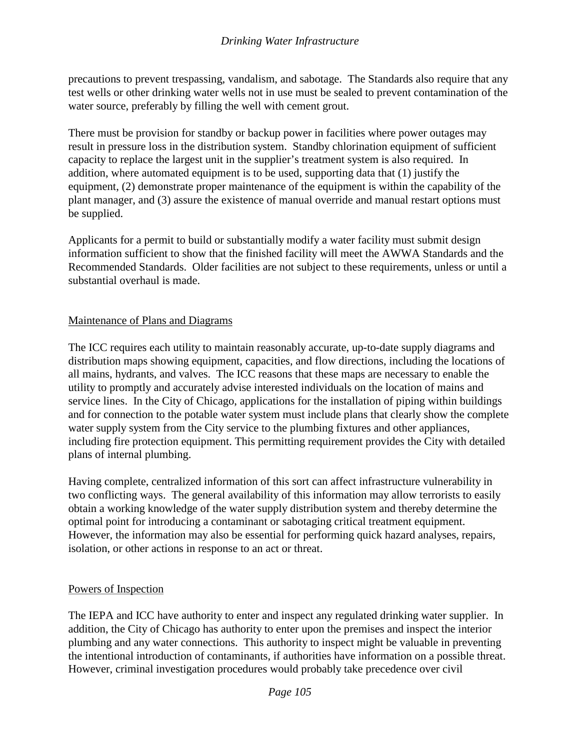precautions to prevent trespassing, vandalism, and sabotage. The Standards also require that any test wells or other drinking water wells not in use must be sealed to prevent contamination of the water source, preferably by filling the well with cement grout.

There must be provision for standby or backup power in facilities where power outages may result in pressure loss in the distribution system. Standby chlorination equipment of sufficient capacity to replace the largest unit in the supplier's treatment system is also required. In addition, where automated equipment is to be used, supporting data that (1) justify the equipment, (2) demonstrate proper maintenance of the equipment is within the capability of the plant manager, and (3) assure the existence of manual override and manual restart options must be supplied.

Applicants for a permit to build or substantially modify a water facility must submit design information sufficient to show that the finished facility will meet the AWWA Standards and the Recommended Standards. Older facilities are not subject to these requirements, unless or until a substantial overhaul is made.

## Maintenance of Plans and Diagrams

The ICC requires each utility to maintain reasonably accurate, up-to-date supply diagrams and distribution maps showing equipment, capacities, and flow directions, including the locations of all mains, hydrants, and valves. The ICC reasons that these maps are necessary to enable the utility to promptly and accurately advise interested individuals on the location of mains and service lines. In the City of Chicago, applications for the installation of piping within buildings and for connection to the potable water system must include plans that clearly show the complete water supply system from the City service to the plumbing fixtures and other appliances, including fire protection equipment. This permitting requirement provides the City with detailed plans of internal plumbing.

Having complete, centralized information of this sort can affect infrastructure vulnerability in two conflicting ways. The general availability of this information may allow terrorists to easily obtain a working knowledge of the water supply distribution system and thereby determine the optimal point for introducing a contaminant or sabotaging critical treatment equipment. However, the information may also be essential for performing quick hazard analyses, repairs, isolation, or other actions in response to an act or threat.

## Powers of Inspection

The IEPA and ICC have authority to enter and inspect any regulated drinking water supplier. In addition, the City of Chicago has authority to enter upon the premises and inspect the interior plumbing and any water connections. This authority to inspect might be valuable in preventing the intentional introduction of contaminants, if authorities have information on a possible threat. However, criminal investigation procedures would probably take precedence over civil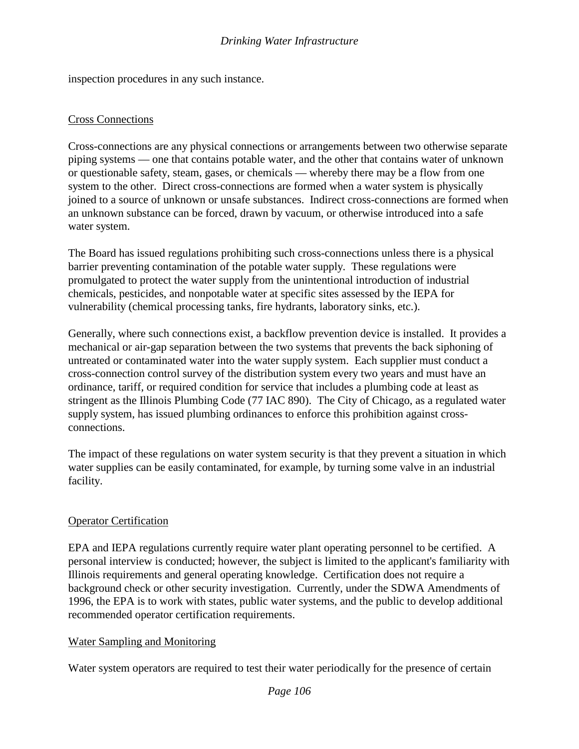inspection procedures in any such instance.

## Cross Connections

Cross-connections are any physical connections or arrangements between two otherwise separate piping systems — one that contains potable water, and the other that contains water of unknown or questionable safety, steam, gases, or chemicals — whereby there may be a flow from one system to the other. Direct cross-connections are formed when a water system is physically joined to a source of unknown or unsafe substances. Indirect cross-connections are formed when an unknown substance can be forced, drawn by vacuum, or otherwise introduced into a safe water system.

The Board has issued regulations prohibiting such cross-connections unless there is a physical barrier preventing contamination of the potable water supply. These regulations were promulgated to protect the water supply from the unintentional introduction of industrial chemicals, pesticides, and nonpotable water at specific sites assessed by the IEPA for vulnerability (chemical processing tanks, fire hydrants, laboratory sinks, etc.).

Generally, where such connections exist, a backflow prevention device is installed. It provides a mechanical or air-gap separation between the two systems that prevents the back siphoning of untreated or contaminated water into the water supply system. Each supplier must conduct a cross-connection control survey of the distribution system every two years and must have an ordinance, tariff, or required condition for service that includes a plumbing code at least as stringent as the Illinois Plumbing Code (77 IAC 890). The City of Chicago, as a regulated water supply system, has issued plumbing ordinances to enforce this prohibition against cross-connections.

The impact of these regulations on water system security is that they prevent a situation in which water supplies can be easily contaminated, for example, by turning some valve in an industrial facility.

## Operator Certification

EPA and IEPA regulations currently require water plant operating personnel to be certified. A personal interview is conducted; however, the subject is limited to the applicant's familiarity with Illinois requirements and general operating knowledge. Certification does not require a background check or other security investigation. Currently, under the SDWA Amendments of 1996, the EPA is to work with states, public water systems, and the public to develop additional recommended operator certification requirements.

## Water Sampling and Monitoring

Water system operators are required to test their water periodically for the presence of certain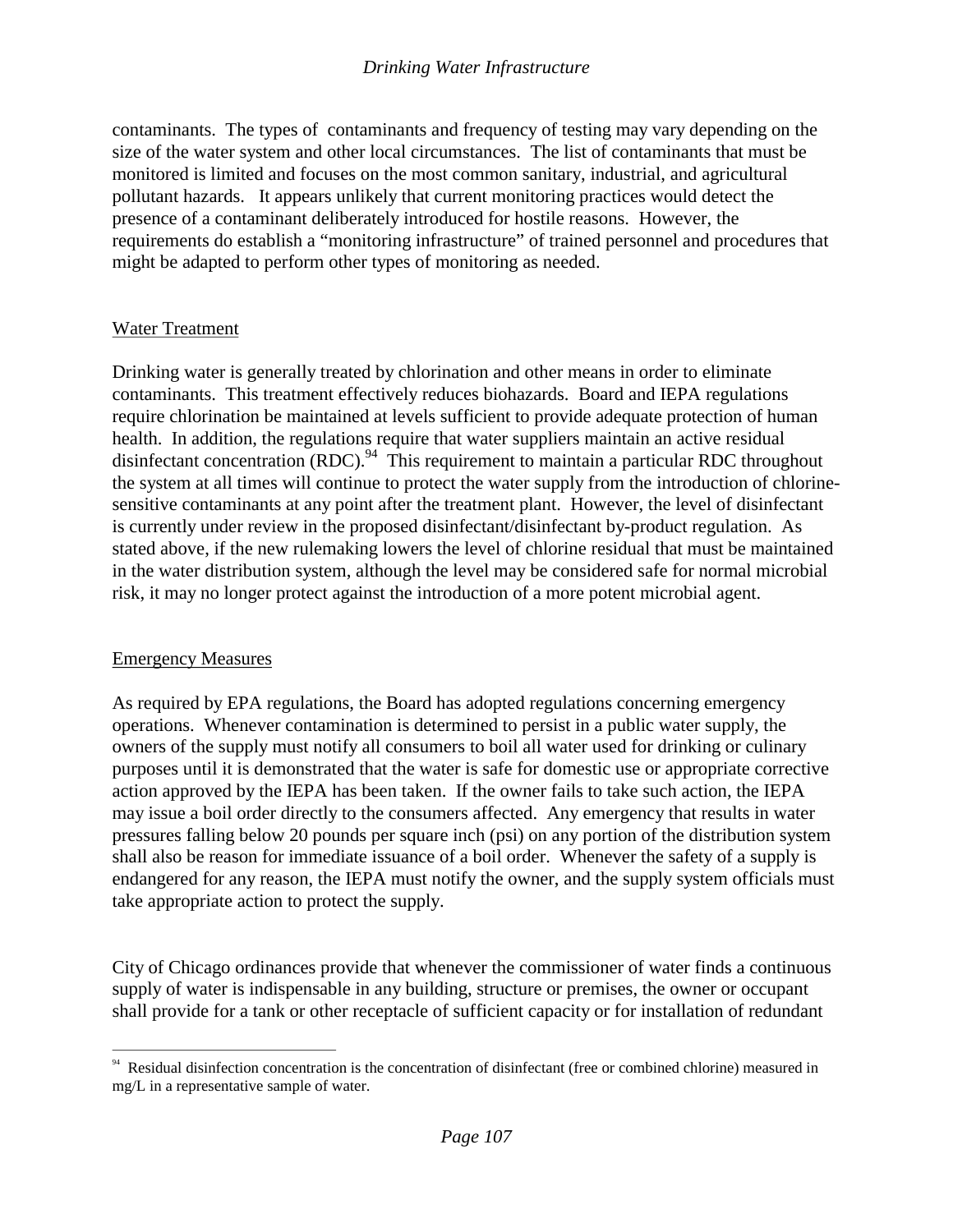contaminants. The types of contaminants and frequency of testing may vary depending on the size of the water system and other local circumstances. The list of contaminants that must be monitored is limited and focuses on the most common sanitary, industrial, and agricultural pollutant hazards. It appears unlikely that current monitoring practices would detect the presence of a contaminant deliberately introduced for hostile reasons. However, the requirements do establish a "monitoring infrastructure" of trained personnel and procedures that might be adapted to perform other types of monitoring as needed.

Water Treatment

Drinking water is generally treated by chlorination and other means in order to eliminate contaminants. This treatment effectively reduces biohazards. Board and IEPA regulations require chlorination be maintained at levels sufficient to provide adequate protection of human health. In addition, the regulations require that water suppliers maintain an active residual disinfectant concentration (RDC).[94] This requirement to maintain a particular RDC throughout the system at all times will continue to protect the water supply from the introduction of chlorine-sensitive contaminants at any point after the treatment plant. However, the level of disinfectant is currently under review in the proposed disinfectant/disinfectant by-product regulation. As stated above, if the new rulemaking lowers the level of chlorine residual that must be maintained in the water distribution system, although the level may be considered safe for normal microbial risk, it may no longer protect against the introduction of a more potent microbial agent.

Emergency Measures

As required by EPA regulations, the Board has adopted regulations concerning emergency operations. Whenever contamination is determined to persist in a public water supply, the owners of the supply must notify all consumers to boil all water used for drinking or culinary purposes until it is demonstrated that the water is safe for domestic use or appropriate corrective action approved by the IEPA has been taken. If the owner fails to take such action, the IEPA may issue a boil order directly to the consumers affected. Any emergency that results in water pressures falling below 20 pounds per square inch (psi) on any portion of the distribution system shall also be reason for immediate issuance of a boil order. Whenever the safety of a supply is endangered for any reason, the IEPA must notify the owner, and the supply system officials must take appropriate action to protect the supply.

City of Chicago ordinances provide that whenever the commissioner of water finds a continuous supply of water is indispensable in any building, structure or premises, the owner or occupant shall provide for a tank or other receptacle of sufficient capacity or for installation of redundant

[94] Residual disinfection concentration is the concentration of disinfectant (free or combined chlorine) measured in mg/L in a representative sample of water.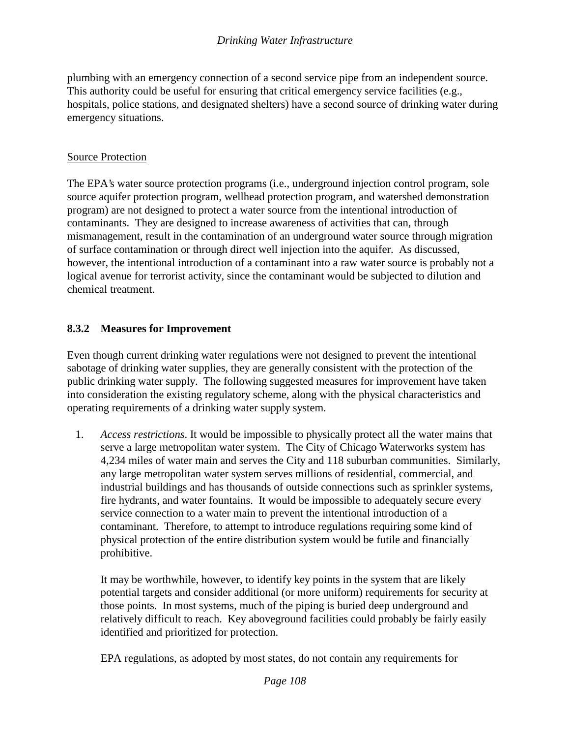plumbing with an emergency connection of a second service pipe from an independent source. This authority could be useful for ensuring that critical emergency service facilities (e.g., hospitals, police stations, and designated shelters) have a second source of drinking water during emergency situations.

Source Protection

The EPA's water source protection programs (i.e., underground injection control program, sole source aquifer protection program, wellhead protection program, and watershed demonstration program) are not designed to protect a water source from the intentional introduction of contaminants. They are designed to increase awareness of activities that can, through mismanagement, result in the contamination of an underground water source through migration of surface contamination or through direct well injection into the aquifer. As discussed, however, the intentional introduction of a contaminant into a raw water source is probably not a logical avenue for terrorist activity, since the contaminant would be subjected to dilution and chemical treatment.

### 8.3.2 Measures for Improvement

Even though current drinking water regulations were not designed to prevent the intentional sabotage of drinking water supplies, they are generally consistent with the protection of the public drinking water supply. The following suggested measures for improvement have taken into consideration the existing regulatory scheme, along with the physical characteristics and operating requirements of a drinking water supply system.

1. *Access restrictions*. It would be impossible to physically protect all the water mains that serve a large metropolitan water system. The City of Chicago Waterworks system has 4,234 miles of water main and serves the City and 118 suburban communities. Similarly, any large metropolitan water system serves millions of residential, commercial, and industrial buildings and has thousands of outside connections such as sprinkler systems, fire hydrants, and water fountains. It would be impossible to adequately secure every service connection to a water main to prevent the intentional introduction of a contaminant. Therefore, to attempt to introduce regulations requiring some kind of physical protection of the entire distribution system would be futile and financially prohibitive.

   It may be worthwhile, however, to identify key points in the system that are likely potential targets and consider additional (or more uniform) requirements for security at those points. In most systems, much of the piping is buried deep underground and relatively difficult to reach. Key aboveground facilities could probably be fairly easily identified and prioritized for protection.

   EPA regulations, as adopted by most states, do not contain any requirements for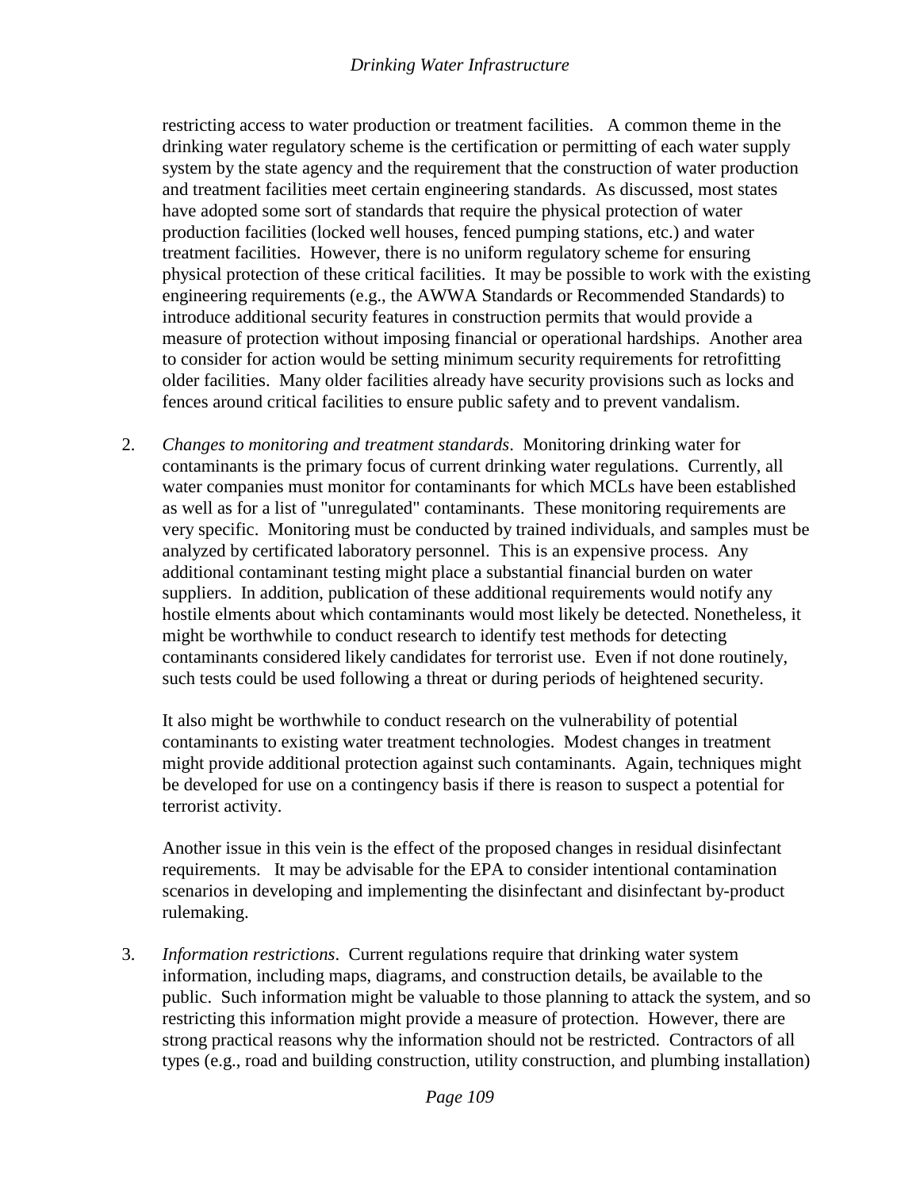restricting access to water production or treatment facilities.   A common theme in the drinking water regulatory scheme is the certification or permitting of each water supply system by the state agency and the requirement that the construction of water production and treatment facilities meet certain engineering standards.  As discussed, most states have adopted some sort of standards that require the physical protection of water production facilities (locked well houses, fenced pumping stations, etc.) and water treatment facilities.  However, there is no uniform regulatory scheme for ensuring physical protection of these critical facilities.  It may be possible to work with the existing engineering requirements (e.g., the AWWA Standards or Recommended Standards) to introduce additional security features in construction permits that would provide a measure of protection without imposing financial or operational hardships.  Another area to consider for action would be setting minimum security requirements for retrofitting older facilities.  Many older facilities already have security provisions such as locks and fences around critical facilities to ensure public safety and to prevent vandalism.

2. *Changes to monitoring and treatment standards*.  Monitoring drinking water for contaminants is the primary focus of current drinking water regulations.  Currently, all water companies must monitor for contaminants for which MCLs have been established as well as for a list of "unregulated" contaminants.  These monitoring requirements are very specific.  Monitoring must be conducted by trained individuals, and samples must be analyzed by certificated laboratory personnel.  This is an expensive process.  Any additional contaminant testing might place a substantial financial burden on water suppliers.  In addition, publication of these additional requirements would notify any hostile elments about which contaminants would most likely be detected. Nonetheless, it might be worthwhile to conduct research to identify test methods for detecting contaminants considered likely candidates for terrorist use.  Even if not done routinely, such tests could be used following a threat or during periods of heightened security.

   It also might be worthwhile to conduct research on the vulnerability of potential contaminants to existing water treatment technologies.  Modest changes in treatment might provide additional protection against such contaminants.  Again, techniques might be developed for use on a contingency basis if there is reason to suspect a potential for terrorist activity.

   Another issue in this vein is the effect of the proposed changes in residual disinfectant requirements.   It may be advisable for the EPA to consider intentional contamination scenarios in developing and implementing the disinfectant and disinfectant by-product rulemaking.

3. *Information restrictions*.  Current regulations require that drinking water system information, including maps, diagrams, and construction details, be available to the public.  Such information might be valuable to those planning to attack the system, and so restricting this information might provide a measure of protection.  However, there are strong practical reasons why the information should not be restricted.  Contractors of all types (e.g., road and building construction, utility construction, and plumbing installation)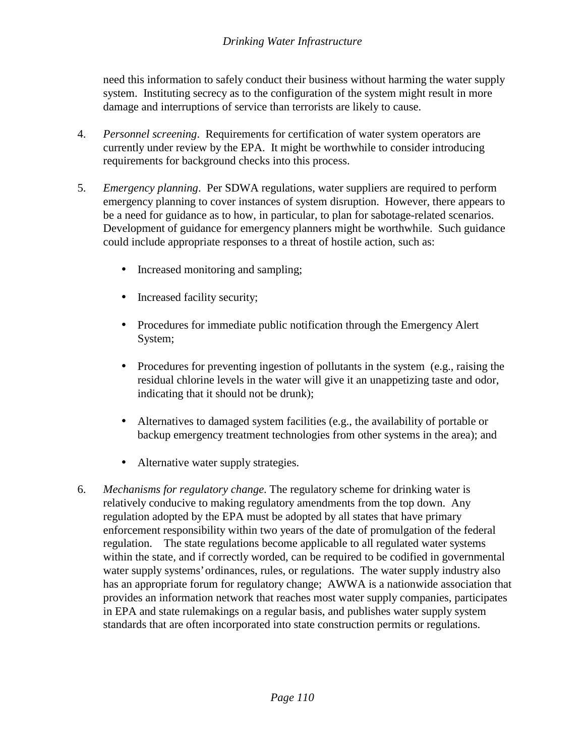need this information to safely conduct their business without harming the water supply system. Instituting secrecy as to the configuration of the system might result in more damage and interruptions of service than terrorists are likely to cause.

4. *Personnel screening*. Requirements for certification of water system operators are currently under review by the EPA. It might be worthwhile to consider introducing requirements for background checks into this process.

5. *Emergency planning*. Per SDWA regulations, water suppliers are required to perform emergency planning to cover instances of system disruption. However, there appears to be a need for guidance as to how, in particular, to plan for sabotage-related scenarios. Development of guidance for emergency planners might be worthwhile. Such guidance could include appropriate responses to a threat of hostile action, such as:

   - Increased monitoring and sampling;
   - Increased facility security;
   - Procedures for immediate public notification through the Emergency Alert System;
   - Procedures for preventing ingestion of pollutants in the system (e.g., raising the residual chlorine levels in the water will give it an unappetizing taste and odor, indicating that it should not be drunk);
   - Alternatives to damaged system facilities (e.g., the availability of portable or backup emergency treatment technologies from other systems in the area); and
   - Alternative water supply strategies.

6. *Mechanisms for regulatory change.* The regulatory scheme for drinking water is relatively conducive to making regulatory amendments from the top down. Any regulation adopted by the EPA must be adopted by all states that have primary enforcement responsibility within two years of the date of promulgation of the federal regulation. The state regulations become applicable to all regulated water systems within the state, and if correctly worded, can be required to be codified in governmental water supply systems' ordinances, rules, or regulations. The water supply industry also has an appropriate forum for regulatory change; AWWA is a nationwide association that provides an information network that reaches most water supply companies, participates in EPA and state rulemakings on a regular basis, and publishes water supply system standards that are often incorporated into state construction permits or regulations.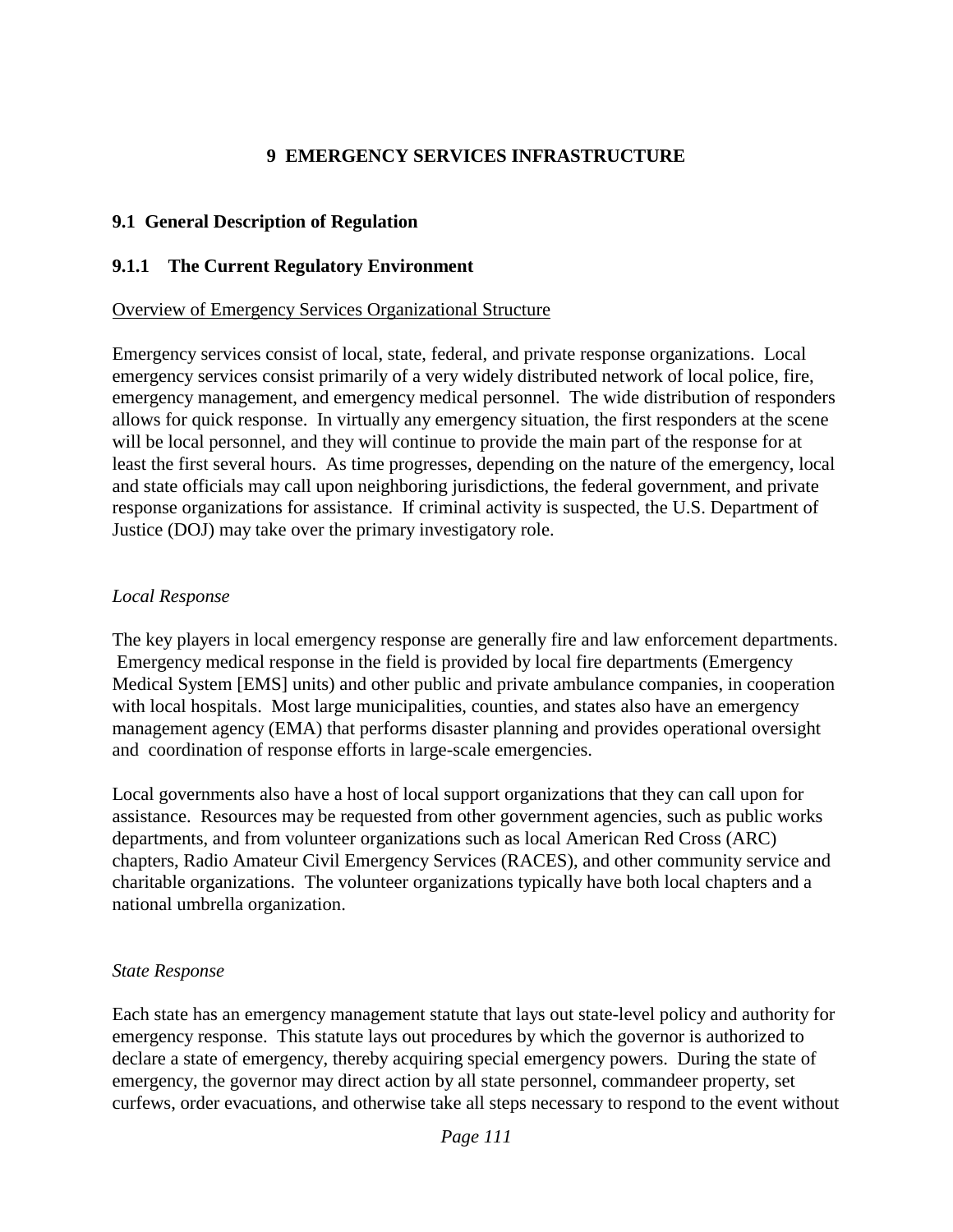# 9 EMERGENCY SERVICES INFRASTRUCTURE

## 9.1 General Description of Regulation

### 9.1.1 The Current Regulatory Environment

<u>Overview of Emergency Services Organizational Structure</u>

Emergency services consist of local, state, federal, and private response organizations. Local emergency services consist primarily of a very widely distributed network of local police, fire, emergency management, and emergency medical personnel. The wide distribution of responders allows for quick response. In virtually any emergency situation, the first responders at the scene will be local personnel, and they will continue to provide the main part of the response for at least the first several hours. As time progresses, depending on the nature of the emergency, local and state officials may call upon neighboring jurisdictions, the federal government, and private response organizations for assistance. If criminal activity is suspected, the U.S. Department of Justice (DOJ) may take over the primary investigatory role.

*Local Response*

The key players in local emergency response are generally fire and law enforcement departments. Emergency medical response in the field is provided by local fire departments (Emergency Medical System [EMS] units) and other public and private ambulance companies, in cooperation with local hospitals. Most large municipalities, counties, and states also have an emergency management agency (EMA) that performs disaster planning and provides operational oversight and coordination of response efforts in large-scale emergencies.

Local governments also have a host of local support organizations that they can call upon for assistance. Resources may be requested from other government agencies, such as public works departments, and from volunteer organizations such as local American Red Cross (ARC) chapters, Radio Amateur Civil Emergency Services (RACES), and other community service and charitable organizations. The volunteer organizations typically have both local chapters and a national umbrella organization.

*State Response*

Each state has an emergency management statute that lays out state-level policy and authority for emergency response. This statute lays out procedures by which the governor is authorized to declare a state of emergency, thereby acquiring special emergency powers. During the state of emergency, the governor may direct action by all state personnel, commandeer property, set curfews, order evacuations, and otherwise take all steps necessary to respond to the event without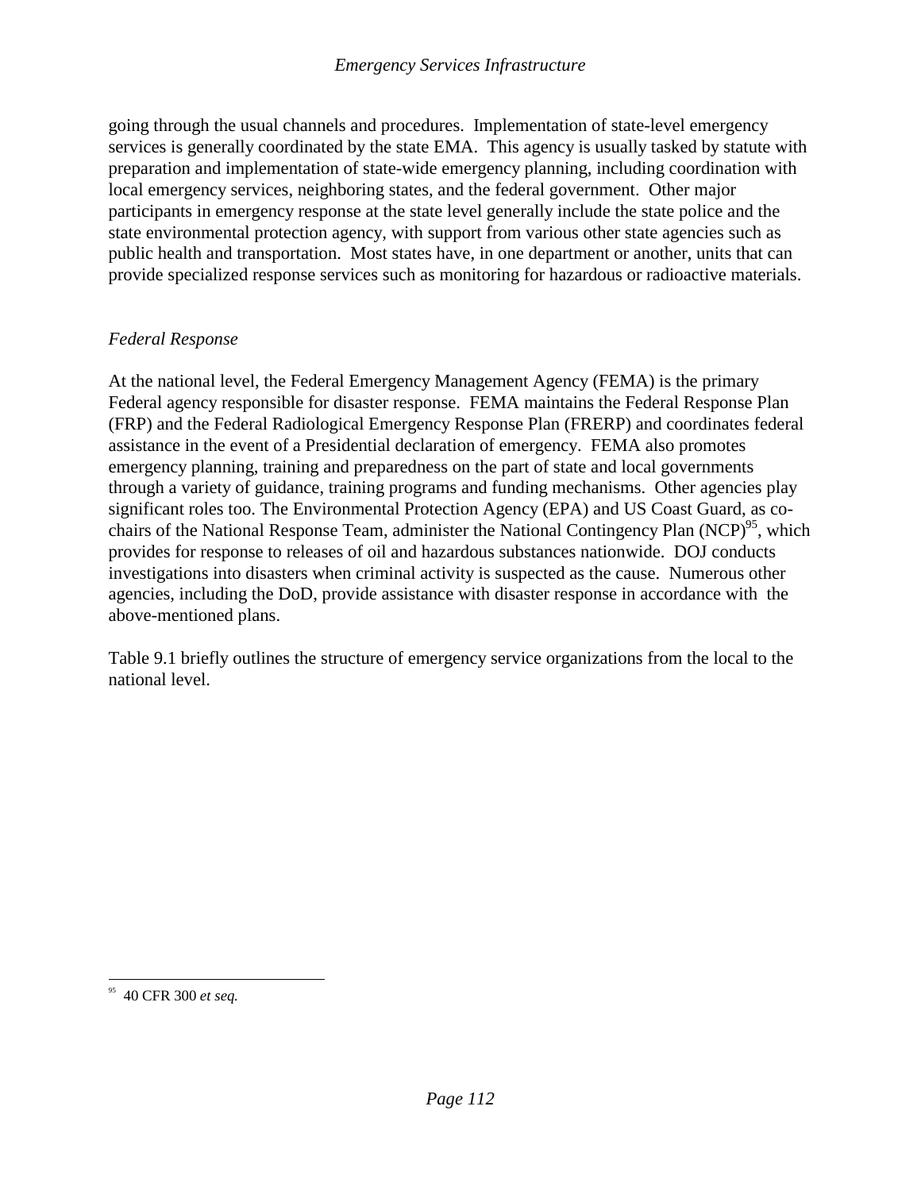going through the usual channels and procedures. Implementation of state-level emergency services is generally coordinated by the state EMA. This agency is usually tasked by statute with preparation and implementation of state-wide emergency planning, including coordination with local emergency services, neighboring states, and the federal government. Other major participants in emergency response at the state level generally include the state police and the state environmental protection agency, with support from various other state agencies such as public health and transportation. Most states have, in one department or another, units that can provide specialized response services such as monitoring for hazardous or radioactive materials.

*Federal Response*

At the national level, the Federal Emergency Management Agency (FEMA) is the primary Federal agency responsible for disaster response. FEMA maintains the Federal Response Plan (FRP) and the Federal Radiological Emergency Response Plan (FRERP) and coordinates federal assistance in the event of a Presidential declaration of emergency. FEMA also promotes emergency planning, training and preparedness on the part of state and local governments through a variety of guidance, training programs and funding mechanisms. Other agencies play significant roles too. The Environmental Protection Agency (EPA) and US Coast Guard, as co-chairs of the National Response Team, administer the National Contingency Plan (NCP)[95], which provides for response to releases of oil and hazardous substances nationwide. DOJ conducts investigations into disasters when criminal activity is suspected as the cause. Numerous other agencies, including the DoD, provide assistance with disaster response in accordance with the above-mentioned plans.

Table 9.1 briefly outlines the structure of emergency service organizations from the local to the national level.

---

[95] 40 CFR 300 *et seq.*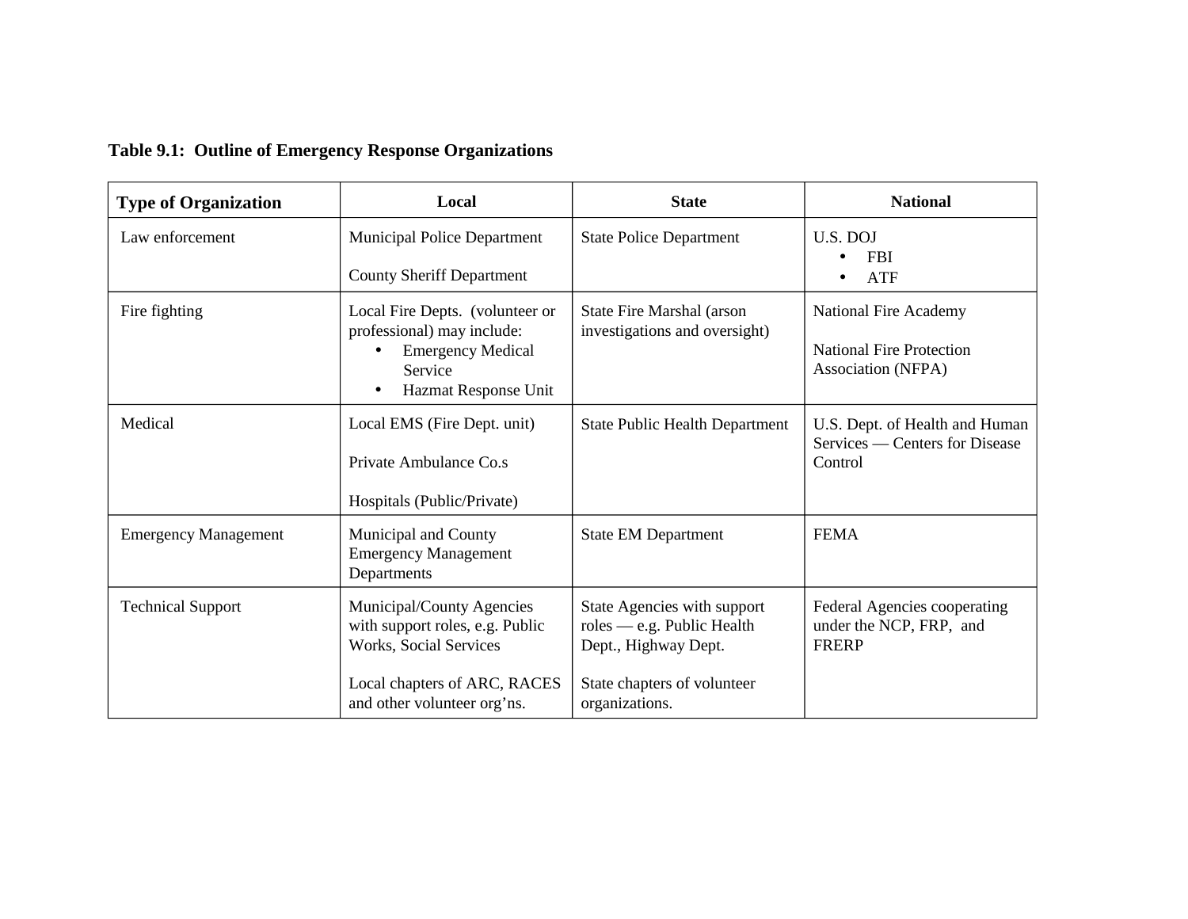**Table 9.1: Outline of Emergency Response Organizations**

| Type of Organization | Local | State | National |
|---|---|---|---|
| Law enforcement | Municipal Police Department<br><br>County Sheriff Department | State Police Department | U.S. DOJ<br>• FBI<br>• ATF |
| Fire fighting | Local Fire Depts. (volunteer or professional) may include:<br>• Emergency Medical Service<br>• Hazmat Response Unit | State Fire Marshal (arson investigations and oversight) | National Fire Academy<br><br>National Fire Protection Association (NFPA) |
| Medical | Local EMS (Fire Dept. unit)<br><br>Private Ambulance Co.s<br><br>Hospitals (Public/Private) | State Public Health Department | U.S. Dept. of Health and Human Services — Centers for Disease Control |
| Emergency Management | Municipal and County Emergency Management Departments | State EM Department | FEMA |
| Technical Support | Municipal/County Agencies with support roles, e.g. Public Works, Social Services<br><br>Local chapters of ARC, RACES and other volunteer org'ns. | State Agencies with support roles — e.g. Public Health Dept., Highway Dept.<br><br>State chapters of volunteer organizations. | Federal Agencies cooperating under the NCP, FRP, and FRERP |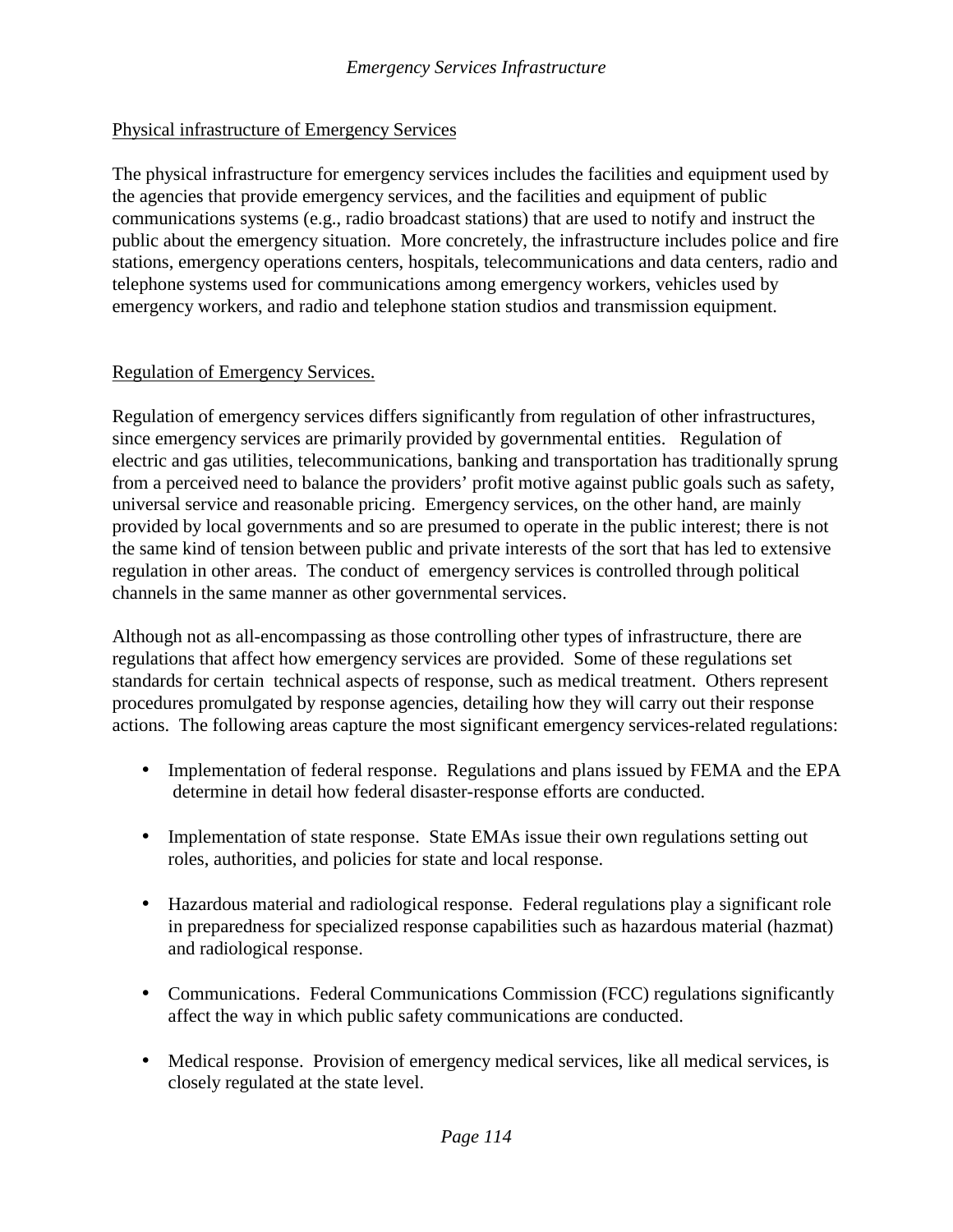Physical infrastructure of Emergency Services

The physical infrastructure for emergency services includes the facilities and equipment used by the agencies that provide emergency services, and the facilities and equipment of public communications systems (e.g., radio broadcast stations) that are used to notify and instruct the public about the emergency situation. More concretely, the infrastructure includes police and fire stations, emergency operations centers, hospitals, telecommunications and data centers, radio and telephone systems used for communications among emergency workers, vehicles used by emergency workers, and radio and telephone station studios and transmission equipment.

Regulation of Emergency Services.

Regulation of emergency services differs significantly from regulation of other infrastructures, since emergency services are primarily provided by governmental entities. Regulation of electric and gas utilities, telecommunications, banking and transportation has traditionally sprung from a perceived need to balance the providers' profit motive against public goals such as safety, universal service and reasonable pricing. Emergency services, on the other hand, are mainly provided by local governments and so are presumed to operate in the public interest; there is not the same kind of tension between public and private interests of the sort that has led to extensive regulation in other areas. The conduct of emergency services is controlled through political channels in the same manner as other governmental services.

Although not as all-encompassing as those controlling other types of infrastructure, there are regulations that affect how emergency services are provided. Some of these regulations set standards for certain technical aspects of response, such as medical treatment. Others represent procedures promulgated by response agencies, detailing how they will carry out their response actions. The following areas capture the most significant emergency services-related regulations:

- Implementation of federal response. Regulations and plans issued by FEMA and the EPA determine in detail how federal disaster-response efforts are conducted.

- Implementation of state response. State EMAs issue their own regulations setting out roles, authorities, and policies for state and local response.

- Hazardous material and radiological response. Federal regulations play a significant role in preparedness for specialized response capabilities such as hazardous material (hazmat) and radiological response.

- Communications. Federal Communications Commission (FCC) regulations significantly affect the way in which public safety communications are conducted.

- Medical response. Provision of emergency medical services, like all medical services, is closely regulated at the state level.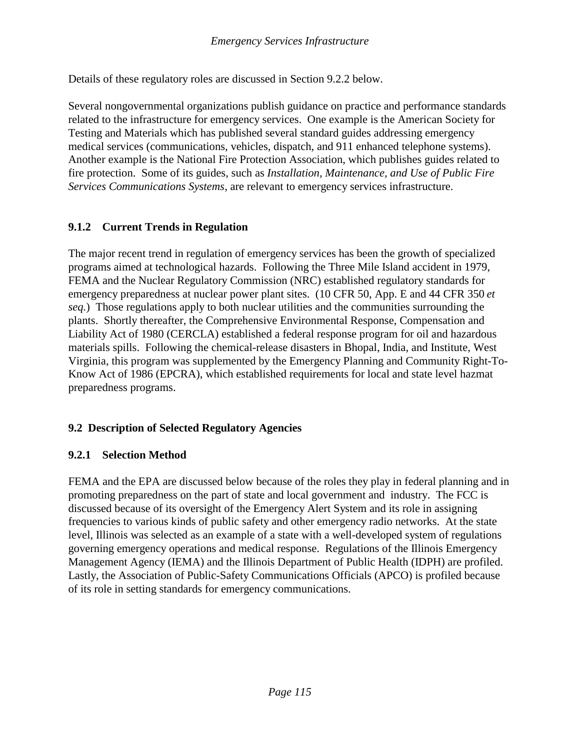Details of these regulatory roles are discussed in Section 9.2.2 below.

Several nongovernmental organizations publish guidance on practice and performance standards related to the infrastructure for emergency services. One example is the American Society for Testing and Materials which has published several standard guides addressing emergency medical services (communications, vehicles, dispatch, and 911 enhanced telephone systems). Another example is the National Fire Protection Association, which publishes guides related to fire protection. Some of its guides, such as *Installation, Maintenance, and Use of Public Fire Services Communications Systems*, are relevant to emergency services infrastructure.

### 9.1.2 Current Trends in Regulation

The major recent trend in regulation of emergency services has been the growth of specialized programs aimed at technological hazards. Following the Three Mile Island accident in 1979, FEMA and the Nuclear Regulatory Commission (NRC) established regulatory standards for emergency preparedness at nuclear power plant sites. (10 CFR 50, App. E and 44 CFR 350 *et seq.*) Those regulations apply to both nuclear utilities and the communities surrounding the plants. Shortly thereafter, the Comprehensive Environmental Response, Compensation and Liability Act of 1980 (CERCLA) established a federal response program for oil and hazardous materials spills. Following the chemical-release disasters in Bhopal, India, and Institute, West Virginia, this program was supplemented by the Emergency Planning and Community Right-To-Know Act of 1986 (EPCRA), which established requirements for local and state level hazmat preparedness programs.

## 9.2 Description of Selected Regulatory Agencies

### 9.2.1 Selection Method

FEMA and the EPA are discussed below because of the roles they play in federal planning and in promoting preparedness on the part of state and local government and industry. The FCC is discussed because of its oversight of the Emergency Alert System and its role in assigning frequencies to various kinds of public safety and other emergency radio networks. At the state level, Illinois was selected as an example of a state with a well-developed system of regulations governing emergency operations and medical response. Regulations of the Illinois Emergency Management Agency (IEMA) and the Illinois Department of Public Health (IDPH) are profiled. Lastly, the Association of Public-Safety Communications Officials (APCO) is profiled because of its role in setting standards for emergency communications.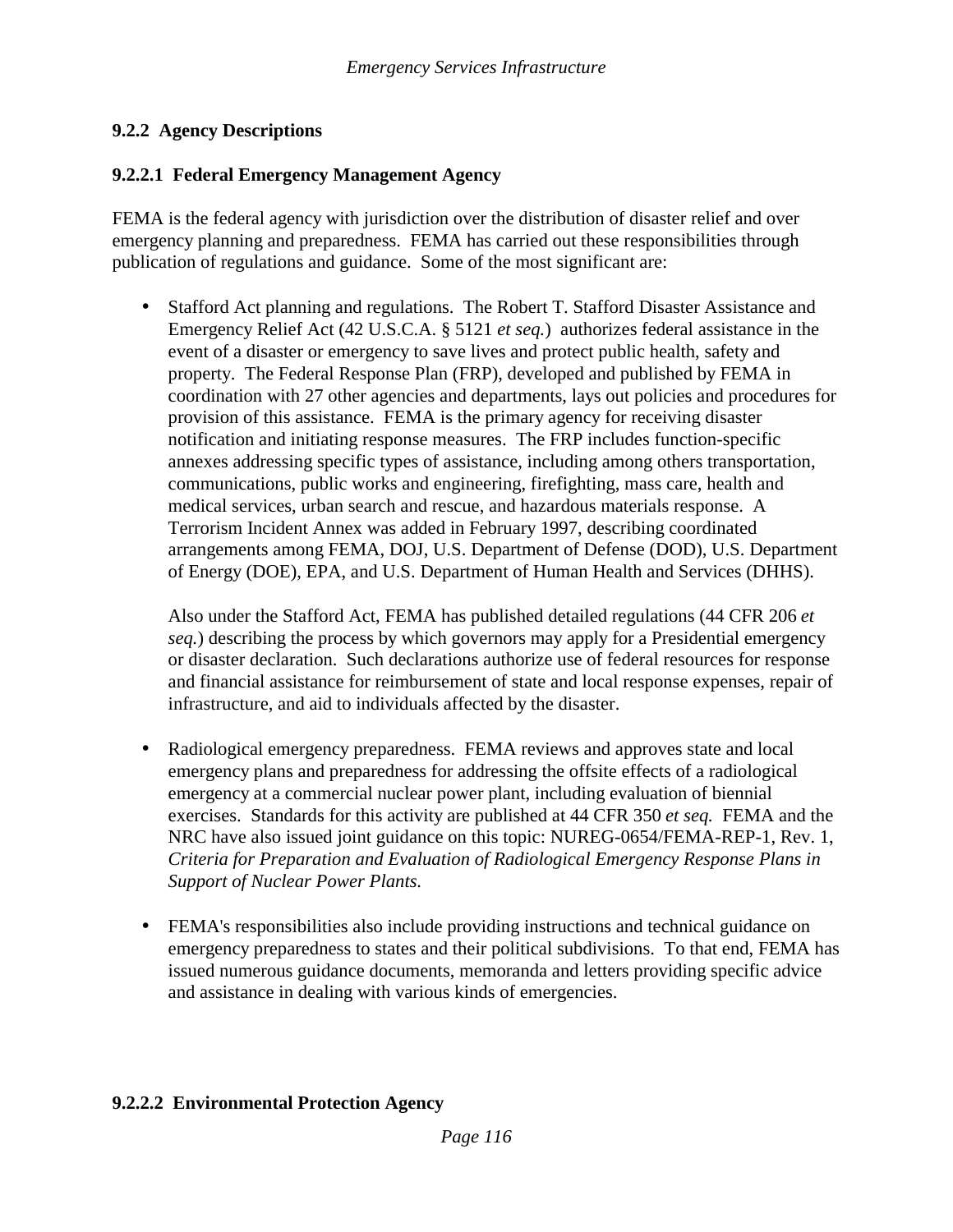### 9.2.2 Agency Descriptions

#### 9.2.2.1 Federal Emergency Management Agency

FEMA is the federal agency with jurisdiction over the distribution of disaster relief and over emergency planning and preparedness. FEMA has carried out these responsibilities through publication of regulations and guidance. Some of the most significant are:

- Stafford Act planning and regulations. The Robert T. Stafford Disaster Assistance and Emergency Relief Act (42 U.S.C.A. § 5121 *et seq.*) authorizes federal assistance in the event of a disaster or emergency to save lives and protect public health, safety and property. The Federal Response Plan (FRP), developed and published by FEMA in coordination with 27 other agencies and departments, lays out policies and procedures for provision of this assistance. FEMA is the primary agency for receiving disaster notification and initiating response measures. The FRP includes function-specific annexes addressing specific types of assistance, including among others transportation, communications, public works and engineering, firefighting, mass care, health and medical services, urban search and rescue, and hazardous materials response. A Terrorism Incident Annex was added in February 1997, describing coordinated arrangements among FEMA, DOJ, U.S. Department of Defense (DOD), U.S. Department of Energy (DOE), EPA, and U.S. Department of Human Health and Services (DHHS).

  Also under the Stafford Act, FEMA has published detailed regulations (44 CFR 206 *et seq.*) describing the process by which governors may apply for a Presidential emergency or disaster declaration. Such declarations authorize use of federal resources for response and financial assistance for reimbursement of state and local response expenses, repair of infrastructure, and aid to individuals affected by the disaster.

- Radiological emergency preparedness. FEMA reviews and approves state and local emergency plans and preparedness for addressing the offsite effects of a radiological emergency at a commercial nuclear power plant, including evaluation of biennial exercises. Standards for this activity are published at 44 CFR 350 *et seq.* FEMA and the NRC have also issued joint guidance on this topic: NUREG-0654/FEMA-REP-1, Rev. 1, *Criteria for Preparation and Evaluation of Radiological Emergency Response Plans in Support of Nuclear Power Plants.*

- FEMA's responsibilities also include providing instructions and technical guidance on emergency preparedness to states and their political subdivisions. To that end, FEMA has issued numerous guidance documents, memoranda and letters providing specific advice and assistance in dealing with various kinds of emergencies.

#### 9.2.2.2 Environmental Protection Agency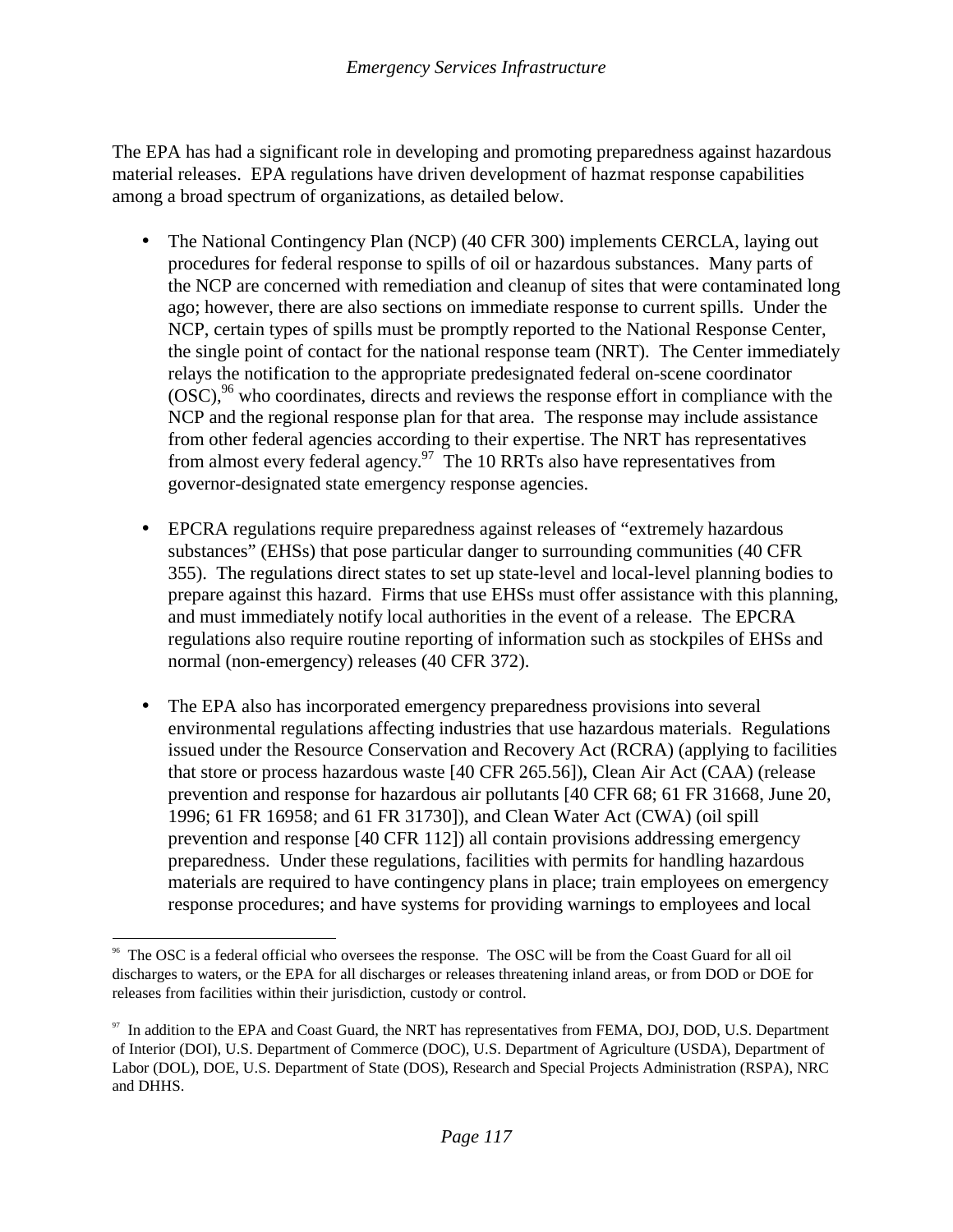The EPA has had a significant role in developing and promoting preparedness against hazardous material releases. EPA regulations have driven development of hazmat response capabilities among a broad spectrum of organizations, as detailed below.

- The National Contingency Plan (NCP) (40 CFR 300) implements CERCLA, laying out procedures for federal response to spills of oil or hazardous substances. Many parts of the NCP are concerned with remediation and cleanup of sites that were contaminated long ago; however, there are also sections on immediate response to current spills. Under the NCP, certain types of spills must be promptly reported to the National Response Center, the single point of contact for the national response team (NRT). The Center immediately relays the notification to the appropriate predesignated federal on-scene coordinator (OSC),[96] who coordinates, directs and reviews the response effort in compliance with the NCP and the regional response plan for that area. The response may include assistance from other federal agencies according to their expertise. The NRT has representatives from almost every federal agency.[97] The 10 RRTs also have representatives from governor-designated state emergency response agencies.

- EPCRA regulations require preparedness against releases of "extremely hazardous substances" (EHSs) that pose particular danger to surrounding communities (40 CFR 355). The regulations direct states to set up state-level and local-level planning bodies to prepare against this hazard. Firms that use EHSs must offer assistance with this planning, and must immediately notify local authorities in the event of a release. The EPCRA regulations also require routine reporting of information such as stockpiles of EHSs and normal (non-emergency) releases (40 CFR 372).

- The EPA also has incorporated emergency preparedness provisions into several environmental regulations affecting industries that use hazardous materials. Regulations issued under the Resource Conservation and Recovery Act (RCRA) (applying to facilities that store or process hazardous waste [40 CFR 265.56]), Clean Air Act (CAA) (release prevention and response for hazardous air pollutants [40 CFR 68; 61 FR 31668, June 20, 1996; 61 FR 16958; and 61 FR 31730]), and Clean Water Act (CWA) (oil spill prevention and response [40 CFR 112]) all contain provisions addressing emergency preparedness. Under these regulations, facilities with permits for handling hazardous materials are required to have contingency plans in place; train employees on emergency response procedures; and have systems for providing warnings to employees and local

---

[96] The OSC is a federal official who oversees the response. The OSC will be from the Coast Guard for all oil discharges to waters, or the EPA for all discharges or releases threatening inland areas, or from DOD or DOE for releases from facilities within their jurisdiction, custody or control.

[97] In addition to the EPA and Coast Guard, the NRT has representatives from FEMA, DOJ, DOD, U.S. Department of Interior (DOI), U.S. Department of Commerce (DOC), U.S. Department of Agriculture (USDA), Department of Labor (DOL), DOE, U.S. Department of State (DOS), Research and Special Projects Administration (RSPA), NRC and DHHS.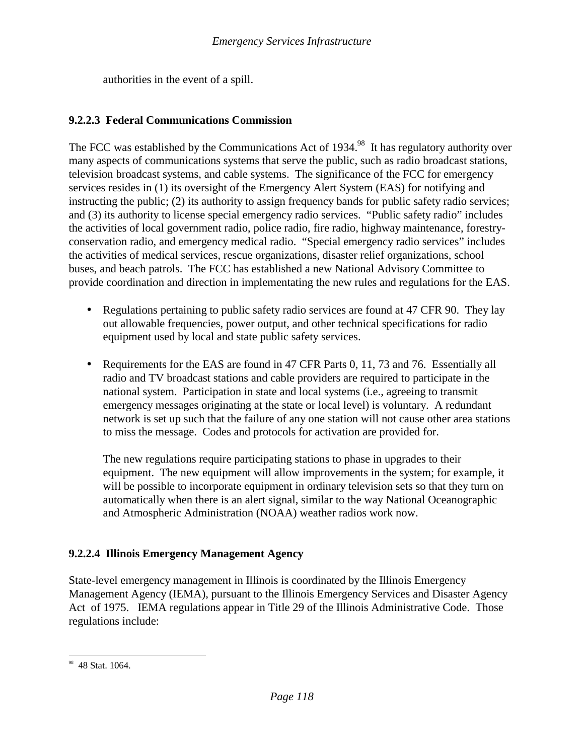authorities in the event of a spill.

### 9.2.2.3 Federal Communications Commission

The FCC was established by the Communications Act of 1934.[98] It has regulatory authority over many aspects of communications systems that serve the public, such as radio broadcast stations, television broadcast systems, and cable systems. The significance of the FCC for emergency services resides in (1) its oversight of the Emergency Alert System (EAS) for notifying and instructing the public; (2) its authority to assign frequency bands for public safety radio services; and (3) its authority to license special emergency radio services. "Public safety radio" includes the activities of local government radio, police radio, fire radio, highway maintenance, forestry-conservation radio, and emergency medical radio. "Special emergency radio services" includes the activities of medical services, rescue organizations, disaster relief organizations, school buses, and beach patrols. The FCC has established a new National Advisory Committee to provide coordination and direction in implementating the new rules and regulations for the EAS.

- Regulations pertaining to public safety radio services are found at 47 CFR 90. They lay out allowable frequencies, power output, and other technical specifications for radio equipment used by local and state public safety services.

- Requirements for the EAS are found in 47 CFR Parts 0, 11, 73 and 76. Essentially all radio and TV broadcast stations and cable providers are required to participate in the national system. Participation in state and local systems (i.e., agreeing to transmit emergency messages originating at the state or local level) is voluntary. A redundant network is set up such that the failure of any one station will not cause other area stations to miss the message. Codes and protocols for activation are provided for.

  The new regulations require participating stations to phase in upgrades to their equipment. The new equipment will allow improvements in the system; for example, it will be possible to incorporate equipment in ordinary television sets so that they turn on automatically when there is an alert signal, similar to the way National Oceanographic and Atmospheric Administration (NOAA) weather radios work now.

### 9.2.2.4 Illinois Emergency Management Agency

State-level emergency management in Illinois is coordinated by the Illinois Emergency Management Agency (IEMA), pursuant to the Illinois Emergency Services and Disaster Agency Act of 1975. IEMA regulations appear in Title 29 of the Illinois Administrative Code. Those regulations include:

---

[98] 48 Stat. 1064.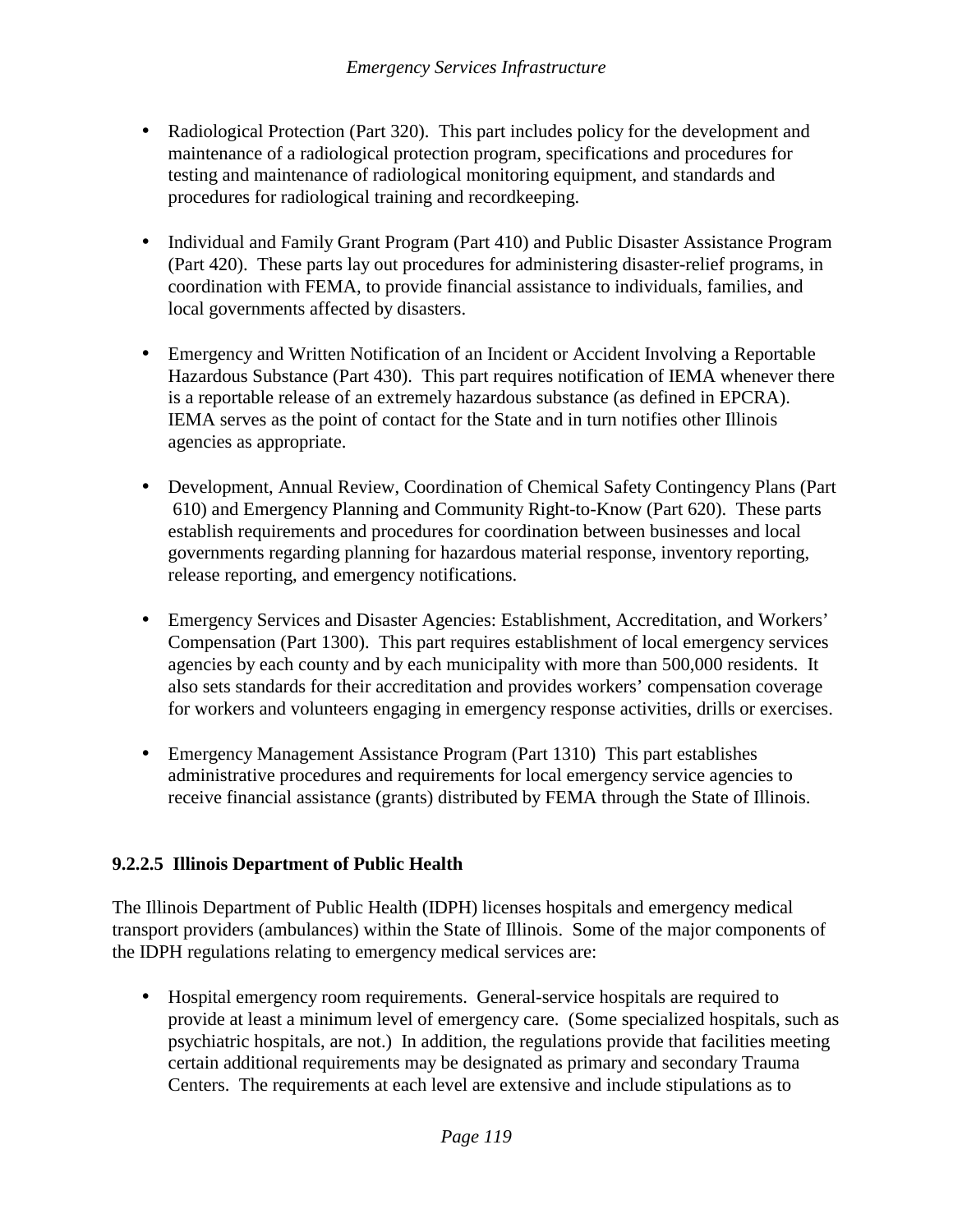- Radiological Protection (Part 320). This part includes policy for the development and maintenance of a radiological protection program, specifications and procedures for testing and maintenance of radiological monitoring equipment, and standards and procedures for radiological training and recordkeeping.

- Individual and Family Grant Program (Part 410) and Public Disaster Assistance Program (Part 420). These parts lay out procedures for administering disaster-relief programs, in coordination with FEMA, to provide financial assistance to individuals, families, and local governments affected by disasters.

- Emergency and Written Notification of an Incident or Accident Involving a Reportable Hazardous Substance (Part 430). This part requires notification of IEMA whenever there is a reportable release of an extremely hazardous substance (as defined in EPCRA). IEMA serves as the point of contact for the State and in turn notifies other Illinois agencies as appropriate.

- Development, Annual Review, Coordination of Chemical Safety Contingency Plans (Part 610) and Emergency Planning and Community Right-to-Know (Part 620). These parts establish requirements and procedures for coordination between businesses and local governments regarding planning for hazardous material response, inventory reporting, release reporting, and emergency notifications.

- Emergency Services and Disaster Agencies: Establishment, Accreditation, and Workers' Compensation (Part 1300). This part requires establishment of local emergency services agencies by each county and by each municipality with more than 500,000 residents. It also sets standards for their accreditation and provides workers' compensation coverage for workers and volunteers engaging in emergency response activities, drills or exercises.

- Emergency Management Assistance Program (Part 1310) This part establishes administrative procedures and requirements for local emergency service agencies to receive financial assistance (grants) distributed by FEMA through the State of Illinois.

#### 9.2.2.5 Illinois Department of Public Health

The Illinois Department of Public Health (IDPH) licenses hospitals and emergency medical transport providers (ambulances) within the State of Illinois. Some of the major components of the IDPH regulations relating to emergency medical services are:

- Hospital emergency room requirements. General-service hospitals are required to provide at least a minimum level of emergency care. (Some specialized hospitals, such as psychiatric hospitals, are not.) In addition, the regulations provide that facilities meeting certain additional requirements may be designated as primary and secondary Trauma Centers. The requirements at each level are extensive and include stipulations as to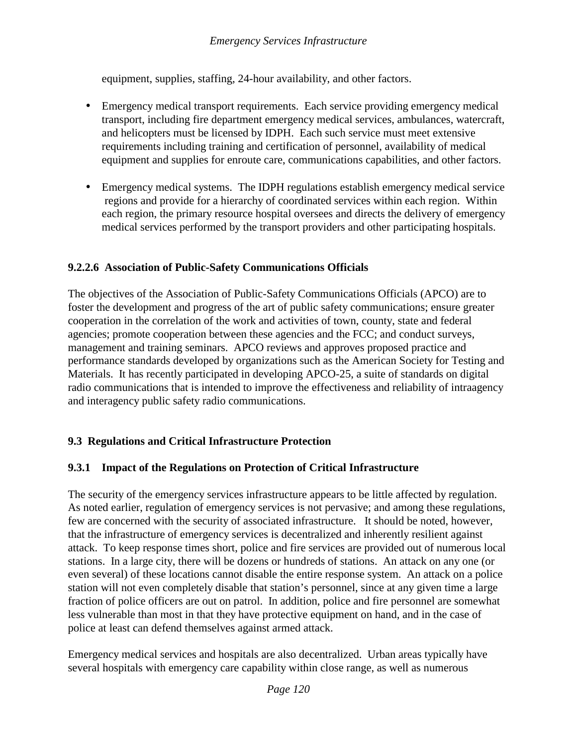equipment, supplies, staffing, 24-hour availability, and other factors.

- Emergency medical transport requirements. Each service providing emergency medical transport, including fire department emergency medical services, ambulances, watercraft, and helicopters must be licensed by IDPH. Each such service must meet extensive requirements including training and certification of personnel, availability of medical equipment and supplies for enroute care, communications capabilities, and other factors.

- Emergency medical systems. The IDPH regulations establish emergency medical service regions and provide for a hierarchy of coordinated services within each region. Within each region, the primary resource hospital oversees and directs the delivery of emergency medical services performed by the transport providers and other participating hospitals.

#### 9.2.2.6 Association of Public-Safety Communications Officials

The objectives of the Association of Public-Safety Communications Officials (APCO) are to foster the development and progress of the art of public safety communications; ensure greater cooperation in the correlation of the work and activities of town, county, state and federal agencies; promote cooperation between these agencies and the FCC; and conduct surveys, management and training seminars. APCO reviews and approves proposed practice and performance standards developed by organizations such as the American Society for Testing and Materials. It has recently participated in developing APCO-25, a suite of standards on digital radio communications that is intended to improve the effectiveness and reliability of intraagency and interagency public safety radio communications.

## 9.3 Regulations and Critical Infrastructure Protection

### 9.3.1 Impact of the Regulations on Protection of Critical Infrastructure

The security of the emergency services infrastructure appears to be little affected by regulation. As noted earlier, regulation of emergency services is not pervasive; and among these regulations, few are concerned with the security of associated infrastructure. It should be noted, however, that the infrastructure of emergency services is decentralized and inherently resilient against attack. To keep response times short, police and fire services are provided out of numerous local stations. In a large city, there will be dozens or hundreds of stations. An attack on any one (or even several) of these locations cannot disable the entire response system. An attack on a police station will not even completely disable that station's personnel, since at any given time a large fraction of police officers are out on patrol. In addition, police and fire personnel are somewhat less vulnerable than most in that they have protective equipment on hand, and in the case of police at least can defend themselves against armed attack.

Emergency medical services and hospitals are also decentralized. Urban areas typically have several hospitals with emergency care capability within close range, as well as numerous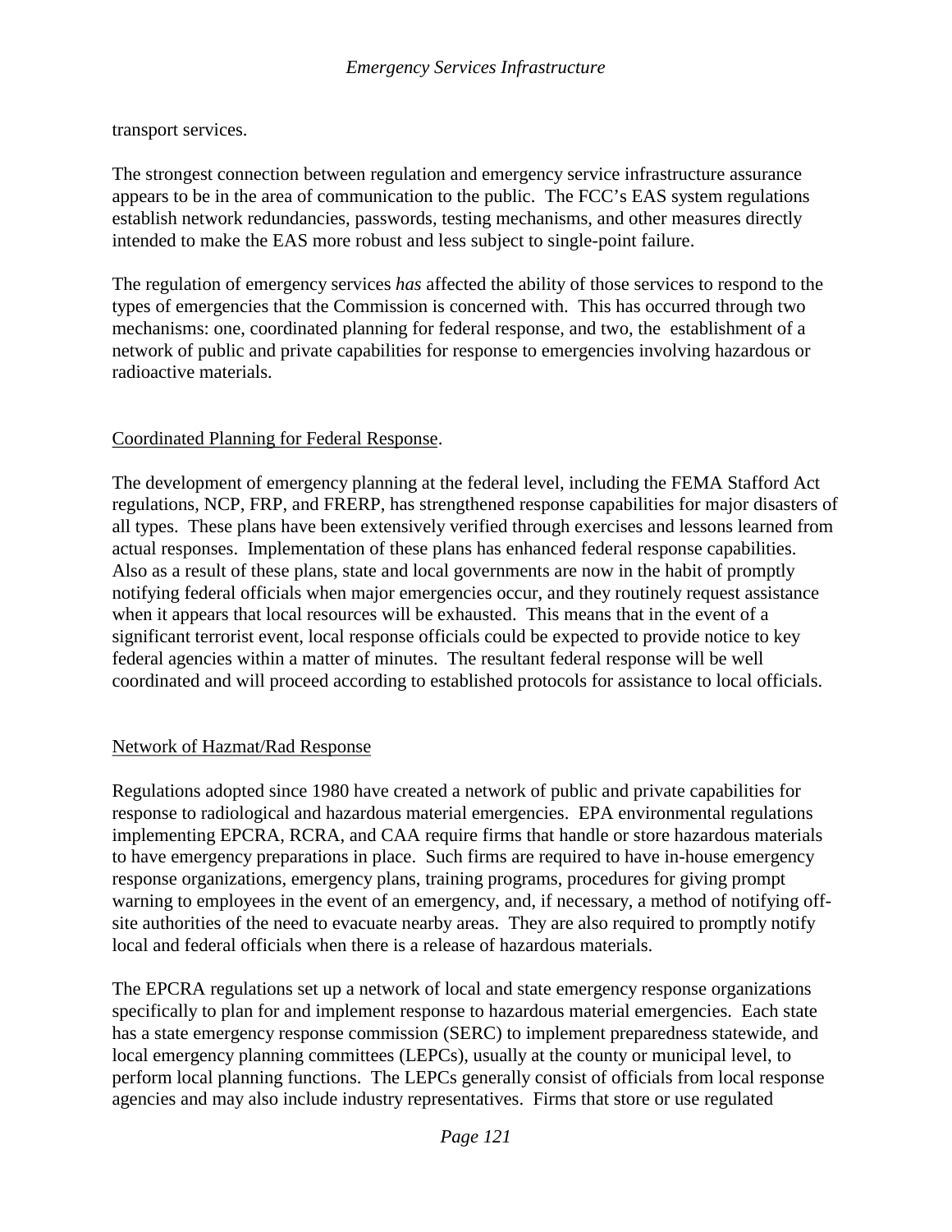transport services.

The strongest connection between regulation and emergency service infrastructure assurance appears to be in the area of communication to the public. The FCC's EAS system regulations establish network redundancies, passwords, testing mechanisms, and other measures directly intended to make the EAS more robust and less subject to single-point failure.

The regulation of emergency services *has* affected the ability of those services to respond to the types of emergencies that the Commission is concerned with. This has occurred through two mechanisms: one, coordinated planning for federal response, and two, the establishment of a network of public and private capabilities for response to emergencies involving hazardous or radioactive materials.

<u>Coordinated Planning for Federal Response</u>.

The development of emergency planning at the federal level, including the FEMA Stafford Act regulations, NCP, FRP, and FRERP, has strengthened response capabilities for major disasters of all types. These plans have been extensively verified through exercises and lessons learned from actual responses. Implementation of these plans has enhanced federal response capabilities. Also as a result of these plans, state and local governments are now in the habit of promptly notifying federal officials when major emergencies occur, and they routinely request assistance when it appears that local resources will be exhausted. This means that in the event of a significant terrorist event, local response officials could be expected to provide notice to key federal agencies within a matter of minutes. The resultant federal response will be well coordinated and will proceed according to established protocols for assistance to local officials.

<u>Network of Hazmat/Rad Response</u>

Regulations adopted since 1980 have created a network of public and private capabilities for response to radiological and hazardous material emergencies. EPA environmental regulations implementing EPCRA, RCRA, and CAA require firms that handle or store hazardous materials to have emergency preparations in place. Such firms are required to have in-house emergency response organizations, emergency plans, training programs, procedures for giving prompt warning to employees in the event of an emergency, and, if necessary, a method of notifying off-site authorities of the need to evacuate nearby areas. They are also required to promptly notify local and federal officials when there is a release of hazardous materials.

The EPCRA regulations set up a network of local and state emergency response organizations specifically to plan for and implement response to hazardous material emergencies. Each state has a state emergency response commission (SERC) to implement preparedness statewide, and local emergency planning committees (LEPCs), usually at the county or municipal level, to perform local planning functions. The LEPCs generally consist of officials from local response agencies and may also include industry representatives. Firms that store or use regulated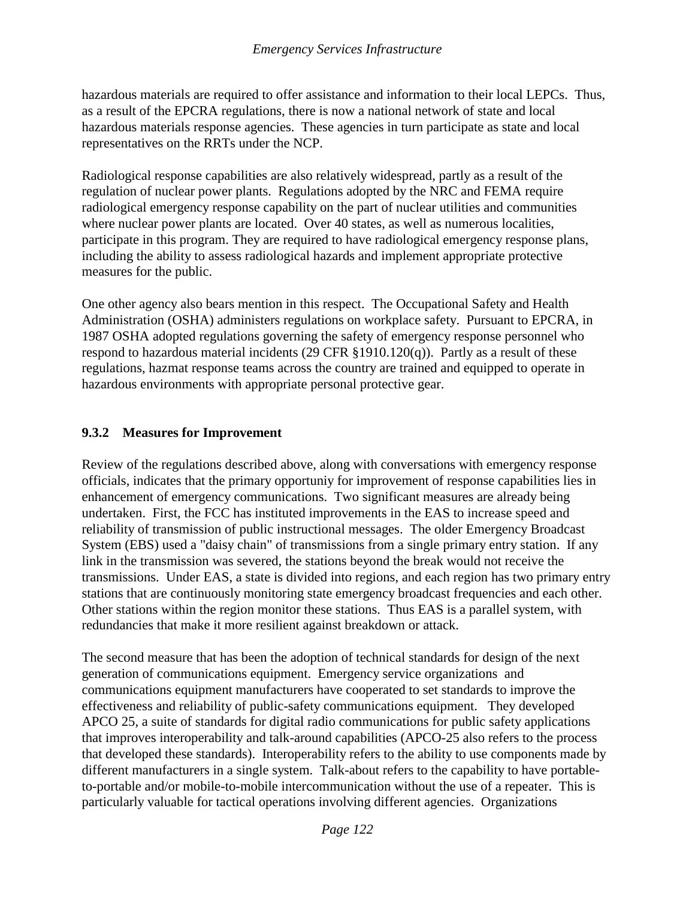hazardous materials are required to offer assistance and information to their local LEPCs. Thus, as a result of the EPCRA regulations, there is now a national network of state and local hazardous materials response agencies. These agencies in turn participate as state and local representatives on the RRTs under the NCP.

Radiological response capabilities are also relatively widespread, partly as a result of the regulation of nuclear power plants. Regulations adopted by the NRC and FEMA require radiological emergency response capability on the part of nuclear utilities and communities where nuclear power plants are located. Over 40 states, as well as numerous localities, participate in this program. They are required to have radiological emergency response plans, including the ability to assess radiological hazards and implement appropriate protective measures for the public.

One other agency also bears mention in this respect. The Occupational Safety and Health Administration (OSHA) administers regulations on workplace safety. Pursuant to EPCRA, in 1987 OSHA adopted regulations governing the safety of emergency response personnel who respond to hazardous material incidents (29 CFR §1910.120(q)). Partly as a result of these regulations, hazmat response teams across the country are trained and equipped to operate in hazardous environments with appropriate personal protective gear.

### 9.3.2 Measures for Improvement

Review of the regulations described above, along with conversations with emergency response officials, indicates that the primary opportuniy for improvement of response capabilities lies in enhancement of emergency communications. Two significant measures are already being undertaken. First, the FCC has instituted improvements in the EAS to increase speed and reliability of transmission of public instructional messages. The older Emergency Broadcast System (EBS) used a "daisy chain" of transmissions from a single primary entry station. If any link in the transmission was severed, the stations beyond the break would not receive the transmissions. Under EAS, a state is divided into regions, and each region has two primary entry stations that are continuously monitoring state emergency broadcast frequencies and each other. Other stations within the region monitor these stations. Thus EAS is a parallel system, with redundancies that make it more resilient against breakdown or attack.

The second measure that has been the adoption of technical standards for design of the next generation of communications equipment. Emergency service organizations and communications equipment manufacturers have cooperated to set standards to improve the effectiveness and reliability of public-safety communications equipment. They developed APCO 25, a suite of standards for digital radio communications for public safety applications that improves interoperability and talk-around capabilities (APCO-25 also refers to the process that developed these standards). Interoperability refers to the ability to use components made by different manufacturers in a single system. Talk-about refers to the capability to have portable-to-portable and/or mobile-to-mobile intercommunication without the use of a repeater. This is particularly valuable for tactical operations involving different agencies. Organizations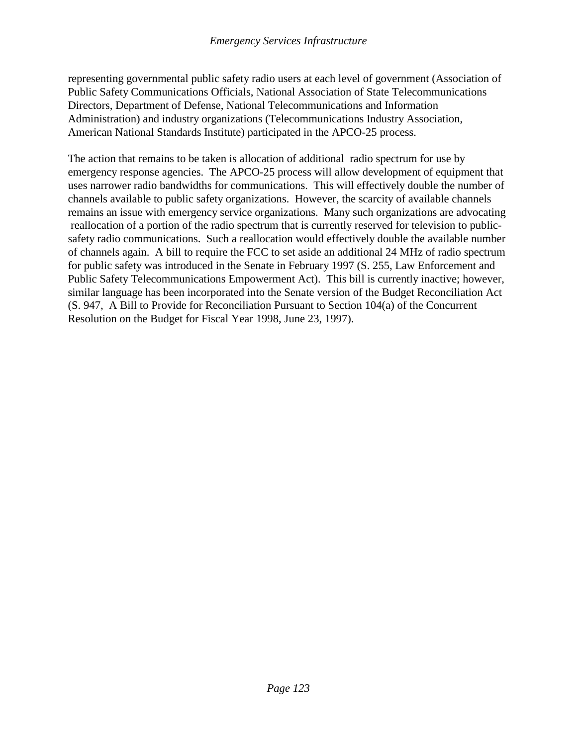representing governmental public safety radio users at each level of government (Association of Public Safety Communications Officials, National Association of State Telecommunications Directors, Department of Defense, National Telecommunications and Information Administration) and industry organizations (Telecommunications Industry Association, American National Standards Institute) participated in the APCO-25 process.

The action that remains to be taken is allocation of additional radio spectrum for use by emergency response agencies. The APCO-25 process will allow development of equipment that uses narrower radio bandwidths for communications. This will effectively double the number of channels available to public safety organizations. However, the scarcity of available channels remains an issue with emergency service organizations. Many such organizations are advocating reallocation of a portion of the radio spectrum that is currently reserved for television to public-safety radio communications. Such a reallocation would effectively double the available number of channels again. A bill to require the FCC to set aside an additional 24 MHz of radio spectrum for public safety was introduced in the Senate in February 1997 (S. 255, Law Enforcement and Public Safety Telecommunications Empowerment Act). This bill is currently inactive; however, similar language has been incorporated into the Senate version of the Budget Reconciliation Act (S. 947, A Bill to Provide for Reconciliation Pursuant to Section 104(a) of the Concurrent Resolution on the Budget for Fiscal Year 1998, June 23, 1997).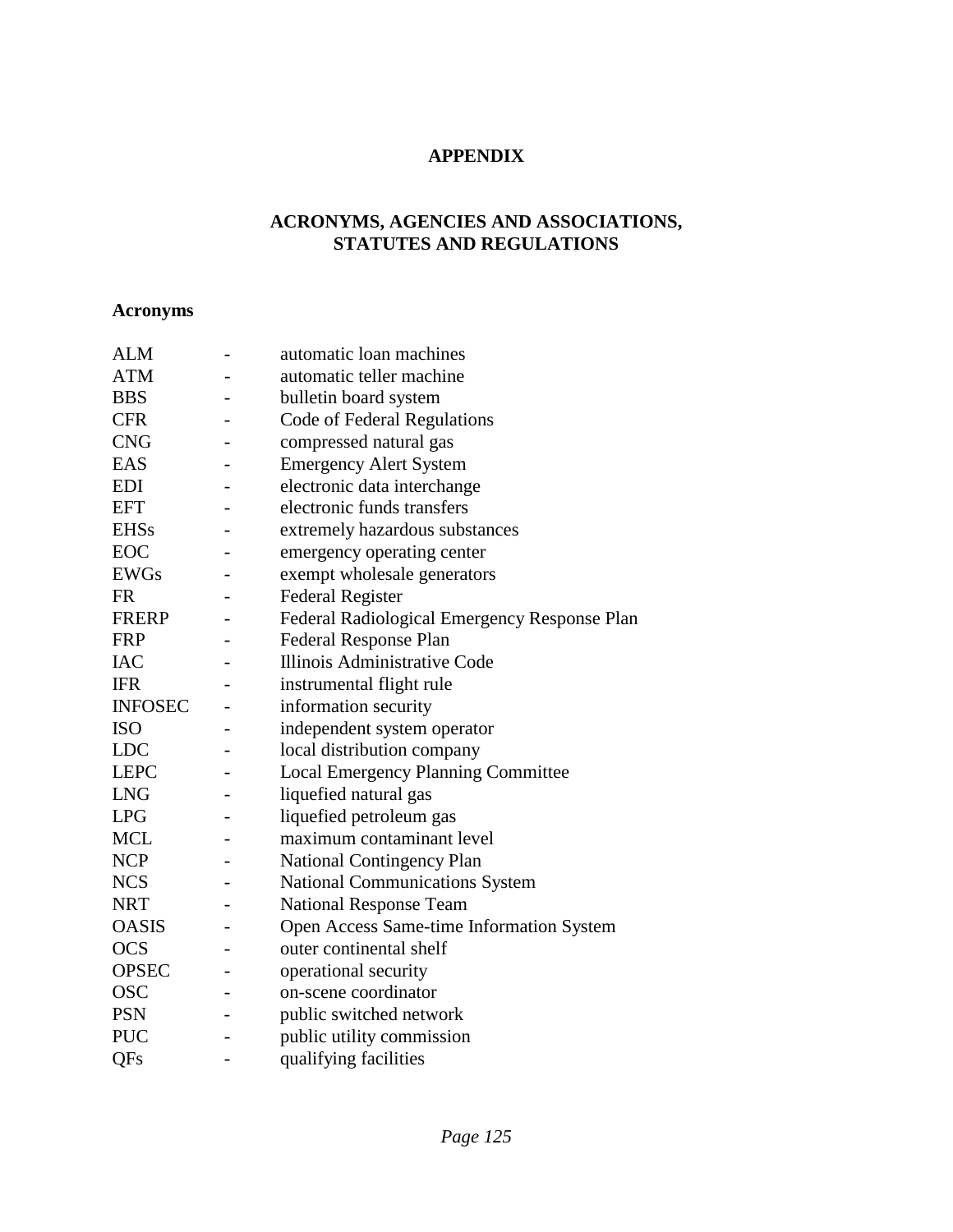# APPENDIX

## ACRONYMS, AGENCIES AND ASSOCIATIONS, STATUTES AND REGULATIONS

### Acronyms

| | | |
|---|---|---|
| ALM | - | automatic loan machines |
| ATM | - | automatic teller machine |
| BBS | - | bulletin board system |
| CFR | - | Code of Federal Regulations |
| CNG | - | compressed natural gas |
| EAS | - | Emergency Alert System |
| EDI | - | electronic data interchange |
| EFT | - | electronic funds transfers |
| EHSs | - | extremely hazardous substances |
| EOC | - | emergency operating center |
| EWGs | - | exempt wholesale generators |
| FR | - | Federal Register |
| FRERP | - | Federal Radiological Emergency Response Plan |
| FRP | - | Federal Response Plan |
| IAC | - | Illinois Administrative Code |
| IFR | - | instrumental flight rule |
| INFOSEC | - | information security |
| ISO | - | independent system operator |
| LDC | - | local distribution company |
| LEPC | - | Local Emergency Planning Committee |
| LNG | - | liquefied natural gas |
| LPG | - | liquefied petroleum gas |
| MCL | - | maximum contaminant level |
| NCP | - | National Contingency Plan |
| NCS | - | National Communications System |
| NRT | - | National Response Team |
| OASIS | - | Open Access Same-time Information System |
| OCS | - | outer continental shelf |
| OPSEC | - | operational security |
| OSC | - | on-scene coordinator |
| PSN | - | public switched network |
| PUC | - | public utility commission |
| QFs | - | qualifying facilities |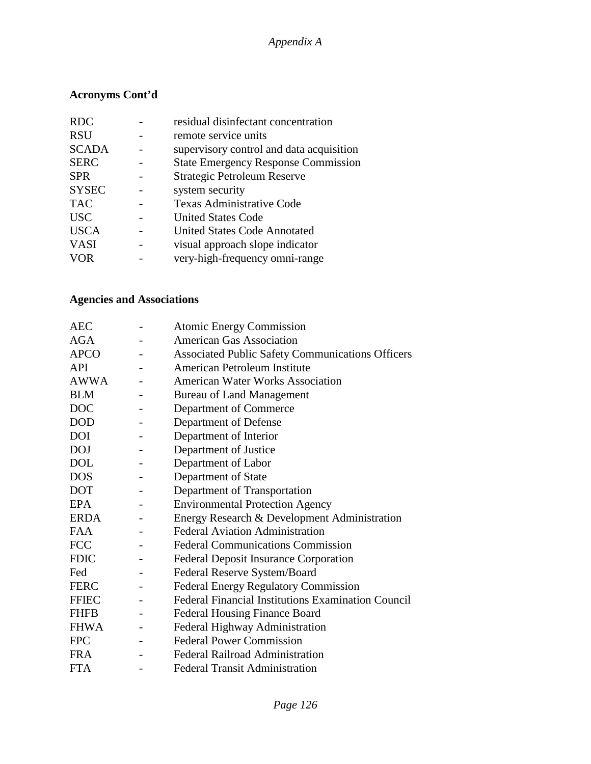### Acronyms Cont'd

| | | |
|---|---|---|
| RDC | - | residual disinfectant concentration |
| RSU | - | remote service units |
| SCADA | - | supervisory control and data acquisition |
| SERC | - | State Emergency Response Commission |
| SPR | - | Strategic Petroleum Reserve |
| SYSEC | - | system security |
| TAC | - | Texas Administrative Code |
| USC | - | United States Code |
| USCA | - | United States Code Annotated |
| VASI | - | visual approach slope indicator |
| VOR | - | very-high-frequency omni-range |

### Agencies and Associations

| | | |
|---|---|---|
| AEC | - | Atomic Energy Commission |
| AGA | - | American Gas Association |
| APCO | - | Associated Public Safety Communications Officers |
| API | - | American Petroleum Institute |
| AWWA | - | American Water Works Association |
| BLM | - | Bureau of Land Management |
| DOC | - | Department of Commerce |
| DOD | - | Department of Defense |
| DOI | - | Department of Interior |
| DOJ | - | Department of Justice |
| DOL | - | Department of Labor |
| DOS | - | Department of State |
| DOT | - | Department of Transportation |
| EPA | - | Environmental Protection Agency |
| ERDA | - | Energy Research & Development Administration |
| FAA | - | Federal Aviation Administration |
| FCC | - | Federal Communications Commission |
| FDIC | - | Federal Deposit Insurance Corporation |
| Fed | - | Federal Reserve System/Board |
| FERC | - | Federal Energy Regulatory Commission |
| FFIEC | - | Federal Financial Institutions Examination Council |
| FHFB | - | Federal Housing Finance Board |
| FHWA | - | Federal Highway Administration |
| FPC | - | Federal Power Commission |
| FRA | - | Federal Railroad Administration |
| FTA | - | Federal Transit Administration |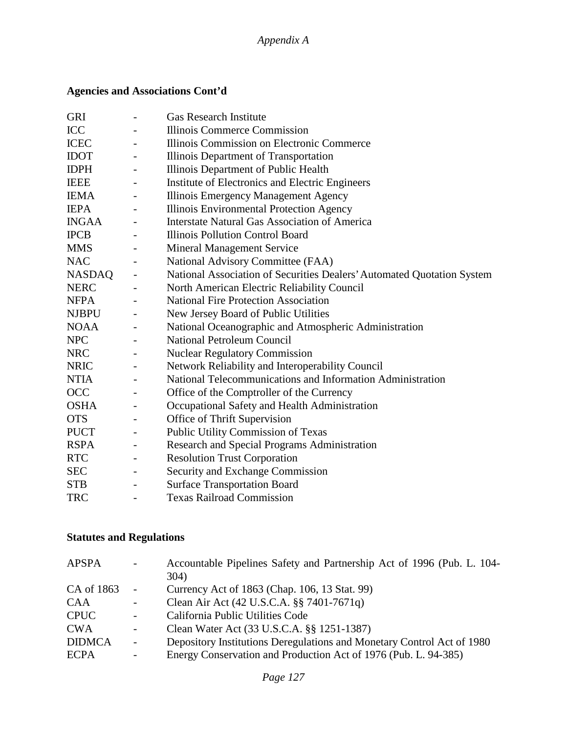*Appendix A*

**Agencies and Associations Cont'd**

| | | |
|---|---|---|
| GRI | - | Gas Research Institute |
| ICC | - | Illinois Commerce Commission |
| ICEC | - | Illinois Commission on Electronic Commerce |
| IDOT | - | Illinois Department of Transportation |
| IDPH | - | Illinois Department of Public Health |
| IEEE | - | Institute of Electronics and Electric Engineers |
| IEMA | - | Illinois Emergency Management Agency |
| IEPA | - | Illinois Environmental Protection Agency |
| INGAA | - | Interstate Natural Gas Association of America |
| IPCB | - | Illinois Pollution Control Board |
| MMS | - | Mineral Management Service |
| NAC | - | National Advisory Committee (FAA) |
| NASDAQ | - | National Association of Securities Dealers' Automated Quotation System |
| NERC | - | North American Electric Reliability Council |
| NFPA | - | National Fire Protection Association |
| NJBPU | - | New Jersey Board of Public Utilities |
| NOAA | - | National Oceanographic and Atmospheric Administration |
| NPC | - | National Petroleum Council |
| NRC | - | Nuclear Regulatory Commission |
| NRIC | - | Network Reliability and Interoperability Council |
| NTIA | - | National Telecommunications and Information Administration |
| OCC | - | Office of the Comptroller of the Currency |
| OSHA | - | Occupational Safety and Health Administration |
| OTS | - | Office of Thrift Supervision |
| PUCT | - | Public Utility Commission of Texas |
| RSPA | - | Research and Special Programs Administration |
| RTC | - | Resolution Trust Corporation |
| SEC | - | Security and Exchange Commission |
| STB | - | Surface Transportation Board |
| TRC | - | Texas Railroad Commission |

**Statutes and Regulations**

| | | |
|---|---|---|
| APSPA | - | Accountable Pipelines Safety and Partnership Act of 1996 (Pub. L. 104-304) |
| CA of 1863 | - | Currency Act of 1863 (Chap. 106, 13 Stat. 99) |
| CAA | - | Clean Air Act (42 U.S.C.A. §§ 7401-7671q) |
| CPUC | - | California Public Utilities Code |
| CWA | - | Clean Water Act (33 U.S.C.A. §§ 1251-1387) |
| DIDMCA | - | Depository Institutions Deregulations and Monetary Control Act of 1980 |
| ECPA | - | Energy Conservation and Production Act of 1976 (Pub. L. 94-385) |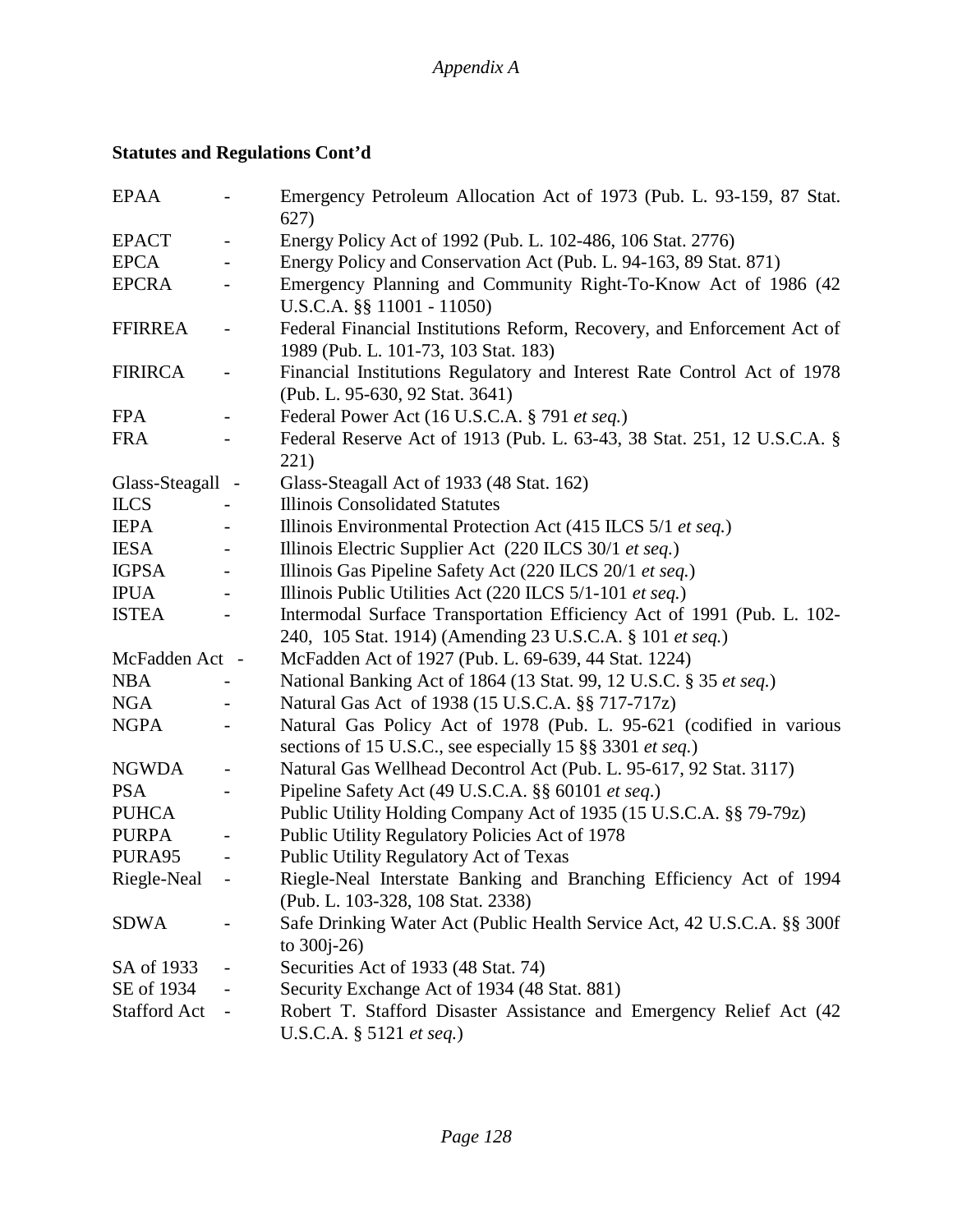*Appendix A*

**Statutes and Regulations Cont'd**

| | | |
|---|---|---|
| EPAA | - | Emergency Petroleum Allocation Act of 1973 (Pub. L. 93-159, 87 Stat. 627) |
| EPACT | - | Energy Policy Act of 1992 (Pub. L. 102-486, 106 Stat. 2776) |
| EPCA | - | Energy Policy and Conservation Act (Pub. L. 94-163, 89 Stat. 871) |
| EPCRA | - | Emergency Planning and Community Right-To-Know Act of 1986 (42 U.S.C.A. §§ 11001 - 11050) |
| FFIRREA | - | Federal Financial Institutions Reform, Recovery, and Enforcement Act of 1989 (Pub. L. 101-73, 103 Stat. 183) |
| FIRIRCA | - | Financial Institutions Regulatory and Interest Rate Control Act of 1978 (Pub. L. 95-630, 92 Stat. 3641) |
| FPA | - | Federal Power Act (16 U.S.C.A. § 791 *et seq.*) |
| FRA | - | Federal Reserve Act of 1913 (Pub. L. 63-43, 38 Stat. 251, 12 U.S.C.A. § 221) |
| Glass-Steagall | - | Glass-Steagall Act of 1933 (48 Stat. 162) |
| ILCS | - | Illinois Consolidated Statutes |
| IEPA | - | Illinois Environmental Protection Act (415 ILCS 5/1 *et seq.*) |
| IESA | - | Illinois Electric Supplier Act (220 ILCS 30/1 *et seq.*) |
| IGPSA | - | Illinois Gas Pipeline Safety Act (220 ILCS 20/1 *et seq.*) |
| IPUA | - | Illinois Public Utilities Act (220 ILCS 5/1-101 *et seq.*) |
| ISTEA | - | Intermodal Surface Transportation Efficiency Act of 1991 (Pub. L. 102-240, 105 Stat. 1914) (Amending 23 U.S.C.A. § 101 *et seq.*) |
| McFadden Act | - | McFadden Act of 1927 (Pub. L. 69-639, 44 Stat. 1224) |
| NBA | - | National Banking Act of 1864 (13 Stat. 99, 12 U.S.C. § 35 *et seq.*) |
| NGA | - | Natural Gas Act of 1938 (15 U.S.C.A. §§ 717-717z) |
| NGPA | - | Natural Gas Policy Act of 1978 (Pub. L. 95-621 (codified in various sections of 15 U.S.C., see especially 15 §§ 3301 *et seq.*) |
| NGWDA | - | Natural Gas Wellhead Decontrol Act (Pub. L. 95-617, 92 Stat. 3117) |
| PSA | - | Pipeline Safety Act (49 U.S.C.A. §§ 60101 *et seq.*) |
| PUHCA | | Public Utility Holding Company Act of 1935 (15 U.S.C.A. §§ 79-79z) |
| PURPA | - | Public Utility Regulatory Policies Act of 1978 |
| PURA95 | - | Public Utility Regulatory Act of Texas |
| Riegle-Neal | - | Riegle-Neal Interstate Banking and Branching Efficiency Act of 1994 (Pub. L. 103-328, 108 Stat. 2338) |
| SDWA | - | Safe Drinking Water Act (Public Health Service Act, 42 U.S.C.A. §§ 300f to 300j-26) |
| SA of 1933 | - | Securities Act of 1933 (48 Stat. 74) |
| SE of 1934 | - | Security Exchange Act of 1934 (48 Stat. 881) |
| Stafford Act | - | Robert T. Stafford Disaster Assistance and Emergency Relief Act (42 U.S.C.A. § 5121 *et seq.*) |